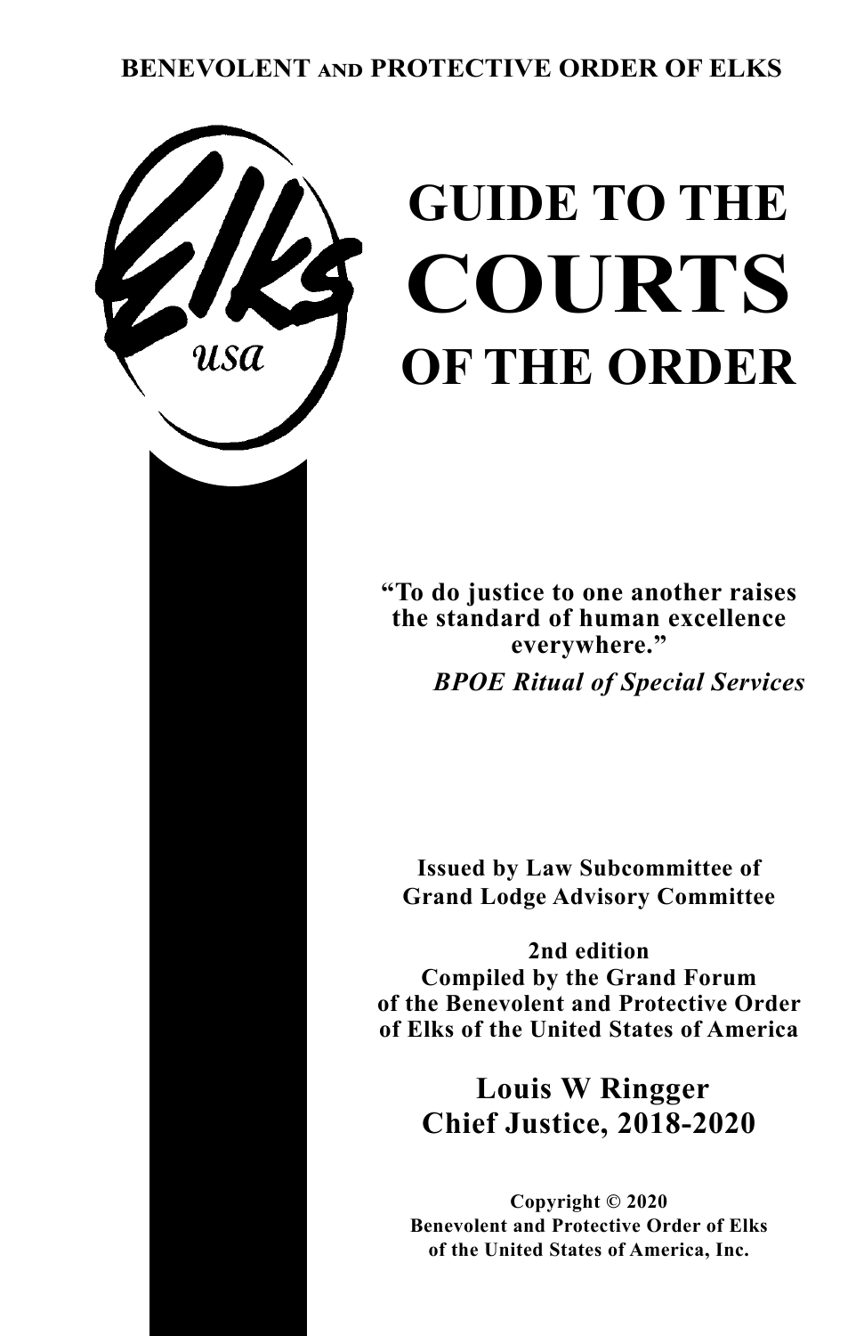**BENEVOLENT AND PROTECTIVE ORDER OF ELKS**

Elks
usa

# GUIDE TO THE COURTS OF THE ORDER

**"To do justice to one another raises the standard of human excellence everywhere."**

***BPOE Ritual of Special Services***

**Issued by Law Subcommittee of Grand Lodge Advisory Committee**

**2nd edition**
**Compiled by the Grand Forum of the Benevolent and Protective Order of Elks of the United States of America**

**Louis W Ringger**
**Chief Justice, 2018-2020**

**Copyright © 2020**
**Benevolent and Protective Order of Elks of the United States of America, Inc.**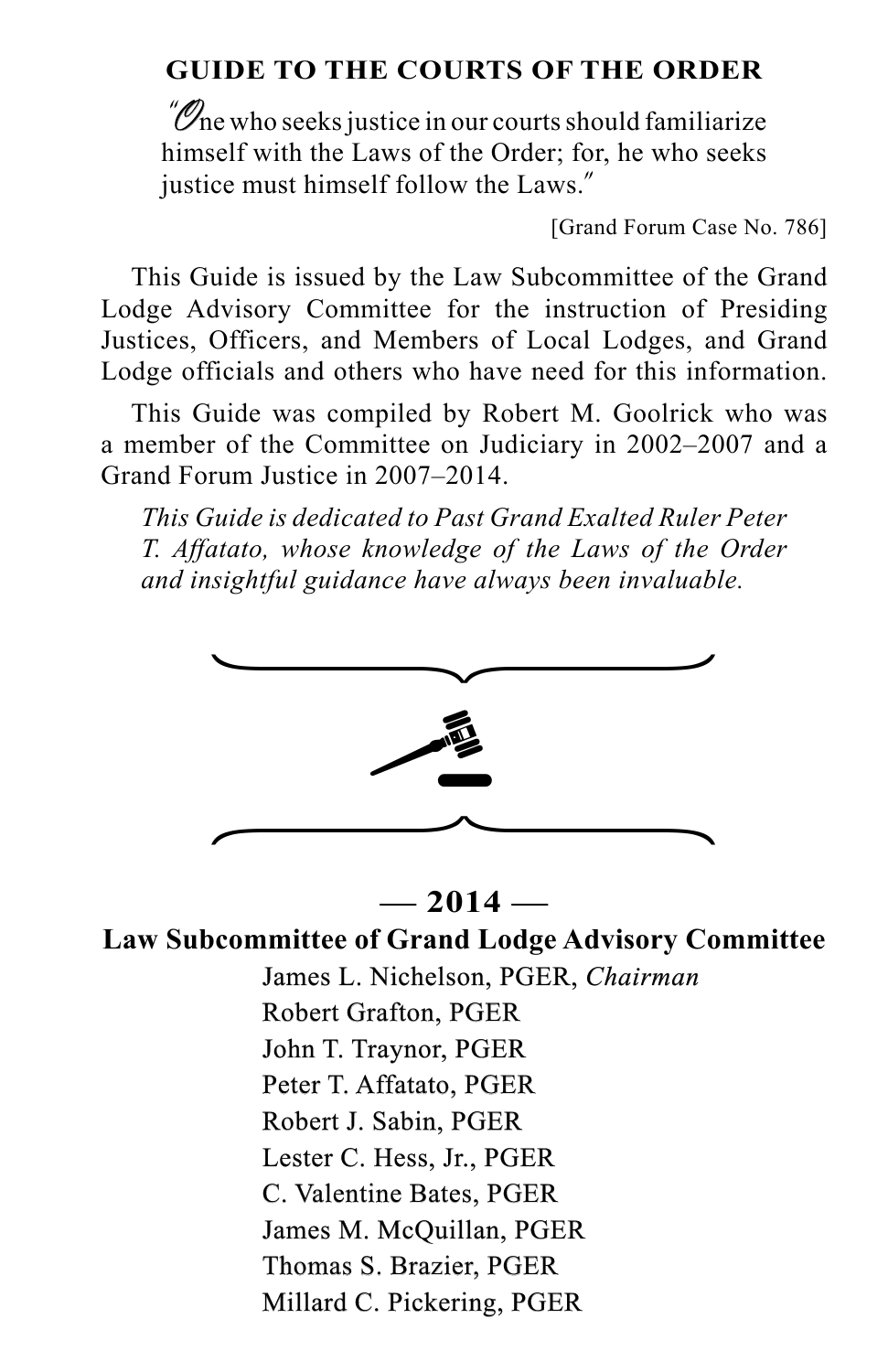# GUIDE TO THE COURTS OF THE ORDER

> "One who seeks justice in our courts should familiarize himself with the Laws of the Order; for, he who seeks justice must himself follow the Laws."
>
> [Grand Forum Case No. 786]

This Guide is issued by the Law Subcommittee of the Grand Lodge Advisory Committee for the instruction of Presiding Justices, Officers, and Members of Local Lodges, and Grand Lodge officials and others who have need for this information.

This Guide was compiled by Robert M. Goolrick who was a member of the Committee on Judiciary in 2002–2007 and a Grand Forum Justice in 2007–2014.

*This Guide is dedicated to Past Grand Exalted Ruler Peter T. Affatato, whose knowledge of the Laws of the Order and insightful guidance have always been invaluable.*

**— 2014 —**

**Law Subcommittee of Grand Lodge Advisory Committee**

James L. Nichelson, PGER, *Chairman*
Robert Grafton, PGER
John T. Traynor, PGER
Peter T. Affatato, PGER
Robert J. Sabin, PGER
Lester C. Hess, Jr., PGER
C. Valentine Bates, PGER
James M. McQuillan, PGER
Thomas S. Brazier, PGER
Millard C. Pickering, PGER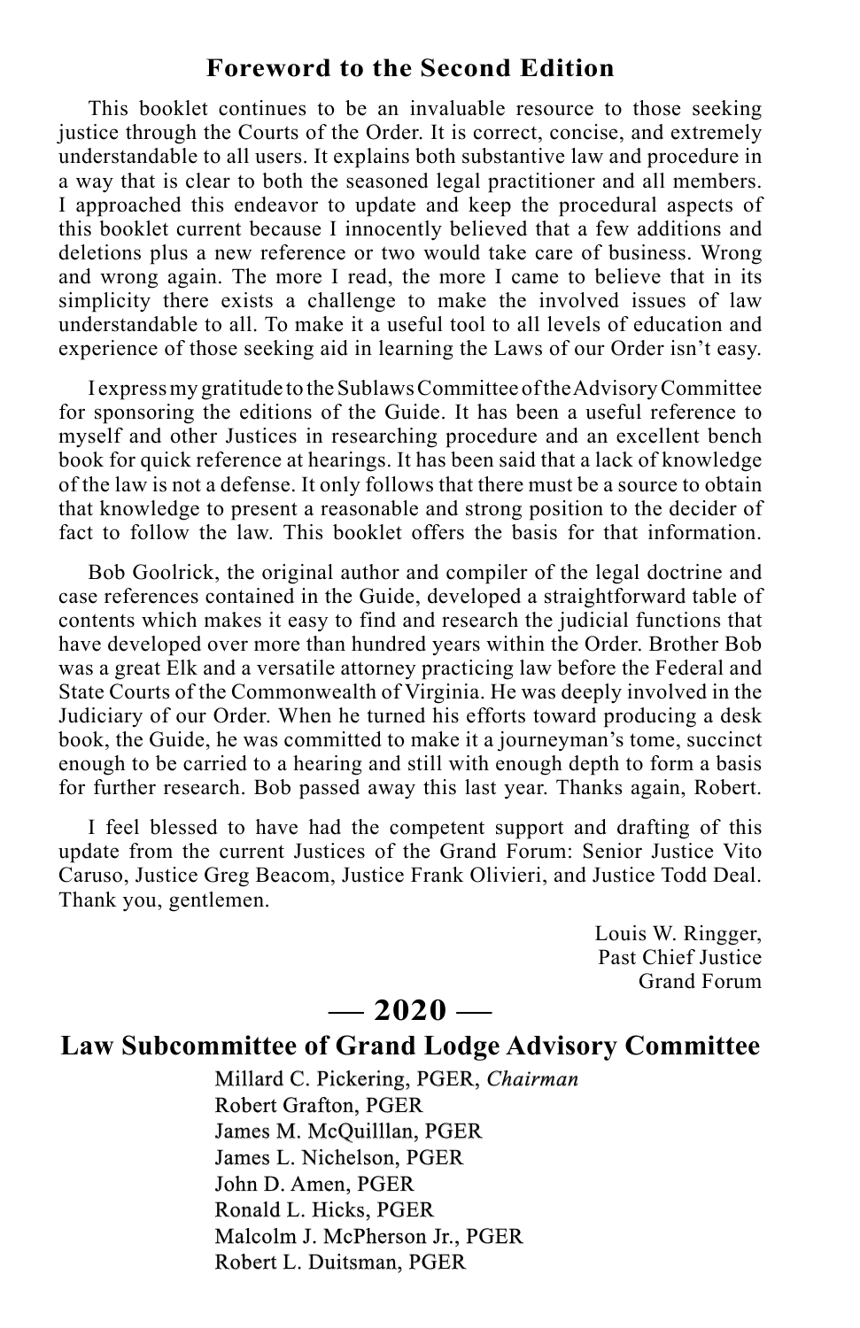## Foreword to the Second Edition

This booklet continues to be an invaluable resource to those seeking justice through the Courts of the Order. It is correct, concise, and extremely understandable to all users. It explains both substantive law and procedure in a way that is clear to both the seasoned legal practitioner and all members. I approached this endeavor to update and keep the procedural aspects of this booklet current because I innocently believed that a few additions and deletions plus a new reference or two would take care of business. Wrong and wrong again. The more I read, the more I came to believe that in its simplicity there exists a challenge to make the involved issues of law understandable to all. To make it a useful tool to all levels of education and experience of those seeking aid in learning the Laws of our Order isn't easy.

I express my gratitude to the Sublaws Committee of the Advisory Committee for sponsoring the editions of the Guide. It has been a useful reference to myself and other Justices in researching procedure and an excellent bench book for quick reference at hearings. It has been said that a lack of knowledge of the law is not a defense. It only follows that there must be a source to obtain that knowledge to present a reasonable and strong position to the decider of fact to follow the law. This booklet offers the basis for that information.

Bob Goolrick, the original author and compiler of the legal doctrine and case references contained in the Guide, developed a straightforward table of contents which makes it easy to find and research the judicial functions that have developed over more than hundred years within the Order. Brother Bob was a great Elk and a versatile attorney practicing law before the Federal and State Courts of the Commonwealth of Virginia. He was deeply involved in the Judiciary of our Order. When he turned his efforts toward producing a desk book, the Guide, he was committed to make it a journeyman's tome, succinct enough to be carried to a hearing and still with enough depth to form a basis for further research. Bob passed away this last year. Thanks again, Robert.

I feel blessed to have had the competent support and drafting of this update from the current Justices of the Grand Forum: Senior Justice Vito Caruso, Justice Greg Beacom, Justice Frank Olivieri, and Justice Todd Deal. Thank you, gentlemen.

Louis W. Ringger,  
Past Chief Justice  
Grand Forum

## — 2020 —

## Law Subcommittee of Grand Lodge Advisory Committee

Millard C. Pickering, PGER, *Chairman*  
Robert Grafton, PGER  
James M. McQuilllan, PGER  
James L. Nichelson, PGER  
John D. Amen, PGER  
Ronald L. Hicks, PGER  
Malcolm J. McPherson Jr., PGER  
Robert L. Duitsman, PGER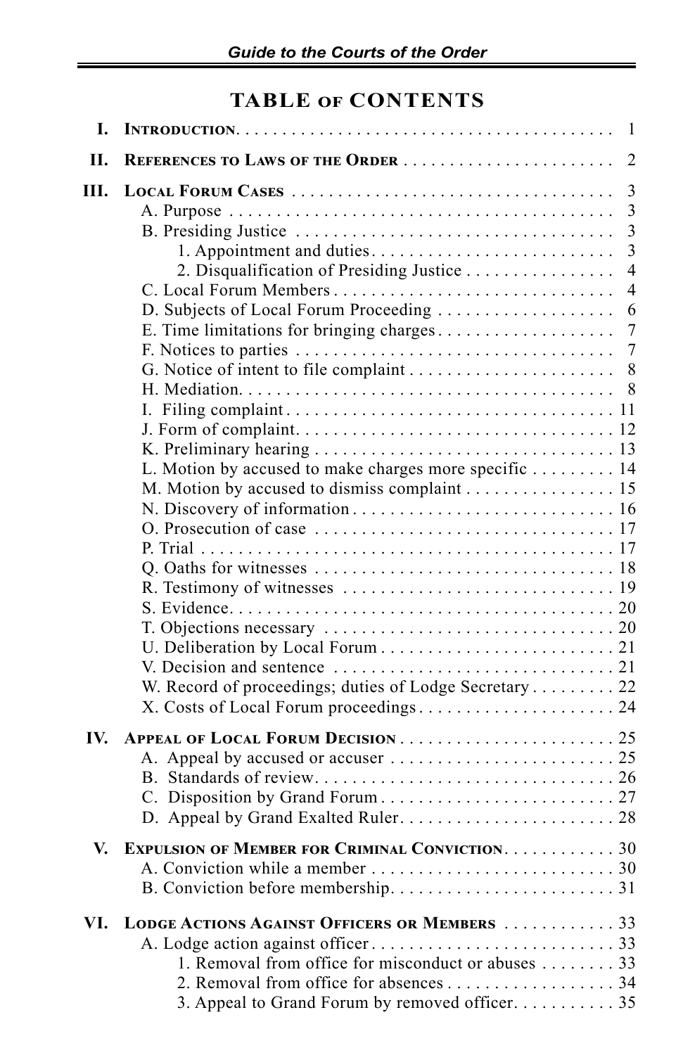# TABLE OF CONTENTS

**I. INTRODUCTION** . . . . . . . . . . 1

**II. REFERENCES TO LAWS OF THE ORDER** . . . . . . . . . . 2

**III. LOCAL FORUM CASES** . . . . . . . . . . 3

- A. Purpose . . . . . . . . . . 3
- B. Presiding Justice . . . . . . . . . . 3
  - 1. Appointment and duties . . . . . . . . . . 3
  - 2. Disqualification of Presiding Justice . . . . . . . . . . 4
- C. Local Forum Members . . . . . . . . . . 4
- D. Subjects of Local Forum Proceeding . . . . . . . . . . 6
- E. Time limitations for bringing charges . . . . . . . . . . 7
- F. Notices to parties . . . . . . . . . . 7
- G. Notice of intent to file complaint . . . . . . . . . . 8
- H. Mediation . . . . . . . . . . 8
- I. Filing complaint . . . . . . . . . . 11
- J. Form of complaint . . . . . . . . . . 12
- K. Preliminary hearing . . . . . . . . . . 13
- L. Motion by accused to make charges more specific . . . . . . . . . . 14
- M. Motion by accused to dismiss complaint . . . . . . . . . . 15
- N. Discovery of information . . . . . . . . . . 16
- O. Prosecution of case . . . . . . . . . . 17
- P. Trial . . . . . . . . . . 17
- Q. Oaths for witnesses . . . . . . . . . . 18
- R. Testimony of witnesses . . . . . . . . . . 19
- S. Evidence . . . . . . . . . . 20
- T. Objections necessary . . . . . . . . . . 20
- U. Deliberation by Local Forum . . . . . . . . . . 21
- V. Decision and sentence . . . . . . . . . . 21
- W. Record of proceedings; duties of Lodge Secretary . . . . . . . . . . 22
- X. Costs of Local Forum proceedings . . . . . . . . . . 24

**IV. APPEAL OF LOCAL FORUM DECISION** . . . . . . . . . . 25

- A. Appeal by accused or accuser . . . . . . . . . . 25
- B. Standards of review . . . . . . . . . . 26
- C. Disposition by Grand Forum . . . . . . . . . . 27
- D. Appeal by Grand Exalted Ruler . . . . . . . . . . 28

**V. EXPULSION OF MEMBER FOR CRIMINAL CONVICTION** . . . . . . . . . . 30

- A. Conviction while a member . . . . . . . . . . 30
- B. Conviction before membership . . . . . . . . . . 31

**VI. LODGE ACTIONS AGAINST OFFICERS OR MEMBERS** . . . . . . . . . . 33

- A. Lodge action against officer . . . . . . . . . . 33
  - 1. Removal from office for misconduct or abuses . . . . . . . . . . 33
  - 2. Removal from office for absences . . . . . . . . . . 34
  - 3. Appeal to Grand Forum by removed officer . . . . . . . . . . 35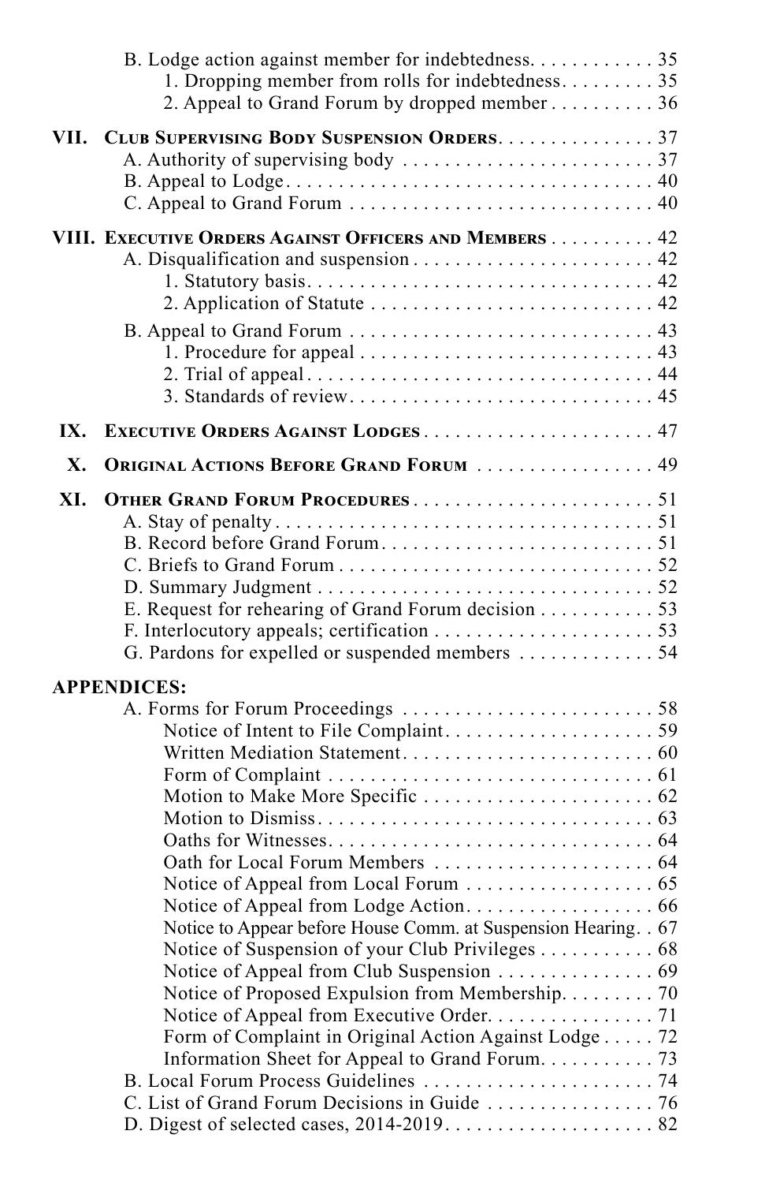B. Lodge action against member for indebtedness. . . . . . . . . . . 35

1. Dropping member from rolls for indebtedness. . . . . . . . . 35
2. Appeal to Grand Forum by dropped member . . . . . . . . . . 36

**VII. CLUB SUPERVISING BODY SUSPENSION ORDERS** . . . . . . . . . . . . . . . 37

A. Authority of supervising body . . . . . . . . . . . . . . . . . . . . . . . . 37
B. Appeal to Lodge . . . . . . . . . . . . . . . . . . . . . . . . . . . . . . . . . . . 40
C. Appeal to Grand Forum . . . . . . . . . . . . . . . . . . . . . . . . . . . . 40

**VIII. EXECUTIVE ORDERS AGAINST OFFICERS AND MEMBERS** . . . . . . . . . . 42

A. Disqualification and suspension . . . . . . . . . . . . . . . . . . . . . . . 42

1. Statutory basis. . . . . . . . . . . . . . . . . . . . . . . . . . . . . . . . . 42
2. Application of Statute . . . . . . . . . . . . . . . . . . . . . . . . . . . 42

B. Appeal to Grand Forum . . . . . . . . . . . . . . . . . . . . . . . . . . . . 43

1. Procedure for appeal . . . . . . . . . . . . . . . . . . . . . . . . . . . . 43
2. Trial of appeal . . . . . . . . . . . . . . . . . . . . . . . . . . . . . . . . . 44
3. Standards of review. . . . . . . . . . . . . . . . . . . . . . . . . . . . . 45

**IX. EXECUTIVE ORDERS AGAINST LODGES** . . . . . . . . . . . . . . . . . . . . . . 47

**X. ORIGINAL ACTIONS BEFORE GRAND FORUM** . . . . . . . . . . . . . . . . . 49

**XI. OTHER GRAND FORUM PROCEDURES** . . . . . . . . . . . . . . . . . . . . . . . 51

A. Stay of penalty . . . . . . . . . . . . . . . . . . . . . . . . . . . . . . . . . . . 51
B. Record before Grand Forum. . . . . . . . . . . . . . . . . . . . . . . . . . 51
C. Briefs to Grand Forum . . . . . . . . . . . . . . . . . . . . . . . . . . . . . 52
D. Summary Judgment . . . . . . . . . . . . . . . . . . . . . . . . . . . . . . . 52
E. Request for rehearing of Grand Forum decision . . . . . . . . . . . 53
F. Interlocutory appeals; certification . . . . . . . . . . . . . . . . . . . . . 53
G. Pardons for expelled or suspended members . . . . . . . . . . . . . 54

**APPENDICES:**

A. Forms for Forum Proceedings . . . . . . . . . . . . . . . . . . . . . . . 58

- Notice of Intent to File Complaint. . . . . . . . . . . . . . . . . . . 59
- Written Mediation Statement. . . . . . . . . . . . . . . . . . . . . . . . 60
- Form of Complaint . . . . . . . . . . . . . . . . . . . . . . . . . . . . . . 61
- Motion to Make More Specific . . . . . . . . . . . . . . . . . . . . . . 62
- Motion to Dismiss. . . . . . . . . . . . . . . . . . . . . . . . . . . . . . . 63
- Oaths for Witnesses. . . . . . . . . . . . . . . . . . . . . . . . . . . . . . 64
- Oath for Local Forum Members . . . . . . . . . . . . . . . . . . . . . 64
- Notice of Appeal from Local Forum . . . . . . . . . . . . . . . . . . 65
- Notice of Appeal from Lodge Action. . . . . . . . . . . . . . . . . . 66
- Notice to Appear before House Comm. at Suspension Hearing. . 67
- Notice of Suspension of your Club Privileges . . . . . . . . . . . 68
- Notice of Appeal from Club Suspension . . . . . . . . . . . . . . . 69
- Notice of Proposed Expulsion from Membership. . . . . . . . . 70
- Notice of Appeal from Executive Order. . . . . . . . . . . . . . . . 71
- Form of Complaint in Original Action Against Lodge . . . . . 72
- Information Sheet for Appeal to Grand Forum. . . . . . . . . . . 73

B. Local Forum Process Guidelines . . . . . . . . . . . . . . . . . . . . . . 74
C. List of Grand Forum Decisions in Guide . . . . . . . . . . . . . . . . 76
D. Digest of selected cases, 2014-2019. . . . . . . . . . . . . . . . . . . . 82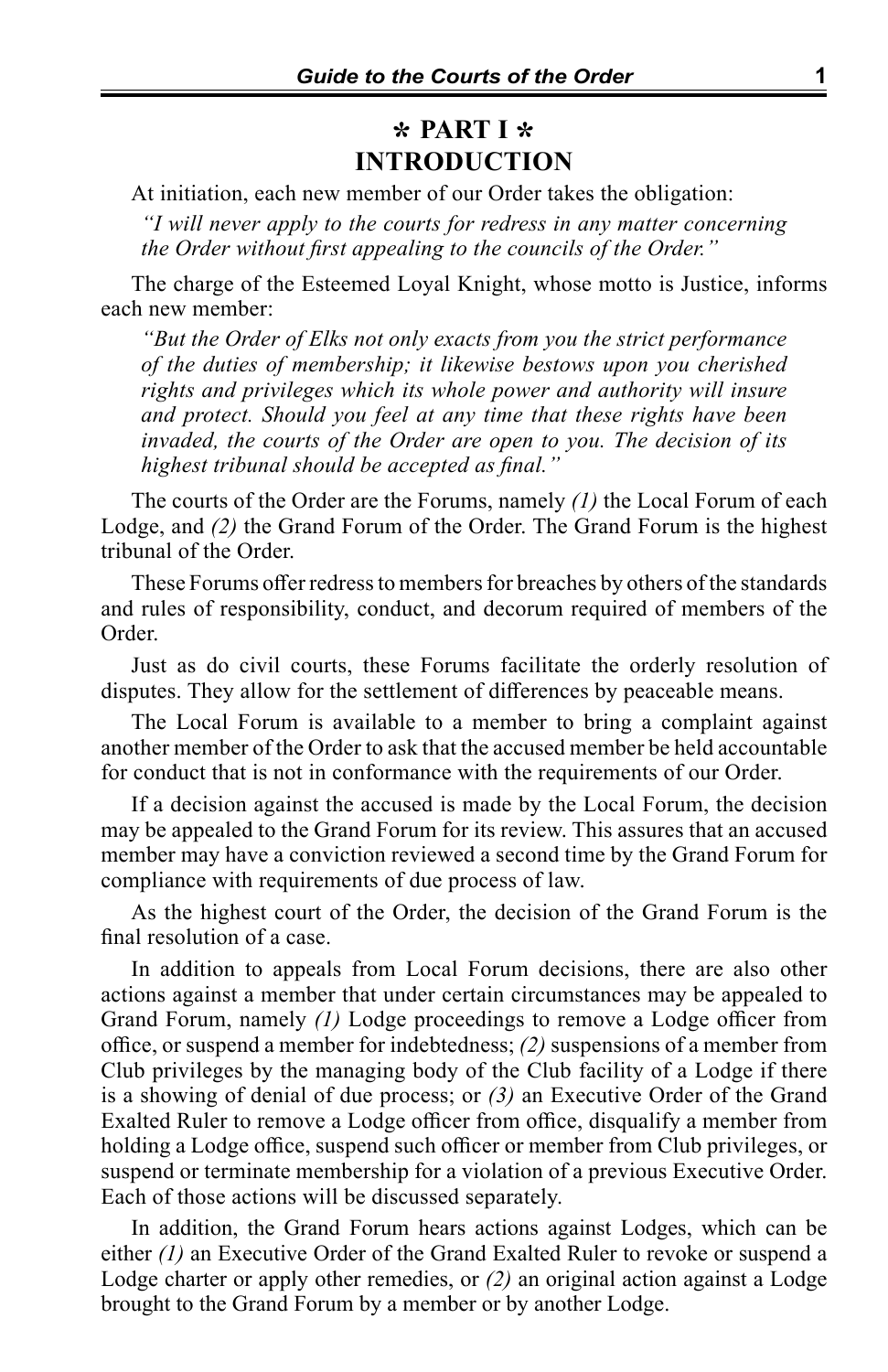# ✻ PART I ✻
# INTRODUCTION

At initiation, each new member of our Order takes the obligation:

> *"I will never apply to the courts for redress in any matter concerning the Order without first appealing to the councils of the Order."*

The charge of the Esteemed Loyal Knight, whose motto is Justice, informs each new member:

> *"But the Order of Elks not only exacts from you the strict performance of the duties of membership; it likewise bestows upon you cherished rights and privileges which its whole power and authority will insure and protect. Should you feel at any time that these rights have been invaded, the courts of the Order are open to you. The decision of its highest tribunal should be accepted as final."*

The courts of the Order are the Forums, namely *(1)* the Local Forum of each Lodge, and *(2)* the Grand Forum of the Order. The Grand Forum is the highest tribunal of the Order.

These Forums offer redress to members for breaches by others of the standards and rules of responsibility, conduct, and decorum required of members of the Order.

Just as do civil courts, these Forums facilitate the orderly resolution of disputes. They allow for the settlement of differences by peaceable means.

The Local Forum is available to a member to bring a complaint against another member of the Order to ask that the accused member be held accountable for conduct that is not in conformance with the requirements of our Order.

If a decision against the accused is made by the Local Forum, the decision may be appealed to the Grand Forum for its review. This assures that an accused member may have a conviction reviewed a second time by the Grand Forum for compliance with requirements of due process of law.

As the highest court of the Order, the decision of the Grand Forum is the final resolution of a case.

In addition to appeals from Local Forum decisions, there are also other actions against a member that under certain circumstances may be appealed to Grand Forum, namely *(1)* Lodge proceedings to remove a Lodge officer from office, or suspend a member for indebtedness; *(2)* suspensions of a member from Club privileges by the managing body of the Club facility of a Lodge if there is a showing of denial of due process; or *(3)* an Executive Order of the Grand Exalted Ruler to remove a Lodge officer from office, disqualify a member from holding a Lodge office, suspend such officer or member from Club privileges, or suspend or terminate membership for a violation of a previous Executive Order. Each of those actions will be discussed separately.

In addition, the Grand Forum hears actions against Lodges, which can be either *(1)* an Executive Order of the Grand Exalted Ruler to revoke or suspend a Lodge charter or apply other remedies, or *(2)* an original action against a Lodge brought to the Grand Forum by a member or by another Lodge.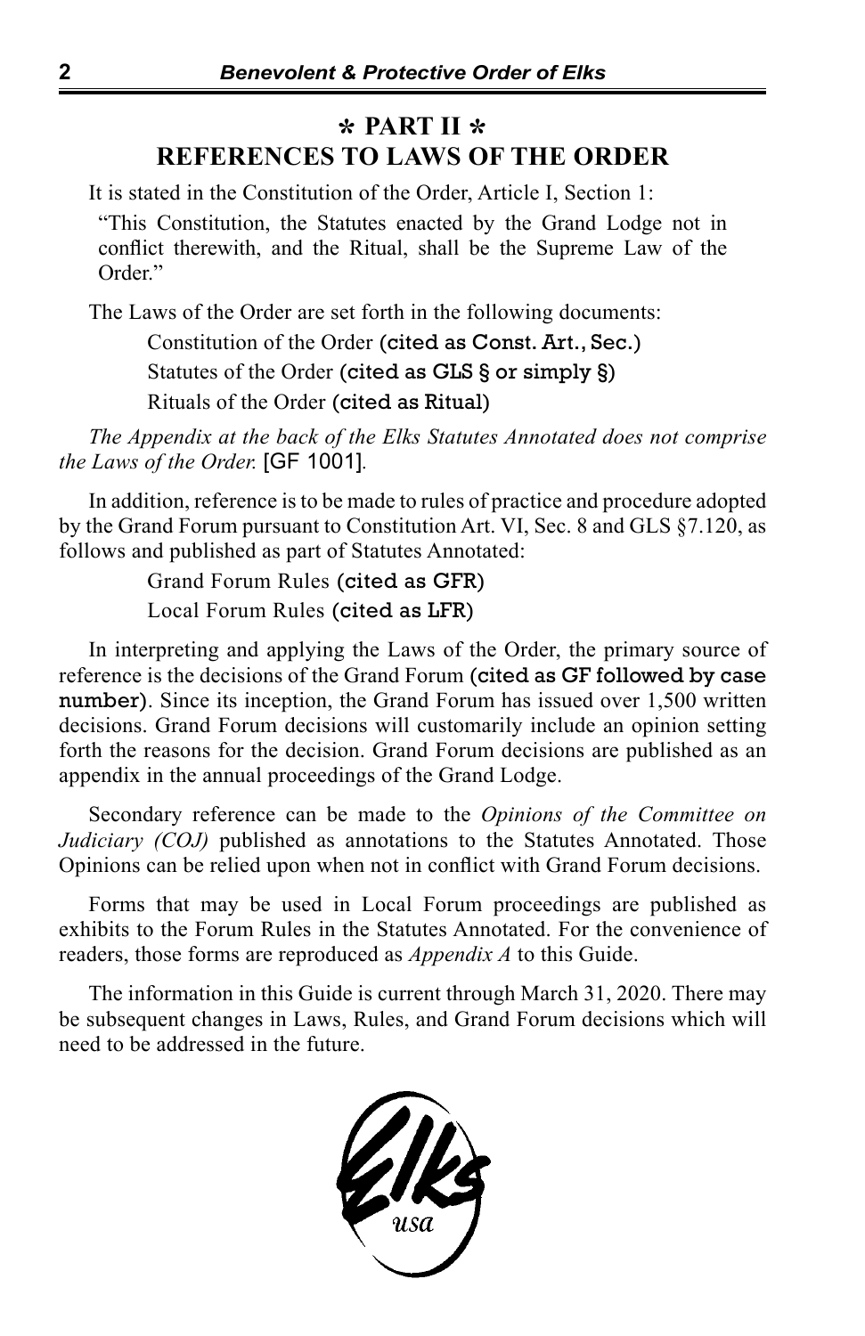## ✻ PART II ✻
## REFERENCES TO LAWS OF THE ORDER

It is stated in the Constitution of the Order, Article I, Section 1:

"This Constitution, the Statutes enacted by the Grand Lodge not in conflict therewith, and the Ritual, shall be the Supreme Law of the Order."

The Laws of the Order are set forth in the following documents:

Constitution of the Order (cited as Const. Art., Sec.)

Statutes of the Order (cited as GLS § or simply §)

Rituals of the Order (cited as Ritual)

*The Appendix at the back of the Elks Statutes Annotated does not comprise the Laws of the Order.* [GF 1001].

In addition, reference is to be made to rules of practice and procedure adopted by the Grand Forum pursuant to Constitution Art. VI, Sec. 8 and GLS §7.120, as follows and published as part of Statutes Annotated:

Grand Forum Rules (cited as GFR)

Local Forum Rules (cited as LFR)

In interpreting and applying the Laws of the Order, the primary source of reference is the decisions of the Grand Forum (cited as GF followed by case number). Since its inception, the Grand Forum has issued over 1,500 written decisions. Grand Forum decisions will customarily include an opinion setting forth the reasons for the decision. Grand Forum decisions are published as an appendix in the annual proceedings of the Grand Lodge.

Secondary reference can be made to the *Opinions of the Committee on Judiciary (COJ)* published as annotations to the Statutes Annotated. Those Opinions can be relied upon when not in conflict with Grand Forum decisions.

Forms that may be used in Local Forum proceedings are published as exhibits to the Forum Rules in the Statutes Annotated. For the convenience of readers, those forms are reproduced as *Appendix A* to this Guide.

The information in this Guide is current through March 31, 2020. There may be subsequent changes in Laws, Rules, and Grand Forum decisions which will need to be addressed in the future.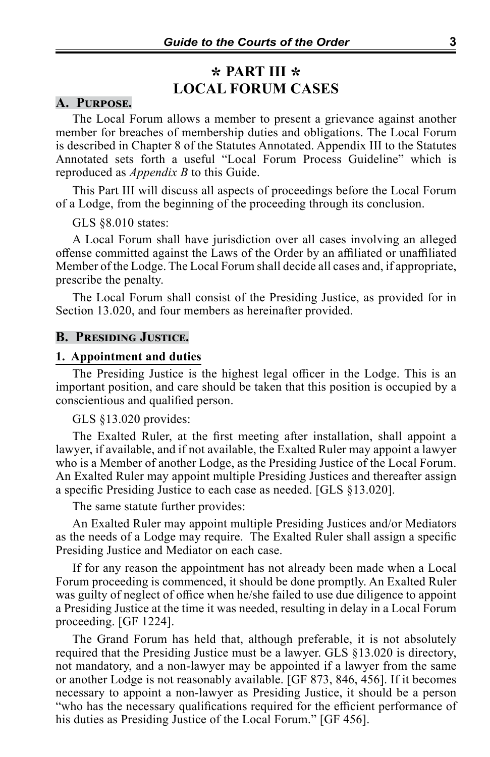# ✻ PART III ✻
# LOCAL FORUM CASES

## A. Purpose.

The Local Forum allows a member to present a grievance against another member for breaches of membership duties and obligations. The Local Forum is described in Chapter 8 of the Statutes Annotated. Appendix III to the Statutes Annotated sets forth a useful "Local Forum Process Guideline" which is reproduced as *Appendix B* to this Guide.

This Part III will discuss all aspects of proceedings before the Local Forum of a Lodge, from the beginning of the proceeding through its conclusion.

GLS §8.010 states:

A Local Forum shall have jurisdiction over all cases involving an alleged offense committed against the Laws of the Order by an affiliated or unaffiliated Member of the Lodge. The Local Forum shall decide all cases and, if appropriate, prescribe the penalty.

The Local Forum shall consist of the Presiding Justice, as provided for in Section 13.020, and four members as hereinafter provided.

## B. Presiding Justice.

### 1. Appointment and duties

The Presiding Justice is the highest legal officer in the Lodge. This is an important position, and care should be taken that this position is occupied by a conscientious and qualified person.

GLS §13.020 provides:

The Exalted Ruler, at the first meeting after installation, shall appoint a lawyer, if available, and if not available, the Exalted Ruler may appoint a lawyer who is a Member of another Lodge, as the Presiding Justice of the Local Forum. An Exalted Ruler may appoint multiple Presiding Justices and thereafter assign a specific Presiding Justice to each case as needed. [GLS §13.020].

The same statute further provides:

An Exalted Ruler may appoint multiple Presiding Justices and/or Mediators as the needs of a Lodge may require. The Exalted Ruler shall assign a specific Presiding Justice and Mediator on each case.

If for any reason the appointment has not already been made when a Local Forum proceeding is commenced, it should be done promptly. An Exalted Ruler was guilty of neglect of office when he/she failed to use due diligence to appoint a Presiding Justice at the time it was needed, resulting in delay in a Local Forum proceeding. [GF 1224].

The Grand Forum has held that, although preferable, it is not absolutely required that the Presiding Justice must be a lawyer. GLS §13.020 is directory, not mandatory, and a non-lawyer may be appointed if a lawyer from the same or another Lodge is not reasonably available. [GF 873, 846, 456]. If it becomes necessary to appoint a non-lawyer as Presiding Justice, it should be a person "who has the necessary qualifications required for the efficient performance of his duties as Presiding Justice of the Local Forum." [GF 456].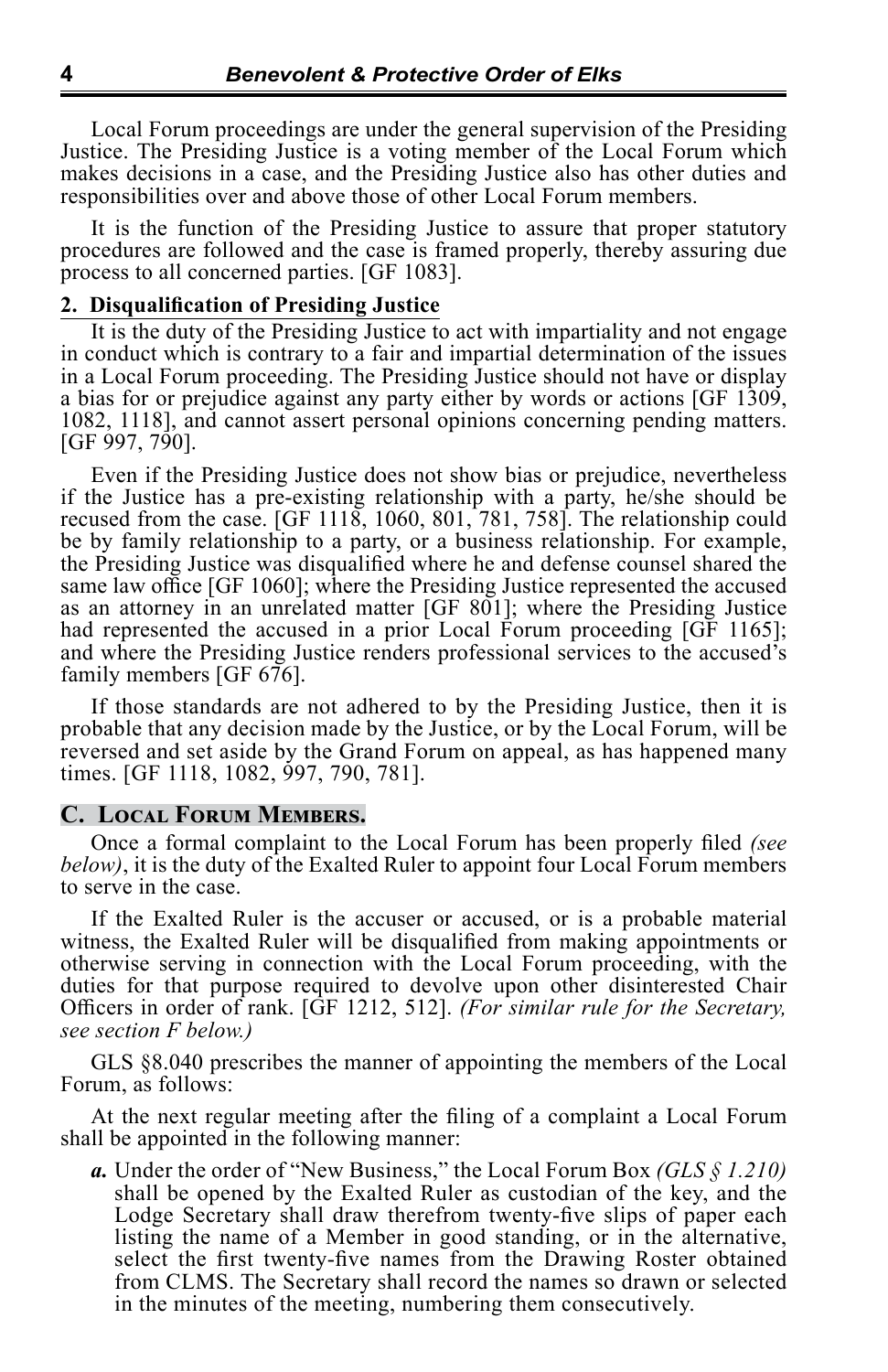Local Forum proceedings are under the general supervision of the Presiding Justice. The Presiding Justice is a voting member of the Local Forum which makes decisions in a case, and the Presiding Justice also has other duties and responsibilities over and above those of other Local Forum members.

It is the function of the Presiding Justice to assure that proper statutory procedures are followed and the case is framed properly, thereby assuring due process to all concerned parties. [GF 1083].

### 2. Disqualification of Presiding Justice

It is the duty of the Presiding Justice to act with impartiality and not engage in conduct which is contrary to a fair and impartial determination of the issues in a Local Forum proceeding. The Presiding Justice should not have or display a bias for or prejudice against any party either by words or actions [GF 1309, 1082, 1118], and cannot assert personal opinions concerning pending matters. [GF 997, 790].

Even if the Presiding Justice does not show bias or prejudice, nevertheless if the Justice has a pre-existing relationship with a party, he/she should be recused from the case. [GF 1118, 1060, 801, 781, 758]. The relationship could be by family relationship to a party, or a business relationship. For example, the Presiding Justice was disqualified where he and defense counsel shared the same law office [GF 1060]; where the Presiding Justice represented the accused as an attorney in an unrelated matter [GF 801]; where the Presiding Justice had represented the accused in a prior Local Forum proceeding [GF 1165]; and where the Presiding Justice renders professional services to the accused's family members [GF 676].

If those standards are not adhered to by the Presiding Justice, then it is probable that any decision made by the Justice, or by the Local Forum, will be reversed and set aside by the Grand Forum on appeal, as has happened many times. [GF 1118, 1082, 997, 790, 781].

## C. Local Forum Members.

Once a formal complaint to the Local Forum has been properly filed *(see below)*, it is the duty of the Exalted Ruler to appoint four Local Forum members to serve in the case.

If the Exalted Ruler is the accuser or accused, or is a probable material witness, the Exalted Ruler will be disqualified from making appointments or otherwise serving in connection with the Local Forum proceeding, with the duties for that purpose required to devolve upon other disinterested Chair Officers in order of rank. [GF 1212, 512]. *(For similar rule for the Secretary, see section F below.)*

GLS §8.040 prescribes the manner of appointing the members of the Local Forum, as follows:

At the next regular meeting after the filing of a complaint a Local Forum shall be appointed in the following manner:

- ***a.*** Under the order of "New Business," the Local Forum Box *(GLS § 1.210)* shall be opened by the Exalted Ruler as custodian of the key, and the Lodge Secretary shall draw therefrom twenty-five slips of paper each listing the name of a Member in good standing, or in the alternative, select the first twenty-five names from the Drawing Roster obtained from CLMS. The Secretary shall record the names so drawn or selected in the minutes of the meeting, numbering them consecutively.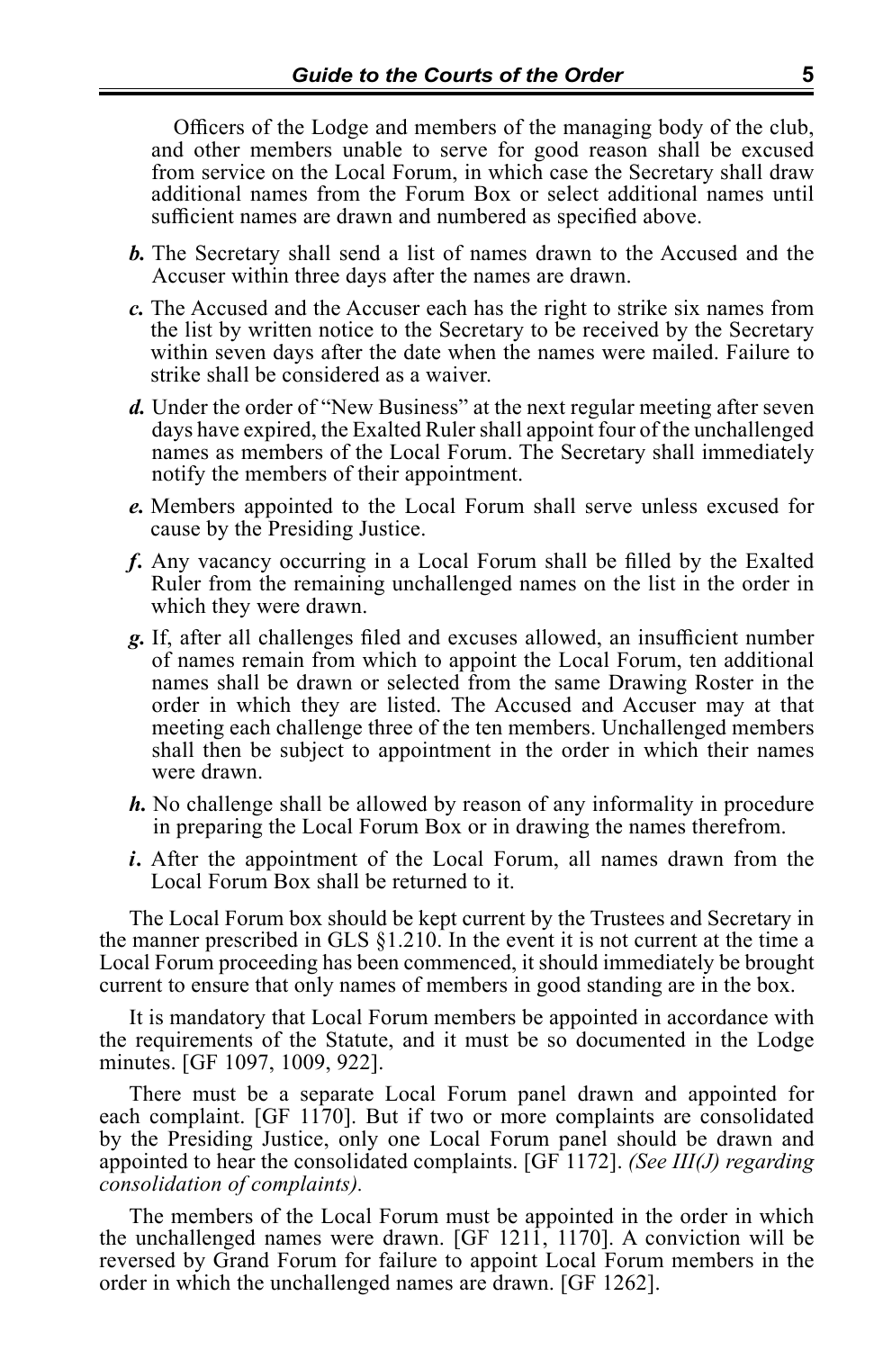Officers of the Lodge and members of the managing body of the club, and other members unable to serve for good reason shall be excused from service on the Local Forum, in which case the Secretary shall draw additional names from the Forum Box or select additional names until sufficient names are drawn and numbered as specified above.

***b.*** The Secretary shall send a list of names drawn to the Accused and the Accuser within three days after the names are drawn.

***c.*** The Accused and the Accuser each has the right to strike six names from the list by written notice to the Secretary to be received by the Secretary within seven days after the date when the names were mailed. Failure to strike shall be considered as a waiver.

***d.*** Under the order of "New Business" at the next regular meeting after seven days have expired, the Exalted Ruler shall appoint four of the unchallenged names as members of the Local Forum. The Secretary shall immediately notify the members of their appointment.

***e.*** Members appointed to the Local Forum shall serve unless excused for cause by the Presiding Justice.

***f.*** Any vacancy occurring in a Local Forum shall be filled by the Exalted Ruler from the remaining unchallenged names on the list in the order in which they were drawn.

***g.*** If, after all challenges filed and excuses allowed, an insufficient number of names remain from which to appoint the Local Forum, ten additional names shall be drawn or selected from the same Drawing Roster in the order in which they are listed. The Accused and Accuser may at that meeting each challenge three of the ten members. Unchallenged members shall then be subject to appointment in the order in which their names were drawn.

***h.*** No challenge shall be allowed by reason of any informality in procedure in preparing the Local Forum Box or in drawing the names therefrom.

***i.*** After the appointment of the Local Forum, all names drawn from the Local Forum Box shall be returned to it.

The Local Forum box should be kept current by the Trustees and Secretary in the manner prescribed in GLS §1.210. In the event it is not current at the time a Local Forum proceeding has been commenced, it should immediately be brought current to ensure that only names of members in good standing are in the box.

It is mandatory that Local Forum members be appointed in accordance with the requirements of the Statute, and it must be so documented in the Lodge minutes. [GF 1097, 1009, 922].

There must be a separate Local Forum panel drawn and appointed for each complaint. [GF 1170]. But if two or more complaints are consolidated by the Presiding Justice, only one Local Forum panel should be drawn and appointed to hear the consolidated complaints. [GF 1172]. *(See III(J) regarding consolidation of complaints).*

The members of the Local Forum must be appointed in the order in which the unchallenged names were drawn. [GF 1211, 1170]. A conviction will be reversed by Grand Forum for failure to appoint Local Forum members in the order in which the unchallenged names are drawn. [GF 1262].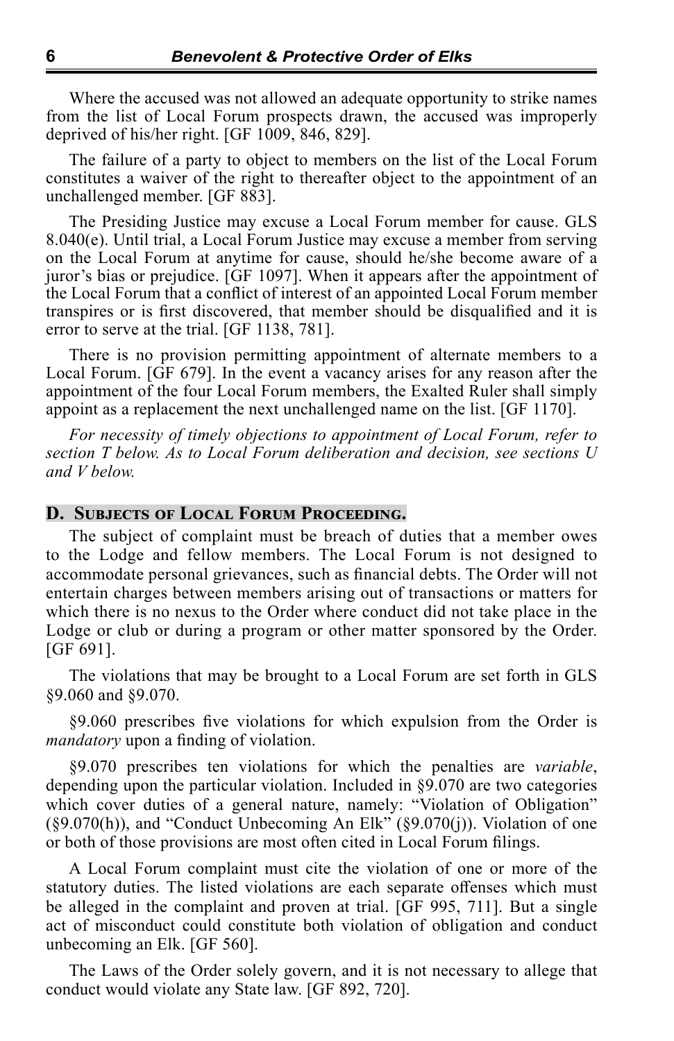Where the accused was not allowed an adequate opportunity to strike names from the list of Local Forum prospects drawn, the accused was improperly deprived of his/her right. [GF 1009, 846, 829].

The failure of a party to object to members on the list of the Local Forum constitutes a waiver of the right to thereafter object to the appointment of an unchallenged member. [GF 883].

The Presiding Justice may excuse a Local Forum member for cause. GLS 8.040(e). Until trial, a Local Forum Justice may excuse a member from serving on the Local Forum at anytime for cause, should he/she become aware of a juror's bias or prejudice. [GF 1097]. When it appears after the appointment of the Local Forum that a conflict of interest of an appointed Local Forum member transpires or is first discovered, that member should be disqualified and it is error to serve at the trial. [GF 1138, 781].

There is no provision permitting appointment of alternate members to a Local Forum. [GF 679]. In the event a vacancy arises for any reason after the appointment of the four Local Forum members, the Exalted Ruler shall simply appoint as a replacement the next unchallenged name on the list. [GF 1170].

*For necessity of timely objections to appointment of Local Forum, refer to section T below. As to Local Forum deliberation and decision, see sections U and V below.*

## D. Subjects of Local Forum Proceeding.

The subject of complaint must be breach of duties that a member owes to the Lodge and fellow members. The Local Forum is not designed to accommodate personal grievances, such as financial debts. The Order will not entertain charges between members arising out of transactions or matters for which there is no nexus to the Order where conduct did not take place in the Lodge or club or during a program or other matter sponsored by the Order. [GF 691].

The violations that may be brought to a Local Forum are set forth in GLS §9.060 and §9.070.

§9.060 prescribes five violations for which expulsion from the Order is *mandatory* upon a finding of violation.

§9.070 prescribes ten violations for which the penalties are *variable*, depending upon the particular violation. Included in §9.070 are two categories which cover duties of a general nature, namely: "Violation of Obligation" (§9.070(h)), and "Conduct Unbecoming An Elk" (§9.070(j)). Violation of one or both of those provisions are most often cited in Local Forum filings.

A Local Forum complaint must cite the violation of one or more of the statutory duties. The listed violations are each separate offenses which must be alleged in the complaint and proven at trial. [GF 995, 711]. But a single act of misconduct could constitute both violation of obligation and conduct unbecoming an Elk. [GF 560].

The Laws of the Order solely govern, and it is not necessary to allege that conduct would violate any State law. [GF 892, 720].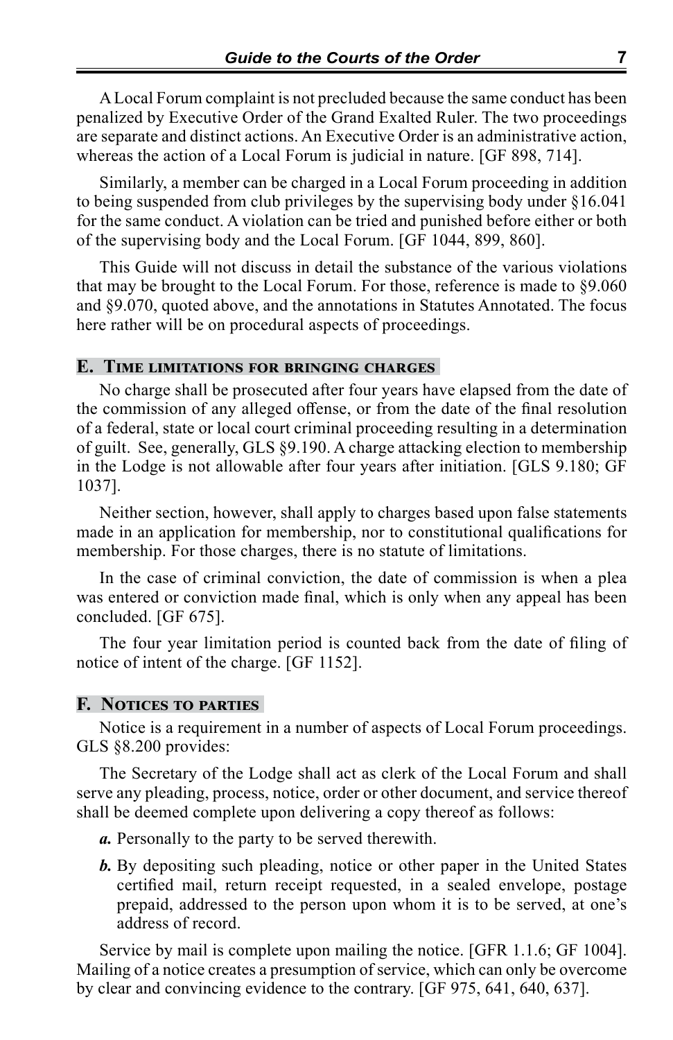A Local Forum complaint is not precluded because the same conduct has been penalized by Executive Order of the Grand Exalted Ruler. The two proceedings are separate and distinct actions. An Executive Order is an administrative action, whereas the action of a Local Forum is judicial in nature. [GF 898, 714].

Similarly, a member can be charged in a Local Forum proceeding in addition to being suspended from club privileges by the supervising body under §16.041 for the same conduct. A violation can be tried and punished before either or both of the supervising body and the Local Forum. [GF 1044, 899, 860].

This Guide will not discuss in detail the substance of the various violations that may be brought to the Local Forum. For those, reference is made to §9.060 and §9.070, quoted above, and the annotations in Statutes Annotated. The focus here rather will be on procedural aspects of proceedings.

## E. Time limitations for bringing charges

No charge shall be prosecuted after four years have elapsed from the date of the commission of any alleged offense, or from the date of the final resolution of a federal, state or local court criminal proceeding resulting in a determination of guilt. See, generally, GLS §9.190. A charge attacking election to membership in the Lodge is not allowable after four years after initiation. [GLS 9.180; GF 1037].

Neither section, however, shall apply to charges based upon false statements made in an application for membership, nor to constitutional qualifications for membership. For those charges, there is no statute of limitations.

In the case of criminal conviction, the date of commission is when a plea was entered or conviction made final, which is only when any appeal has been concluded. [GF 675].

The four year limitation period is counted back from the date of filing of notice of intent of the charge. [GF 1152].

## F. Notices to parties

Notice is a requirement in a number of aspects of Local Forum proceedings. GLS §8.200 provides:

The Secretary of the Lodge shall act as clerk of the Local Forum and shall serve any pleading, process, notice, order or other document, and service thereof shall be deemed complete upon delivering a copy thereof as follows:

- ***a.*** Personally to the party to be served therewith.
- ***b.*** By depositing such pleading, notice or other paper in the United States certified mail, return receipt requested, in a sealed envelope, postage prepaid, addressed to the person upon whom it is to be served, at one's address of record.

Service by mail is complete upon mailing the notice. [GFR 1.1.6; GF 1004]. Mailing of a notice creates a presumption of service, which can only be overcome by clear and convincing evidence to the contrary. [GF 975, 641, 640, 637].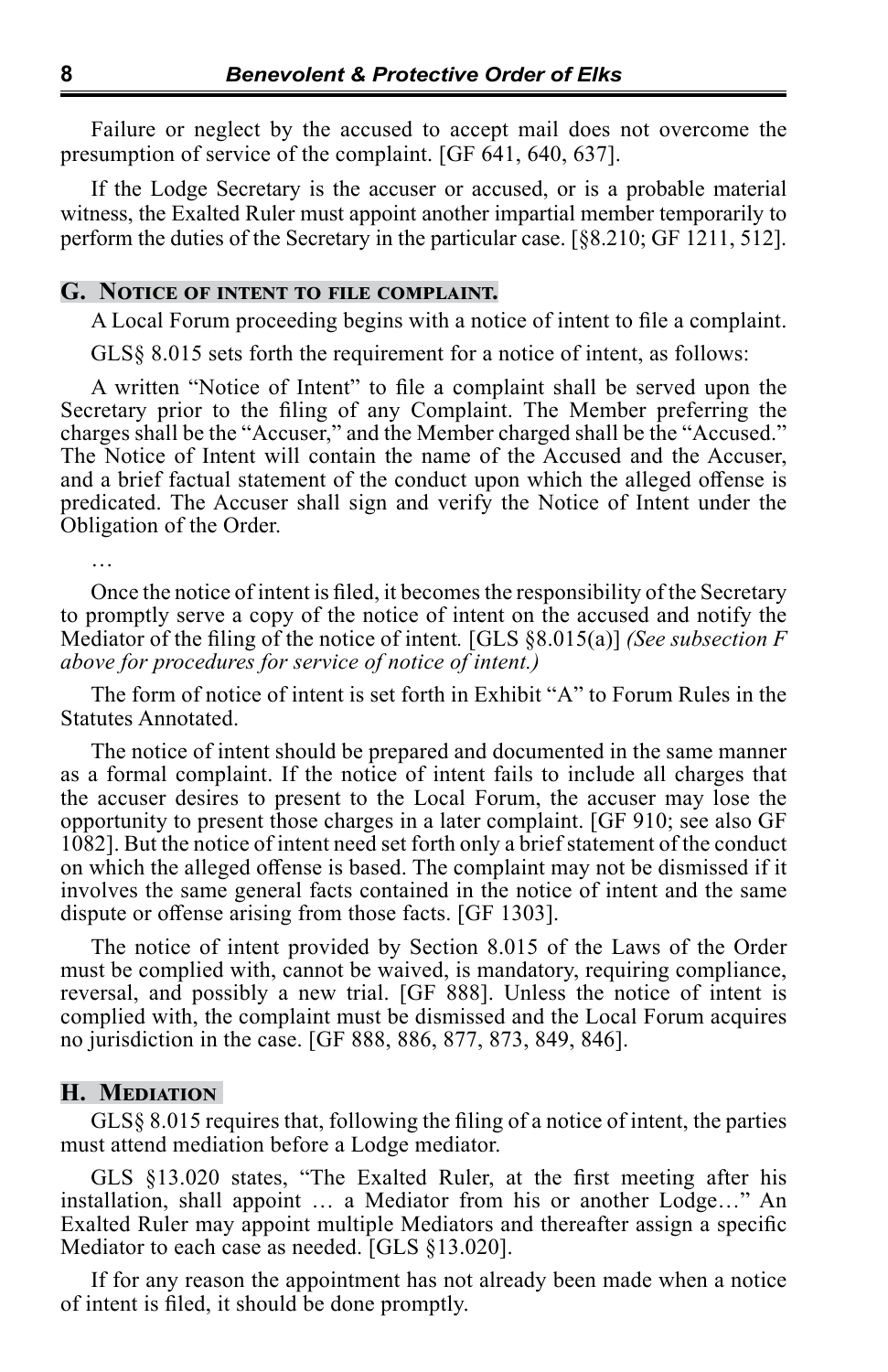Failure or neglect by the accused to accept mail does not overcome the presumption of service of the complaint. [GF 641, 640, 637].

If the Lodge Secretary is the accuser or accused, or is a probable material witness, the Exalted Ruler must appoint another impartial member temporarily to perform the duties of the Secretary in the particular case. [§8.210; GF 1211, 512].

## G. Notice of intent to file complaint.

A Local Forum proceeding begins with a notice of intent to file a complaint.

GLS§ 8.015 sets forth the requirement for a notice of intent, as follows:

A written "Notice of Intent" to file a complaint shall be served upon the Secretary prior to the filing of any Complaint. The Member preferring the charges shall be the "Accuser," and the Member charged shall be the "Accused." The Notice of Intent will contain the name of the Accused and the Accuser, and a brief factual statement of the conduct upon which the alleged offense is predicated. The Accuser shall sign and verify the Notice of Intent under the Obligation of the Order.

…

Once the notice of intent is filed, it becomes the responsibility of the Secretary to promptly serve a copy of the notice of intent on the accused and notify the Mediator of the filing of the notice of intent. [GLS §8.015(a)] *(See subsection F above for procedures for service of notice of intent.)*

The form of notice of intent is set forth in Exhibit "A" to Forum Rules in the Statutes Annotated.

The notice of intent should be prepared and documented in the same manner as a formal complaint. If the notice of intent fails to include all charges that the accuser desires to present to the Local Forum, the accuser may lose the opportunity to present those charges in a later complaint. [GF 910; see also GF 1082]. But the notice of intent need set forth only a brief statement of the conduct on which the alleged offense is based. The complaint may not be dismissed if it involves the same general facts contained in the notice of intent and the same dispute or offense arising from those facts. [GF 1303].

The notice of intent provided by Section 8.015 of the Laws of the Order must be complied with, cannot be waived, is mandatory, requiring compliance, reversal, and possibly a new trial. [GF 888]. Unless the notice of intent is complied with, the complaint must be dismissed and the Local Forum acquires no jurisdiction in the case. [GF 888, 886, 877, 873, 849, 846].

## H. Mediation

GLS§ 8.015 requires that, following the filing of a notice of intent, the parties must attend mediation before a Lodge mediator.

GLS §13.020 states, "The Exalted Ruler, at the first meeting after his installation, shall appoint … a Mediator from his or another Lodge…" An Exalted Ruler may appoint multiple Mediators and thereafter assign a specific Mediator to each case as needed. [GLS §13.020].

If for any reason the appointment has not already been made when a notice of intent is filed, it should be done promptly.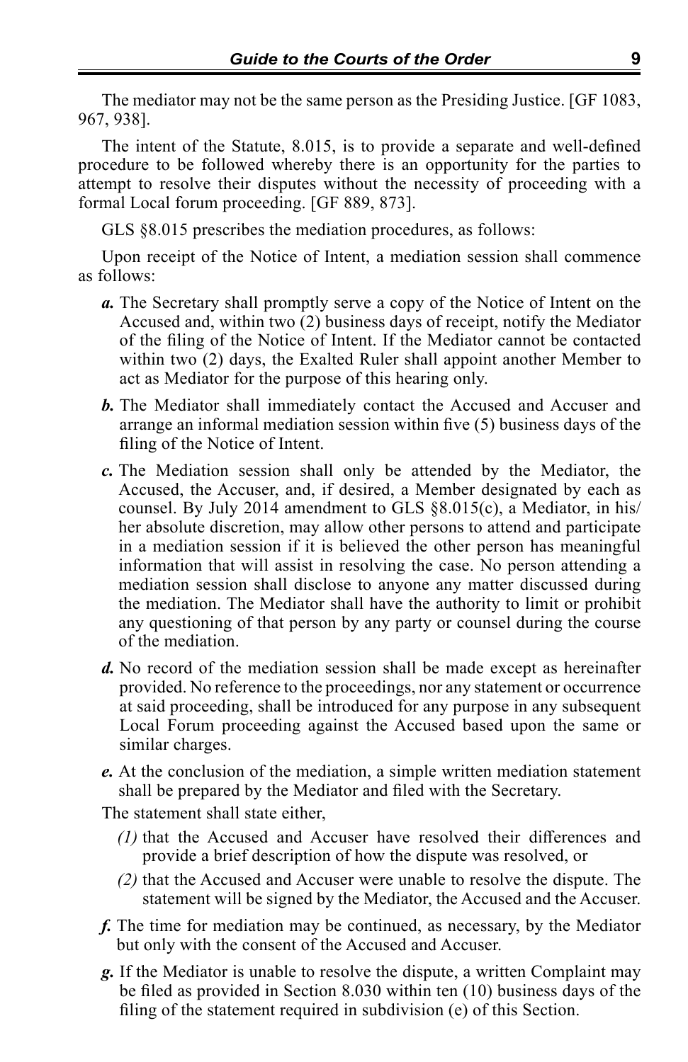The mediator may not be the same person as the Presiding Justice. [GF 1083, 967, 938].

The intent of the Statute, 8.015, is to provide a separate and well-defined procedure to be followed whereby there is an opportunity for the parties to attempt to resolve their disputes without the necessity of proceeding with a formal Local forum proceeding. [GF 889, 873].

GLS §8.015 prescribes the mediation procedures, as follows:

Upon receipt of the Notice of Intent, a mediation session shall commence as follows:

***a.*** The Secretary shall promptly serve a copy of the Notice of Intent on the Accused and, within two (2) business days of receipt, notify the Mediator of the filing of the Notice of Intent. If the Mediator cannot be contacted within two (2) days, the Exalted Ruler shall appoint another Member to act as Mediator for the purpose of this hearing only.

***b.*** The Mediator shall immediately contact the Accused and Accuser and arrange an informal mediation session within five (5) business days of the filing of the Notice of Intent.

***c.*** The Mediation session shall only be attended by the Mediator, the Accused, the Accuser, and, if desired, a Member designated by each as counsel. By July 2014 amendment to GLS §8.015(c), a Mediator, in his/her absolute discretion, may allow other persons to attend and participate in a mediation session if it is believed the other person has meaningful information that will assist in resolving the case. No person attending a mediation session shall disclose to anyone any matter discussed during the mediation. The Mediator shall have the authority to limit or prohibit any questioning of that person by any party or counsel during the course of the mediation.

***d.*** No record of the mediation session shall be made except as hereinafter provided. No reference to the proceedings, nor any statement or occurrence at said proceeding, shall be introduced for any purpose in any subsequent Local Forum proceeding against the Accused based upon the same or similar charges.

***e.*** At the conclusion of the mediation, a simple written mediation statement shall be prepared by the Mediator and filed with the Secretary.

The statement shall state either,

*(1)* that the Accused and Accuser have resolved their differences and provide a brief description of how the dispute was resolved, or

*(2)* that the Accused and Accuser were unable to resolve the dispute. The statement will be signed by the Mediator, the Accused and the Accuser.

***f.*** The time for mediation may be continued, as necessary, by the Mediator but only with the consent of the Accused and Accuser.

***g.*** If the Mediator is unable to resolve the dispute, a written Complaint may be filed as provided in Section 8.030 within ten (10) business days of the filing of the statement required in subdivision (e) of this Section.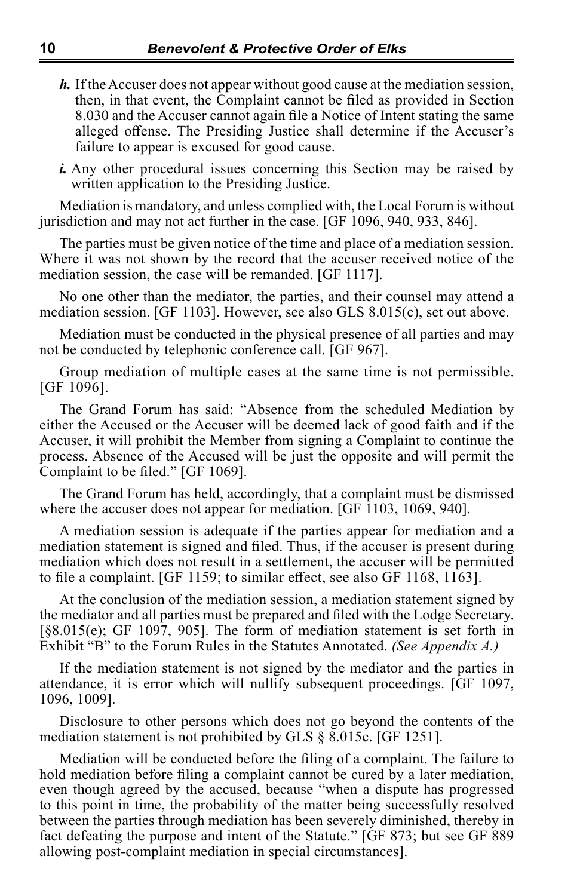***h.*** If the Accuser does not appear without good cause at the mediation session, then, in that event, the Complaint cannot be filed as provided in Section 8.030 and the Accuser cannot again file a Notice of Intent stating the same alleged offense. The Presiding Justice shall determine if the Accuser's failure to appear is excused for good cause.

***i.*** Any other procedural issues concerning this Section may be raised by written application to the Presiding Justice.

Mediation is mandatory, and unless complied with, the Local Forum is without jurisdiction and may not act further in the case. [GF 1096, 940, 933, 846].

The parties must be given notice of the time and place of a mediation session. Where it was not shown by the record that the accuser received notice of the mediation session, the case will be remanded. [GF 1117].

No one other than the mediator, the parties, and their counsel may attend a mediation session. [GF 1103]. However, see also GLS 8.015(c), set out above.

Mediation must be conducted in the physical presence of all parties and may not be conducted by telephonic conference call. [GF 967].

Group mediation of multiple cases at the same time is not permissible. [GF 1096].

The Grand Forum has said: "Absence from the scheduled Mediation by either the Accused or the Accuser will be deemed lack of good faith and if the Accuser, it will prohibit the Member from signing a Complaint to continue the process. Absence of the Accused will be just the opposite and will permit the Complaint to be filed." [GF 1069].

The Grand Forum has held, accordingly, that a complaint must be dismissed where the accuser does not appear for mediation. [GF 1103, 1069, 940].

A mediation session is adequate if the parties appear for mediation and a mediation statement is signed and filed. Thus, if the accuser is present during mediation which does not result in a settlement, the accuser will be permitted to file a complaint. [GF 1159; to similar effect, see also GF 1168, 1163].

At the conclusion of the mediation session, a mediation statement signed by the mediator and all parties must be prepared and filed with the Lodge Secretary. [§8.015(e); GF 1097, 905]. The form of mediation statement is set forth in Exhibit "B" to the Forum Rules in the Statutes Annotated. *(See Appendix A.)*

If the mediation statement is not signed by the mediator and the parties in attendance, it is error which will nullify subsequent proceedings. [GF 1097, 1096, 1009].

Disclosure to other persons which does not go beyond the contents of the mediation statement is not prohibited by GLS § 8.015c. [GF 1251].

Mediation will be conducted before the filing of a complaint. The failure to hold mediation before filing a complaint cannot be cured by a later mediation, even though agreed by the accused, because "when a dispute has progressed to this point in time, the probability of the matter being successfully resolved between the parties through mediation has been severely diminished, thereby in fact defeating the purpose and intent of the Statute." [GF 873; but see GF 889 allowing post-complaint mediation in special circumstances].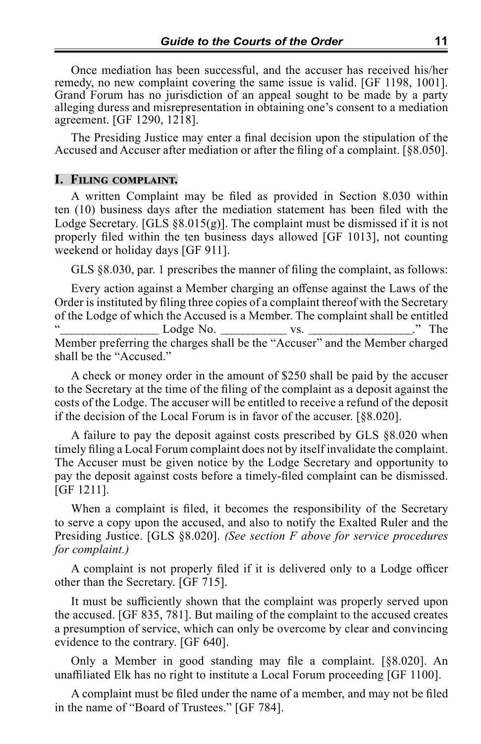Once mediation has been successful, and the accuser has received his/her remedy, no new complaint covering the same issue is valid. [GF 1198, 1001]. Grand Forum has no jurisdiction of an appeal sought to be made by a party alleging duress and misrepresentation in obtaining one's consent to a mediation agreement. [GF 1290, 1218].

The Presiding Justice may enter a final decision upon the stipulation of the Accused and Accuser after mediation or after the filing of a complaint. [§8.050].

## I. Filing complaint.

A written Complaint may be filed as provided in Section 8.030 within ten (10) business days after the mediation statement has been filed with the Lodge Secretary. [GLS §8.015(g)]. The complaint must be dismissed if it is not properly filed within the ten business days allowed [GF 1013], not counting weekend or holiday days [GF 911].

GLS §8.030, par. 1 prescribes the manner of filing the complaint, as follows:

Every action against a Member charging an offense against the Laws of the Order is instituted by filing three copies of a complaint thereof with the Secretary of the Lodge of which the Accused is a Member. The complaint shall be entitled "________________ Lodge No. ___________ vs. _________________." The Member preferring the charges shall be the "Accuser" and the Member charged shall be the "Accused."

A check or money order in the amount of $250 shall be paid by the accuser to the Secretary at the time of the filing of the complaint as a deposit against the costs of the Lodge. The accuser will be entitled to receive a refund of the deposit if the decision of the Local Forum is in favor of the accuser. [§8.020].

A failure to pay the deposit against costs prescribed by GLS §8.020 when timely filing a Local Forum complaint does not by itself invalidate the complaint. The Accuser must be given notice by the Lodge Secretary and opportunity to pay the deposit against costs before a timely-filed complaint can be dismissed. [GF 1211].

When a complaint is filed, it becomes the responsibility of the Secretary to serve a copy upon the accused, and also to notify the Exalted Ruler and the Presiding Justice. [GLS §8.020]. *(See section F above for service procedures for complaint.)*

A complaint is not properly filed if it is delivered only to a Lodge officer other than the Secretary. [GF 715].

It must be sufficiently shown that the complaint was properly served upon the accused. [GF 835, 781]. But mailing of the complaint to the accused creates a presumption of service, which can only be overcome by clear and convincing evidence to the contrary. [GF 640].

Only a Member in good standing may file a complaint. [§8.020]. An unaffiliated Elk has no right to institute a Local Forum proceeding [GF 1100].

A complaint must be filed under the name of a member, and may not be filed in the name of "Board of Trustees." [GF 784].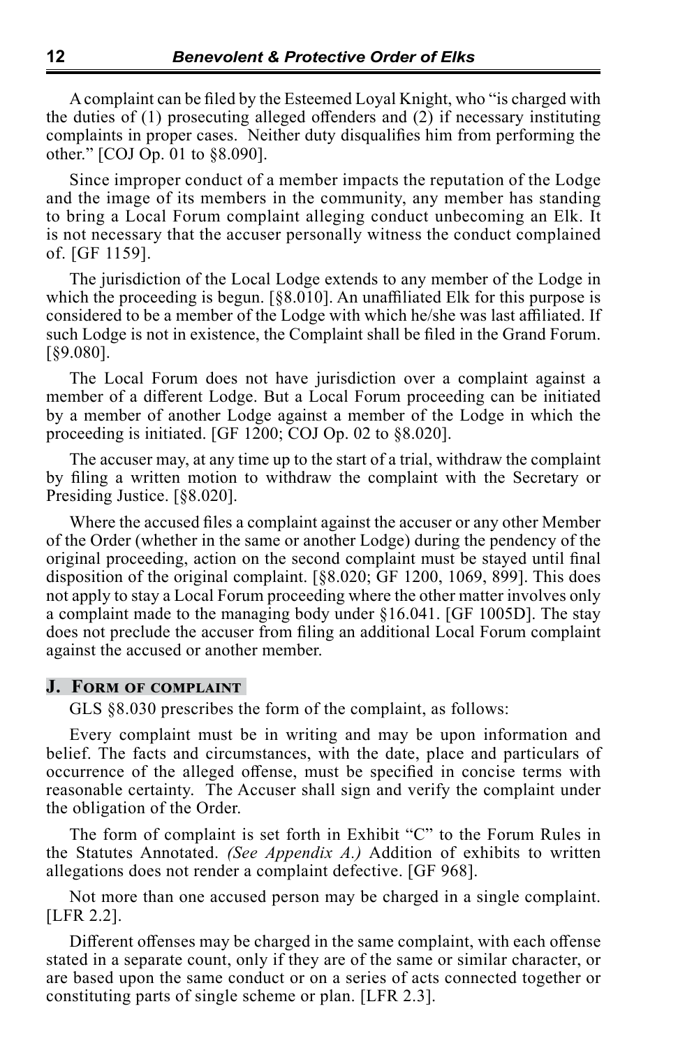A complaint can be filed by the Esteemed Loyal Knight, who "is charged with the duties of (1) prosecuting alleged offenders and (2) if necessary instituting complaints in proper cases. Neither duty disqualifies him from performing the other." [COJ Op. 01 to §8.090].

Since improper conduct of a member impacts the reputation of the Lodge and the image of its members in the community, any member has standing to bring a Local Forum complaint alleging conduct unbecoming an Elk. It is not necessary that the accuser personally witness the conduct complained of. [GF 1159].

The jurisdiction of the Local Lodge extends to any member of the Lodge in which the proceeding is begun. [§8.010]. An unaffiliated Elk for this purpose is considered to be a member of the Lodge with which he/she was last affiliated. If such Lodge is not in existence, the Complaint shall be filed in the Grand Forum. [§9.080].

The Local Forum does not have jurisdiction over a complaint against a member of a different Lodge. But a Local Forum proceeding can be initiated by a member of another Lodge against a member of the Lodge in which the proceeding is initiated. [GF 1200; COJ Op. 02 to §8.020].

The accuser may, at any time up to the start of a trial, withdraw the complaint by filing a written motion to withdraw the complaint with the Secretary or Presiding Justice. [§8.020].

Where the accused files a complaint against the accuser or any other Member of the Order (whether in the same or another Lodge) during the pendency of the original proceeding, action on the second complaint must be stayed until final disposition of the original complaint. [§8.020; GF 1200, 1069, 899]. This does not apply to stay a Local Forum proceeding where the other matter involves only a complaint made to the managing body under §16.041. [GF 1005D]. The stay does not preclude the accuser from filing an additional Local Forum complaint against the accused or another member.

## J. Form of complaint

GLS §8.030 prescribes the form of the complaint, as follows:

Every complaint must be in writing and may be upon information and belief. The facts and circumstances, with the date, place and particulars of occurrence of the alleged offense, must be specified in concise terms with reasonable certainty. The Accuser shall sign and verify the complaint under the obligation of the Order.

The form of complaint is set forth in Exhibit "C" to the Forum Rules in the Statutes Annotated. *(See Appendix A.)* Addition of exhibits to written allegations does not render a complaint defective. [GF 968].

Not more than one accused person may be charged in a single complaint. [LFR 2.2].

Different offenses may be charged in the same complaint, with each offense stated in a separate count, only if they are of the same or similar character, or are based upon the same conduct or on a series of acts connected together or constituting parts of single scheme or plan. [LFR 2.3].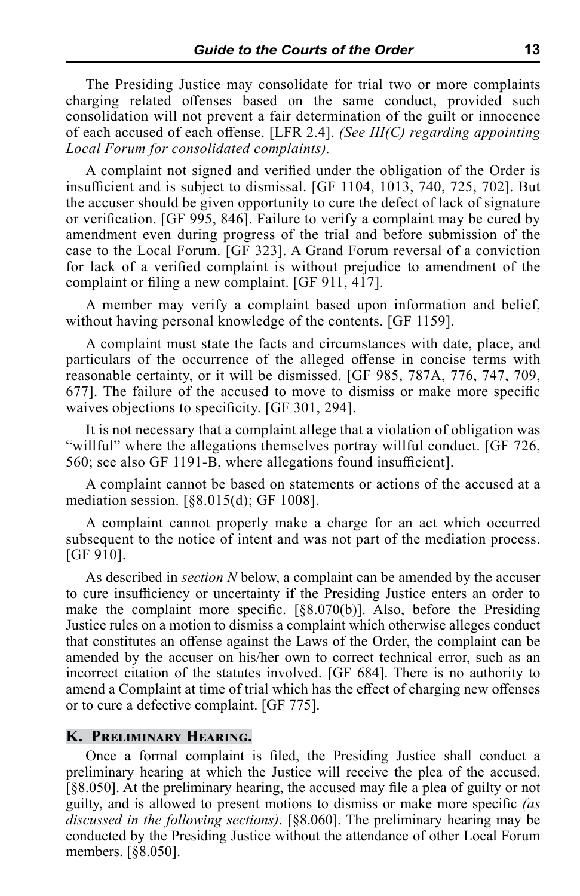The Presiding Justice may consolidate for trial two or more complaints charging related offenses based on the same conduct, provided such consolidation will not prevent a fair determination of the guilt or innocence of each accused of each offense. [LFR 2.4]. *(See III(C) regarding appointing Local Forum for consolidated complaints).*

A complaint not signed and verified under the obligation of the Order is insufficient and is subject to dismissal. [GF 1104, 1013, 740, 725, 702]. But the accuser should be given opportunity to cure the defect of lack of signature or verification. [GF 995, 846]. Failure to verify a complaint may be cured by amendment even during progress of the trial and before submission of the case to the Local Forum. [GF 323]. A Grand Forum reversal of a conviction for lack of a verified complaint is without prejudice to amendment of the complaint or filing a new complaint. [GF 911, 417].

A member may verify a complaint based upon information and belief, without having personal knowledge of the contents. [GF 1159].

A complaint must state the facts and circumstances with date, place, and particulars of the occurrence of the alleged offense in concise terms with reasonable certainty, or it will be dismissed. [GF 985, 787A, 776, 747, 709, 677]. The failure of the accused to move to dismiss or make more specific waives objections to specificity. [GF 301, 294].

It is not necessary that a complaint allege that a violation of obligation was "willful" where the allegations themselves portray willful conduct. [GF 726, 560; see also GF 1191-B, where allegations found insufficient].

A complaint cannot be based on statements or actions of the accused at a mediation session. [§8.015(d); GF 1008].

A complaint cannot properly make a charge for an act which occurred subsequent to the notice of intent and was not part of the mediation process. [GF 910].

As described in *section N* below, a complaint can be amended by the accuser to cure insufficiency or uncertainty if the Presiding Justice enters an order to make the complaint more specific. [§8.070(b)]. Also, before the Presiding Justice rules on a motion to dismiss a complaint which otherwise alleges conduct that constitutes an offense against the Laws of the Order, the complaint can be amended by the accuser on his/her own to correct technical error, such as an incorrect citation of the statutes involved. [GF 684]. There is no authority to amend a Complaint at time of trial which has the effect of charging new offenses or to cure a defective complaint. [GF 775].

## K. Preliminary Hearing.

Once a formal complaint is filed, the Presiding Justice shall conduct a preliminary hearing at which the Justice will receive the plea of the accused. [§8.050]. At the preliminary hearing, the accused may file a plea of guilty or not guilty, and is allowed to present motions to dismiss or make more specific *(as discussed in the following sections)*. [§8.060]. The preliminary hearing may be conducted by the Presiding Justice without the attendance of other Local Forum members. [§8.050].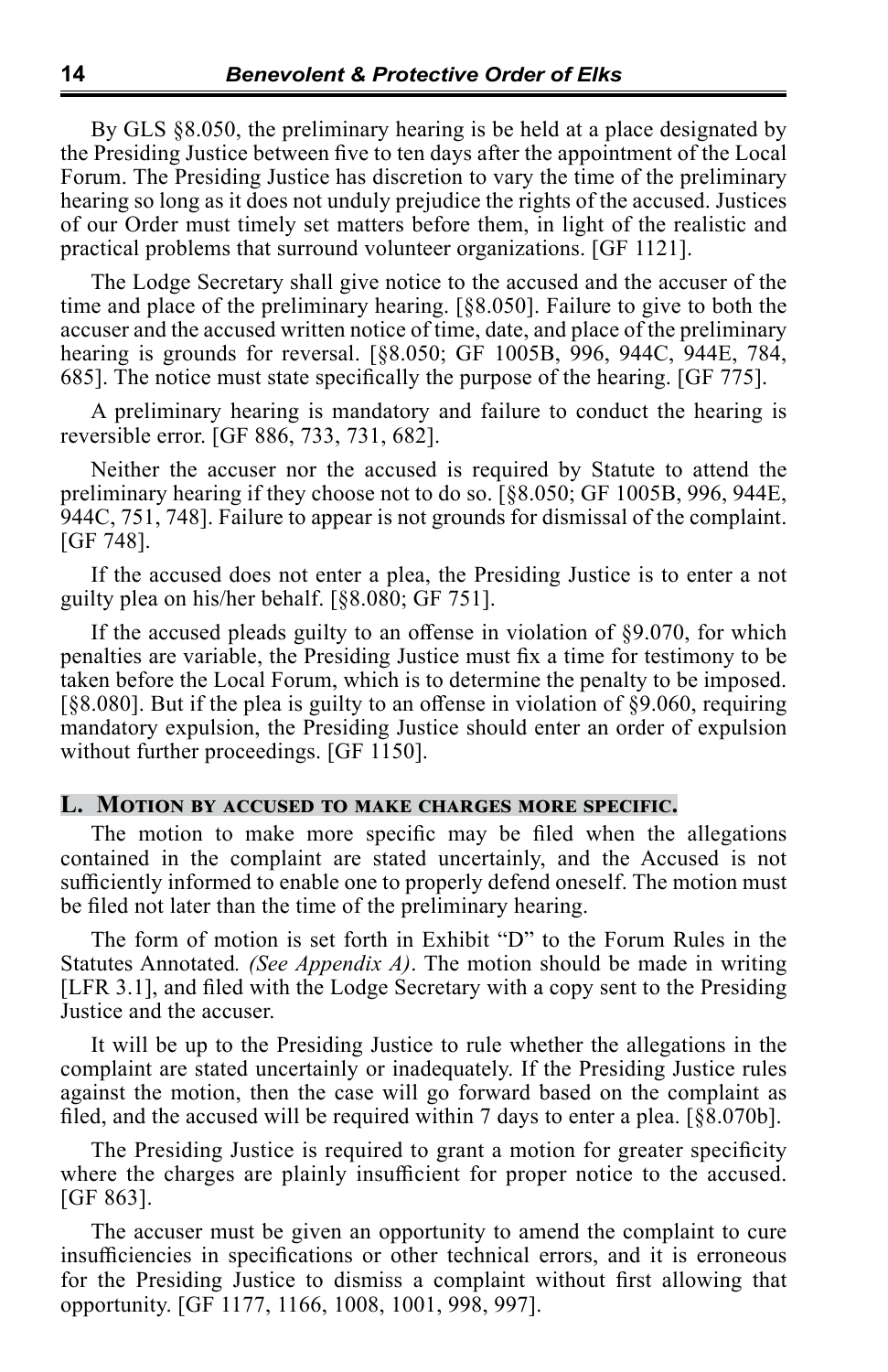By GLS §8.050, the preliminary hearing is be held at a place designated by the Presiding Justice between five to ten days after the appointment of the Local Forum. The Presiding Justice has discretion to vary the time of the preliminary hearing so long as it does not unduly prejudice the rights of the accused. Justices of our Order must timely set matters before them, in light of the realistic and practical problems that surround volunteer organizations. [GF 1121].

The Lodge Secretary shall give notice to the accused and the accuser of the time and place of the preliminary hearing. [§8.050]. Failure to give to both the accuser and the accused written notice of time, date, and place of the preliminary hearing is grounds for reversal. [§8.050; GF 1005B, 996, 944C, 944E, 784, 685]. The notice must state specifically the purpose of the hearing. [GF 775].

A preliminary hearing is mandatory and failure to conduct the hearing is reversible error. [GF 886, 733, 731, 682].

Neither the accuser nor the accused is required by Statute to attend the preliminary hearing if they choose not to do so. [§8.050; GF 1005B, 996, 944E, 944C, 751, 748]. Failure to appear is not grounds for dismissal of the complaint. [GF 748].

If the accused does not enter a plea, the Presiding Justice is to enter a not guilty plea on his/her behalf. [§8.080; GF 751].

If the accused pleads guilty to an offense in violation of §9.070, for which penalties are variable, the Presiding Justice must fix a time for testimony to be taken before the Local Forum, which is to determine the penalty to be imposed. [§8.080]. But if the plea is guilty to an offense in violation of §9.060, requiring mandatory expulsion, the Presiding Justice should enter an order of expulsion without further proceedings. [GF 1150].

## L. Motion by accused to make charges more specific.

The motion to make more specific may be filed when the allegations contained in the complaint are stated uncertainly, and the Accused is not sufficiently informed to enable one to properly defend oneself. The motion must be filed not later than the time of the preliminary hearing.

The form of motion is set forth in Exhibit "D" to the Forum Rules in the Statutes Annotated. *(See Appendix A)*. The motion should be made in writing [LFR 3.1], and filed with the Lodge Secretary with a copy sent to the Presiding Justice and the accuser.

It will be up to the Presiding Justice to rule whether the allegations in the complaint are stated uncertainly or inadequately. If the Presiding Justice rules against the motion, then the case will go forward based on the complaint as filed, and the accused will be required within 7 days to enter a plea. [§8.070b].

The Presiding Justice is required to grant a motion for greater specificity where the charges are plainly insufficient for proper notice to the accused. [GF 863].

The accuser must be given an opportunity to amend the complaint to cure insufficiencies in specifications or other technical errors, and it is erroneous for the Presiding Justice to dismiss a complaint without first allowing that opportunity. [GF 1177, 1166, 1008, 1001, 998, 997].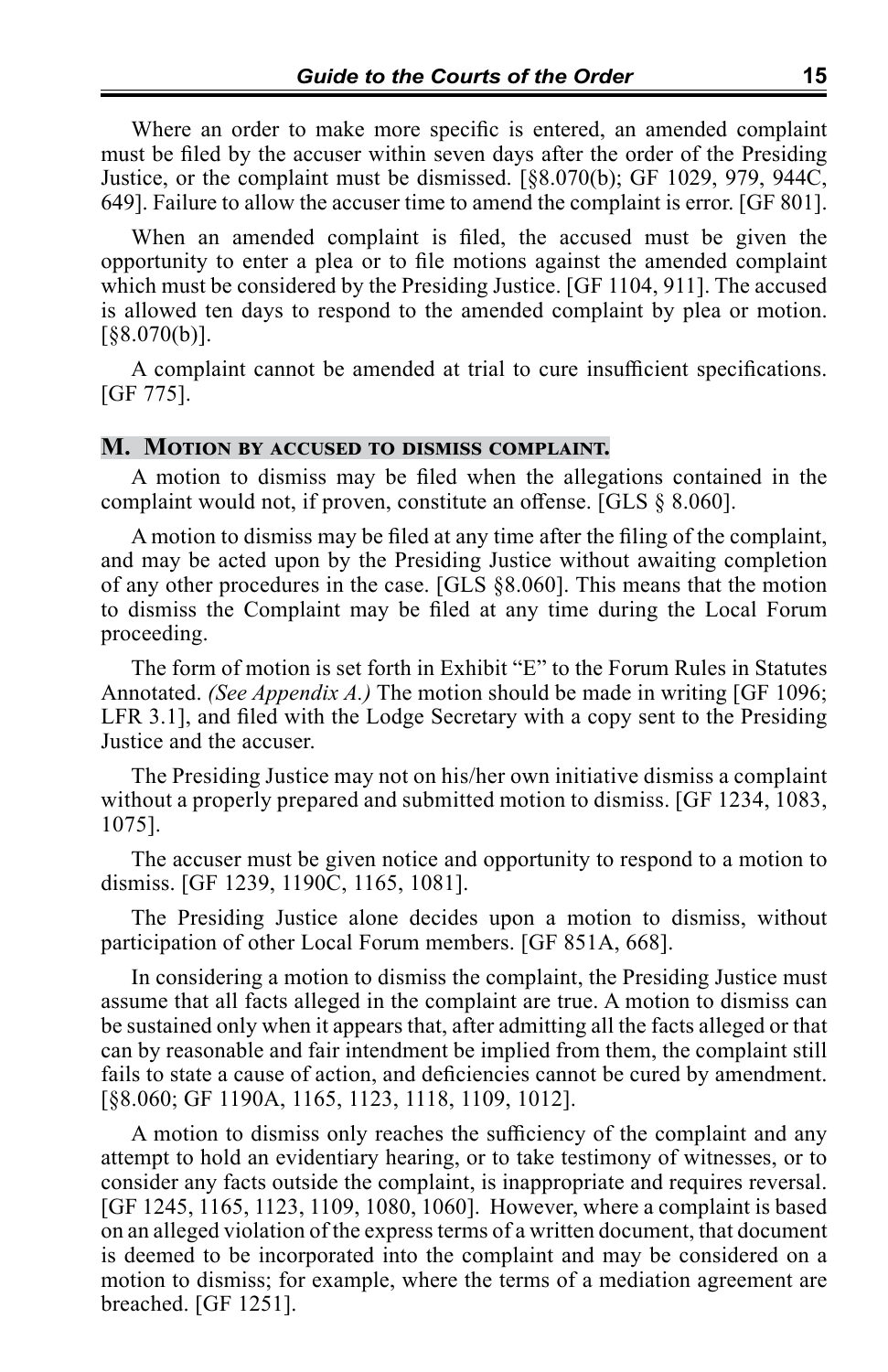Where an order to make more specific is entered, an amended complaint must be filed by the accuser within seven days after the order of the Presiding Justice, or the complaint must be dismissed. [§8.070(b); GF 1029, 979, 944C, 649]. Failure to allow the accuser time to amend the complaint is error. [GF 801].

When an amended complaint is filed, the accused must be given the opportunity to enter a plea or to file motions against the amended complaint which must be considered by the Presiding Justice. [GF 1104, 911]. The accused is allowed ten days to respond to the amended complaint by plea or motion. [§8.070(b)].

A complaint cannot be amended at trial to cure insufficient specifications. [GF 775].

## M. Motion by accused to dismiss complaint.

A motion to dismiss may be filed when the allegations contained in the complaint would not, if proven, constitute an offense. [GLS § 8.060].

A motion to dismiss may be filed at any time after the filing of the complaint, and may be acted upon by the Presiding Justice without awaiting completion of any other procedures in the case. [GLS §8.060]. This means that the motion to dismiss the Complaint may be filed at any time during the Local Forum proceeding.

The form of motion is set forth in Exhibit "E" to the Forum Rules in Statutes Annotated. *(See Appendix A.)* The motion should be made in writing [GF 1096; LFR 3.1], and filed with the Lodge Secretary with a copy sent to the Presiding Justice and the accuser.

The Presiding Justice may not on his/her own initiative dismiss a complaint without a properly prepared and submitted motion to dismiss. [GF 1234, 1083, 1075].

The accuser must be given notice and opportunity to respond to a motion to dismiss. [GF 1239, 1190C, 1165, 1081].

The Presiding Justice alone decides upon a motion to dismiss, without participation of other Local Forum members. [GF 851A, 668].

In considering a motion to dismiss the complaint, the Presiding Justice must assume that all facts alleged in the complaint are true. A motion to dismiss can be sustained only when it appears that, after admitting all the facts alleged or that can by reasonable and fair intendment be implied from them, the complaint still fails to state a cause of action, and deficiencies cannot be cured by amendment. [§8.060; GF 1190A, 1165, 1123, 1118, 1109, 1012].

A motion to dismiss only reaches the sufficiency of the complaint and any attempt to hold an evidentiary hearing, or to take testimony of witnesses, or to consider any facts outside the complaint, is inappropriate and requires reversal. [GF 1245, 1165, 1123, 1109, 1080, 1060]. However, where a complaint is based on an alleged violation of the express terms of a written document, that document is deemed to be incorporated into the complaint and may be considered on a motion to dismiss; for example, where the terms of a mediation agreement are breached. [GF 1251].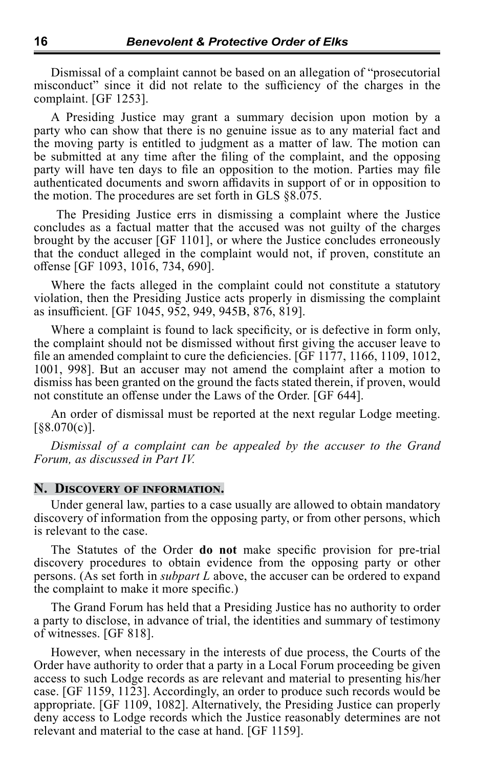Dismissal of a complaint cannot be based on an allegation of "prosecutorial misconduct" since it did not relate to the sufficiency of the charges in the complaint. [GF 1253].

A Presiding Justice may grant a summary decision upon motion by a party who can show that there is no genuine issue as to any material fact and the moving party is entitled to judgment as a matter of law. The motion can be submitted at any time after the filing of the complaint, and the opposing party will have ten days to file an opposition to the motion. Parties may file authenticated documents and sworn affidavits in support of or in opposition to the motion. The procedures are set forth in GLS §8.075.

The Presiding Justice errs in dismissing a complaint where the Justice concludes as a factual matter that the accused was not guilty of the charges brought by the accuser [GF 1101], or where the Justice concludes erroneously that the conduct alleged in the complaint would not, if proven, constitute an offense [GF 1093, 1016, 734, 690].

Where the facts alleged in the complaint could not constitute a statutory violation, then the Presiding Justice acts properly in dismissing the complaint as insufficient. [GF 1045, 952, 949, 945B, 876, 819].

Where a complaint is found to lack specificity, or is defective in form only, the complaint should not be dismissed without first giving the accuser leave to file an amended complaint to cure the deficiencies. [GF 1177, 1166, 1109, 1012, 1001, 998]. But an accuser may not amend the complaint after a motion to dismiss has been granted on the ground the facts stated therein, if proven, would not constitute an offense under the Laws of the Order. [GF 644].

An order of dismissal must be reported at the next regular Lodge meeting. [§8.070(c)].

*Dismissal of a complaint can be appealed by the accuser to the Grand Forum, as discussed in Part IV.*

## N. Discovery of information.

Under general law, parties to a case usually are allowed to obtain mandatory discovery of information from the opposing party, or from other persons, which is relevant to the case.

The Statutes of the Order **do not** make specific provision for pre-trial discovery procedures to obtain evidence from the opposing party or other persons. (As set forth in *subpart L* above, the accuser can be ordered to expand the complaint to make it more specific.)

The Grand Forum has held that a Presiding Justice has no authority to order a party to disclose, in advance of trial, the identities and summary of testimony of witnesses. [GF 818].

However, when necessary in the interests of due process, the Courts of the Order have authority to order that a party in a Local Forum proceeding be given access to such Lodge records as are relevant and material to presenting his/her case. [GF 1159, 1123]. Accordingly, an order to produce such records would be appropriate. [GF 1109, 1082]. Alternatively, the Presiding Justice can properly deny access to Lodge records which the Justice reasonably determines are not relevant and material to the case at hand. [GF 1159].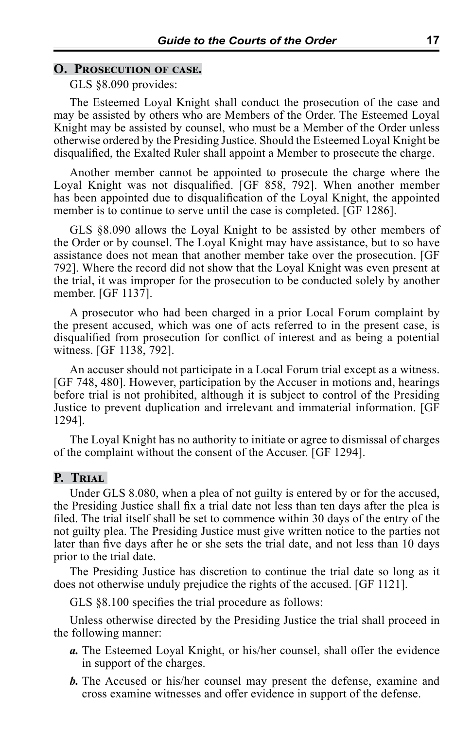## O. Prosecution of case.

GLS §8.090 provides:

The Esteemed Loyal Knight shall conduct the prosecution of the case and may be assisted by others who are Members of the Order. The Esteemed Loyal Knight may be assisted by counsel, who must be a Member of the Order unless otherwise ordered by the Presiding Justice. Should the Esteemed Loyal Knight be disqualified, the Exalted Ruler shall appoint a Member to prosecute the charge.

Another member cannot be appointed to prosecute the charge where the Loyal Knight was not disqualified. [GF 858, 792]. When another member has been appointed due to disqualification of the Loyal Knight, the appointed member is to continue to serve until the case is completed. [GF 1286].

GLS §8.090 allows the Loyal Knight to be assisted by other members of the Order or by counsel. The Loyal Knight may have assistance, but to so have assistance does not mean that another member take over the prosecution. [GF 792]. Where the record did not show that the Loyal Knight was even present at the trial, it was improper for the prosecution to be conducted solely by another member. [GF 1137].

A prosecutor who had been charged in a prior Local Forum complaint by the present accused, which was one of acts referred to in the present case, is disqualified from prosecution for conflict of interest and as being a potential witness. [GF 1138, 792].

An accuser should not participate in a Local Forum trial except as a witness. [GF 748, 480]. However, participation by the Accuser in motions and, hearings before trial is not prohibited, although it is subject to control of the Presiding Justice to prevent duplication and irrelevant and immaterial information. [GF 1294].

The Loyal Knight has no authority to initiate or agree to dismissal of charges of the complaint without the consent of the Accuser. [GF 1294].

## P. Trial

Under GLS 8.080, when a plea of not guilty is entered by or for the accused, the Presiding Justice shall fix a trial date not less than ten days after the plea is filed. The trial itself shall be set to commence within 30 days of the entry of the not guilty plea. The Presiding Justice must give written notice to the parties not later than five days after he or she sets the trial date, and not less than 10 days prior to the trial date.

The Presiding Justice has discretion to continue the trial date so long as it does not otherwise unduly prejudice the rights of the accused. [GF 1121].

GLS §8.100 specifies the trial procedure as follows:

Unless otherwise directed by the Presiding Justice the trial shall proceed in the following manner:

***a.*** The Esteemed Loyal Knight, or his/her counsel, shall offer the evidence in support of the charges.

***b.*** The Accused or his/her counsel may present the defense, examine and cross examine witnesses and offer evidence in support of the defense.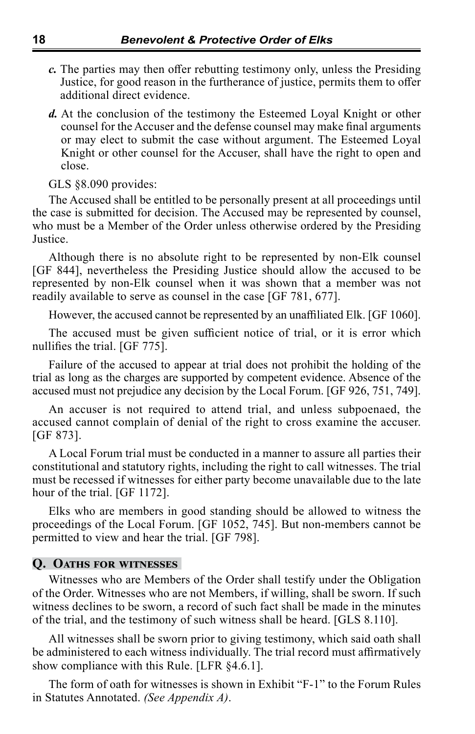*c.* The parties may then offer rebutting testimony only, unless the Presiding Justice, for good reason in the furtherance of justice, permits them to offer additional direct evidence.

*d.* At the conclusion of the testimony the Esteemed Loyal Knight or other counsel for the Accuser and the defense counsel may make final arguments or may elect to submit the case without argument. The Esteemed Loyal Knight or other counsel for the Accuser, shall have the right to open and close.

GLS §8.090 provides:

The Accused shall be entitled to be personally present at all proceedings until the case is submitted for decision. The Accused may be represented by counsel, who must be a Member of the Order unless otherwise ordered by the Presiding Justice.

Although there is no absolute right to be represented by non-Elk counsel [GF 844], nevertheless the Presiding Justice should allow the accused to be represented by non-Elk counsel when it was shown that a member was not readily available to serve as counsel in the case [GF 781, 677].

However, the accused cannot be represented by an unaffiliated Elk. [GF 1060].

The accused must be given sufficient notice of trial, or it is error which nullifies the trial. [GF 775].

Failure of the accused to appear at trial does not prohibit the holding of the trial as long as the charges are supported by competent evidence. Absence of the accused must not prejudice any decision by the Local Forum. [GF 926, 751, 749].

An accuser is not required to attend trial, and unless subpoenaed, the accused cannot complain of denial of the right to cross examine the accuser. [GF 873].

A Local Forum trial must be conducted in a manner to assure all parties their constitutional and statutory rights, including the right to call witnesses. The trial must be recessed if witnesses for either party become unavailable due to the late hour of the trial. [GF 1172].

Elks who are members in good standing should be allowed to witness the proceedings of the Local Forum. [GF 1052, 745]. But non-members cannot be permitted to view and hear the trial. [GF 798].

## Q. Oaths for witnesses

Witnesses who are Members of the Order shall testify under the Obligation of the Order. Witnesses who are not Members, if willing, shall be sworn. If such witness declines to be sworn, a record of such fact shall be made in the minutes of the trial, and the testimony of such witness shall be heard. [GLS 8.110].

All witnesses shall be sworn prior to giving testimony, which said oath shall be administered to each witness individually. The trial record must affirmatively show compliance with this Rule. [LFR §4.6.1].

The form of oath for witnesses is shown in Exhibit "F-1" to the Forum Rules in Statutes Annotated. *(See Appendix A)*.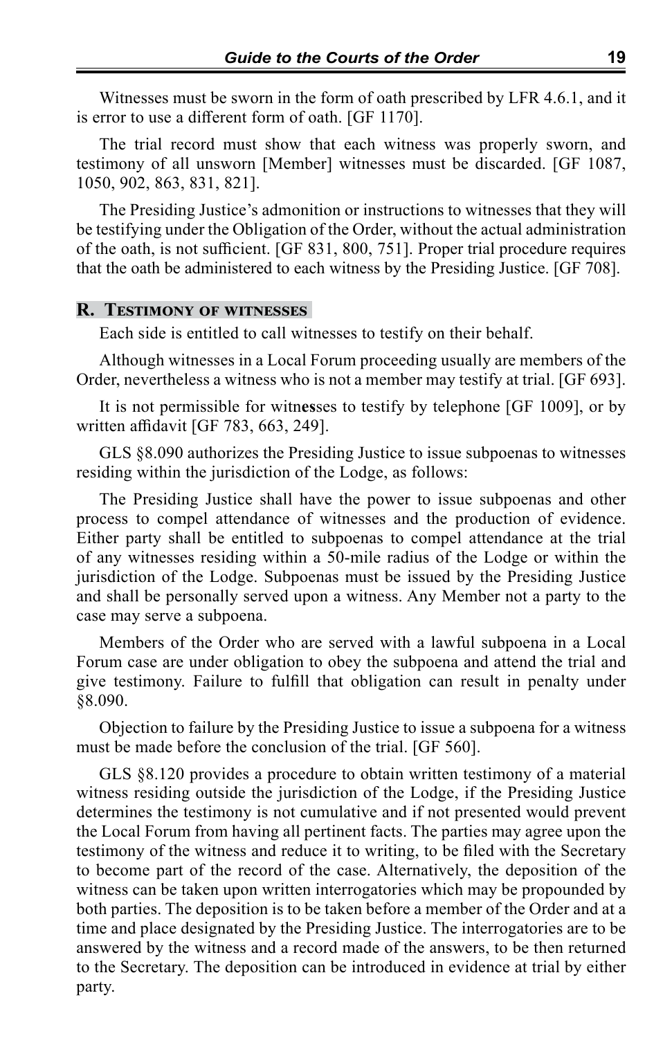Witnesses must be sworn in the form of oath prescribed by LFR 4.6.1, and it is error to use a different form of oath. [GF 1170].

The trial record must show that each witness was properly sworn, and testimony of all unsworn [Member] witnesses must be discarded. [GF 1087, 1050, 902, 863, 831, 821].

The Presiding Justice's admonition or instructions to witnesses that they will be testifying under the Obligation of the Order, without the actual administration of the oath, is not sufficient. [GF 831, 800, 751]. Proper trial procedure requires that the oath be administered to each witness by the Presiding Justice. [GF 708].

## R. Testimony of witnesses

Each side is entitled to call witnesses to testify on their behalf.

Although witnesses in a Local Forum proceeding usually are members of the Order, nevertheless a witness who is not a member may testify at trial. [GF 693].

It is not permissible for witnesses to testify by telephone [GF 1009], or by written affidavit [GF 783, 663, 249].

GLS §8.090 authorizes the Presiding Justice to issue subpoenas to witnesses residing within the jurisdiction of the Lodge, as follows:

The Presiding Justice shall have the power to issue subpoenas and other process to compel attendance of witnesses and the production of evidence. Either party shall be entitled to subpoenas to compel attendance at the trial of any witnesses residing within a 50-mile radius of the Lodge or within the jurisdiction of the Lodge. Subpoenas must be issued by the Presiding Justice and shall be personally served upon a witness. Any Member not a party to the case may serve a subpoena.

Members of the Order who are served with a lawful subpoena in a Local Forum case are under obligation to obey the subpoena and attend the trial and give testimony. Failure to fulfill that obligation can result in penalty under §8.090.

Objection to failure by the Presiding Justice to issue a subpoena for a witness must be made before the conclusion of the trial. [GF 560].

GLS §8.120 provides a procedure to obtain written testimony of a material witness residing outside the jurisdiction of the Lodge, if the Presiding Justice determines the testimony is not cumulative and if not presented would prevent the Local Forum from having all pertinent facts. The parties may agree upon the testimony of the witness and reduce it to writing, to be filed with the Secretary to become part of the record of the case. Alternatively, the deposition of the witness can be taken upon written interrogatories which may be propounded by both parties. The deposition is to be taken before a member of the Order and at a time and place designated by the Presiding Justice. The interrogatories are to be answered by the witness and a record made of the answers, to be then returned to the Secretary. The deposition can be introduced in evidence at trial by either party.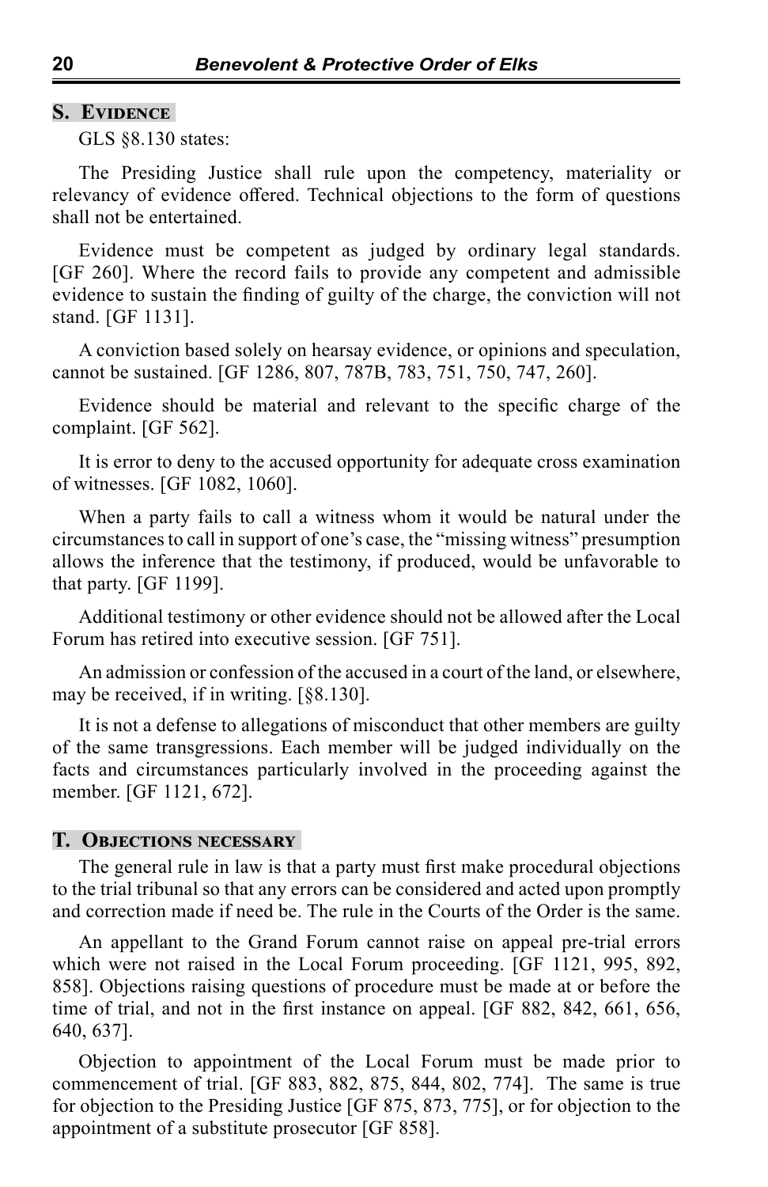## S. Evidence

GLS §8.130 states:

The Presiding Justice shall rule upon the competency, materiality or relevancy of evidence offered. Technical objections to the form of questions shall not be entertained.

Evidence must be competent as judged by ordinary legal standards. [GF 260]. Where the record fails to provide any competent and admissible evidence to sustain the finding of guilty of the charge, the conviction will not stand. [GF 1131].

A conviction based solely on hearsay evidence, or opinions and speculation, cannot be sustained. [GF 1286, 807, 787B, 783, 751, 750, 747, 260].

Evidence should be material and relevant to the specific charge of the complaint. [GF 562].

It is error to deny to the accused opportunity for adequate cross examination of witnesses. [GF 1082, 1060].

When a party fails to call a witness whom it would be natural under the circumstances to call in support of one's case, the "missing witness" presumption allows the inference that the testimony, if produced, would be unfavorable to that party. [GF 1199].

Additional testimony or other evidence should not be allowed after the Local Forum has retired into executive session. [GF 751].

An admission or confession of the accused in a court of the land, or elsewhere, may be received, if in writing. [§8.130].

It is not a defense to allegations of misconduct that other members are guilty of the same transgressions. Each member will be judged individually on the facts and circumstances particularly involved in the proceeding against the member. [GF 1121, 672].

## T. Objections necessary

The general rule in law is that a party must first make procedural objections to the trial tribunal so that any errors can be considered and acted upon promptly and correction made if need be. The rule in the Courts of the Order is the same.

An appellant to the Grand Forum cannot raise on appeal pre-trial errors which were not raised in the Local Forum proceeding. [GF 1121, 995, 892, 858]. Objections raising questions of procedure must be made at or before the time of trial, and not in the first instance on appeal. [GF 882, 842, 661, 656, 640, 637].

Objection to appointment of the Local Forum must be made prior to commencement of trial. [GF 883, 882, 875, 844, 802, 774]. The same is true for objection to the Presiding Justice [GF 875, 873, 775], or for objection to the appointment of a substitute prosecutor [GF 858].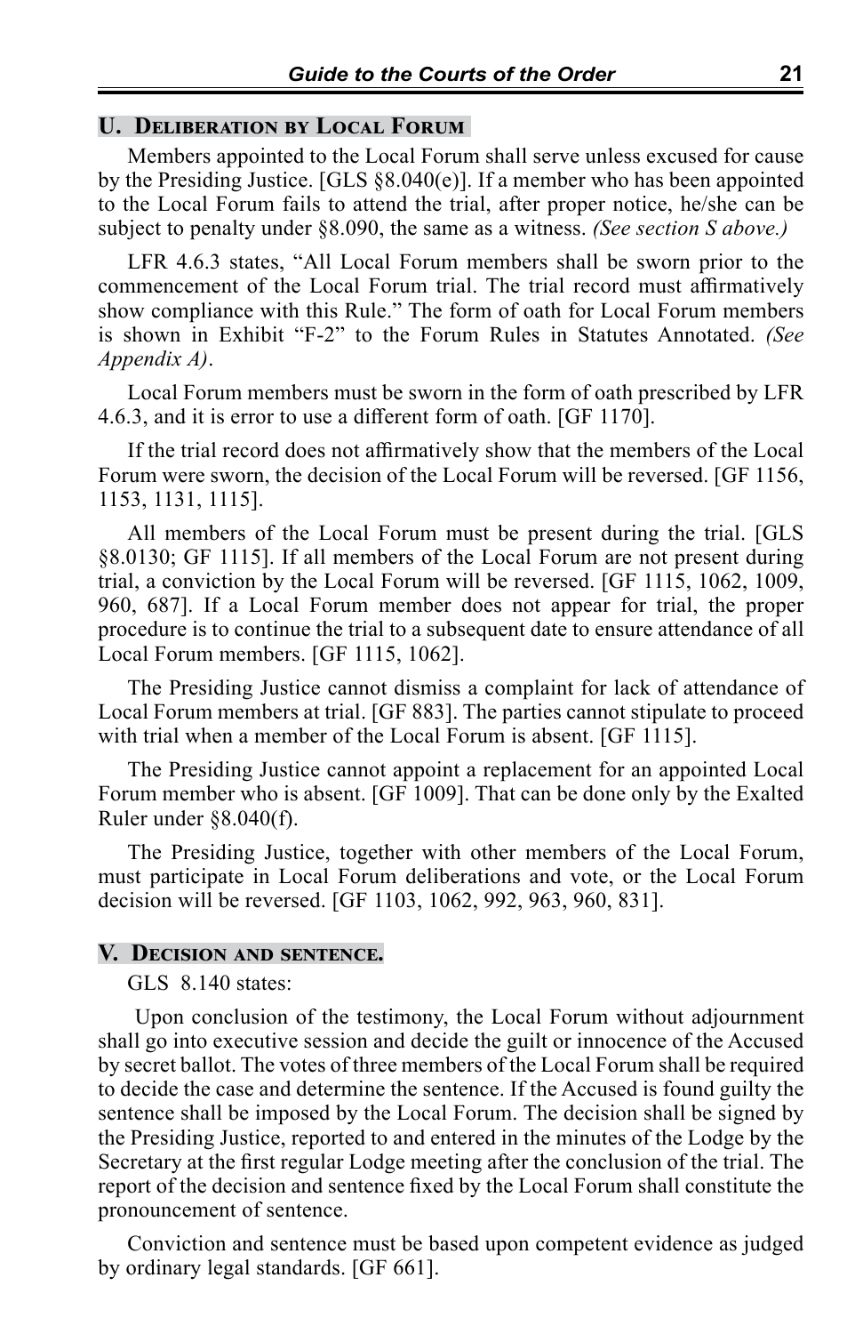## U. Deliberation by Local Forum

Members appointed to the Local Forum shall serve unless excused for cause by the Presiding Justice. [GLS §8.040(e)]. If a member who has been appointed to the Local Forum fails to attend the trial, after proper notice, he/she can be subject to penalty under §8.090, the same as a witness. *(See section S above.)*

LFR 4.6.3 states, "All Local Forum members shall be sworn prior to the commencement of the Local Forum trial. The trial record must affirmatively show compliance with this Rule." The form of oath for Local Forum members is shown in Exhibit "F-2" to the Forum Rules in Statutes Annotated. *(See Appendix A)*.

Local Forum members must be sworn in the form of oath prescribed by LFR 4.6.3, and it is error to use a different form of oath. [GF 1170].

If the trial record does not affirmatively show that the members of the Local Forum were sworn, the decision of the Local Forum will be reversed. [GF 1156, 1153, 1131, 1115].

All members of the Local Forum must be present during the trial. [GLS §8.0130; GF 1115]. If all members of the Local Forum are not present during trial, a conviction by the Local Forum will be reversed. [GF 1115, 1062, 1009, 960, 687]. If a Local Forum member does not appear for trial, the proper procedure is to continue the trial to a subsequent date to ensure attendance of all Local Forum members. [GF 1115, 1062].

The Presiding Justice cannot dismiss a complaint for lack of attendance of Local Forum members at trial. [GF 883]. The parties cannot stipulate to proceed with trial when a member of the Local Forum is absent. [GF 1115].

The Presiding Justice cannot appoint a replacement for an appointed Local Forum member who is absent. [GF 1009]. That can be done only by the Exalted Ruler under §8.040(f).

The Presiding Justice, together with other members of the Local Forum, must participate in Local Forum deliberations and vote, or the Local Forum decision will be reversed. [GF 1103, 1062, 992, 963, 960, 831].

## V. Decision and sentence.

GLS 8.140 states:

Upon conclusion of the testimony, the Local Forum without adjournment shall go into executive session and decide the guilt or innocence of the Accused by secret ballot. The votes of three members of the Local Forum shall be required to decide the case and determine the sentence. If the Accused is found guilty the sentence shall be imposed by the Local Forum. The decision shall be signed by the Presiding Justice, reported to and entered in the minutes of the Lodge by the Secretary at the first regular Lodge meeting after the conclusion of the trial. The report of the decision and sentence fixed by the Local Forum shall constitute the pronouncement of sentence.

Conviction and sentence must be based upon competent evidence as judged by ordinary legal standards. [GF 661].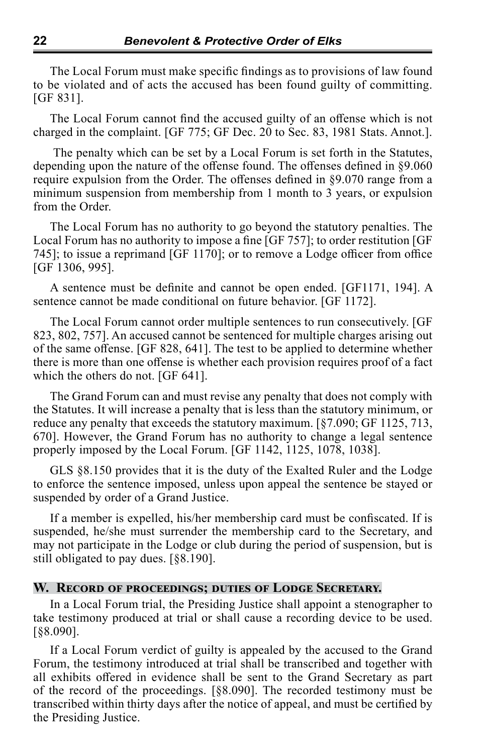The Local Forum must make specific findings as to provisions of law found to be violated and of acts the accused has been found guilty of committing. [GF 831].

The Local Forum cannot find the accused guilty of an offense which is not charged in the complaint. [GF 775; GF Dec. 20 to Sec. 83, 1981 Stats. Annot.].

The penalty which can be set by a Local Forum is set forth in the Statutes, depending upon the nature of the offense found. The offenses defined in §9.060 require expulsion from the Order. The offenses defined in §9.070 range from a minimum suspension from membership from 1 month to 3 years, or expulsion from the Order.

The Local Forum has no authority to go beyond the statutory penalties. The Local Forum has no authority to impose a fine [GF 757]; to order restitution [GF 745]; to issue a reprimand [GF 1170]; or to remove a Lodge officer from office [GF 1306, 995].

A sentence must be definite and cannot be open ended. [GF1171, 194]. A sentence cannot be made conditional on future behavior. [GF 1172].

The Local Forum cannot order multiple sentences to run consecutively. [GF 823, 802, 757]. An accused cannot be sentenced for multiple charges arising out of the same offense. [GF 828, 641]. The test to be applied to determine whether there is more than one offense is whether each provision requires proof of a fact which the others do not. [GF 641].

The Grand Forum can and must revise any penalty that does not comply with the Statutes. It will increase a penalty that is less than the statutory minimum, or reduce any penalty that exceeds the statutory maximum. [§7.090; GF 1125, 713, 670]. However, the Grand Forum has no authority to change a legal sentence properly imposed by the Local Forum. [GF 1142, 1125, 1078, 1038].

GLS §8.150 provides that it is the duty of the Exalted Ruler and the Lodge to enforce the sentence imposed, unless upon appeal the sentence be stayed or suspended by order of a Grand Justice.

If a member is expelled, his/her membership card must be confiscated. If is suspended, he/she must surrender the membership card to the Secretary, and may not participate in the Lodge or club during the period of suspension, but is still obligated to pay dues. [§8.190].

## W. Record of proceedings; duties of Lodge Secretary.

In a Local Forum trial, the Presiding Justice shall appoint a stenographer to take testimony produced at trial or shall cause a recording device to be used. [§8.090].

If a Local Forum verdict of guilty is appealed by the accused to the Grand Forum, the testimony introduced at trial shall be transcribed and together with all exhibits offered in evidence shall be sent to the Grand Secretary as part of the record of the proceedings. [§8.090]. The recorded testimony must be transcribed within thirty days after the notice of appeal, and must be certified by the Presiding Justice.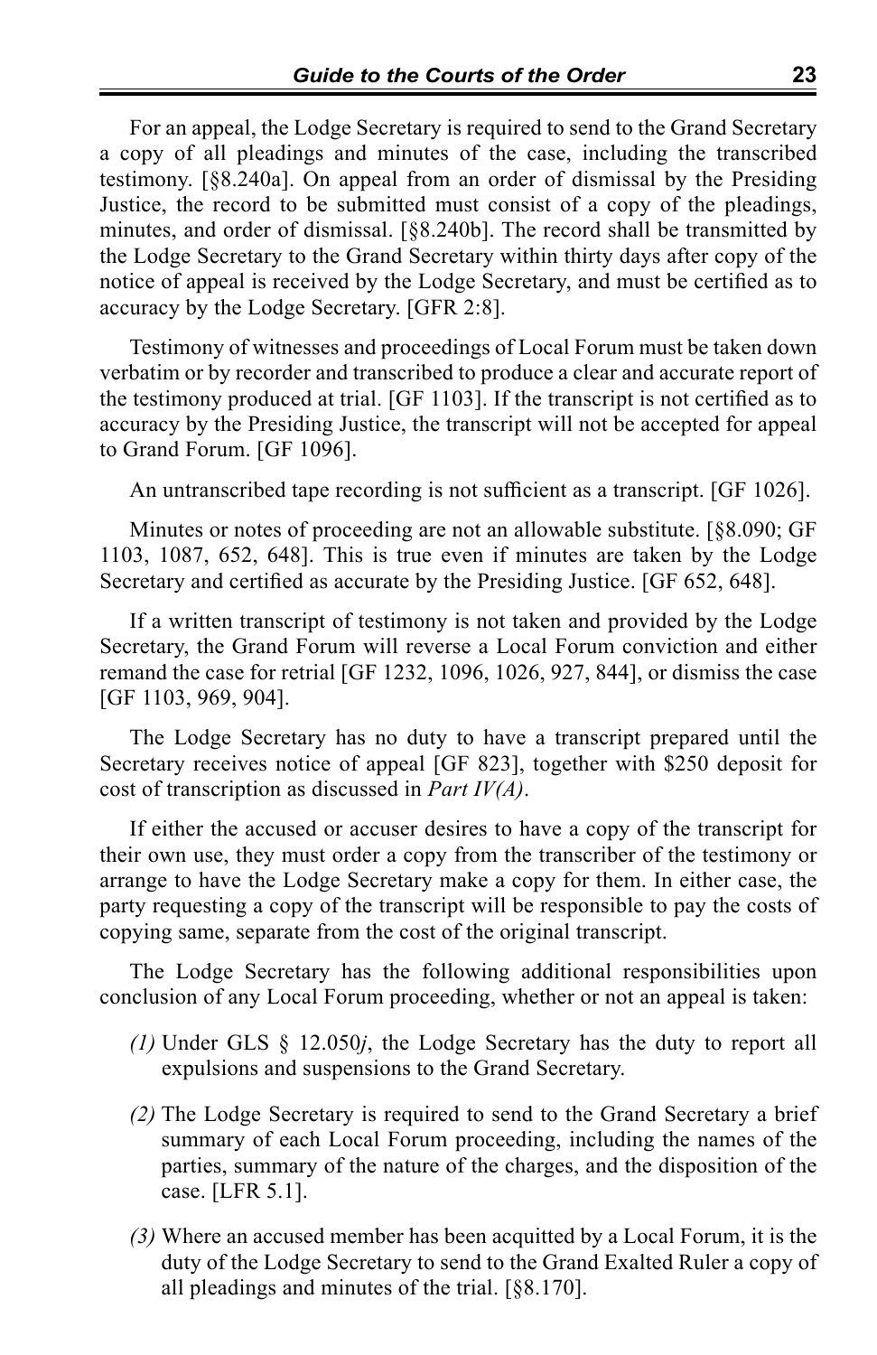For an appeal, the Lodge Secretary is required to send to the Grand Secretary a copy of all pleadings and minutes of the case, including the transcribed testimony. [§8.240a]. On appeal from an order of dismissal by the Presiding Justice, the record to be submitted must consist of a copy of the pleadings, minutes, and order of dismissal. [§8.240b]. The record shall be transmitted by the Lodge Secretary to the Grand Secretary within thirty days after copy of the notice of appeal is received by the Lodge Secretary, and must be certified as to accuracy by the Lodge Secretary. [GFR 2:8].

Testimony of witnesses and proceedings of Local Forum must be taken down verbatim or by recorder and transcribed to produce a clear and accurate report of the testimony produced at trial. [GF 1103]. If the transcript is not certified as to accuracy by the Presiding Justice, the transcript will not be accepted for appeal to Grand Forum. [GF 1096].

An untranscribed tape recording is not sufficient as a transcript. [GF 1026].

Minutes or notes of proceeding are not an allowable substitute. [§8.090; GF 1103, 1087, 652, 648]. This is true even if minutes are taken by the Lodge Secretary and certified as accurate by the Presiding Justice. [GF 652, 648].

If a written transcript of testimony is not taken and provided by the Lodge Secretary, the Grand Forum will reverse a Local Forum conviction and either remand the case for retrial [GF 1232, 1096, 1026, 927, 844], or dismiss the case [GF 1103, 969, 904].

The Lodge Secretary has no duty to have a transcript prepared until the Secretary receives notice of appeal [GF 823], together with $250 deposit for cost of transcription as discussed in *Part IV(A)*.

If either the accused or accuser desires to have a copy of the transcript for their own use, they must order a copy from the transcriber of the testimony or arrange to have the Lodge Secretary make a copy for them. In either case, the party requesting a copy of the transcript will be responsible to pay the costs of copying same, separate from the cost of the original transcript.

The Lodge Secretary has the following additional responsibilities upon conclusion of any Local Forum proceeding, whether or not an appeal is taken:

*(1)* Under GLS § 12.050*j*, the Lodge Secretary has the duty to report all expulsions and suspensions to the Grand Secretary.

*(2)* The Lodge Secretary is required to send to the Grand Secretary a brief summary of each Local Forum proceeding, including the names of the parties, summary of the nature of the charges, and the disposition of the case. [LFR 5.1].

*(3)* Where an accused member has been acquitted by a Local Forum, it is the duty of the Lodge Secretary to send to the Grand Exalted Ruler a copy of all pleadings and minutes of the trial. [§8.170].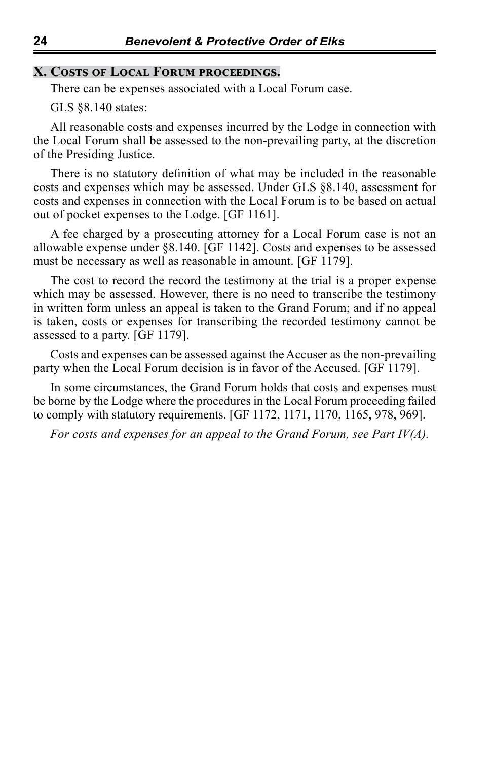## X. Costs of Local Forum proceedings.

There can be expenses associated with a Local Forum case.

GLS §8.140 states:

All reasonable costs and expenses incurred by the Lodge in connection with the Local Forum shall be assessed to the non-prevailing party, at the discretion of the Presiding Justice.

There is no statutory definition of what may be included in the reasonable costs and expenses which may be assessed. Under GLS §8.140, assessment for costs and expenses in connection with the Local Forum is to be based on actual out of pocket expenses to the Lodge. [GF 1161].

A fee charged by a prosecuting attorney for a Local Forum case is not an allowable expense under §8.140. [GF 1142]. Costs and expenses to be assessed must be necessary as well as reasonable in amount. [GF 1179].

The cost to record the record the testimony at the trial is a proper expense which may be assessed. However, there is no need to transcribe the testimony in written form unless an appeal is taken to the Grand Forum; and if no appeal is taken, costs or expenses for transcribing the recorded testimony cannot be assessed to a party. [GF 1179].

Costs and expenses can be assessed against the Accuser as the non-prevailing party when the Local Forum decision is in favor of the Accused. [GF 1179].

In some circumstances, the Grand Forum holds that costs and expenses must be borne by the Lodge where the procedures in the Local Forum proceeding failed to comply with statutory requirements. [GF 1172, 1171, 1170, 1165, 978, 969].

*For costs and expenses for an appeal to the Grand Forum, see Part IV(A).*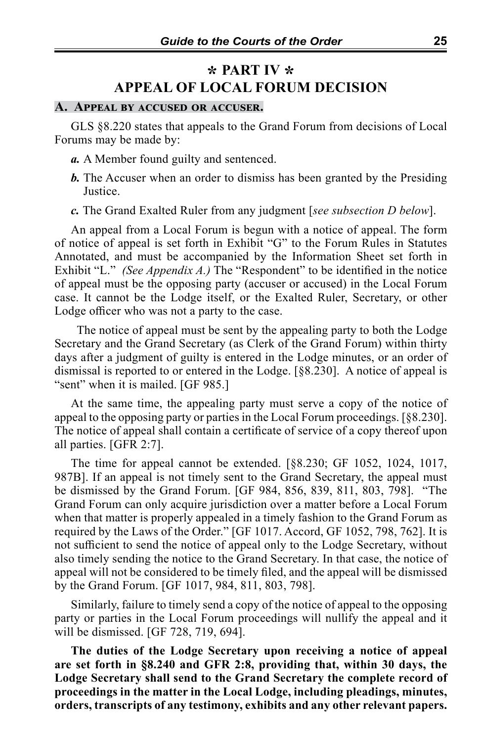# ✲ PART IV ✲
# APPEAL OF LOCAL FORUM DECISION

## A. Appeal by accused or accuser.

GLS §8.220 states that appeals to the Grand Forum from decisions of Local Forums may be made by:

***a.*** A Member found guilty and sentenced.

***b.*** The Accuser when an order to dismiss has been granted by the Presiding Justice.

***c.*** The Grand Exalted Ruler from any judgment [*see subsection D below*].

An appeal from a Local Forum is begun with a notice of appeal. The form of notice of appeal is set forth in Exhibit "G" to the Forum Rules in Statutes Annotated, and must be accompanied by the Information Sheet set forth in Exhibit "L." *(See Appendix A.)* The "Respondent" to be identified in the notice of appeal must be the opposing party (accuser or accused) in the Local Forum case. It cannot be the Lodge itself, or the Exalted Ruler, Secretary, or other Lodge officer who was not a party to the case.

The notice of appeal must be sent by the appealing party to both the Lodge Secretary and the Grand Secretary (as Clerk of the Grand Forum) within thirty days after a judgment of guilty is entered in the Lodge minutes, or an order of dismissal is reported to or entered in the Lodge. [§8.230]. A notice of appeal is "sent" when it is mailed. [GF 985.]

At the same time, the appealing party must serve a copy of the notice of appeal to the opposing party or parties in the Local Forum proceedings. [§8.230]. The notice of appeal shall contain a certificate of service of a copy thereof upon all parties. [GFR 2:7].

The time for appeal cannot be extended. [§8.230; GF 1052, 1024, 1017, 987B]. If an appeal is not timely sent to the Grand Secretary, the appeal must be dismissed by the Grand Forum. [GF 984, 856, 839, 811, 803, 798]. "The Grand Forum can only acquire jurisdiction over a matter before a Local Forum when that matter is properly appealed in a timely fashion to the Grand Forum as required by the Laws of the Order." [GF 1017. Accord, GF 1052, 798, 762]. It is not sufficient to send the notice of appeal only to the Lodge Secretary, without also timely sending the notice to the Grand Secretary. In that case, the notice of appeal will not be considered to be timely filed, and the appeal will be dismissed by the Grand Forum. [GF 1017, 984, 811, 803, 798].

Similarly, failure to timely send a copy of the notice of appeal to the opposing party or parties in the Local Forum proceedings will nullify the appeal and it will be dismissed. [GF 728, 719, 694].

**The duties of the Lodge Secretary upon receiving a notice of appeal are set forth in §8.240 and GFR 2:8, providing that, within 30 days, the Lodge Secretary shall send to the Grand Secretary the complete record of proceedings in the matter in the Local Lodge, including pleadings, minutes, orders, transcripts of any testimony, exhibits and any other relevant papers.**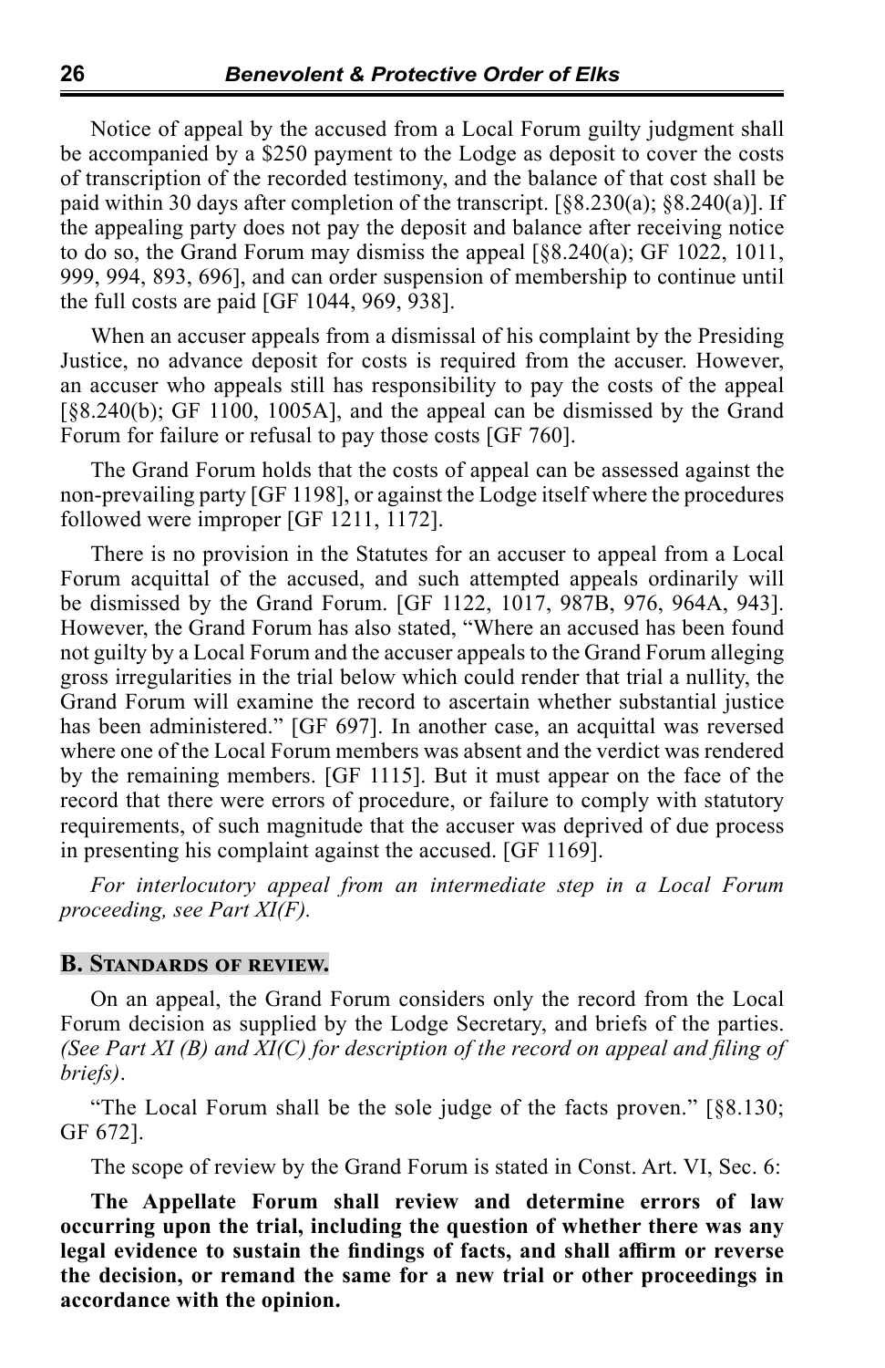Notice of appeal by the accused from a Local Forum guilty judgment shall be accompanied by a $250 payment to the Lodge as deposit to cover the costs of transcription of the recorded testimony, and the balance of that cost shall be paid within 30 days after completion of the transcript. [§8.230(a); §8.240(a)]. If the appealing party does not pay the deposit and balance after receiving notice to do so, the Grand Forum may dismiss the appeal [§8.240(a); GF 1022, 1011, 999, 994, 893, 696], and can order suspension of membership to continue until the full costs are paid [GF 1044, 969, 938].

When an accuser appeals from a dismissal of his complaint by the Presiding Justice, no advance deposit for costs is required from the accuser. However, an accuser who appeals still has responsibility to pay the costs of the appeal [§8.240(b); GF 1100, 1005A], and the appeal can be dismissed by the Grand Forum for failure or refusal to pay those costs [GF 760].

The Grand Forum holds that the costs of appeal can be assessed against the non-prevailing party [GF 1198], or against the Lodge itself where the procedures followed were improper [GF 1211, 1172].

There is no provision in the Statutes for an accuser to appeal from a Local Forum acquittal of the accused, and such attempted appeals ordinarily will be dismissed by the Grand Forum. [GF 1122, 1017, 987B, 976, 964A, 943]. However, the Grand Forum has also stated, "Where an accused has been found not guilty by a Local Forum and the accuser appeals to the Grand Forum alleging gross irregularities in the trial below which could render that trial a nullity, the Grand Forum will examine the record to ascertain whether substantial justice has been administered." [GF 697]. In another case, an acquittal was reversed where one of the Local Forum members was absent and the verdict was rendered by the remaining members. [GF 1115]. But it must appear on the face of the record that there were errors of procedure, or failure to comply with statutory requirements, of such magnitude that the accuser was deprived of due process in presenting his complaint against the accused. [GF 1169].

*For interlocutory appeal from an intermediate step in a Local Forum proceeding, see Part XI(F).*

## B. Standards of review.

On an appeal, the Grand Forum considers only the record from the Local Forum decision as supplied by the Lodge Secretary, and briefs of the parties. *(See Part XI (B) and XI(C) for description of the record on appeal and filing of briefs)*.

"The Local Forum shall be the sole judge of the facts proven." [§8.130; GF 672].

The scope of review by the Grand Forum is stated in Const. Art. VI, Sec. 6:

**The Appellate Forum shall review and determine errors of law occurring upon the trial, including the question of whether there was any legal evidence to sustain the findings of facts, and shall affirm or reverse the decision, or remand the same for a new trial or other proceedings in accordance with the opinion.**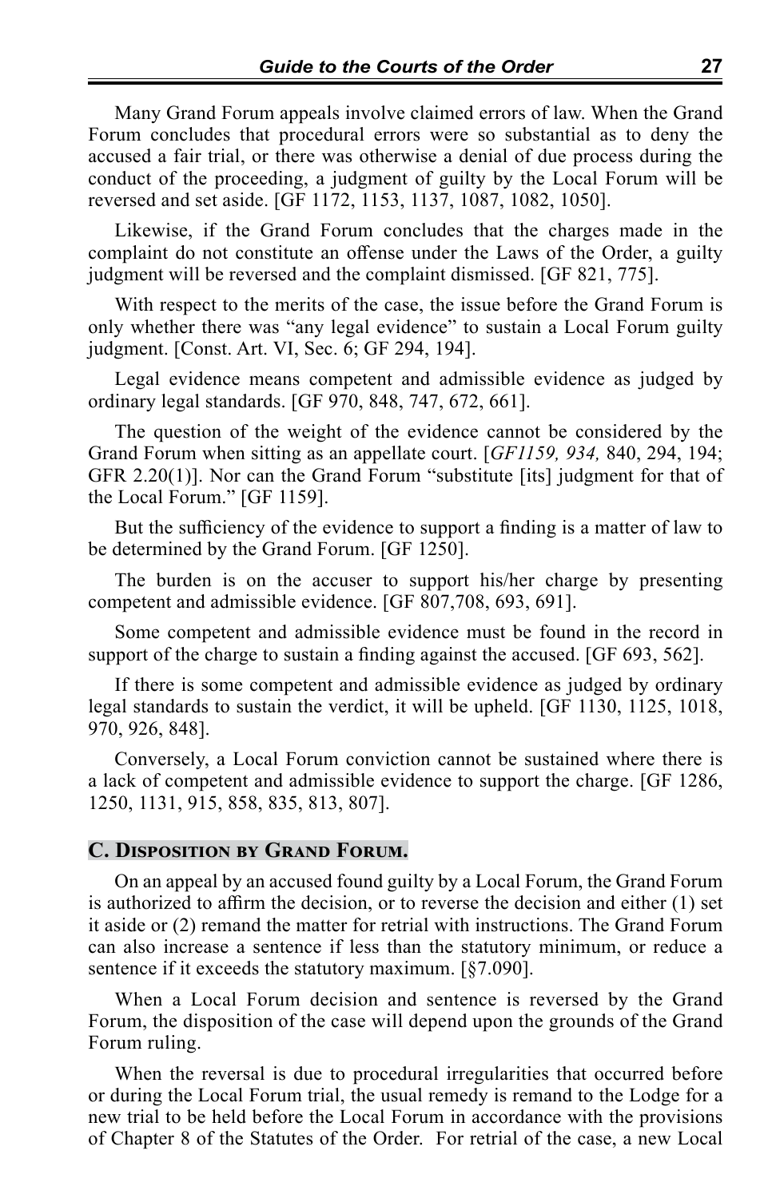Many Grand Forum appeals involve claimed errors of law. When the Grand Forum concludes that procedural errors were so substantial as to deny the accused a fair trial, or there was otherwise a denial of due process during the conduct of the proceeding, a judgment of guilty by the Local Forum will be reversed and set aside. [GF 1172, 1153, 1137, 1087, 1082, 1050].

Likewise, if the Grand Forum concludes that the charges made in the complaint do not constitute an offense under the Laws of the Order, a guilty judgment will be reversed and the complaint dismissed. [GF 821, 775].

With respect to the merits of the case, the issue before the Grand Forum is only whether there was "any legal evidence" to sustain a Local Forum guilty judgment. [Const. Art. VI, Sec. 6; GF 294, 194].

Legal evidence means competent and admissible evidence as judged by ordinary legal standards. [GF 970, 848, 747, 672, 661].

The question of the weight of the evidence cannot be considered by the Grand Forum when sitting as an appellate court. [*GF1159, 934,* 840, 294, 194; GFR 2.20(1)]. Nor can the Grand Forum "substitute [its] judgment for that of the Local Forum." [GF 1159].

But the sufficiency of the evidence to support a finding is a matter of law to be determined by the Grand Forum. [GF 1250].

The burden is on the accuser to support his/her charge by presenting competent and admissible evidence. [GF 807,708, 693, 691].

Some competent and admissible evidence must be found in the record in support of the charge to sustain a finding against the accused. [GF 693, 562].

If there is some competent and admissible evidence as judged by ordinary legal standards to sustain the verdict, it will be upheld. [GF 1130, 1125, 1018, 970, 926, 848].

Conversely, a Local Forum conviction cannot be sustained where there is a lack of competent and admissible evidence to support the charge. [GF 1286, 1250, 1131, 915, 858, 835, 813, 807].

## C. Disposition by Grand Forum.

On an appeal by an accused found guilty by a Local Forum, the Grand Forum is authorized to affirm the decision, or to reverse the decision and either (1) set it aside or (2) remand the matter for retrial with instructions. The Grand Forum can also increase a sentence if less than the statutory minimum, or reduce a sentence if it exceeds the statutory maximum. [§7.090].

When a Local Forum decision and sentence is reversed by the Grand Forum, the disposition of the case will depend upon the grounds of the Grand Forum ruling.

When the reversal is due to procedural irregularities that occurred before or during the Local Forum trial, the usual remedy is remand to the Lodge for a new trial to be held before the Local Forum in accordance with the provisions of Chapter 8 of the Statutes of the Order. For retrial of the case, a new Local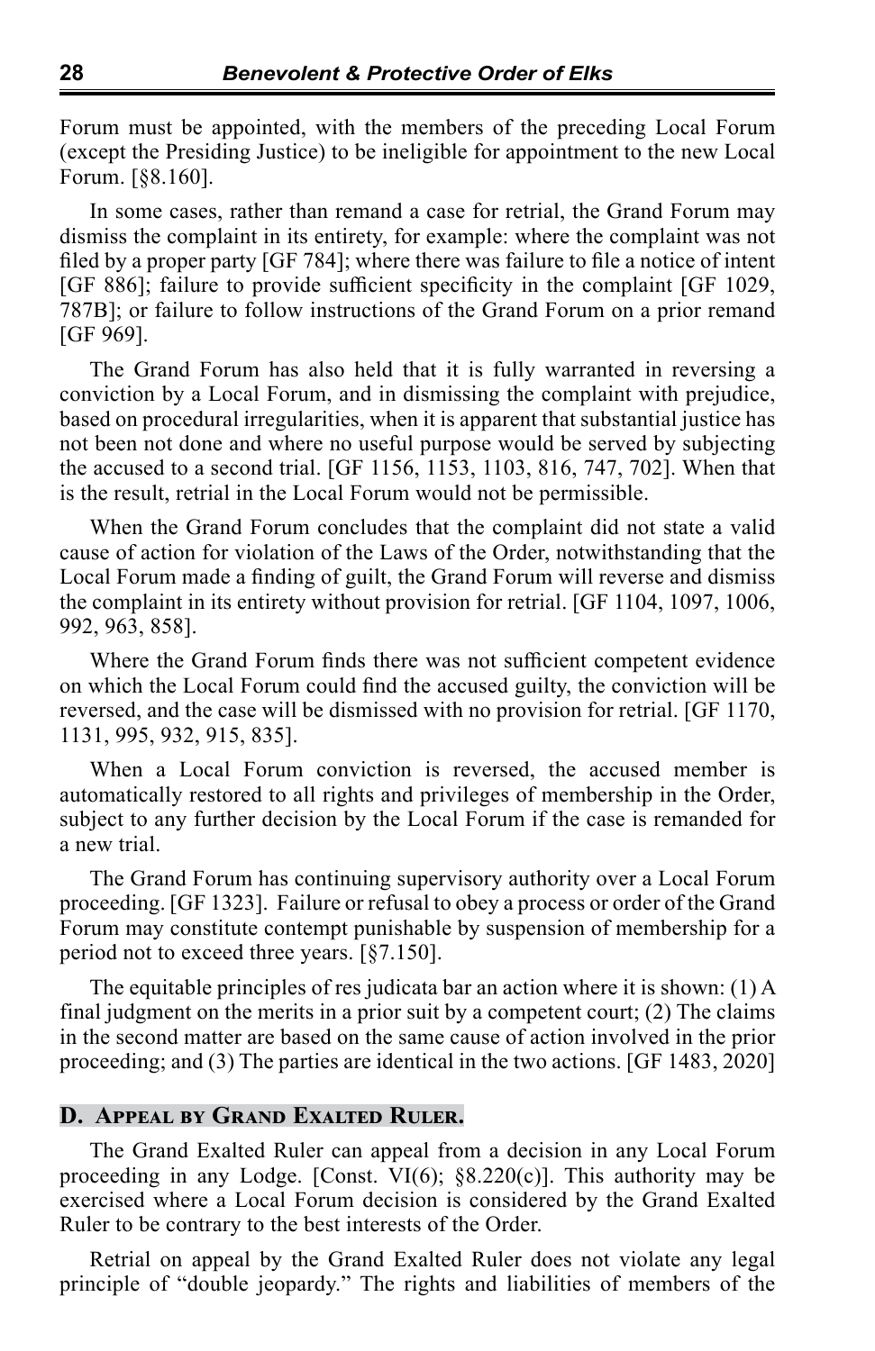Forum must be appointed, with the members of the preceding Local Forum (except the Presiding Justice) to be ineligible for appointment to the new Local Forum. [§8.160].

In some cases, rather than remand a case for retrial, the Grand Forum may dismiss the complaint in its entirety, for example: where the complaint was not filed by a proper party [GF 784]; where there was failure to file a notice of intent [GF 886]; failure to provide sufficient specificity in the complaint [GF 1029, 787B]; or failure to follow instructions of the Grand Forum on a prior remand [GF 969].

The Grand Forum has also held that it is fully warranted in reversing a conviction by a Local Forum, and in dismissing the complaint with prejudice, based on procedural irregularities, when it is apparent that substantial justice has not been not done and where no useful purpose would be served by subjecting the accused to a second trial. [GF 1156, 1153, 1103, 816, 747, 702]. When that is the result, retrial in the Local Forum would not be permissible.

When the Grand Forum concludes that the complaint did not state a valid cause of action for violation of the Laws of the Order, notwithstanding that the Local Forum made a finding of guilt, the Grand Forum will reverse and dismiss the complaint in its entirety without provision for retrial. [GF 1104, 1097, 1006, 992, 963, 858].

Where the Grand Forum finds there was not sufficient competent evidence on which the Local Forum could find the accused guilty, the conviction will be reversed, and the case will be dismissed with no provision for retrial. [GF 1170, 1131, 995, 932, 915, 835].

When a Local Forum conviction is reversed, the accused member is automatically restored to all rights and privileges of membership in the Order, subject to any further decision by the Local Forum if the case is remanded for a new trial.

The Grand Forum has continuing supervisory authority over a Local Forum proceeding. [GF 1323]. Failure or refusal to obey a process or order of the Grand Forum may constitute contempt punishable by suspension of membership for a period not to exceed three years. [§7.150].

The equitable principles of res judicata bar an action where it is shown: (1) A final judgment on the merits in a prior suit by a competent court; (2) The claims in the second matter are based on the same cause of action involved in the prior proceeding; and (3) The parties are identical in the two actions. [GF 1483, 2020]

## D. Appeal by Grand Exalted Ruler.

The Grand Exalted Ruler can appeal from a decision in any Local Forum proceeding in any Lodge. [Const. VI(6); §8.220(c)]. This authority may be exercised where a Local Forum decision is considered by the Grand Exalted Ruler to be contrary to the best interests of the Order.

Retrial on appeal by the Grand Exalted Ruler does not violate any legal principle of "double jeopardy." The rights and liabilities of members of the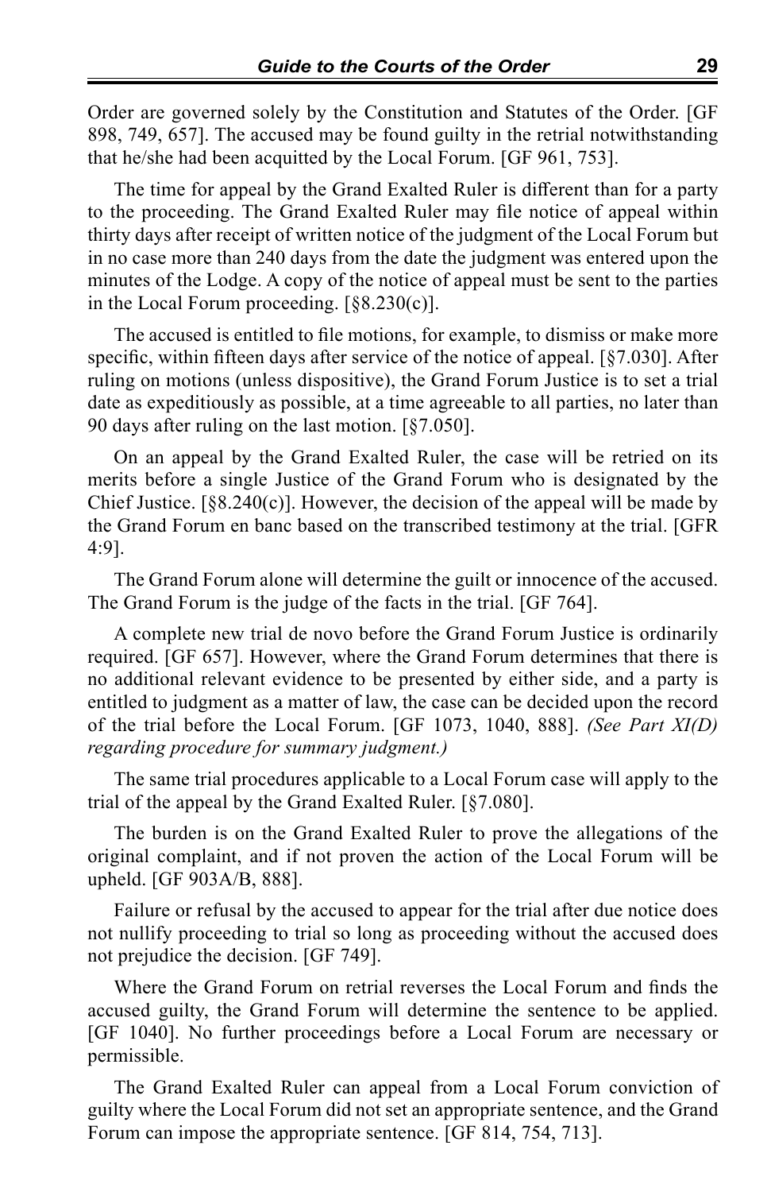Order are governed solely by the Constitution and Statutes of the Order. [GF 898, 749, 657]. The accused may be found guilty in the retrial notwithstanding that he/she had been acquitted by the Local Forum. [GF 961, 753].

The time for appeal by the Grand Exalted Ruler is different than for a party to the proceeding. The Grand Exalted Ruler may file notice of appeal within thirty days after receipt of written notice of the judgment of the Local Forum but in no case more than 240 days from the date the judgment was entered upon the minutes of the Lodge. A copy of the notice of appeal must be sent to the parties in the Local Forum proceeding. [§8.230(c)].

The accused is entitled to file motions, for example, to dismiss or make more specific, within fifteen days after service of the notice of appeal. [§7.030]. After ruling on motions (unless dispositive), the Grand Forum Justice is to set a trial date as expeditiously as possible, at a time agreeable to all parties, no later than 90 days after ruling on the last motion. [§7.050].

On an appeal by the Grand Exalted Ruler, the case will be retried on its merits before a single Justice of the Grand Forum who is designated by the Chief Justice. [§8.240(c)]. However, the decision of the appeal will be made by the Grand Forum en banc based on the transcribed testimony at the trial. [GFR 4:9].

The Grand Forum alone will determine the guilt or innocence of the accused. The Grand Forum is the judge of the facts in the trial. [GF 764].

A complete new trial de novo before the Grand Forum Justice is ordinarily required. [GF 657]. However, where the Grand Forum determines that there is no additional relevant evidence to be presented by either side, and a party is entitled to judgment as a matter of law, the case can be decided upon the record of the trial before the Local Forum. [GF 1073, 1040, 888]. *(See Part XI(D) regarding procedure for summary judgment.)*

The same trial procedures applicable to a Local Forum case will apply to the trial of the appeal by the Grand Exalted Ruler. [§7.080].

The burden is on the Grand Exalted Ruler to prove the allegations of the original complaint, and if not proven the action of the Local Forum will be upheld. [GF 903A/B, 888].

Failure or refusal by the accused to appear for the trial after due notice does not nullify proceeding to trial so long as proceeding without the accused does not prejudice the decision. [GF 749].

Where the Grand Forum on retrial reverses the Local Forum and finds the accused guilty, the Grand Forum will determine the sentence to be applied. [GF 1040]. No further proceedings before a Local Forum are necessary or permissible.

The Grand Exalted Ruler can appeal from a Local Forum conviction of guilty where the Local Forum did not set an appropriate sentence, and the Grand Forum can impose the appropriate sentence. [GF 814, 754, 713].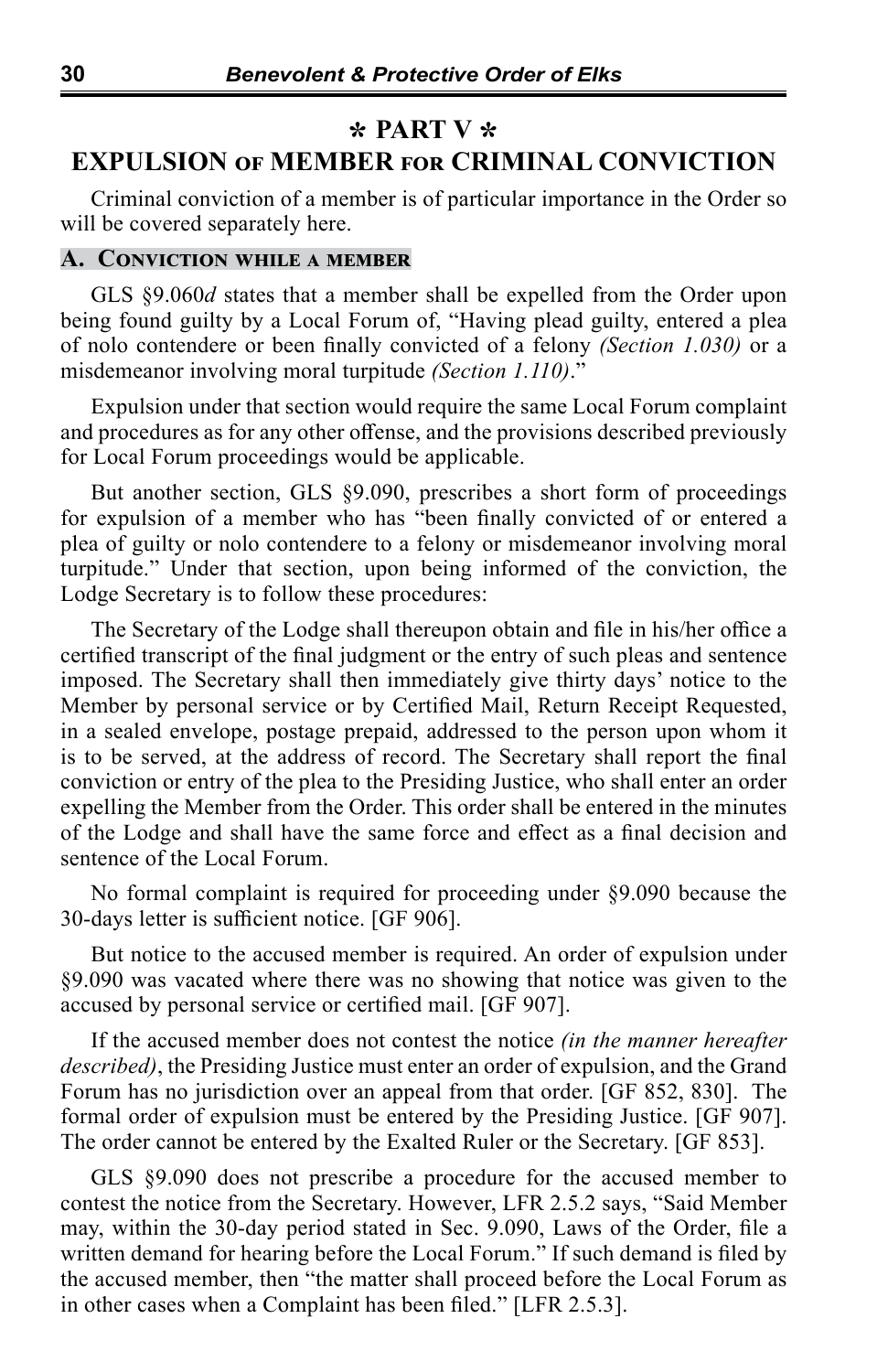## ✲ PART V ✲
## EXPULSION OF MEMBER FOR CRIMINAL CONVICTION

Criminal conviction of a member is of particular importance in the Order so will be covered separately here.

### A. Conviction while a member

GLS §9.060*d* states that a member shall be expelled from the Order upon being found guilty by a Local Forum of, "Having plead guilty, entered a plea of nolo contendere or been finally convicted of a felony *(Section 1.030)* or a misdemeanor involving moral turpitude *(Section 1.110)*."

Expulsion under that section would require the same Local Forum complaint and procedures as for any other offense, and the provisions described previously for Local Forum proceedings would be applicable.

But another section, GLS §9.090, prescribes a short form of proceedings for expulsion of a member who has "been finally convicted of or entered a plea of guilty or nolo contendere to a felony or misdemeanor involving moral turpitude." Under that section, upon being informed of the conviction, the Lodge Secretary is to follow these procedures:

The Secretary of the Lodge shall thereupon obtain and file in his/her office a certified transcript of the final judgment or the entry of such pleas and sentence imposed. The Secretary shall then immediately give thirty days' notice to the Member by personal service or by Certified Mail, Return Receipt Requested, in a sealed envelope, postage prepaid, addressed to the person upon whom it is to be served, at the address of record. The Secretary shall report the final conviction or entry of the plea to the Presiding Justice, who shall enter an order expelling the Member from the Order. This order shall be entered in the minutes of the Lodge and shall have the same force and effect as a final decision and sentence of the Local Forum.

No formal complaint is required for proceeding under §9.090 because the 30-days letter is sufficient notice. [GF 906].

But notice to the accused member is required. An order of expulsion under §9.090 was vacated where there was no showing that notice was given to the accused by personal service or certified mail. [GF 907].

If the accused member does not contest the notice *(in the manner hereafter described)*, the Presiding Justice must enter an order of expulsion, and the Grand Forum has no jurisdiction over an appeal from that order. [GF 852, 830]. The formal order of expulsion must be entered by the Presiding Justice. [GF 907]. The order cannot be entered by the Exalted Ruler or the Secretary. [GF 853].

GLS §9.090 does not prescribe a procedure for the accused member to contest the notice from the Secretary. However, LFR 2.5.2 says, "Said Member may, within the 30-day period stated in Sec. 9.090, Laws of the Order, file a written demand for hearing before the Local Forum." If such demand is filed by the accused member, then "the matter shall proceed before the Local Forum as in other cases when a Complaint has been filed." [LFR 2.5.3].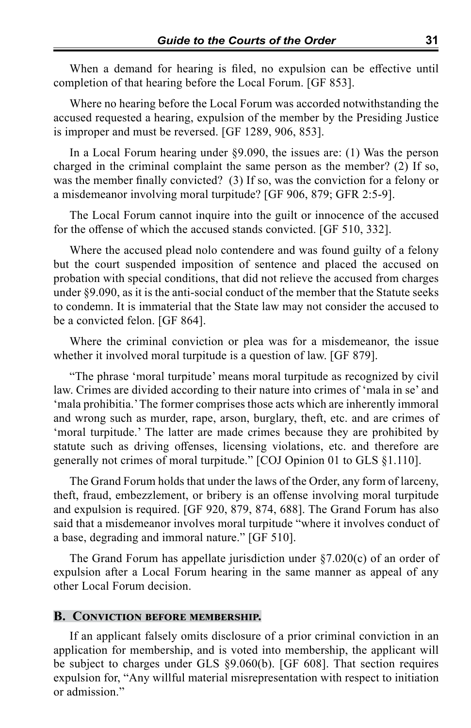When a demand for hearing is filed, no expulsion can be effective until completion of that hearing before the Local Forum. [GF 853].

Where no hearing before the Local Forum was accorded notwithstanding the accused requested a hearing, expulsion of the member by the Presiding Justice is improper and must be reversed. [GF 1289, 906, 853].

In a Local Forum hearing under §9.090, the issues are: (1) Was the person charged in the criminal complaint the same person as the member? (2) If so, was the member finally convicted? (3) If so, was the conviction for a felony or a misdemeanor involving moral turpitude? [GF 906, 879; GFR 2:5-9].

The Local Forum cannot inquire into the guilt or innocence of the accused for the offense of which the accused stands convicted. [GF 510, 332].

Where the accused plead nolo contendere and was found guilty of a felony but the court suspended imposition of sentence and placed the accused on probation with special conditions, that did not relieve the accused from charges under §9.090, as it is the anti-social conduct of the member that the Statute seeks to condemn. It is immaterial that the State law may not consider the accused to be a convicted felon. [GF 864].

Where the criminal conviction or plea was for a misdemeanor, the issue whether it involved moral turpitude is a question of law. [GF 879].

"The phrase 'moral turpitude' means moral turpitude as recognized by civil law. Crimes are divided according to their nature into crimes of 'mala in se' and 'mala prohibitia.' The former comprises those acts which are inherently immoral and wrong such as murder, rape, arson, burglary, theft, etc. and are crimes of 'moral turpitude.' The latter are made crimes because they are prohibited by statute such as driving offenses, licensing violations, etc. and therefore are generally not crimes of moral turpitude." [COJ Opinion 01 to GLS §1.110].

The Grand Forum holds that under the laws of the Order, any form of larceny, theft, fraud, embezzlement, or bribery is an offense involving moral turpitude and expulsion is required. [GF 920, 879, 874, 688]. The Grand Forum has also said that a misdemeanor involves moral turpitude "where it involves conduct of a base, degrading and immoral nature." [GF 510].

The Grand Forum has appellate jurisdiction under §7.020(c) of an order of expulsion after a Local Forum hearing in the same manner as appeal of any other Local Forum decision.

## B. Conviction before membership.

If an applicant falsely omits disclosure of a prior criminal conviction in an application for membership, and is voted into membership, the applicant will be subject to charges under GLS §9.060(b). [GF 608]. That section requires expulsion for, "Any willful material misrepresentation with respect to initiation or admission."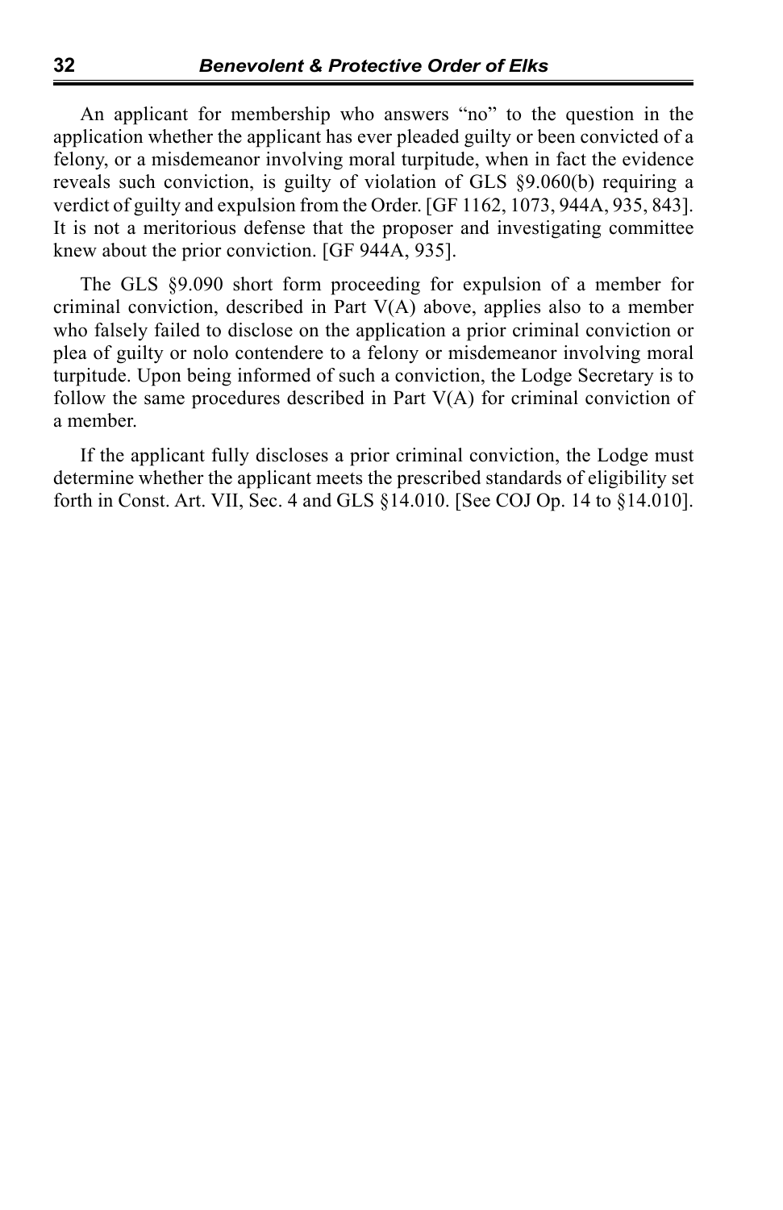An applicant for membership who answers "no" to the question in the application whether the applicant has ever pleaded guilty or been convicted of a felony, or a misdemeanor involving moral turpitude, when in fact the evidence reveals such conviction, is guilty of violation of GLS §9.060(b) requiring a verdict of guilty and expulsion from the Order. [GF 1162, 1073, 944A, 935, 843]. It is not a meritorious defense that the proposer and investigating committee knew about the prior conviction. [GF 944A, 935].

The GLS §9.090 short form proceeding for expulsion of a member for criminal conviction, described in Part V(A) above, applies also to a member who falsely failed to disclose on the application a prior criminal conviction or plea of guilty or nolo contendere to a felony or misdemeanor involving moral turpitude. Upon being informed of such a conviction, the Lodge Secretary is to follow the same procedures described in Part V(A) for criminal conviction of a member.

If the applicant fully discloses a prior criminal conviction, the Lodge must determine whether the applicant meets the prescribed standards of eligibility set forth in Const. Art. VII, Sec. 4 and GLS §14.010. [See COJ Op. 14 to §14.010].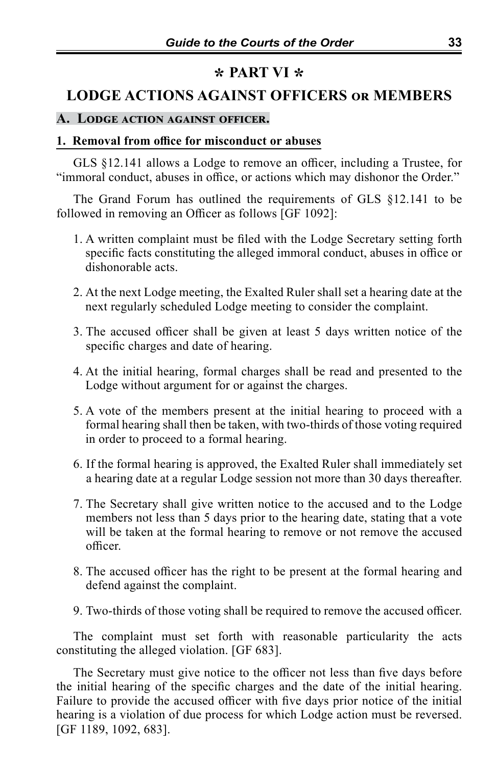# ✻ PART VI ✻

# LODGE ACTIONS AGAINST OFFICERS OR MEMBERS

## A. LODGE ACTION AGAINST OFFICER.

### 1. Removal from office for misconduct or abuses

GLS §12.141 allows a Lodge to remove an officer, including a Trustee, for "immoral conduct, abuses in office, or actions which may dishonor the Order."

The Grand Forum has outlined the requirements of GLS §12.141 to be followed in removing an Officer as follows [GF 1092]:

1. A written complaint must be filed with the Lodge Secretary setting forth specific facts constituting the alleged immoral conduct, abuses in office or dishonorable acts.

2. At the next Lodge meeting, the Exalted Ruler shall set a hearing date at the next regularly scheduled Lodge meeting to consider the complaint.

3. The accused officer shall be given at least 5 days written notice of the specific charges and date of hearing.

4. At the initial hearing, formal charges shall be read and presented to the Lodge without argument for or against the charges.

5. A vote of the members present at the initial hearing to proceed with a formal hearing shall then be taken, with two-thirds of those voting required in order to proceed to a formal hearing.

6. If the formal hearing is approved, the Exalted Ruler shall immediately set a hearing date at a regular Lodge session not more than 30 days thereafter.

7. The Secretary shall give written notice to the accused and to the Lodge members not less than 5 days prior to the hearing date, stating that a vote will be taken at the formal hearing to remove or not remove the accused officer.

8. The accused officer has the right to be present at the formal hearing and defend against the complaint.

9. Two-thirds of those voting shall be required to remove the accused officer.

The complaint must set forth with reasonable particularity the acts constituting the alleged violation. [GF 683].

The Secretary must give notice to the officer not less than five days before the initial hearing of the specific charges and the date of the initial hearing. Failure to provide the accused officer with five days prior notice of the initial hearing is a violation of due process for which Lodge action must be reversed. [GF 1189, 1092, 683].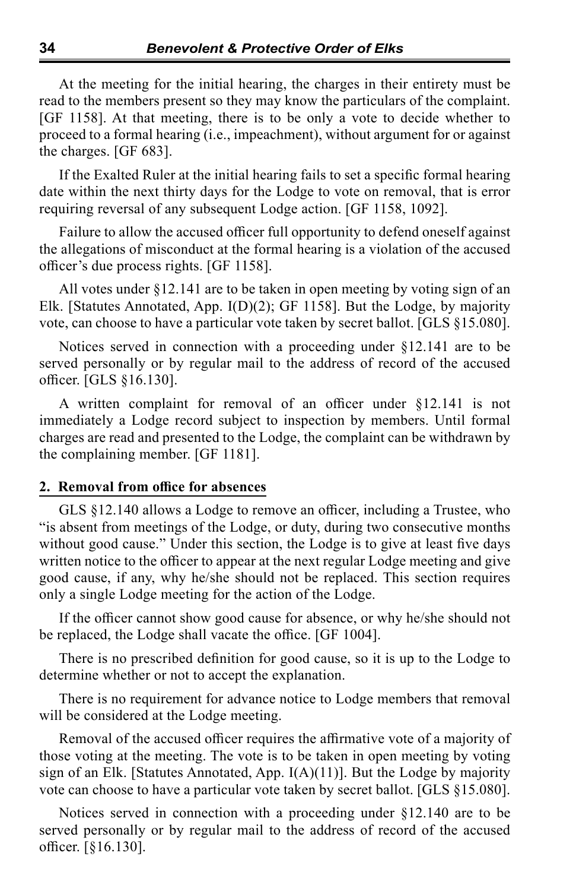At the meeting for the initial hearing, the charges in their entirety must be read to the members present so they may know the particulars of the complaint. [GF 1158]. At that meeting, there is to be only a vote to decide whether to proceed to a formal hearing (i.e., impeachment), without argument for or against the charges. [GF 683].

If the Exalted Ruler at the initial hearing fails to set a specific formal hearing date within the next thirty days for the Lodge to vote on removal, that is error requiring reversal of any subsequent Lodge action. [GF 1158, 1092].

Failure to allow the accused officer full opportunity to defend oneself against the allegations of misconduct at the formal hearing is a violation of the accused officer's due process rights. [GF 1158].

All votes under §12.141 are to be taken in open meeting by voting sign of an Elk. [Statutes Annotated, App. I(D)(2); GF 1158]. But the Lodge, by majority vote, can choose to have a particular vote taken by secret ballot. [GLS §15.080].

Notices served in connection with a proceeding under §12.141 are to be served personally or by regular mail to the address of record of the accused officer. [GLS §16.130].

A written complaint for removal of an officer under §12.141 is not immediately a Lodge record subject to inspection by members. Until formal charges are read and presented to the Lodge, the complaint can be withdrawn by the complaining member. [GF 1181].

## 2. Removal from office for absences

GLS §12.140 allows a Lodge to remove an officer, including a Trustee, who "is absent from meetings of the Lodge, or duty, during two consecutive months without good cause." Under this section, the Lodge is to give at least five days written notice to the officer to appear at the next regular Lodge meeting and give good cause, if any, why he/she should not be replaced. This section requires only a single Lodge meeting for the action of the Lodge.

If the officer cannot show good cause for absence, or why he/she should not be replaced, the Lodge shall vacate the office. [GF 1004].

There is no prescribed definition for good cause, so it is up to the Lodge to determine whether or not to accept the explanation.

There is no requirement for advance notice to Lodge members that removal will be considered at the Lodge meeting.

Removal of the accused officer requires the affirmative vote of a majority of those voting at the meeting. The vote is to be taken in open meeting by voting sign of an Elk. [Statutes Annotated, App. I(A)(11)]. But the Lodge by majority vote can choose to have a particular vote taken by secret ballot. [GLS §15.080].

Notices served in connection with a proceeding under §12.140 are to be served personally or by regular mail to the address of record of the accused officer. [§16.130].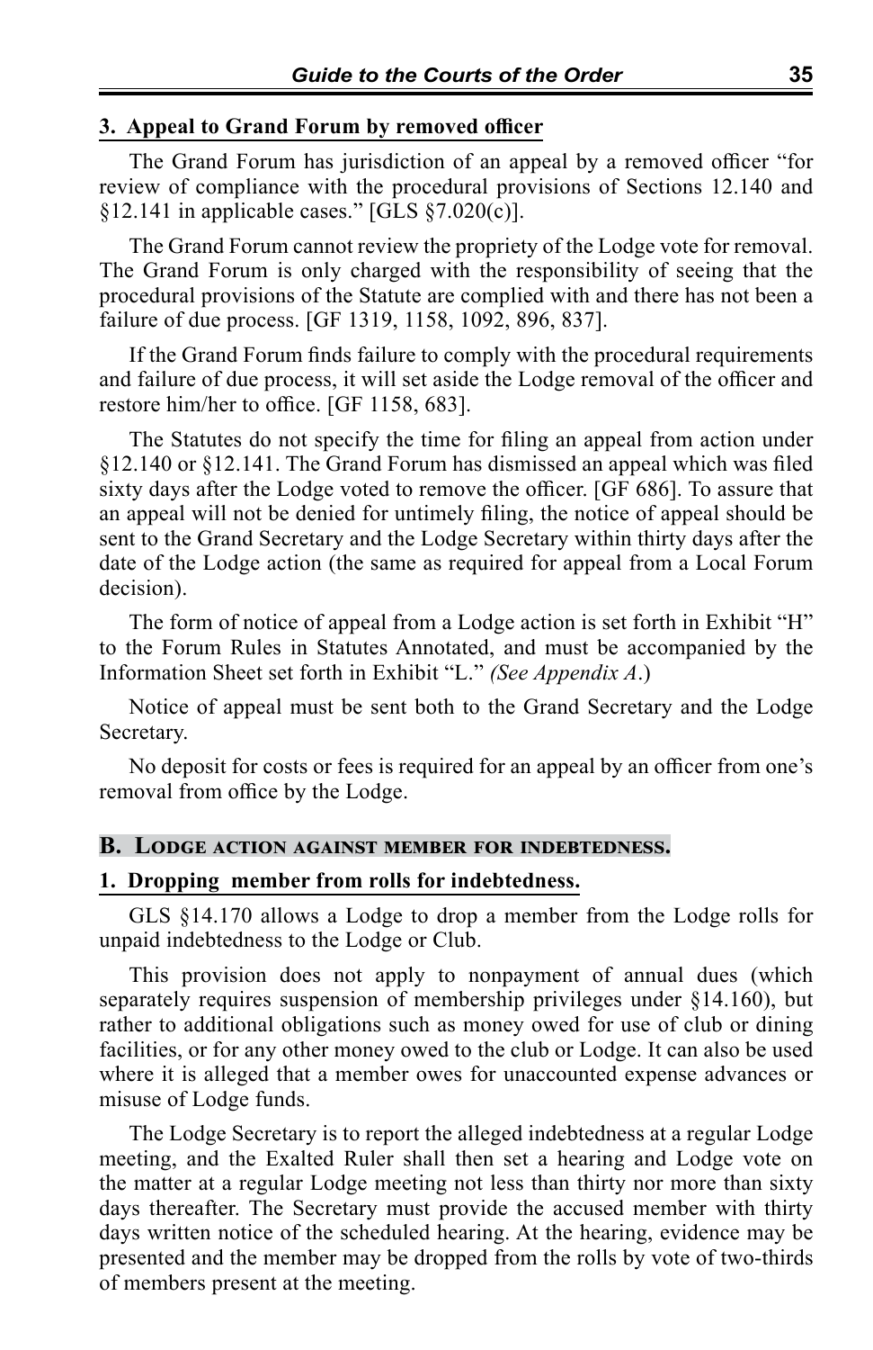### 3. Appeal to Grand Forum by removed officer

The Grand Forum has jurisdiction of an appeal by a removed officer "for review of compliance with the procedural provisions of Sections 12.140 and §12.141 in applicable cases." [GLS §7.020(c)].

The Grand Forum cannot review the propriety of the Lodge vote for removal. The Grand Forum is only charged with the responsibility of seeing that the procedural provisions of the Statute are complied with and there has not been a failure of due process. [GF 1319, 1158, 1092, 896, 837].

If the Grand Forum finds failure to comply with the procedural requirements and failure of due process, it will set aside the Lodge removal of the officer and restore him/her to office. [GF 1158, 683].

The Statutes do not specify the time for filing an appeal from action under §12.140 or §12.141. The Grand Forum has dismissed an appeal which was filed sixty days after the Lodge voted to remove the officer. [GF 686]. To assure that an appeal will not be denied for untimely filing, the notice of appeal should be sent to the Grand Secretary and the Lodge Secretary within thirty days after the date of the Lodge action (the same as required for appeal from a Local Forum decision).

The form of notice of appeal from a Lodge action is set forth in Exhibit "H" to the Forum Rules in Statutes Annotated, and must be accompanied by the Information Sheet set forth in Exhibit "L." *(See Appendix A.)*

Notice of appeal must be sent both to the Grand Secretary and the Lodge Secretary.

No deposit for costs or fees is required for an appeal by an officer from one's removal from office by the Lodge.

## B. Lodge action against member for indebtedness.

### 1. Dropping member from rolls for indebtedness.

GLS §14.170 allows a Lodge to drop a member from the Lodge rolls for unpaid indebtedness to the Lodge or Club.

This provision does not apply to nonpayment of annual dues (which separately requires suspension of membership privileges under §14.160), but rather to additional obligations such as money owed for use of club or dining facilities, or for any other money owed to the club or Lodge. It can also be used where it is alleged that a member owes for unaccounted expense advances or misuse of Lodge funds.

The Lodge Secretary is to report the alleged indebtedness at a regular Lodge meeting, and the Exalted Ruler shall then set a hearing and Lodge vote on the matter at a regular Lodge meeting not less than thirty nor more than sixty days thereafter. The Secretary must provide the accused member with thirty days written notice of the scheduled hearing. At the hearing, evidence may be presented and the member may be dropped from the rolls by vote of two-thirds of members present at the meeting.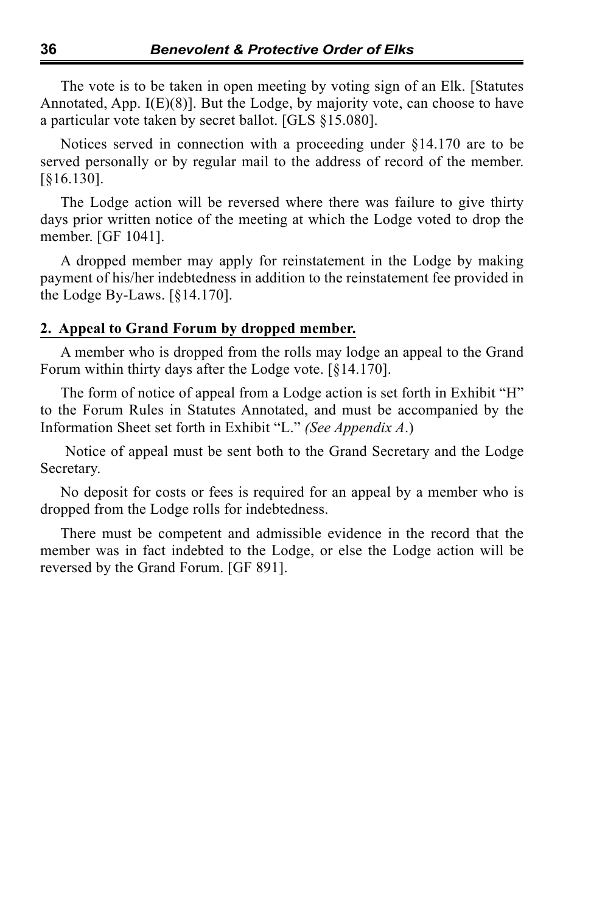The vote is to be taken in open meeting by voting sign of an Elk. [Statutes Annotated, App. I(E)(8)]. But the Lodge, by majority vote, can choose to have a particular vote taken by secret ballot. [GLS §15.080].

Notices served in connection with a proceeding under §14.170 are to be served personally or by regular mail to the address of record of the member. [§16.130].

The Lodge action will be reversed where there was failure to give thirty days prior written notice of the meeting at which the Lodge voted to drop the member. [GF 1041].

A dropped member may apply for reinstatement in the Lodge by making payment of his/her indebtedness in addition to the reinstatement fee provided in the Lodge By-Laws. [§14.170].

**2. Appeal to Grand Forum by dropped member.**

A member who is dropped from the rolls may lodge an appeal to the Grand Forum within thirty days after the Lodge vote. [§14.170].

The form of notice of appeal from a Lodge action is set forth in Exhibit "H" to the Forum Rules in Statutes Annotated, and must be accompanied by the Information Sheet set forth in Exhibit "L." *(See Appendix A.)*

Notice of appeal must be sent both to the Grand Secretary and the Lodge Secretary.

No deposit for costs or fees is required for an appeal by a member who is dropped from the Lodge rolls for indebtedness.

There must be competent and admissible evidence in the record that the member was in fact indebted to the Lodge, or else the Lodge action will be reversed by the Grand Forum. [GF 891].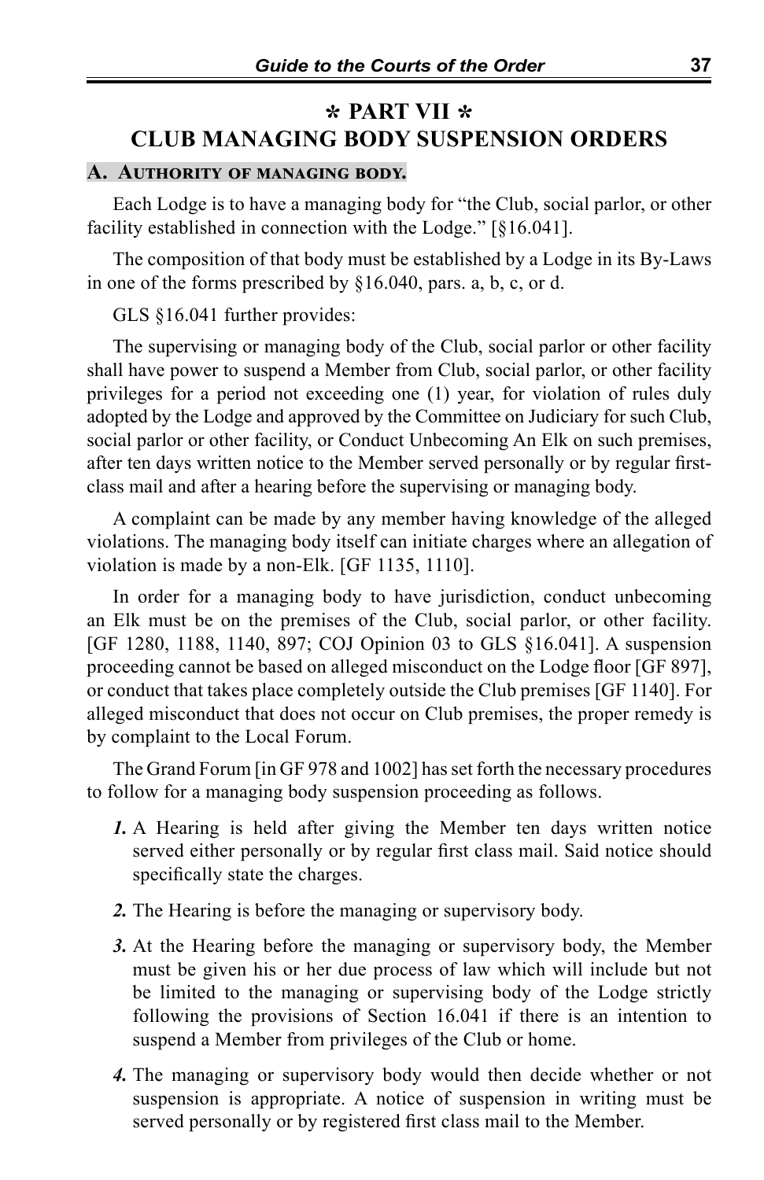# ⁎ PART VII ⁎
# CLUB MANAGING BODY SUSPENSION ORDERS

## A. Authority of managing body.

Each Lodge is to have a managing body for "the Club, social parlor, or other facility established in connection with the Lodge." [§16.041].

The composition of that body must be established by a Lodge in its By-Laws in one of the forms prescribed by §16.040, pars. a, b, c, or d.

GLS §16.041 further provides:

The supervising or managing body of the Club, social parlor or other facility shall have power to suspend a Member from Club, social parlor, or other facility privileges for a period not exceeding one (1) year, for violation of rules duly adopted by the Lodge and approved by the Committee on Judiciary for such Club, social parlor or other facility, or Conduct Unbecoming An Elk on such premises, after ten days written notice to the Member served personally or by regular first-class mail and after a hearing before the supervising or managing body.

A complaint can be made by any member having knowledge of the alleged violations. The managing body itself can initiate charges where an allegation of violation is made by a non-Elk. [GF 1135, 1110].

In order for a managing body to have jurisdiction, conduct unbecoming an Elk must be on the premises of the Club, social parlor, or other facility. [GF 1280, 1188, 1140, 897; COJ Opinion 03 to GLS §16.041]. A suspension proceeding cannot be based on alleged misconduct on the Lodge floor [GF 897], or conduct that takes place completely outside the Club premises [GF 1140]. For alleged misconduct that does not occur on Club premises, the proper remedy is by complaint to the Local Forum.

The Grand Forum [in GF 978 and 1002] has set forth the necessary procedures to follow for a managing body suspension proceeding as follows.

***1.*** A Hearing is held after giving the Member ten days written notice served either personally or by regular first class mail. Said notice should specifically state the charges.

***2.*** The Hearing is before the managing or supervisory body.

***3.*** At the Hearing before the managing or supervisory body, the Member must be given his or her due process of law which will include but not be limited to the managing or supervising body of the Lodge strictly following the provisions of Section 16.041 if there is an intention to suspend a Member from privileges of the Club or home.

***4.*** The managing or supervisory body would then decide whether or not suspension is appropriate. A notice of suspension in writing must be served personally or by registered first class mail to the Member.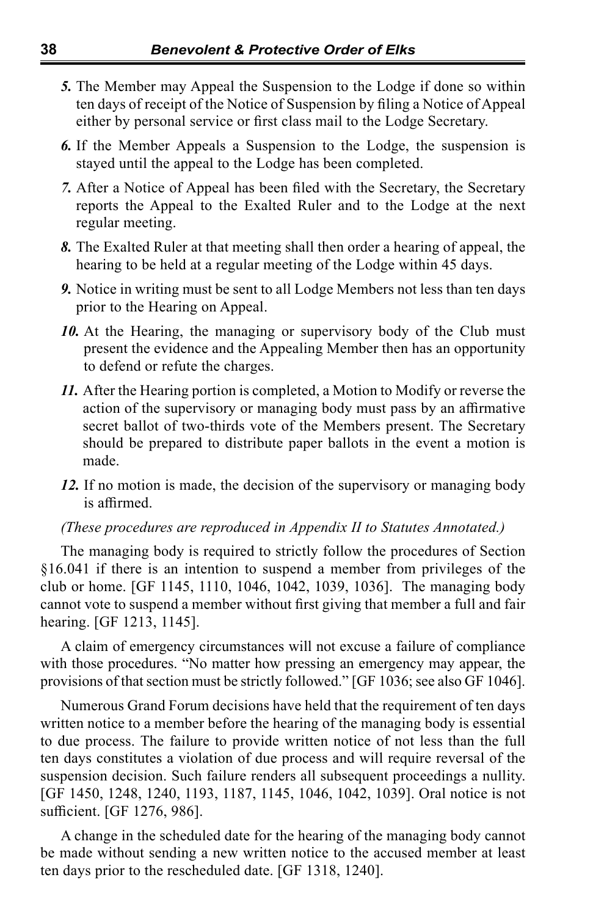*5.* The Member may Appeal the Suspension to the Lodge if done so within ten days of receipt of the Notice of Suspension by filing a Notice of Appeal either by personal service or first class mail to the Lodge Secretary.

*6.* If the Member Appeals a Suspension to the Lodge, the suspension is stayed until the appeal to the Lodge has been completed.

*7.* After a Notice of Appeal has been filed with the Secretary, the Secretary reports the Appeal to the Exalted Ruler and to the Lodge at the next regular meeting.

*8.* The Exalted Ruler at that meeting shall then order a hearing of appeal, the hearing to be held at a regular meeting of the Lodge within 45 days.

*9.* Notice in writing must be sent to all Lodge Members not less than ten days prior to the Hearing on Appeal.

*10.* At the Hearing, the managing or supervisory body of the Club must present the evidence and the Appealing Member then has an opportunity to defend or refute the charges.

*11.* After the Hearing portion is completed, a Motion to Modify or reverse the action of the supervisory or managing body must pass by an affirmative secret ballot of two-thirds vote of the Members present. The Secretary should be prepared to distribute paper ballots in the event a motion is made.

*12.* If no motion is made, the decision of the supervisory or managing body is affirmed.

*(These procedures are reproduced in Appendix II to Statutes Annotated.)*

The managing body is required to strictly follow the procedures of Section §16.041 if there is an intention to suspend a member from privileges of the club or home. [GF 1145, 1110, 1046, 1042, 1039, 1036]. The managing body cannot vote to suspend a member without first giving that member a full and fair hearing. [GF 1213, 1145].

A claim of emergency circumstances will not excuse a failure of compliance with those procedures. "No matter how pressing an emergency may appear, the provisions of that section must be strictly followed." [GF 1036; see also GF 1046].

Numerous Grand Forum decisions have held that the requirement of ten days written notice to a member before the hearing of the managing body is essential to due process. The failure to provide written notice of not less than the full ten days constitutes a violation of due process and will require reversal of the suspension decision. Such failure renders all subsequent proceedings a nullity. [GF 1450, 1248, 1240, 1193, 1187, 1145, 1046, 1042, 1039]. Oral notice is not sufficient. [GF 1276, 986].

A change in the scheduled date for the hearing of the managing body cannot be made without sending a new written notice to the accused member at least ten days prior to the rescheduled date. [GF 1318, 1240].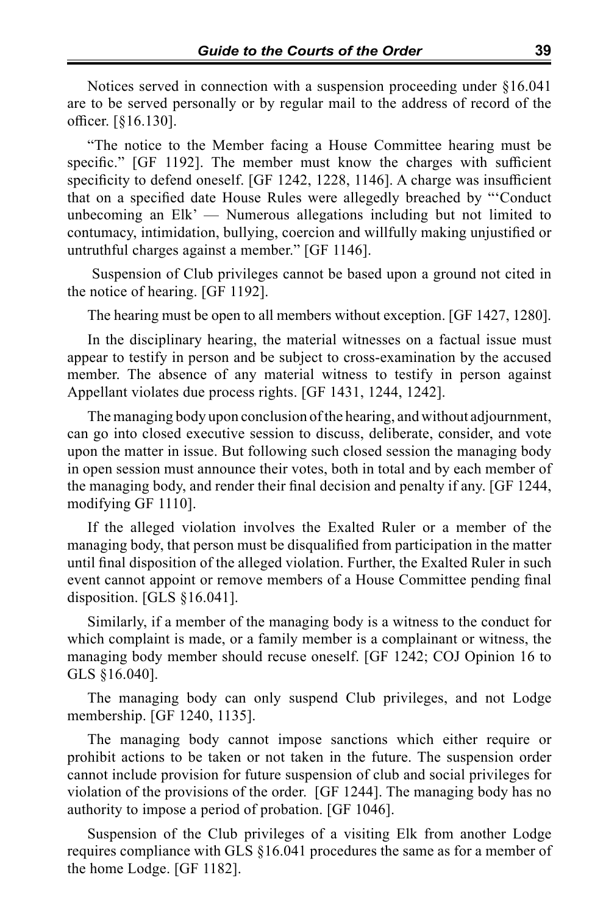Notices served in connection with a suspension proceeding under §16.041 are to be served personally or by regular mail to the address of record of the officer. [§16.130].

"The notice to the Member facing a House Committee hearing must be specific." [GF 1192]. The member must know the charges with sufficient specificity to defend oneself. [GF 1242, 1228, 1146]. A charge was insufficient that on a specified date House Rules were allegedly breached by "'Conduct unbecoming an Elk' — Numerous allegations including but not limited to contumacy, intimidation, bullying, coercion and willfully making unjustified or untruthful charges against a member." [GF 1146].

Suspension of Club privileges cannot be based upon a ground not cited in the notice of hearing. [GF 1192].

The hearing must be open to all members without exception. [GF 1427, 1280].

In the disciplinary hearing, the material witnesses on a factual issue must appear to testify in person and be subject to cross-examination by the accused member. The absence of any material witness to testify in person against Appellant violates due process rights. [GF 1431, 1244, 1242].

The managing body upon conclusion of the hearing, and without adjournment, can go into closed executive session to discuss, deliberate, consider, and vote upon the matter in issue. But following such closed session the managing body in open session must announce their votes, both in total and by each member of the managing body, and render their final decision and penalty if any. [GF 1244, modifying GF 1110].

If the alleged violation involves the Exalted Ruler or a member of the managing body, that person must be disqualified from participation in the matter until final disposition of the alleged violation. Further, the Exalted Ruler in such event cannot appoint or remove members of a House Committee pending final disposition. [GLS §16.041].

Similarly, if a member of the managing body is a witness to the conduct for which complaint is made, or a family member is a complainant or witness, the managing body member should recuse oneself. [GF 1242; COJ Opinion 16 to GLS §16.040].

The managing body can only suspend Club privileges, and not Lodge membership. [GF 1240, 1135].

The managing body cannot impose sanctions which either require or prohibit actions to be taken or not taken in the future. The suspension order cannot include provision for future suspension of club and social privileges for violation of the provisions of the order. [GF 1244]. The managing body has no authority to impose a period of probation. [GF 1046].

Suspension of the Club privileges of a visiting Elk from another Lodge requires compliance with GLS §16.041 procedures the same as for a member of the home Lodge. [GF 1182].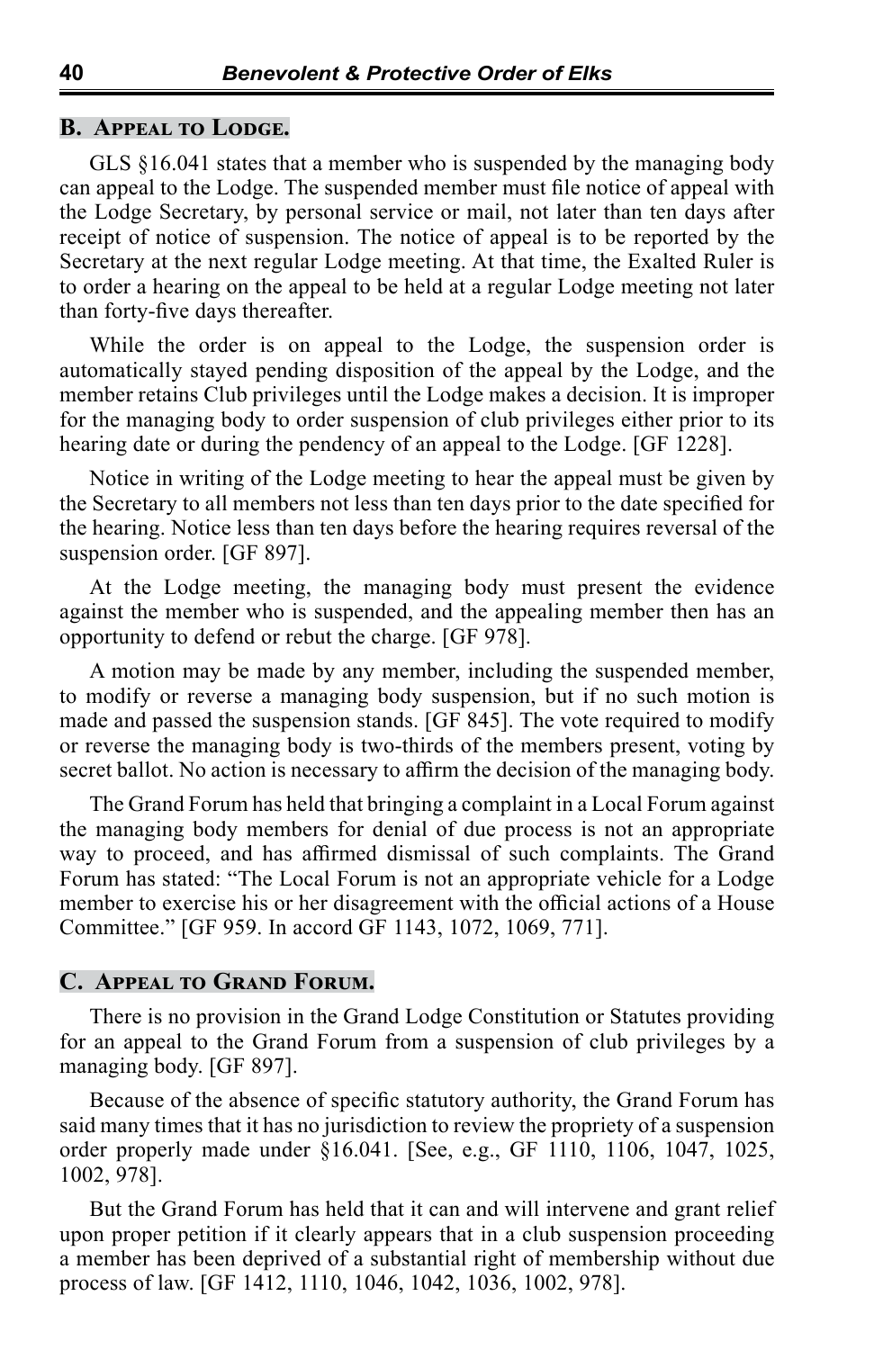### B. Appeal to Lodge.

GLS §16.041 states that a member who is suspended by the managing body can appeal to the Lodge. The suspended member must file notice of appeal with the Lodge Secretary, by personal service or mail, not later than ten days after receipt of notice of suspension. The notice of appeal is to be reported by the Secretary at the next regular Lodge meeting. At that time, the Exalted Ruler is to order a hearing on the appeal to be held at a regular Lodge meeting not later than forty-five days thereafter.

While the order is on appeal to the Lodge, the suspension order is automatically stayed pending disposition of the appeal by the Lodge, and the member retains Club privileges until the Lodge makes a decision. It is improper for the managing body to order suspension of club privileges either prior to its hearing date or during the pendency of an appeal to the Lodge. [GF 1228].

Notice in writing of the Lodge meeting to hear the appeal must be given by the Secretary to all members not less than ten days prior to the date specified for the hearing. Notice less than ten days before the hearing requires reversal of the suspension order. [GF 897].

At the Lodge meeting, the managing body must present the evidence against the member who is suspended, and the appealing member then has an opportunity to defend or rebut the charge. [GF 978].

A motion may be made by any member, including the suspended member, to modify or reverse a managing body suspension, but if no such motion is made and passed the suspension stands. [GF 845]. The vote required to modify or reverse the managing body is two-thirds of the members present, voting by secret ballot. No action is necessary to affirm the decision of the managing body.

The Grand Forum has held that bringing a complaint in a Local Forum against the managing body members for denial of due process is not an appropriate way to proceed, and has affirmed dismissal of such complaints. The Grand Forum has stated: "The Local Forum is not an appropriate vehicle for a Lodge member to exercise his or her disagreement with the official actions of a House Committee." [GF 959. In accord GF 1143, 1072, 1069, 771].

### C. Appeal to Grand Forum.

There is no provision in the Grand Lodge Constitution or Statutes providing for an appeal to the Grand Forum from a suspension of club privileges by a managing body. [GF 897].

Because of the absence of specific statutory authority, the Grand Forum has said many times that it has no jurisdiction to review the propriety of a suspension order properly made under §16.041. [See, e.g., GF 1110, 1106, 1047, 1025, 1002, 978].

But the Grand Forum has held that it can and will intervene and grant relief upon proper petition if it clearly appears that in a club suspension proceeding a member has been deprived of a substantial right of membership without due process of law. [GF 1412, 1110, 1046, 1042, 1036, 1002, 978].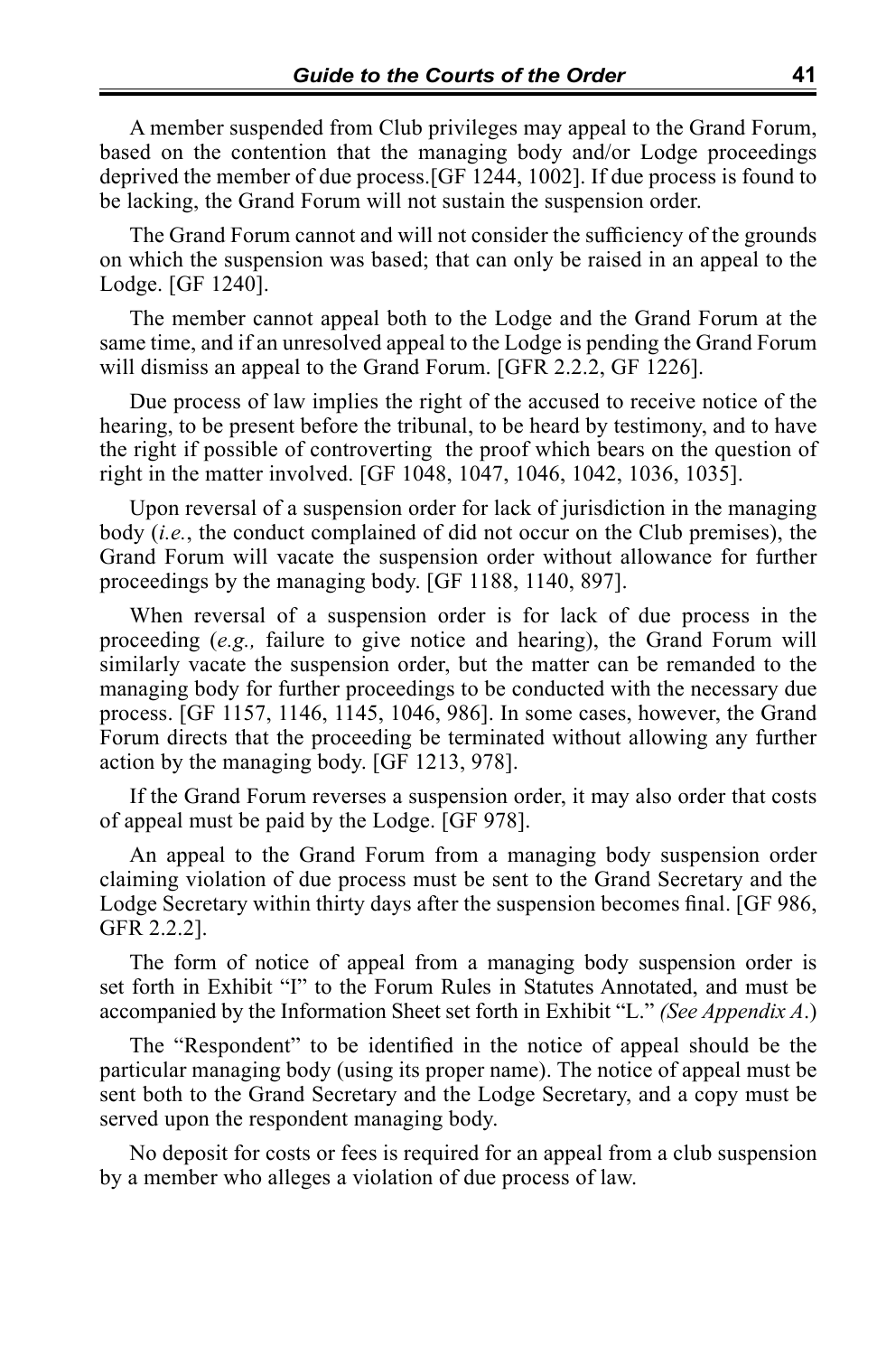A member suspended from Club privileges may appeal to the Grand Forum, based on the contention that the managing body and/or Lodge proceedings deprived the member of due process.[GF 1244, 1002]. If due process is found to be lacking, the Grand Forum will not sustain the suspension order.

The Grand Forum cannot and will not consider the sufficiency of the grounds on which the suspension was based; that can only be raised in an appeal to the Lodge. [GF 1240].

The member cannot appeal both to the Lodge and the Grand Forum at the same time, and if an unresolved appeal to the Lodge is pending the Grand Forum will dismiss an appeal to the Grand Forum. [GFR 2.2.2, GF 1226].

Due process of law implies the right of the accused to receive notice of the hearing, to be present before the tribunal, to be heard by testimony, and to have the right if possible of controverting the proof which bears on the question of right in the matter involved. [GF 1048, 1047, 1046, 1042, 1036, 1035].

Upon reversal of a suspension order for lack of jurisdiction in the managing body (*i.e.*, the conduct complained of did not occur on the Club premises), the Grand Forum will vacate the suspension order without allowance for further proceedings by the managing body. [GF 1188, 1140, 897].

When reversal of a suspension order is for lack of due process in the proceeding (*e.g.,* failure to give notice and hearing), the Grand Forum will similarly vacate the suspension order, but the matter can be remanded to the managing body for further proceedings to be conducted with the necessary due process. [GF 1157, 1146, 1145, 1046, 986]. In some cases, however, the Grand Forum directs that the proceeding be terminated without allowing any further action by the managing body. [GF 1213, 978].

If the Grand Forum reverses a suspension order, it may also order that costs of appeal must be paid by the Lodge. [GF 978].

An appeal to the Grand Forum from a managing body suspension order claiming violation of due process must be sent to the Grand Secretary and the Lodge Secretary within thirty days after the suspension becomes final. [GF 986, GFR 2.2.2].

The form of notice of appeal from a managing body suspension order is set forth in Exhibit "I" to the Forum Rules in Statutes Annotated, and must be accompanied by the Information Sheet set forth in Exhibit "L." *(See Appendix A*.)

The "Respondent" to be identified in the notice of appeal should be the particular managing body (using its proper name). The notice of appeal must be sent both to the Grand Secretary and the Lodge Secretary, and a copy must be served upon the respondent managing body.

No deposit for costs or fees is required for an appeal from a club suspension by a member who alleges a violation of due process of law.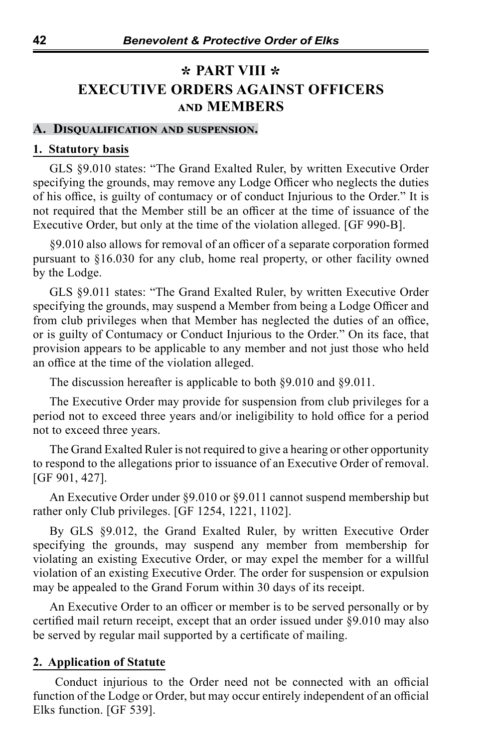# ✲ PART VIII ✲ EXECUTIVE ORDERS AGAINST OFFICERS AND MEMBERS

## A. Disqualification and suspension.

### 1. Statutory basis

GLS §9.010 states: "The Grand Exalted Ruler, by written Executive Order specifying the grounds, may remove any Lodge Officer who neglects the duties of his office, is guilty of contumacy or of conduct Injurious to the Order." It is not required that the Member still be an officer at the time of issuance of the Executive Order, but only at the time of the violation alleged. [GF 990-B].

§9.010 also allows for removal of an officer of a separate corporation formed pursuant to §16.030 for any club, home real property, or other facility owned by the Lodge.

GLS §9.011 states: "The Grand Exalted Ruler, by written Executive Order specifying the grounds, may suspend a Member from being a Lodge Officer and from club privileges when that Member has neglected the duties of an office, or is guilty of Contumacy or Conduct Injurious to the Order." On its face, that provision appears to be applicable to any member and not just those who held an office at the time of the violation alleged.

The discussion hereafter is applicable to both §9.010 and §9.011.

The Executive Order may provide for suspension from club privileges for a period not to exceed three years and/or ineligibility to hold office for a period not to exceed three years.

The Grand Exalted Ruler is not required to give a hearing or other opportunity to respond to the allegations prior to issuance of an Executive Order of removal. [GF 901, 427].

An Executive Order under §9.010 or §9.011 cannot suspend membership but rather only Club privileges. [GF 1254, 1221, 1102].

By GLS §9.012, the Grand Exalted Ruler, by written Executive Order specifying the grounds, may suspend any member from membership for violating an existing Executive Order, or may expel the member for a willful violation of an existing Executive Order. The order for suspension or expulsion may be appealed to the Grand Forum within 30 days of its receipt.

An Executive Order to an officer or member is to be served personally or by certified mail return receipt, except that an order issued under §9.010 may also be served by regular mail supported by a certificate of mailing.

### 2. Application of Statute

Conduct injurious to the Order need not be connected with an official function of the Lodge or Order, but may occur entirely independent of an official Elks function. [GF 539].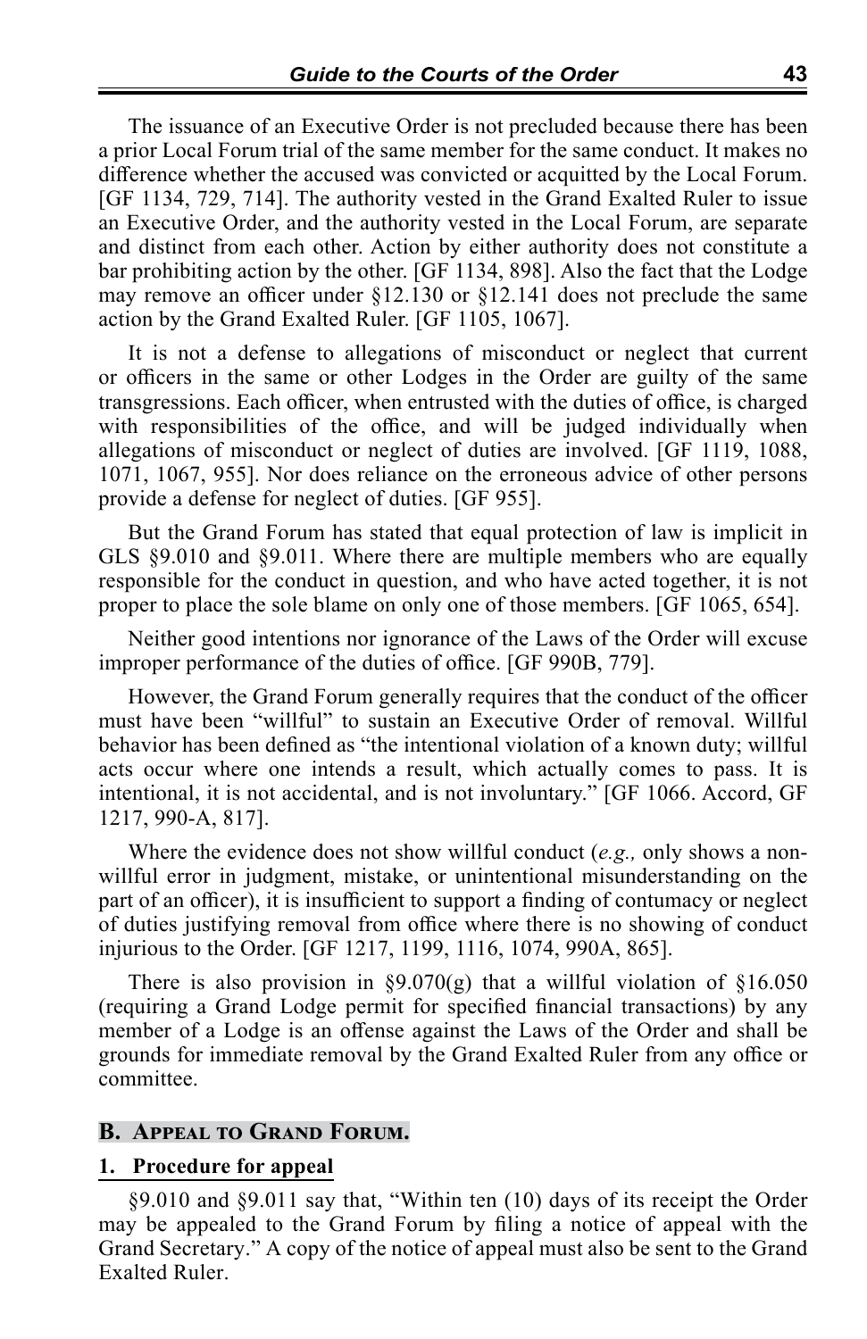The issuance of an Executive Order is not precluded because there has been a prior Local Forum trial of the same member for the same conduct. It makes no difference whether the accused was convicted or acquitted by the Local Forum. [GF 1134, 729, 714]. The authority vested in the Grand Exalted Ruler to issue an Executive Order, and the authority vested in the Local Forum, are separate and distinct from each other. Action by either authority does not constitute a bar prohibiting action by the other. [GF 1134, 898]. Also the fact that the Lodge may remove an officer under §12.130 or §12.141 does not preclude the same action by the Grand Exalted Ruler. [GF 1105, 1067].

It is not a defense to allegations of misconduct or neglect that current or officers in the same or other Lodges in the Order are guilty of the same transgressions. Each officer, when entrusted with the duties of office, is charged with responsibilities of the office, and will be judged individually when allegations of misconduct or neglect of duties are involved. [GF 1119, 1088, 1071, 1067, 955]. Nor does reliance on the erroneous advice of other persons provide a defense for neglect of duties. [GF 955].

But the Grand Forum has stated that equal protection of law is implicit in GLS §9.010 and §9.011. Where there are multiple members who are equally responsible for the conduct in question, and who have acted together, it is not proper to place the sole blame on only one of those members. [GF 1065, 654].

Neither good intentions nor ignorance of the Laws of the Order will excuse improper performance of the duties of office. [GF 990B, 779].

However, the Grand Forum generally requires that the conduct of the officer must have been "willful" to sustain an Executive Order of removal. Willful behavior has been defined as "the intentional violation of a known duty; willful acts occur where one intends a result, which actually comes to pass. It is intentional, it is not accidental, and is not involuntary." [GF 1066. Accord, GF 1217, 990-A, 817].

Where the evidence does not show willful conduct (*e.g.,* only shows a non-willful error in judgment, mistake, or unintentional misunderstanding on the part of an officer), it is insufficient to support a finding of contumacy or neglect of duties justifying removal from office where there is no showing of conduct injurious to the Order. [GF 1217, 1199, 1116, 1074, 990A, 865].

There is also provision in §9.070(g) that a willful violation of §16.050 (requiring a Grand Lodge permit for specified financial transactions) by any member of a Lodge is an offense against the Laws of the Order and shall be grounds for immediate removal by the Grand Exalted Ruler from any office or committee.

## B. Appeal to Grand Forum.

### 1. Procedure for appeal

§9.010 and §9.011 say that, "Within ten (10) days of its receipt the Order may be appealed to the Grand Forum by filing a notice of appeal with the Grand Secretary." A copy of the notice of appeal must also be sent to the Grand Exalted Ruler.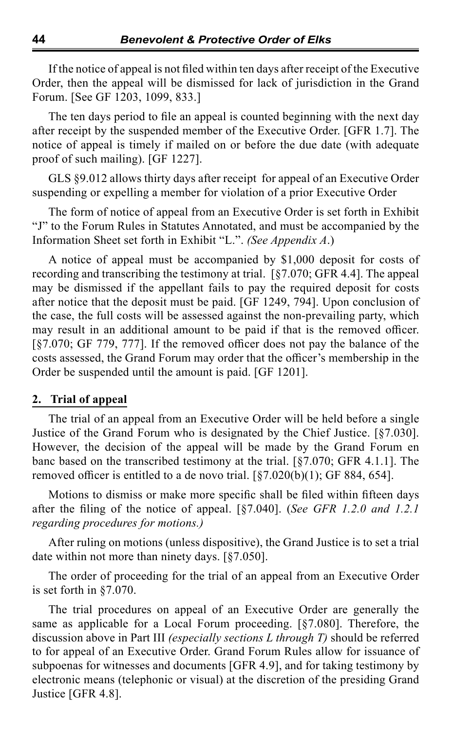If the notice of appeal is not filed within ten days after receipt of the Executive Order, then the appeal will be dismissed for lack of jurisdiction in the Grand Forum. [See GF 1203, 1099, 833.]

The ten days period to file an appeal is counted beginning with the next day after receipt by the suspended member of the Executive Order. [GFR 1.7]. The notice of appeal is timely if mailed on or before the due date (with adequate proof of such mailing). [GF 1227].

GLS §9.012 allows thirty days after receipt for appeal of an Executive Order suspending or expelling a member for violation of a prior Executive Order

The form of notice of appeal from an Executive Order is set forth in Exhibit "J" to the Forum Rules in Statutes Annotated, and must be accompanied by the Information Sheet set forth in Exhibit "L.". *(See Appendix A.)*

A notice of appeal must be accompanied by $1,000 deposit for costs of recording and transcribing the testimony at trial. [§7.070; GFR 4.4]. The appeal may be dismissed if the appellant fails to pay the required deposit for costs after notice that the deposit must be paid. [GF 1249, 794]. Upon conclusion of the case, the full costs will be assessed against the non-prevailing party, which may result in an additional amount to be paid if that is the removed officer. [§7.070; GF 779, 777]. If the removed officer does not pay the balance of the costs assessed, the Grand Forum may order that the officer's membership in the Order be suspended until the amount is paid. [GF 1201].

## 2. Trial of appeal

The trial of an appeal from an Executive Order will be held before a single Justice of the Grand Forum who is designated by the Chief Justice. [§7.030]. However, the decision of the appeal will be made by the Grand Forum en banc based on the transcribed testimony at the trial. [§7.070; GFR 4.1.1]. The removed officer is entitled to a de novo trial. [§7.020(b)(1); GF 884, 654].

Motions to dismiss or make more specific shall be filed within fifteen days after the filing of the notice of appeal. [§7.040]. (*See GFR 1.2.0 and 1.2.1 regarding procedures for motions.)*

After ruling on motions (unless dispositive), the Grand Justice is to set a trial date within not more than ninety days. [§7.050].

The order of proceeding for the trial of an appeal from an Executive Order is set forth in §7.070.

The trial procedures on appeal of an Executive Order are generally the same as applicable for a Local Forum proceeding. [§7.080]. Therefore, the discussion above in Part III *(especially sections L through T)* should be referred to for appeal of an Executive Order. Grand Forum Rules allow for issuance of subpoenas for witnesses and documents [GFR 4.9], and for taking testimony by electronic means (telephonic or visual) at the discretion of the presiding Grand Justice [GFR 4.8].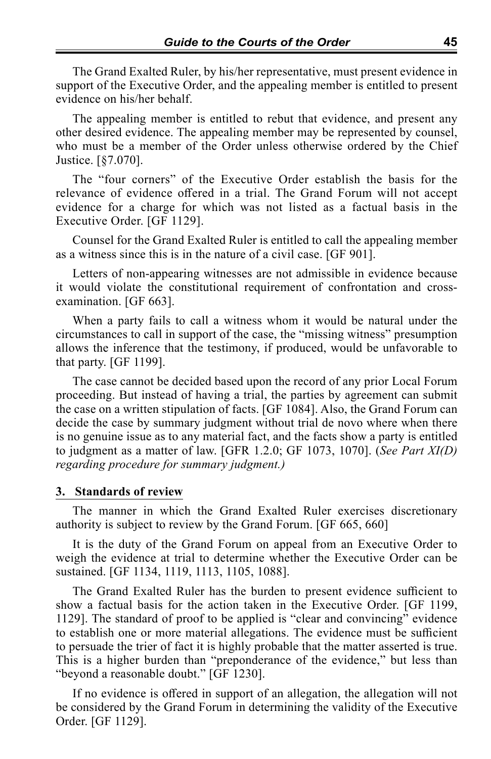The Grand Exalted Ruler, by his/her representative, must present evidence in support of the Executive Order, and the appealing member is entitled to present evidence on his/her behalf.

The appealing member is entitled to rebut that evidence, and present any other desired evidence. The appealing member may be represented by counsel, who must be a member of the Order unless otherwise ordered by the Chief Justice. [§7.070].

The "four corners" of the Executive Order establish the basis for the relevance of evidence offered in a trial. The Grand Forum will not accept evidence for a charge for which was not listed as a factual basis in the Executive Order. [GF 1129].

Counsel for the Grand Exalted Ruler is entitled to call the appealing member as a witness since this is in the nature of a civil case. [GF 901].

Letters of non-appearing witnesses are not admissible in evidence because it would violate the constitutional requirement of confrontation and cross-examination. [GF 663].

When a party fails to call a witness whom it would be natural under the circumstances to call in support of the case, the "missing witness" presumption allows the inference that the testimony, if produced, would be unfavorable to that party. [GF 1199].

The case cannot be decided based upon the record of any prior Local Forum proceeding. But instead of having a trial, the parties by agreement can submit the case on a written stipulation of facts. [GF 1084]. Also, the Grand Forum can decide the case by summary judgment without trial de novo where when there is no genuine issue as to any material fact, and the facts show a party is entitled to judgment as a matter of law. [GFR 1.2.0; GF 1073, 1070]. (*See Part XI(D) regarding procedure for summary judgment.)*

### 3. Standards of review

The manner in which the Grand Exalted Ruler exercises discretionary authority is subject to review by the Grand Forum. [GF 665, 660]

It is the duty of the Grand Forum on appeal from an Executive Order to weigh the evidence at trial to determine whether the Executive Order can be sustained. [GF 1134, 1119, 1113, 1105, 1088].

The Grand Exalted Ruler has the burden to present evidence sufficient to show a factual basis for the action taken in the Executive Order. [GF 1199, 1129]. The standard of proof to be applied is "clear and convincing" evidence to establish one or more material allegations. The evidence must be sufficient to persuade the trier of fact it is highly probable that the matter asserted is true. This is a higher burden than "preponderance of the evidence," but less than "beyond a reasonable doubt." [GF 1230].

If no evidence is offered in support of an allegation, the allegation will not be considered by the Grand Forum in determining the validity of the Executive Order. [GF 1129].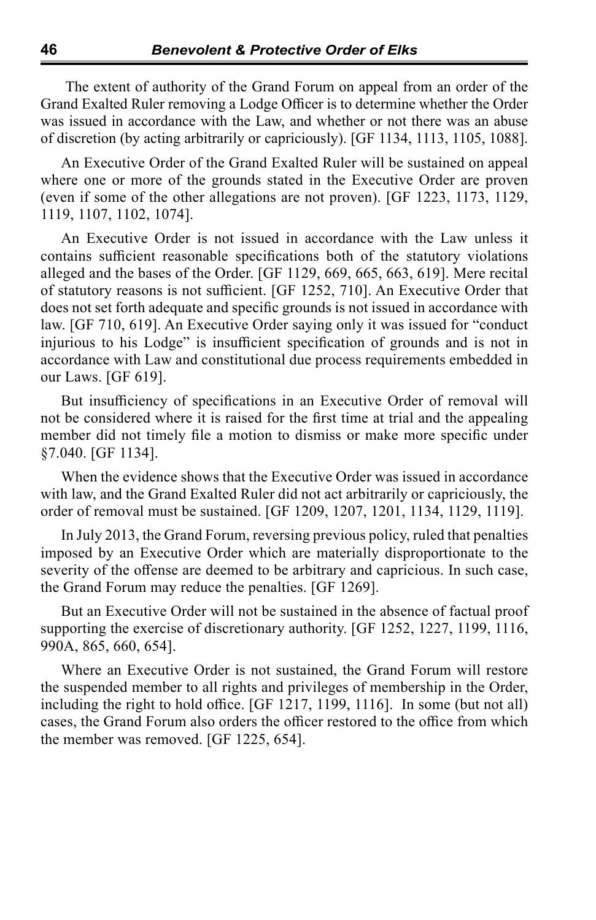The extent of authority of the Grand Forum on appeal from an order of the Grand Exalted Ruler removing a Lodge Officer is to determine whether the Order was issued in accordance with the Law, and whether or not there was an abuse of discretion (by acting arbitrarily or capriciously). [GF 1134, 1113, 1105, 1088].

An Executive Order of the Grand Exalted Ruler will be sustained on appeal where one or more of the grounds stated in the Executive Order are proven (even if some of the other allegations are not proven). [GF 1223, 1173, 1129, 1119, 1107, 1102, 1074].

An Executive Order is not issued in accordance with the Law unless it contains sufficient reasonable specifications both of the statutory violations alleged and the bases of the Order. [GF 1129, 669, 665, 663, 619]. Mere recital of statutory reasons is not sufficient. [GF 1252, 710]. An Executive Order that does not set forth adequate and specific grounds is not issued in accordance with law. [GF 710, 619]. An Executive Order saying only it was issued for "conduct injurious to his Lodge" is insufficient specification of grounds and is not in accordance with Law and constitutional due process requirements embedded in our Laws. [GF 619].

But insufficiency of specifications in an Executive Order of removal will not be considered where it is raised for the first time at trial and the appealing member did not timely file a motion to dismiss or make more specific under §7.040. [GF 1134].

When the evidence shows that the Executive Order was issued in accordance with law, and the Grand Exalted Ruler did not act arbitrarily or capriciously, the order of removal must be sustained. [GF 1209, 1207, 1201, 1134, 1129, 1119].

In July 2013, the Grand Forum, reversing previous policy, ruled that penalties imposed by an Executive Order which are materially disproportionate to the severity of the offense are deemed to be arbitrary and capricious. In such case, the Grand Forum may reduce the penalties. [GF 1269].

But an Executive Order will not be sustained in the absence of factual proof supporting the exercise of discretionary authority. [GF 1252, 1227, 1199, 1116, 990A, 865, 660, 654].

Where an Executive Order is not sustained, the Grand Forum will restore the suspended member to all rights and privileges of membership in the Order, including the right to hold office. [GF 1217, 1199, 1116]. In some (but not all) cases, the Grand Forum also orders the officer restored to the office from which the member was removed. [GF 1225, 654].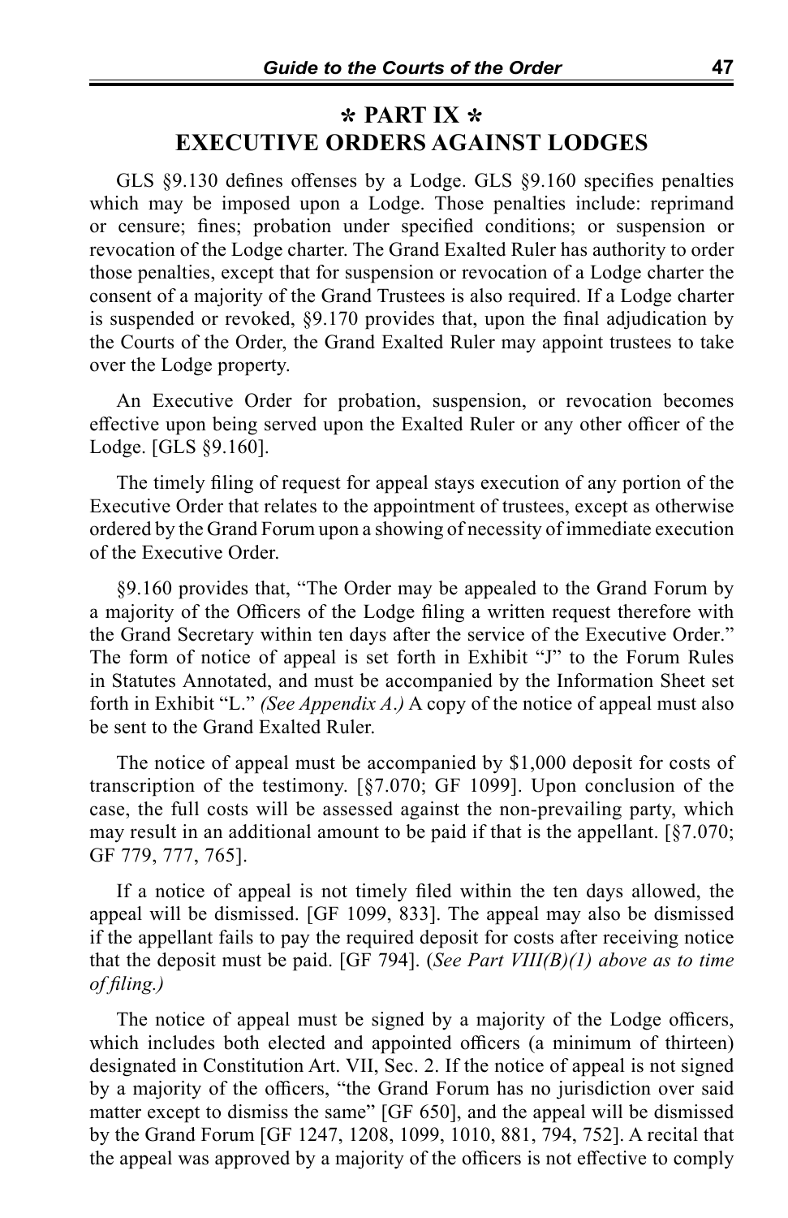# ✲ PART IX ✲
# EXECUTIVE ORDERS AGAINST LODGES

GLS §9.130 defines offenses by a Lodge. GLS §9.160 specifies penalties which may be imposed upon a Lodge. Those penalties include: reprimand or censure; fines; probation under specified conditions; or suspension or revocation of the Lodge charter. The Grand Exalted Ruler has authority to order those penalties, except that for suspension or revocation of a Lodge charter the consent of a majority of the Grand Trustees is also required. If a Lodge charter is suspended or revoked, §9.170 provides that, upon the final adjudication by the Courts of the Order, the Grand Exalted Ruler may appoint trustees to take over the Lodge property.

An Executive Order for probation, suspension, or revocation becomes effective upon being served upon the Exalted Ruler or any other officer of the Lodge. [GLS §9.160].

The timely filing of request for appeal stays execution of any portion of the Executive Order that relates to the appointment of trustees, except as otherwise ordered by the Grand Forum upon a showing of necessity of immediate execution of the Executive Order.

§9.160 provides that, "The Order may be appealed to the Grand Forum by a majority of the Officers of the Lodge filing a written request therefore with the Grand Secretary within ten days after the service of the Executive Order." The form of notice of appeal is set forth in Exhibit "J" to the Forum Rules in Statutes Annotated, and must be accompanied by the Information Sheet set forth in Exhibit "L." *(See Appendix A.)* A copy of the notice of appeal must also be sent to the Grand Exalted Ruler.

The notice of appeal must be accompanied by $1,000 deposit for costs of transcription of the testimony. [§7.070; GF 1099]. Upon conclusion of the case, the full costs will be assessed against the non-prevailing party, which may result in an additional amount to be paid if that is the appellant. [§7.070; GF 779, 777, 765].

If a notice of appeal is not timely filed within the ten days allowed, the appeal will be dismissed. [GF 1099, 833]. The appeal may also be dismissed if the appellant fails to pay the required deposit for costs after receiving notice that the deposit must be paid. [GF 794]. (*See Part VIII(B)(1) above as to time of filing.)*

The notice of appeal must be signed by a majority of the Lodge officers, which includes both elected and appointed officers (a minimum of thirteen) designated in Constitution Art. VII, Sec. 2. If the notice of appeal is not signed by a majority of the officers, "the Grand Forum has no jurisdiction over said matter except to dismiss the same" [GF 650], and the appeal will be dismissed by the Grand Forum [GF 1247, 1208, 1099, 1010, 881, 794, 752]. A recital that the appeal was approved by a majority of the officers is not effective to comply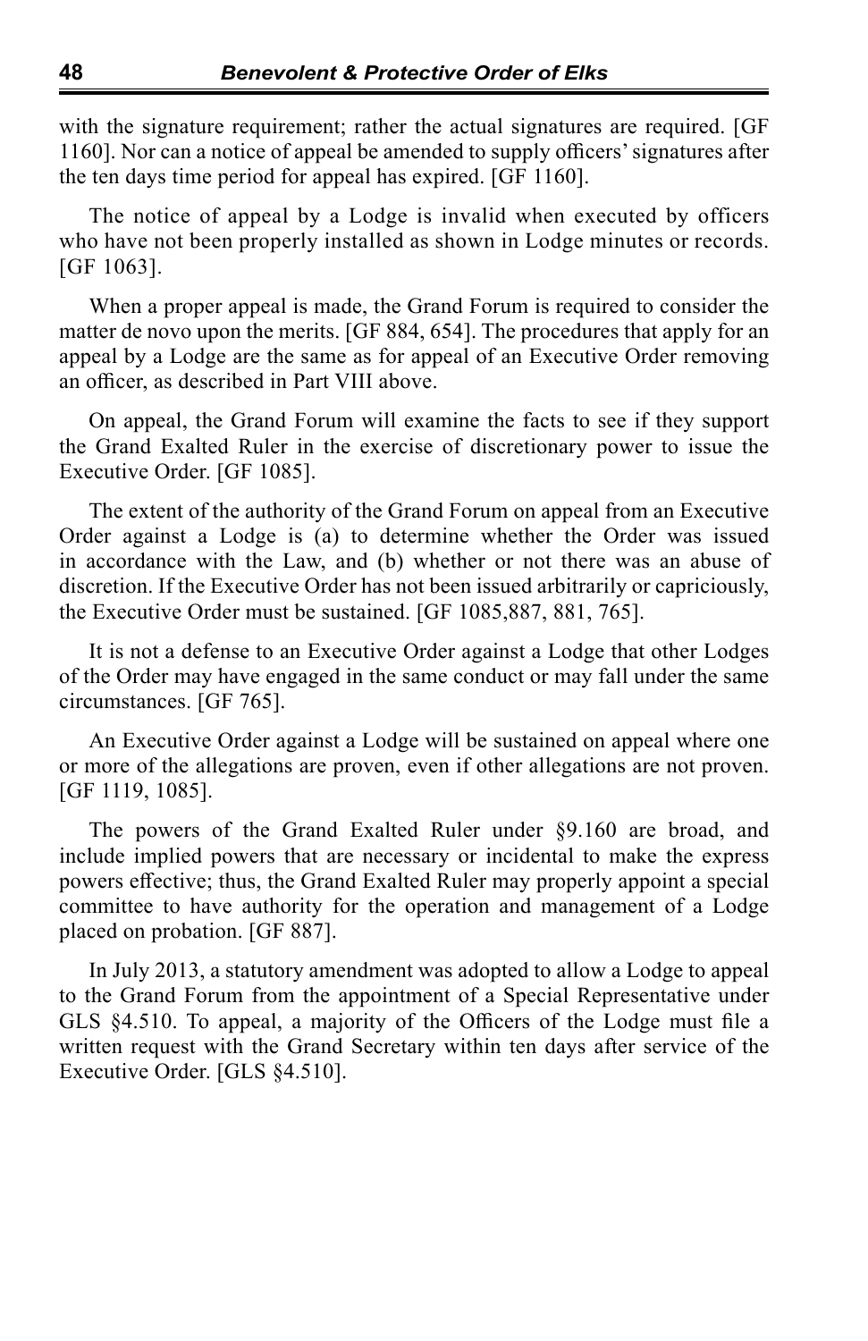with the signature requirement; rather the actual signatures are required. [GF 1160]. Nor can a notice of appeal be amended to supply officers' signatures after the ten days time period for appeal has expired. [GF 1160].

The notice of appeal by a Lodge is invalid when executed by officers who have not been properly installed as shown in Lodge minutes or records. [GF 1063].

When a proper appeal is made, the Grand Forum is required to consider the matter de novo upon the merits. [GF 884, 654]. The procedures that apply for an appeal by a Lodge are the same as for appeal of an Executive Order removing an officer, as described in Part VIII above.

On appeal, the Grand Forum will examine the facts to see if they support the Grand Exalted Ruler in the exercise of discretionary power to issue the Executive Order. [GF 1085].

The extent of the authority of the Grand Forum on appeal from an Executive Order against a Lodge is (a) to determine whether the Order was issued in accordance with the Law, and (b) whether or not there was an abuse of discretion. If the Executive Order has not been issued arbitrarily or capriciously, the Executive Order must be sustained. [GF 1085,887, 881, 765].

It is not a defense to an Executive Order against a Lodge that other Lodges of the Order may have engaged in the same conduct or may fall under the same circumstances. [GF 765].

An Executive Order against a Lodge will be sustained on appeal where one or more of the allegations are proven, even if other allegations are not proven. [GF 1119, 1085].

The powers of the Grand Exalted Ruler under §9.160 are broad, and include implied powers that are necessary or incidental to make the express powers effective; thus, the Grand Exalted Ruler may properly appoint a special committee to have authority for the operation and management of a Lodge placed on probation. [GF 887].

In July 2013, a statutory amendment was adopted to allow a Lodge to appeal to the Grand Forum from the appointment of a Special Representative under GLS §4.510. To appeal, a majority of the Officers of the Lodge must file a written request with the Grand Secretary within ten days after service of the Executive Order. [GLS §4.510].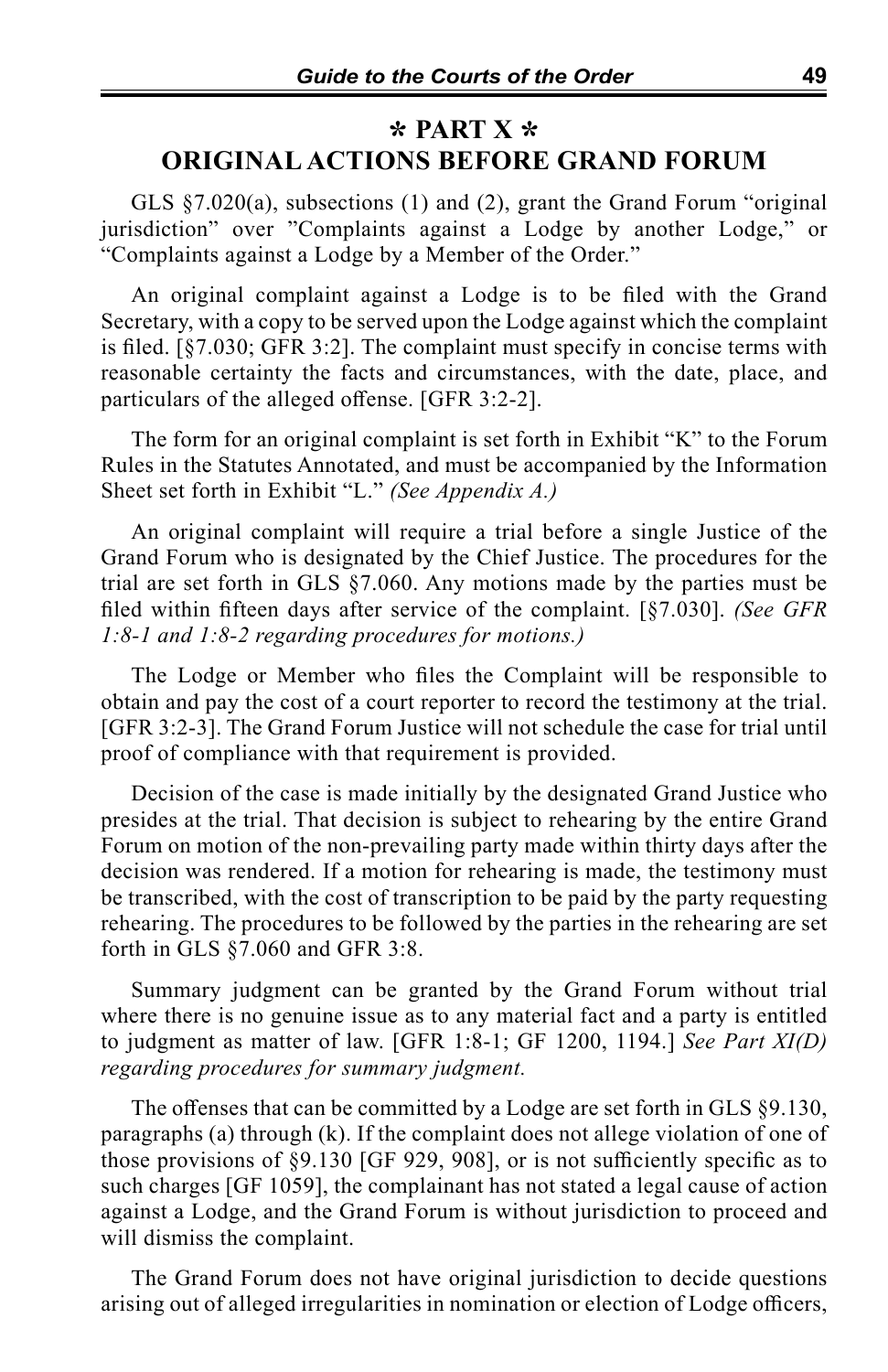# ✻ PART X ✻
# ORIGINAL ACTIONS BEFORE GRAND FORUM

GLS §7.020(a), subsections (1) and (2), grant the Grand Forum "original jurisdiction" over "Complaints against a Lodge by another Lodge," or "Complaints against a Lodge by a Member of the Order."

An original complaint against a Lodge is to be filed with the Grand Secretary, with a copy to be served upon the Lodge against which the complaint is filed. [§7.030; GFR 3:2]. The complaint must specify in concise terms with reasonable certainty the facts and circumstances, with the date, place, and particulars of the alleged offense. [GFR 3:2-2].

The form for an original complaint is set forth in Exhibit "K" to the Forum Rules in the Statutes Annotated, and must be accompanied by the Information Sheet set forth in Exhibit "L." *(See Appendix A.)*

An original complaint will require a trial before a single Justice of the Grand Forum who is designated by the Chief Justice. The procedures for the trial are set forth in GLS §7.060. Any motions made by the parties must be filed within fifteen days after service of the complaint. [§7.030]. *(See GFR 1:8-1 and 1:8-2 regarding procedures for motions.)*

The Lodge or Member who files the Complaint will be responsible to obtain and pay the cost of a court reporter to record the testimony at the trial. [GFR 3:2-3]. The Grand Forum Justice will not schedule the case for trial until proof of compliance with that requirement is provided.

Decision of the case is made initially by the designated Grand Justice who presides at the trial. That decision is subject to rehearing by the entire Grand Forum on motion of the non-prevailing party made within thirty days after the decision was rendered. If a motion for rehearing is made, the testimony must be transcribed, with the cost of transcription to be paid by the party requesting rehearing. The procedures to be followed by the parties in the rehearing are set forth in GLS §7.060 and GFR 3:8.

Summary judgment can be granted by the Grand Forum without trial where there is no genuine issue as to any material fact and a party is entitled to judgment as matter of law. [GFR 1:8-1; GF 1200, 1194.] *See Part XI(D) regarding procedures for summary judgment.*

The offenses that can be committed by a Lodge are set forth in GLS §9.130, paragraphs (a) through (k). If the complaint does not allege violation of one of those provisions of §9.130 [GF 929, 908], or is not sufficiently specific as to such charges [GF 1059], the complainant has not stated a legal cause of action against a Lodge, and the Grand Forum is without jurisdiction to proceed and will dismiss the complaint.

The Grand Forum does not have original jurisdiction to decide questions arising out of alleged irregularities in nomination or election of Lodge officers,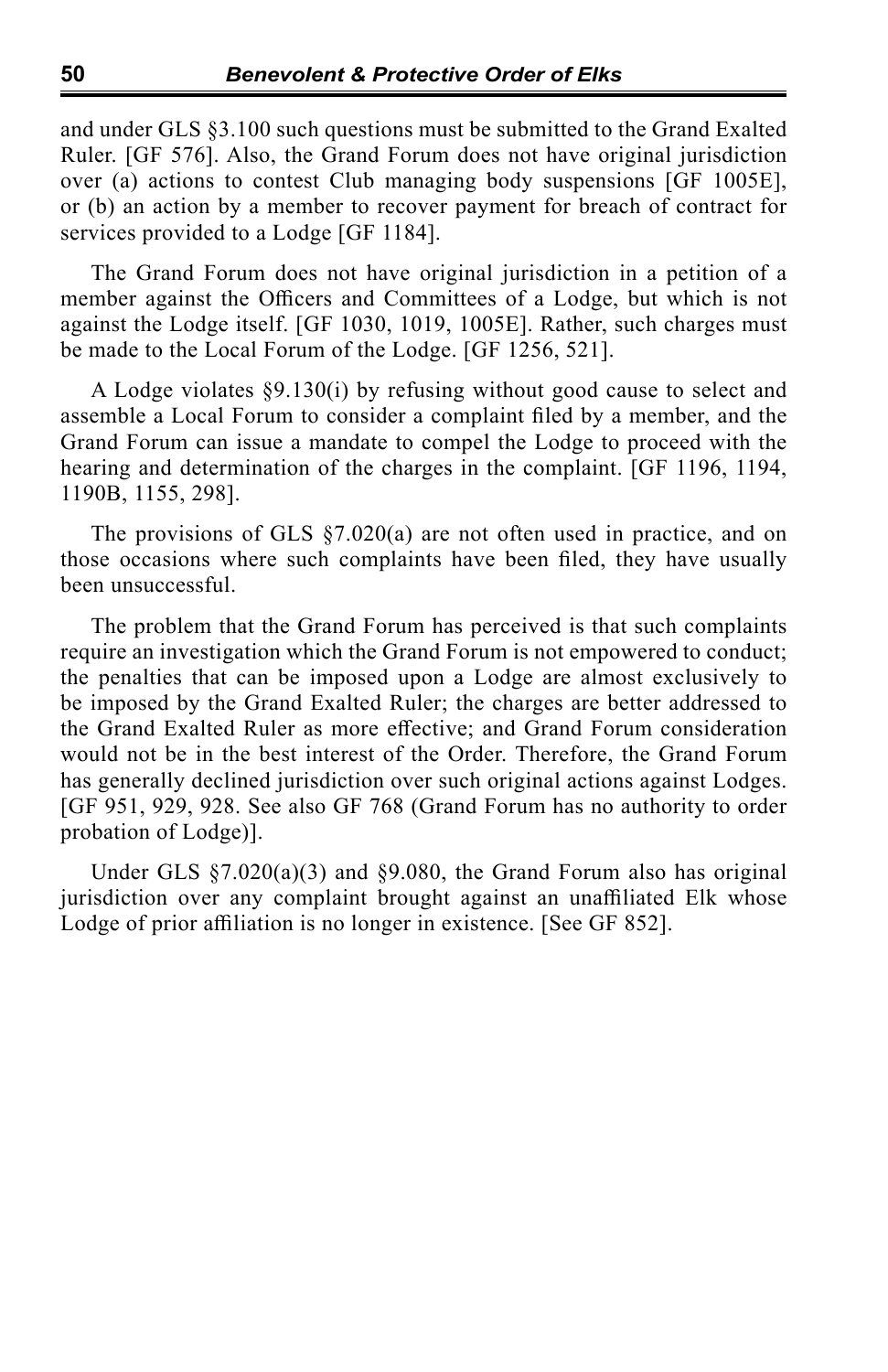and under GLS §3.100 such questions must be submitted to the Grand Exalted Ruler. [GF 576]. Also, the Grand Forum does not have original jurisdiction over (a) actions to contest Club managing body suspensions [GF 1005E], or (b) an action by a member to recover payment for breach of contract for services provided to a Lodge [GF 1184].

The Grand Forum does not have original jurisdiction in a petition of a member against the Officers and Committees of a Lodge, but which is not against the Lodge itself. [GF 1030, 1019, 1005E]. Rather, such charges must be made to the Local Forum of the Lodge. [GF 1256, 521].

A Lodge violates §9.130(i) by refusing without good cause to select and assemble a Local Forum to consider a complaint filed by a member, and the Grand Forum can issue a mandate to compel the Lodge to proceed with the hearing and determination of the charges in the complaint. [GF 1196, 1194, 1190B, 1155, 298].

The provisions of GLS §7.020(a) are not often used in practice, and on those occasions where such complaints have been filed, they have usually been unsuccessful.

The problem that the Grand Forum has perceived is that such complaints require an investigation which the Grand Forum is not empowered to conduct; the penalties that can be imposed upon a Lodge are almost exclusively to be imposed by the Grand Exalted Ruler; the charges are better addressed to the Grand Exalted Ruler as more effective; and Grand Forum consideration would not be in the best interest of the Order. Therefore, the Grand Forum has generally declined jurisdiction over such original actions against Lodges. [GF 951, 929, 928. See also GF 768 (Grand Forum has no authority to order probation of Lodge)].

Under GLS §7.020(a)(3) and §9.080, the Grand Forum also has original jurisdiction over any complaint brought against an unaffiliated Elk whose Lodge of prior affiliation is no longer in existence. [See GF 852].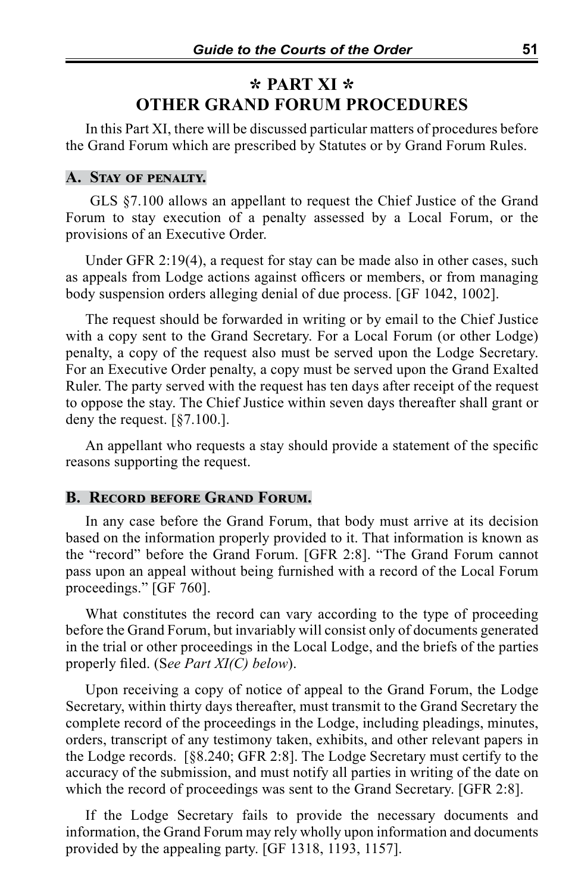# ✲ PART XI ✲
# OTHER GRAND FORUM PROCEDURES

In this Part XI, there will be discussed particular matters of procedures before the Grand Forum which are prescribed by Statutes or by Grand Forum Rules.

## A. Stay of penalty.

GLS §7.100 allows an appellant to request the Chief Justice of the Grand Forum to stay execution of a penalty assessed by a Local Forum, or the provisions of an Executive Order.

Under GFR 2:19(4), a request for stay can be made also in other cases, such as appeals from Lodge actions against officers or members, or from managing body suspension orders alleging denial of due process. [GF 1042, 1002].

The request should be forwarded in writing or by email to the Chief Justice with a copy sent to the Grand Secretary. For a Local Forum (or other Lodge) penalty, a copy of the request also must be served upon the Lodge Secretary. For an Executive Order penalty, a copy must be served upon the Grand Exalted Ruler. The party served with the request has ten days after receipt of the request to oppose the stay. The Chief Justice within seven days thereafter shall grant or deny the request. [§7.100.].

An appellant who requests a stay should provide a statement of the specific reasons supporting the request.

## B. Record before Grand Forum.

In any case before the Grand Forum, that body must arrive at its decision based on the information properly provided to it. That information is known as the "record" before the Grand Forum. [GFR 2:8]. "The Grand Forum cannot pass upon an appeal without being furnished with a record of the Local Forum proceedings." [GF 760].

What constitutes the record can vary according to the type of proceeding before the Grand Forum, but invariably will consist only of documents generated in the trial or other proceedings in the Local Lodge, and the briefs of the parties properly filed. (S*ee Part XI(C) below*).

Upon receiving a copy of notice of appeal to the Grand Forum, the Lodge Secretary, within thirty days thereafter, must transmit to the Grand Secretary the complete record of the proceedings in the Lodge, including pleadings, minutes, orders, transcript of any testimony taken, exhibits, and other relevant papers in the Lodge records. [§8.240; GFR 2:8]. The Lodge Secretary must certify to the accuracy of the submission, and must notify all parties in writing of the date on which the record of proceedings was sent to the Grand Secretary. [GFR 2:8].

If the Lodge Secretary fails to provide the necessary documents and information, the Grand Forum may rely wholly upon information and documents provided by the appealing party. [GF 1318, 1193, 1157].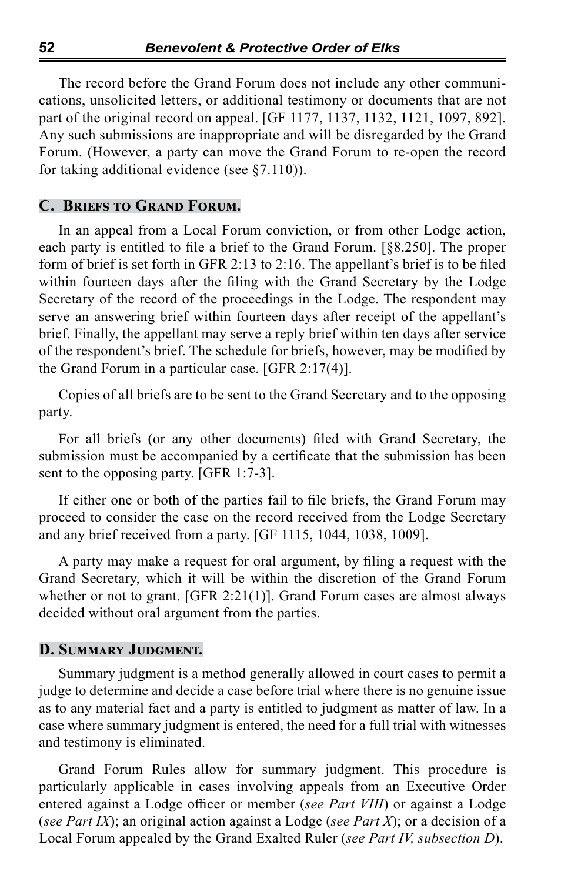The record before the Grand Forum does not include any other communications, unsolicited letters, or additional testimony or documents that are not part of the original record on appeal. [GF 1177, 1137, 1132, 1121, 1097, 892]. Any such submissions are inappropriate and will be disregarded by the Grand Forum. (However, a party can move the Grand Forum to re-open the record for taking additional evidence (see §7.110)).

### C. Briefs to Grand Forum.

In an appeal from a Local Forum conviction, or from other Lodge action, each party is entitled to file a brief to the Grand Forum. [§8.250]. The proper form of brief is set forth in GFR 2:13 to 2:16. The appellant's brief is to be filed within fourteen days after the filing with the Grand Secretary by the Lodge Secretary of the record of the proceedings in the Lodge. The respondent may serve an answering brief within fourteen days after receipt of the appellant's brief. Finally, the appellant may serve a reply brief within ten days after service of the respondent's brief. The schedule for briefs, however, may be modified by the Grand Forum in a particular case. [GFR 2:17(4)].

Copies of all briefs are to be sent to the Grand Secretary and to the opposing party.

For all briefs (or any other documents) filed with Grand Secretary, the submission must be accompanied by a certificate that the submission has been sent to the opposing party. [GFR 1:7-3].

If either one or both of the parties fail to file briefs, the Grand Forum may proceed to consider the case on the record received from the Lodge Secretary and any brief received from a party. [GF 1115, 1044, 1038, 1009].

A party may make a request for oral argument, by filing a request with the Grand Secretary, which it will be within the discretion of the Grand Forum whether or not to grant. [GFR 2:21(1)]. Grand Forum cases are almost always decided without oral argument from the parties.

### D. Summary Judgment.

Summary judgment is a method generally allowed in court cases to permit a judge to determine and decide a case before trial where there is no genuine issue as to any material fact and a party is entitled to judgment as matter of law. In a case where summary judgment is entered, the need for a full trial with witnesses and testimony is eliminated.

Grand Forum Rules allow for summary judgment. This procedure is particularly applicable in cases involving appeals from an Executive Order entered against a Lodge officer or member (*see Part VIII*) or against a Lodge (*see Part IX*); an original action against a Lodge (*see Part X*); or a decision of a Local Forum appealed by the Grand Exalted Ruler (*see Part IV, subsection D*).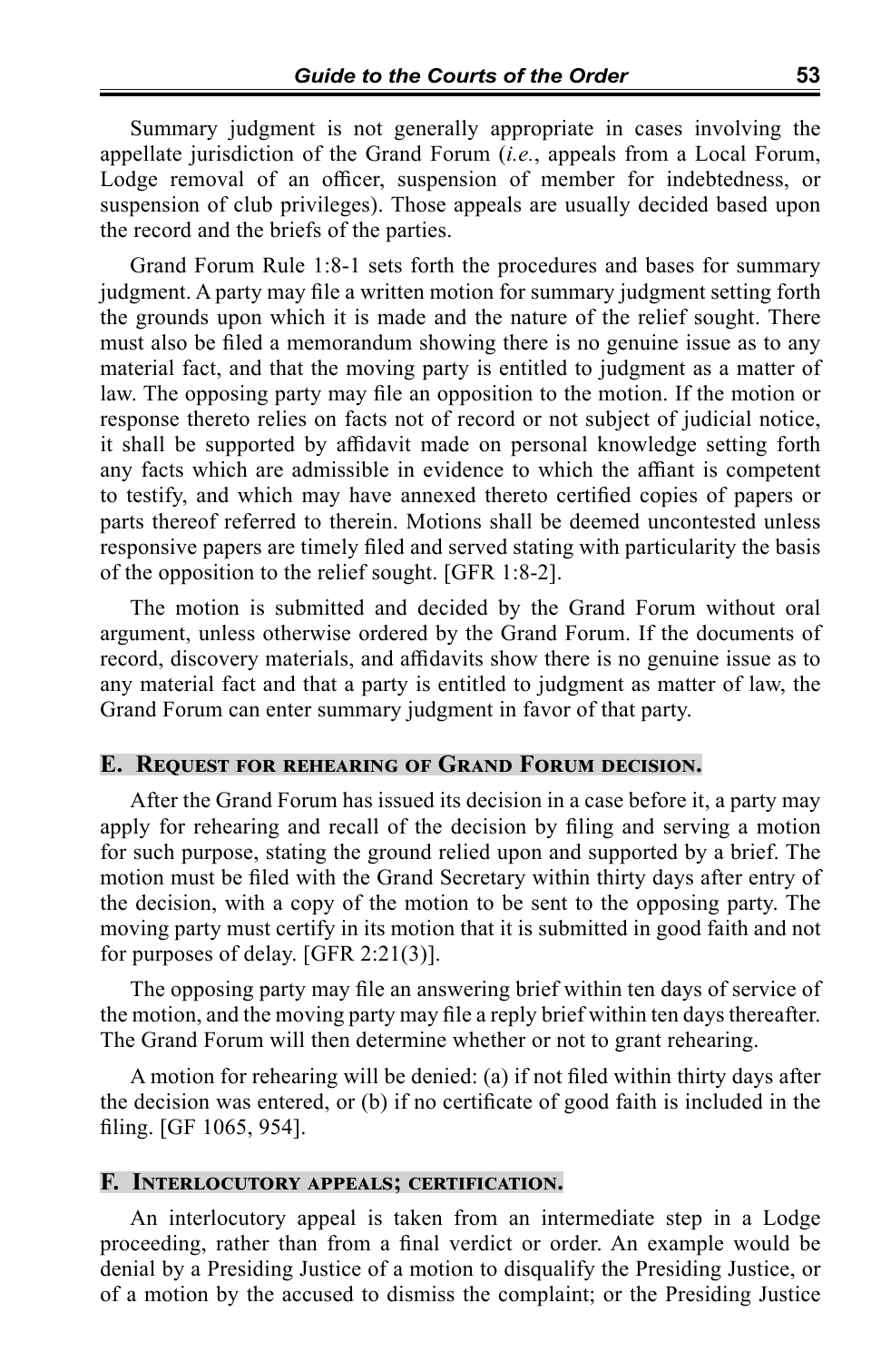Summary judgment is not generally appropriate in cases involving the appellate jurisdiction of the Grand Forum (*i.e.*, appeals from a Local Forum, Lodge removal of an officer, suspension of member for indebtedness, or suspension of club privileges). Those appeals are usually decided based upon the record and the briefs of the parties.

Grand Forum Rule 1:8-1 sets forth the procedures and bases for summary judgment. A party may file a written motion for summary judgment setting forth the grounds upon which it is made and the nature of the relief sought. There must also be filed a memorandum showing there is no genuine issue as to any material fact, and that the moving party is entitled to judgment as a matter of law. The opposing party may file an opposition to the motion. If the motion or response thereto relies on facts not of record or not subject of judicial notice, it shall be supported by affidavit made on personal knowledge setting forth any facts which are admissible in evidence to which the affiant is competent to testify, and which may have annexed thereto certified copies of papers or parts thereof referred to therein. Motions shall be deemed uncontested unless responsive papers are timely filed and served stating with particularity the basis of the opposition to the relief sought. [GFR 1:8-2].

The motion is submitted and decided by the Grand Forum without oral argument, unless otherwise ordered by the Grand Forum. If the documents of record, discovery materials, and affidavits show there is no genuine issue as to any material fact and that a party is entitled to judgment as matter of law, the Grand Forum can enter summary judgment in favor of that party.

## E. Request for rehearing of Grand Forum decision.

After the Grand Forum has issued its decision in a case before it, a party may apply for rehearing and recall of the decision by filing and serving a motion for such purpose, stating the ground relied upon and supported by a brief. The motion must be filed with the Grand Secretary within thirty days after entry of the decision, with a copy of the motion to be sent to the opposing party. The moving party must certify in its motion that it is submitted in good faith and not for purposes of delay. [GFR 2:21(3)].

The opposing party may file an answering brief within ten days of service of the motion, and the moving party may file a reply brief within ten days thereafter. The Grand Forum will then determine whether or not to grant rehearing.

A motion for rehearing will be denied: (a) if not filed within thirty days after the decision was entered, or (b) if no certificate of good faith is included in the filing. [GF 1065, 954].

## F. Interlocutory appeals; certification.

An interlocutory appeal is taken from an intermediate step in a Lodge proceeding, rather than from a final verdict or order. An example would be denial by a Presiding Justice of a motion to disqualify the Presiding Justice, or of a motion by the accused to dismiss the complaint; or the Presiding Justice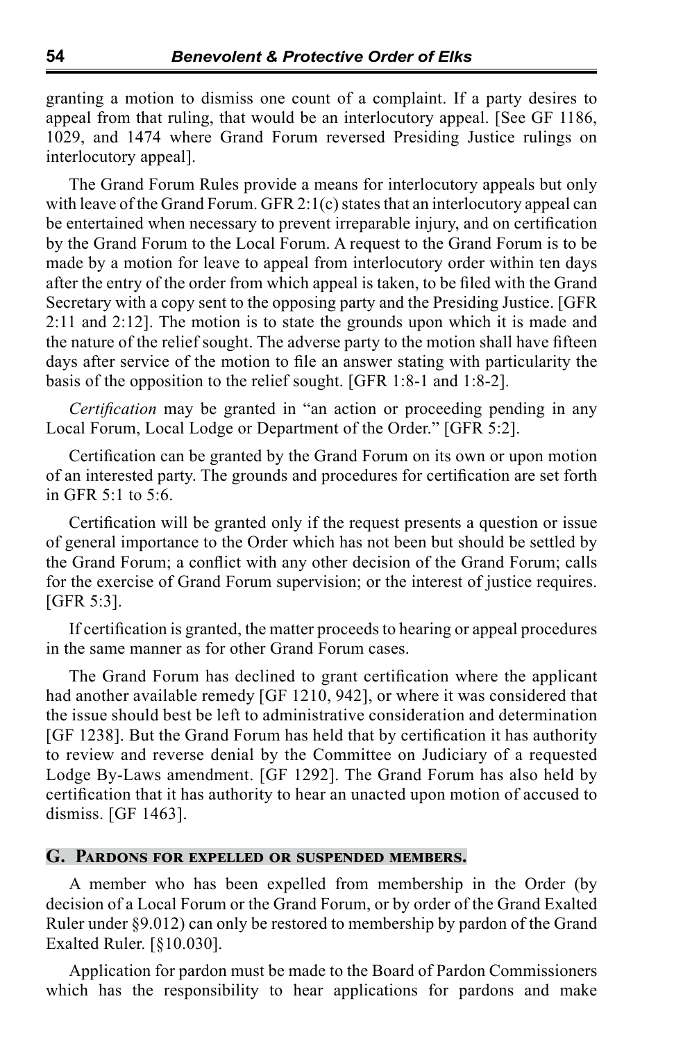granting a motion to dismiss one count of a complaint. If a party desires to appeal from that ruling, that would be an interlocutory appeal. [See GF 1186, 1029, and 1474 where Grand Forum reversed Presiding Justice rulings on interlocutory appeal].

The Grand Forum Rules provide a means for interlocutory appeals but only with leave of the Grand Forum. GFR 2:1(c) states that an interlocutory appeal can be entertained when necessary to prevent irreparable injury, and on certification by the Grand Forum to the Local Forum. A request to the Grand Forum is to be made by a motion for leave to appeal from interlocutory order within ten days after the entry of the order from which appeal is taken, to be filed with the Grand Secretary with a copy sent to the opposing party and the Presiding Justice. [GFR 2:11 and 2:12]. The motion is to state the grounds upon which it is made and the nature of the relief sought. The adverse party to the motion shall have fifteen days after service of the motion to file an answer stating with particularity the basis of the opposition to the relief sought. [GFR 1:8-1 and 1:8-2].

*Certification* may be granted in "an action or proceeding pending in any Local Forum, Local Lodge or Department of the Order." [GFR 5:2].

Certification can be granted by the Grand Forum on its own or upon motion of an interested party. The grounds and procedures for certification are set forth in GFR 5:1 to 5:6.

Certification will be granted only if the request presents a question or issue of general importance to the Order which has not been but should be settled by the Grand Forum; a conflict with any other decision of the Grand Forum; calls for the exercise of Grand Forum supervision; or the interest of justice requires. [GFR 5:3].

If certification is granted, the matter proceeds to hearing or appeal procedures in the same manner as for other Grand Forum cases.

The Grand Forum has declined to grant certification where the applicant had another available remedy [GF 1210, 942], or where it was considered that the issue should best be left to administrative consideration and determination [GF 1238]. But the Grand Forum has held that by certification it has authority to review and reverse denial by the Committee on Judiciary of a requested Lodge By-Laws amendment. [GF 1292]. The Grand Forum has also held by certification that it has authority to hear an unacted upon motion of accused to dismiss. [GF 1463].

## G. Pardons for expelled or suspended members.

A member who has been expelled from membership in the Order (by decision of a Local Forum or the Grand Forum, or by order of the Grand Exalted Ruler under §9.012) can only be restored to membership by pardon of the Grand Exalted Ruler. [§10.030].

Application for pardon must be made to the Board of Pardon Commissioners which has the responsibility to hear applications for pardons and make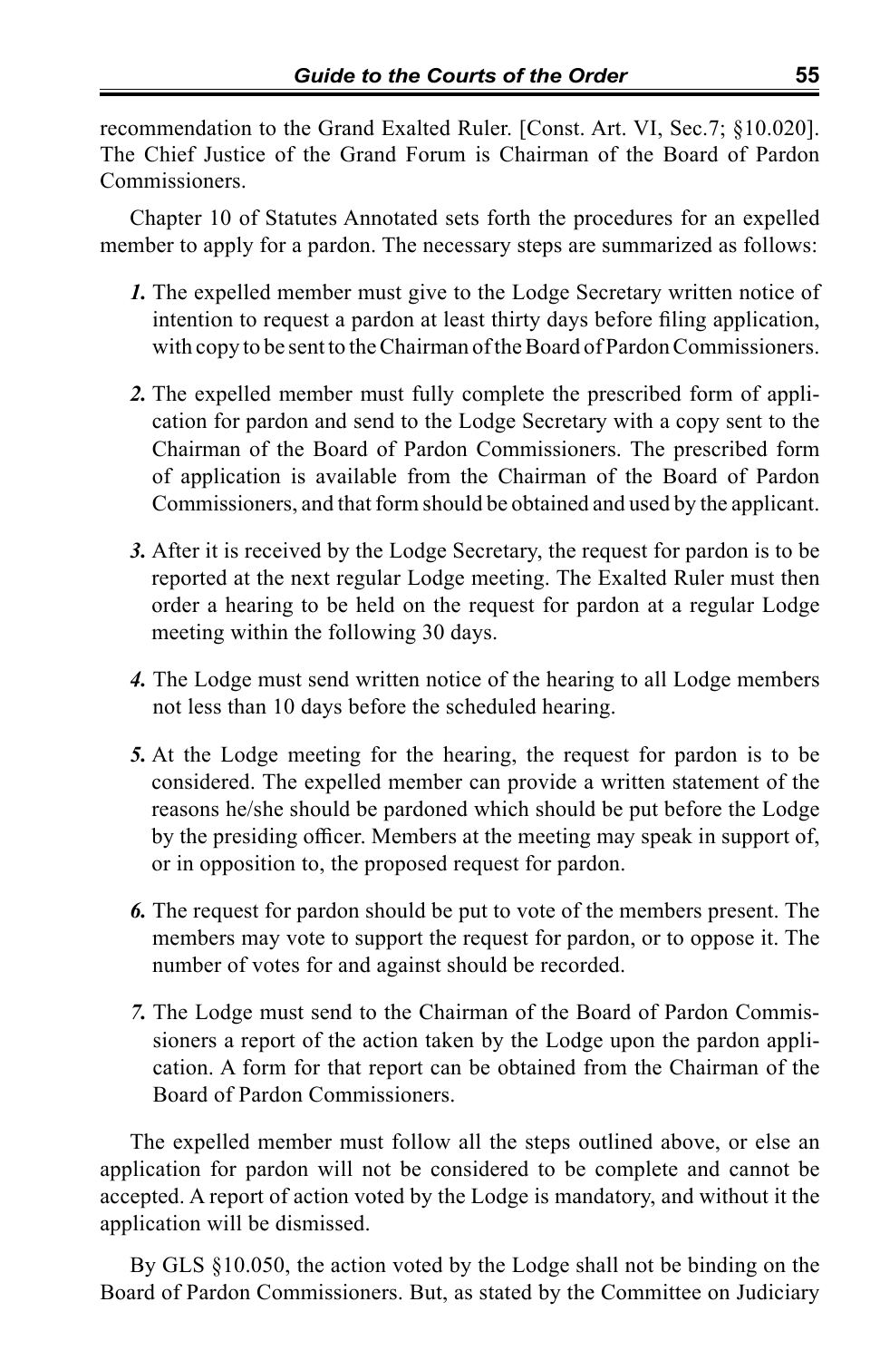recommendation to the Grand Exalted Ruler. [Const. Art. VI, Sec.7; §10.020]. The Chief Justice of the Grand Forum is Chairman of the Board of Pardon Commissioners.

Chapter 10 of Statutes Annotated sets forth the procedures for an expelled member to apply for a pardon. The necessary steps are summarized as follows:

***1.*** The expelled member must give to the Lodge Secretary written notice of intention to request a pardon at least thirty days before filing application, with copy to be sent to the Chairman of the Board of Pardon Commissioners.

***2.*** The expelled member must fully complete the prescribed form of application for pardon and send to the Lodge Secretary with a copy sent to the Chairman of the Board of Pardon Commissioners. The prescribed form of application is available from the Chairman of the Board of Pardon Commissioners, and that form should be obtained and used by the applicant.

***3.*** After it is received by the Lodge Secretary, the request for pardon is to be reported at the next regular Lodge meeting. The Exalted Ruler must then order a hearing to be held on the request for pardon at a regular Lodge meeting within the following 30 days.

***4.*** The Lodge must send written notice of the hearing to all Lodge members not less than 10 days before the scheduled hearing.

***5.*** At the Lodge meeting for the hearing, the request for pardon is to be considered. The expelled member can provide a written statement of the reasons he/she should be pardoned which should be put before the Lodge by the presiding officer. Members at the meeting may speak in support of, or in opposition to, the proposed request for pardon.

***6.*** The request for pardon should be put to vote of the members present. The members may vote to support the request for pardon, or to oppose it. The number of votes for and against should be recorded.

***7.*** The Lodge must send to the Chairman of the Board of Pardon Commissioners a report of the action taken by the Lodge upon the pardon application. A form for that report can be obtained from the Chairman of the Board of Pardon Commissioners.

The expelled member must follow all the steps outlined above, or else an application for pardon will not be considered to be complete and cannot be accepted. A report of action voted by the Lodge is mandatory, and without it the application will be dismissed.

By GLS §10.050, the action voted by the Lodge shall not be binding on the Board of Pardon Commissioners. But, as stated by the Committee on Judiciary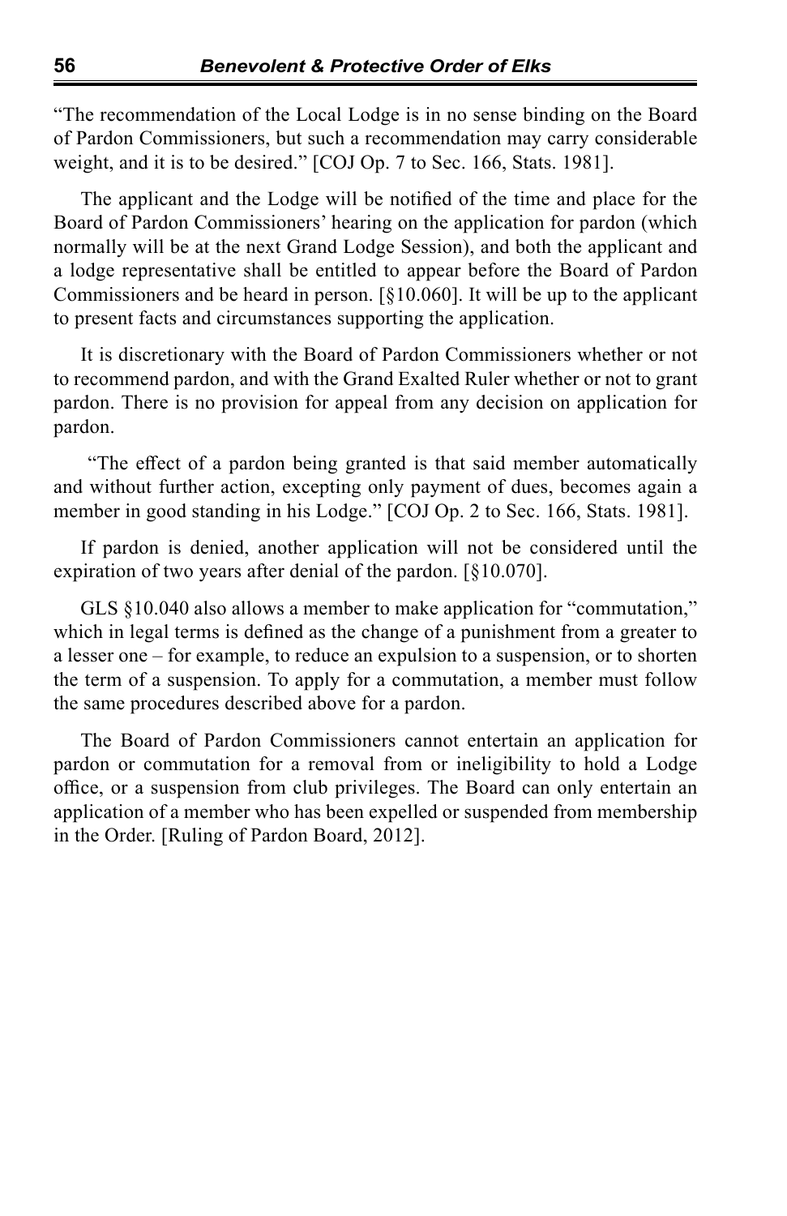"The recommendation of the Local Lodge is in no sense binding on the Board of Pardon Commissioners, but such a recommendation may carry considerable weight, and it is to be desired." [COJ Op. 7 to Sec. 166, Stats. 1981].

The applicant and the Lodge will be notified of the time and place for the Board of Pardon Commissioners' hearing on the application for pardon (which normally will be at the next Grand Lodge Session), and both the applicant and a lodge representative shall be entitled to appear before the Board of Pardon Commissioners and be heard in person. [§10.060]. It will be up to the applicant to present facts and circumstances supporting the application.

It is discretionary with the Board of Pardon Commissioners whether or not to recommend pardon, and with the Grand Exalted Ruler whether or not to grant pardon. There is no provision for appeal from any decision on application for pardon.

"The effect of a pardon being granted is that said member automatically and without further action, excepting only payment of dues, becomes again a member in good standing in his Lodge." [COJ Op. 2 to Sec. 166, Stats. 1981].

If pardon is denied, another application will not be considered until the expiration of two years after denial of the pardon. [§10.070].

GLS §10.040 also allows a member to make application for "commutation," which in legal terms is defined as the change of a punishment from a greater to a lesser one – for example, to reduce an expulsion to a suspension, or to shorten the term of a suspension. To apply for a commutation, a member must follow the same procedures described above for a pardon.

The Board of Pardon Commissioners cannot entertain an application for pardon or commutation for a removal from or ineligibility to hold a Lodge office, or a suspension from club privileges. The Board can only entertain an application of a member who has been expelled or suspended from membership in the Order. [Ruling of Pardon Board, 2012].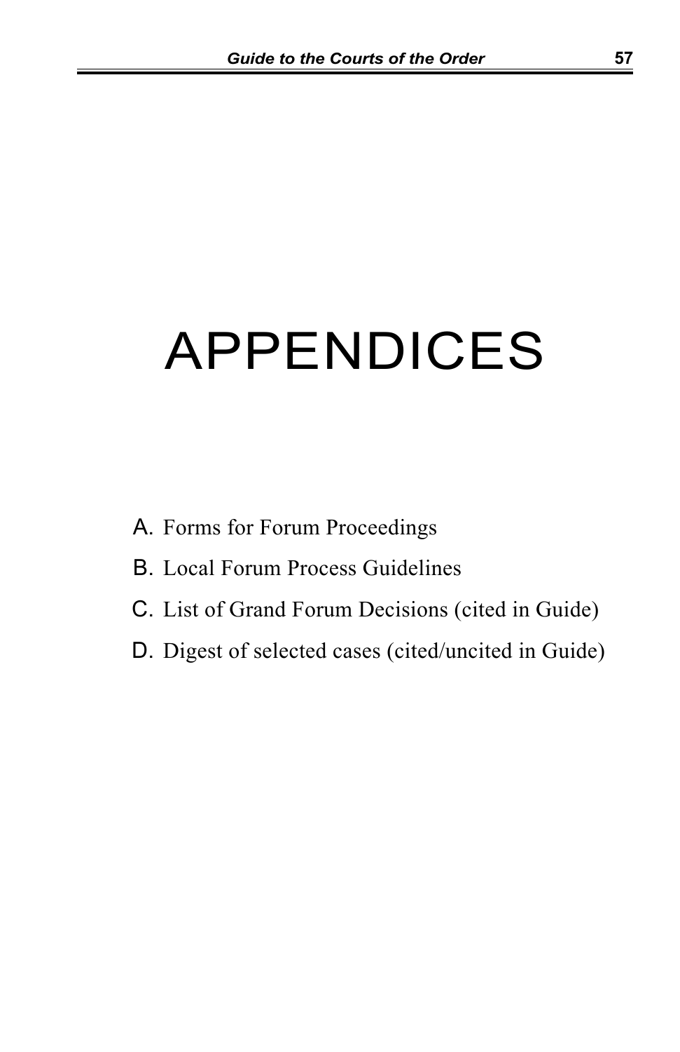# APPENDICES

A. Forms for Forum Proceedings

B. Local Forum Process Guidelines

C. List of Grand Forum Decisions (cited in Guide)

D. Digest of selected cases (cited/uncited in Guide)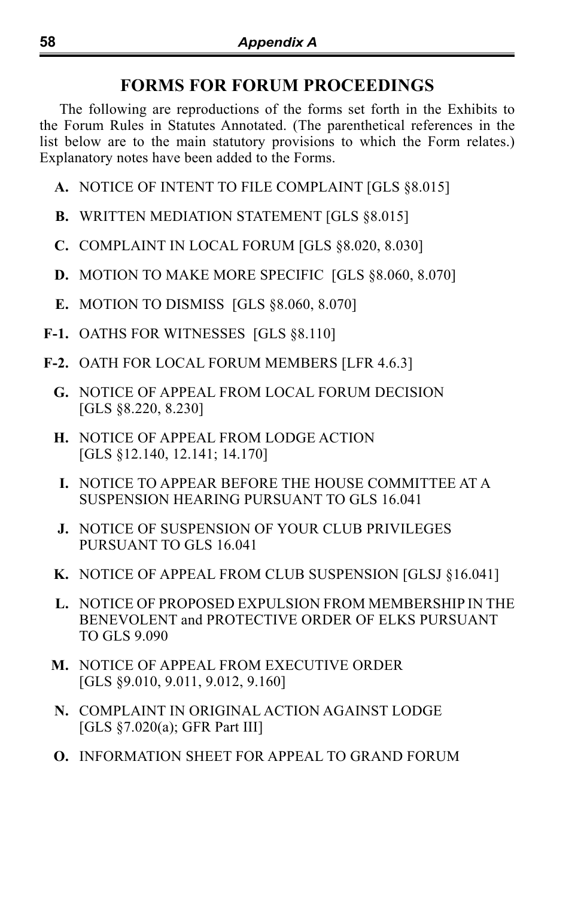## FORMS FOR FORUM PROCEEDINGS

The following are reproductions of the forms set forth in the Exhibits to the Forum Rules in Statutes Annotated. (The parenthetical references in the list below are to the main statutory provisions to which the Form relates.) Explanatory notes have been added to the Forms.

**A.** NOTICE OF INTENT TO FILE COMPLAINT [GLS §8.015]

**B.** WRITTEN MEDIATION STATEMENT [GLS §8.015]

**C.** COMPLAINT IN LOCAL FORUM [GLS §8.020, 8.030]

**D.** MOTION TO MAKE MORE SPECIFIC [GLS §8.060, 8.070]

**E.** MOTION TO DISMISS [GLS §8.060, 8.070]

**F-1.** OATHS FOR WITNESSES [GLS §8.110]

**F-2.** OATH FOR LOCAL FORUM MEMBERS [LFR 4.6.3]

**G.** NOTICE OF APPEAL FROM LOCAL FORUM DECISION [GLS §8.220, 8.230]

**H.** NOTICE OF APPEAL FROM LODGE ACTION [GLS §12.140, 12.141; 14.170]

**I.** NOTICE TO APPEAR BEFORE THE HOUSE COMMITTEE AT A SUSPENSION HEARING PURSUANT TO GLS 16.041

**J.** NOTICE OF SUSPENSION OF YOUR CLUB PRIVILEGES PURSUANT TO GLS 16.041

**K.** NOTICE OF APPEAL FROM CLUB SUSPENSION [GLSJ §16.041]

**L.** NOTICE OF PROPOSED EXPULSION FROM MEMBERSHIP IN THE BENEVOLENT and PROTECTIVE ORDER OF ELKS PURSUANT TO GLS 9.090

**M.** NOTICE OF APPEAL FROM EXECUTIVE ORDER [GLS §9.010, 9.011, 9.012, 9.160]

**N.** COMPLAINT IN ORIGINAL ACTION AGAINST LODGE [GLS §7.020(a); GFR Part III]

**O.** INFORMATION SHEET FOR APPEAL TO GRAND FORUM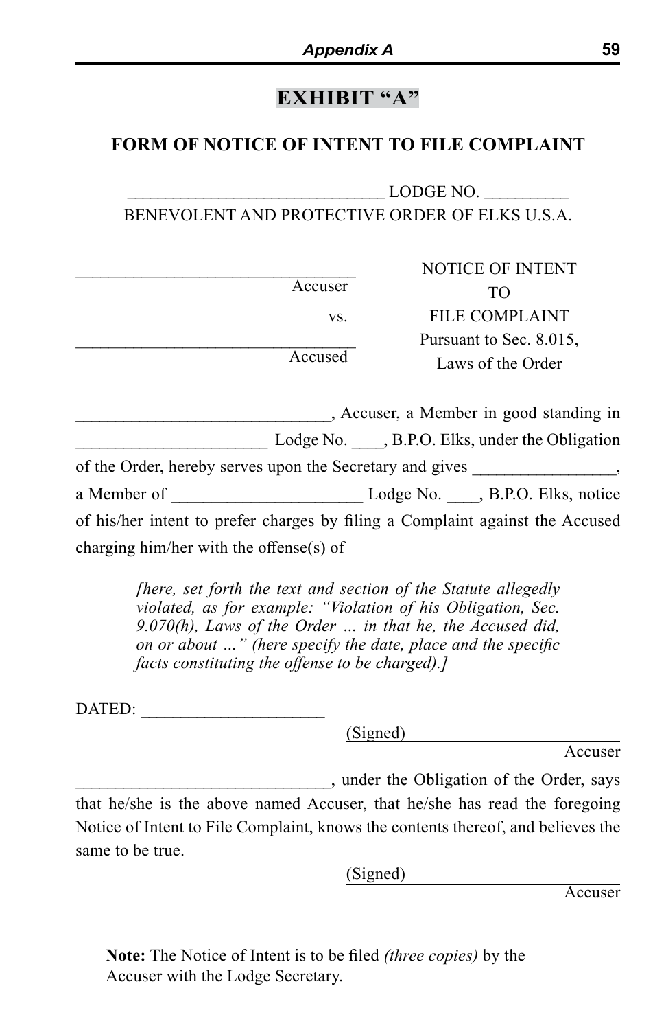# EXHIBIT "A"

## FORM OF NOTICE OF INTENT TO FILE COMPLAINT

______________________________ LODGE NO. __________
BENEVOLENT AND PROTECTIVE ORDER OF ELKS U.S.A.

| | |
|---|---|
| __________________________________ Accuser | NOTICE OF INTENT TO FILE COMPLAINT |
| vs. | Pursuant to Sec. 8.015, |
| __________________________________ Accused | Laws of the Order |

______________________________, Accuser, a Member in good standing in ______________________ Lodge No. ____, B.P.O. Elks, under the Obligation of the Order, hereby serves upon the Secretary and gives _________________, a Member of ______________________ Lodge No. ____, B.P.O. Elks, notice of his/her intent to prefer charges by filing a Complaint against the Accused charging him/her with the offense(s) of

> *[here, set forth the text and section of the Statute allegedly violated, as for example: "Violation of his Obligation, Sec. 9.070(h), Laws of the Order ... in that he, the Accused did, on or about ..." (here specify the date, place and the specific facts constituting the offense to be charged).]*

DATED: _____________________

(Signed) ________________________
Accuser

______________________________, under the Obligation of the Order, says that he/she is the above named Accuser, that he/she has read the foregoing Notice of Intent to File Complaint, knows the contents thereof, and believes the same to be true.

(Signed) ________________________
Accuser

**Note:** The Notice of Intent is to be filed *(three copies)* by the Accuser with the Lodge Secretary.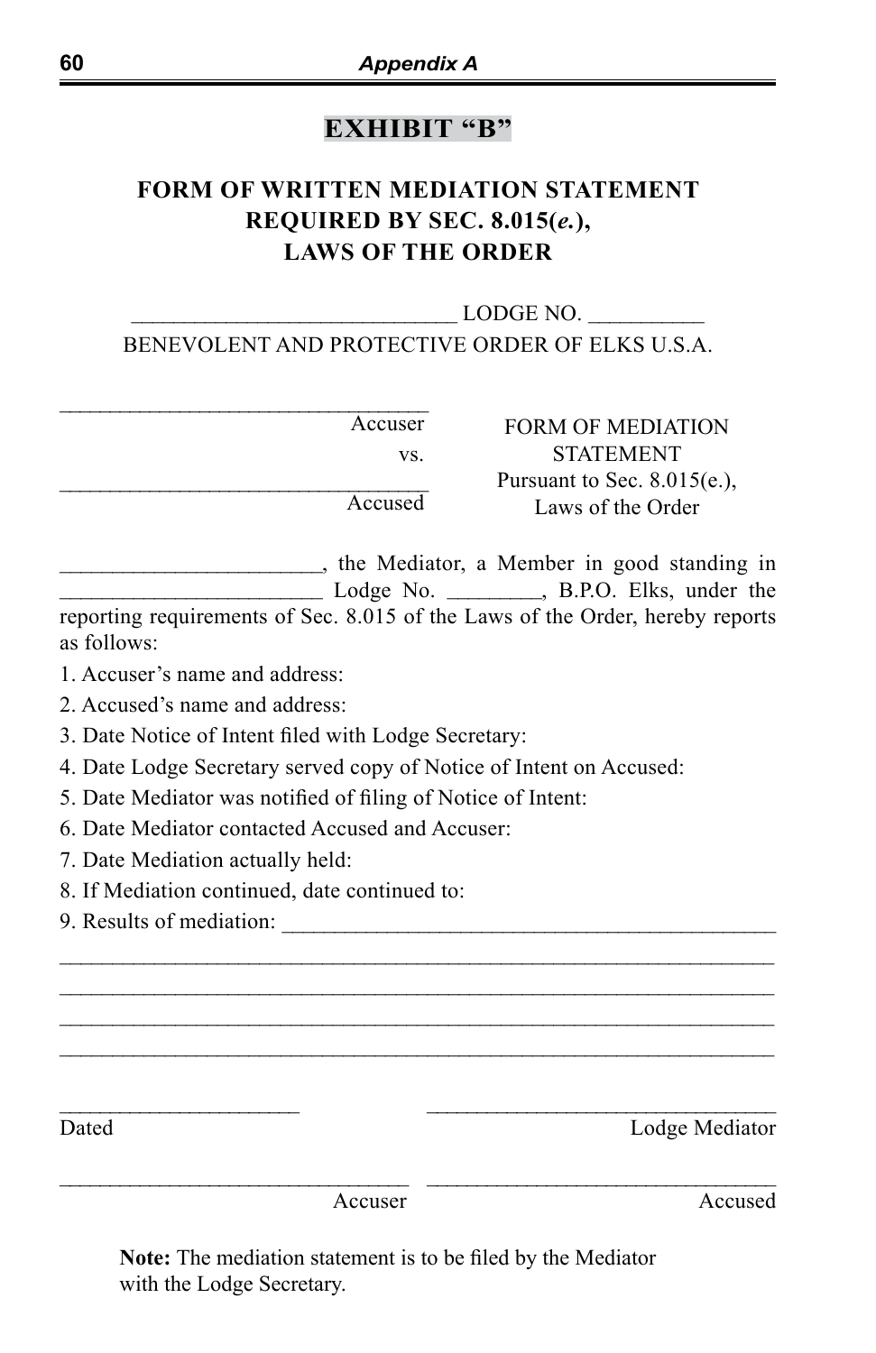# EXHIBIT "B"

## FORM OF WRITTEN MEDIATION STATEMENT REQUIRED BY SEC. 8.015(*e.*), LAWS OF THE ORDER

____________________________ LODGE NO. __________
BENEVOLENT AND PROTECTIVE ORDER OF ELKS U.S.A.

| | |
|---|---|
| __________________________________ Accuser | FORM OF MEDIATION STATEMENT |
| vs. | Pursuant to Sec. 8.015(e.), |
| __________________________________ Accused | Laws of the Order |

_______________________, the Mediator, a Member in good standing in _______________________ Lodge No. ________, B.P.O. Elks, under the reporting requirements of Sec. 8.015 of the Laws of the Order, hereby reports as follows:

1. Accuser's name and address:
2. Accused's name and address:
3. Date Notice of Intent filed with Lodge Secretary:
4. Date Lodge Secretary served copy of Notice of Intent on Accused:
5. Date Mediator was notified of filing of Notice of Intent:
6. Date Mediator contacted Accused and Accuser:
7. Date Mediation actually held:
8. If Mediation continued, date continued to:
9. Results of mediation: ____________________________________________

________________________________________________________________
________________________________________________________________
________________________________________________________________
________________________________________________________________

_____________________ Dated &nbsp;&nbsp;&nbsp;&nbsp; _________________________________ Lodge Mediator

_________________________________ Accuser &nbsp;&nbsp;&nbsp;&nbsp; _________________________________ Accused

**Note:** The mediation statement is to be filed by the Mediator with the Lodge Secretary.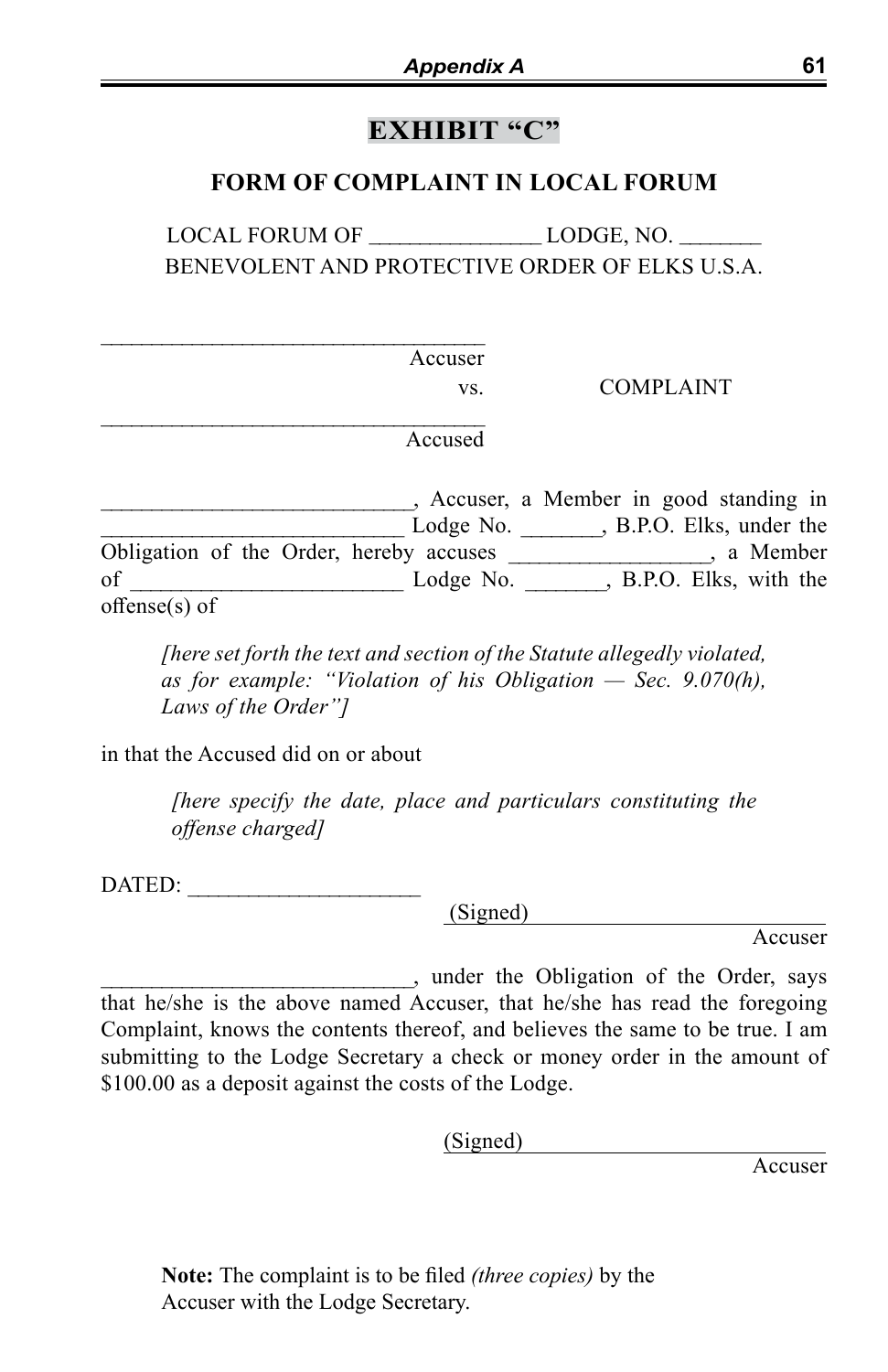# EXHIBIT “C”

## FORM OF COMPLAINT IN LOCAL FORUM

LOCAL FORUM OF _______________ LODGE, NO. _______
BENEVOLENT AND PROTECTIVE ORDER OF ELKS U.S.A.

__________________________________
Accuser

vs. COMPLAINT

__________________________________
Accuser

___________________________, Accuser, a Member in good standing in __________________________ Lodge No. _______, B.P.O. Elks, under the Obligation of the Order, hereby accuses _________________, a Member of _______________________ Lodge No. _______, B.P.O. Elks, with the offense(s) of

> *[here set forth the text and section of the Statute allegedly violated, as for example: “Violation of his Obligation — Sec. 9.070(h), Laws of the Order”]*

in that the Accused did on or about

> *[here specify the date, place and particulars constituting the offense charged]*

DATED: ____________________

(Signed) __________________________
Accuser

___________________________, under the Obligation of the Order, says that he/she is the above named Accuser, that he/she has read the foregoing Complaint, knows the contents thereof, and believes the same to be true. I am submitting to the Lodge Secretary a check or money order in the amount of $100.00 as a deposit against the costs of the Lodge.

(Signed) __________________________
Accuser

**Note:** The complaint is to be filed *(three copies)* by the Accuser with the Lodge Secretary.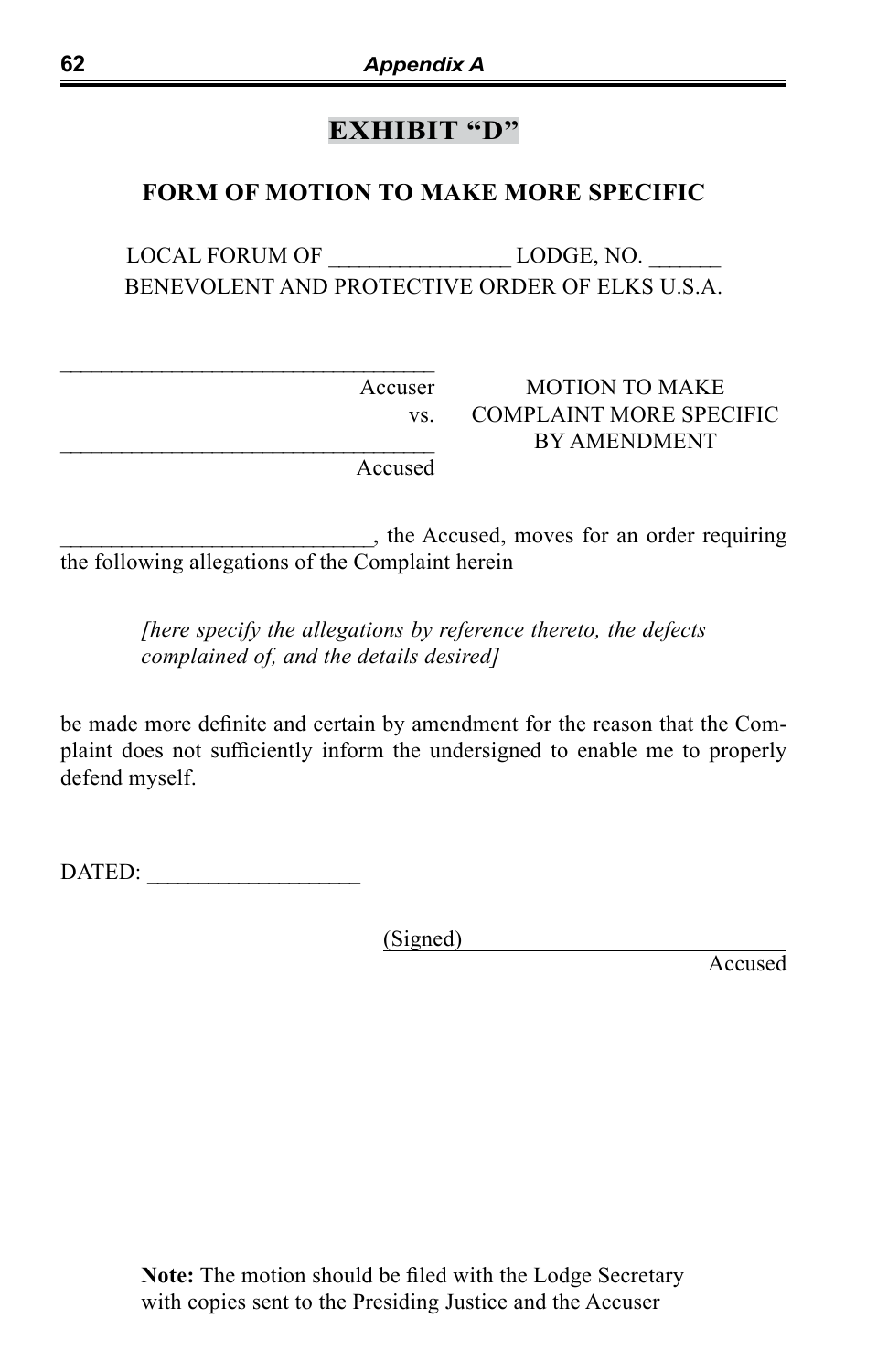# EXHIBIT "D"

## FORM OF MOTION TO MAKE MORE SPECIFIC

LOCAL FORUM OF ________________ LODGE, NO. ______
BENEVOLENT AND PROTECTIVE ORDER OF ELKS U.S.A.

| | |
|---|---|
| __________________________________ Accuser | MOTION TO MAKE |
| vs. | COMPLAINT MORE SPECIFIC |
| __________________________________ Accused | BY AMENDMENT |

____________________________, the Accused, moves for an order requiring the following allegations of the Complaint herein

> *[here specify the allegations by reference thereto, the defects complained of, and the details desired]*

be made more definite and certain by amendment for the reason that the Complaint does not sufficiently inform the undersigned to enable me to properly defend myself.

DATED: ___________________

(Signed) _____________________________
Accused

**Note:** The motion should be filed with the Lodge Secretary with copies sent to the Presiding Justice and the Accuser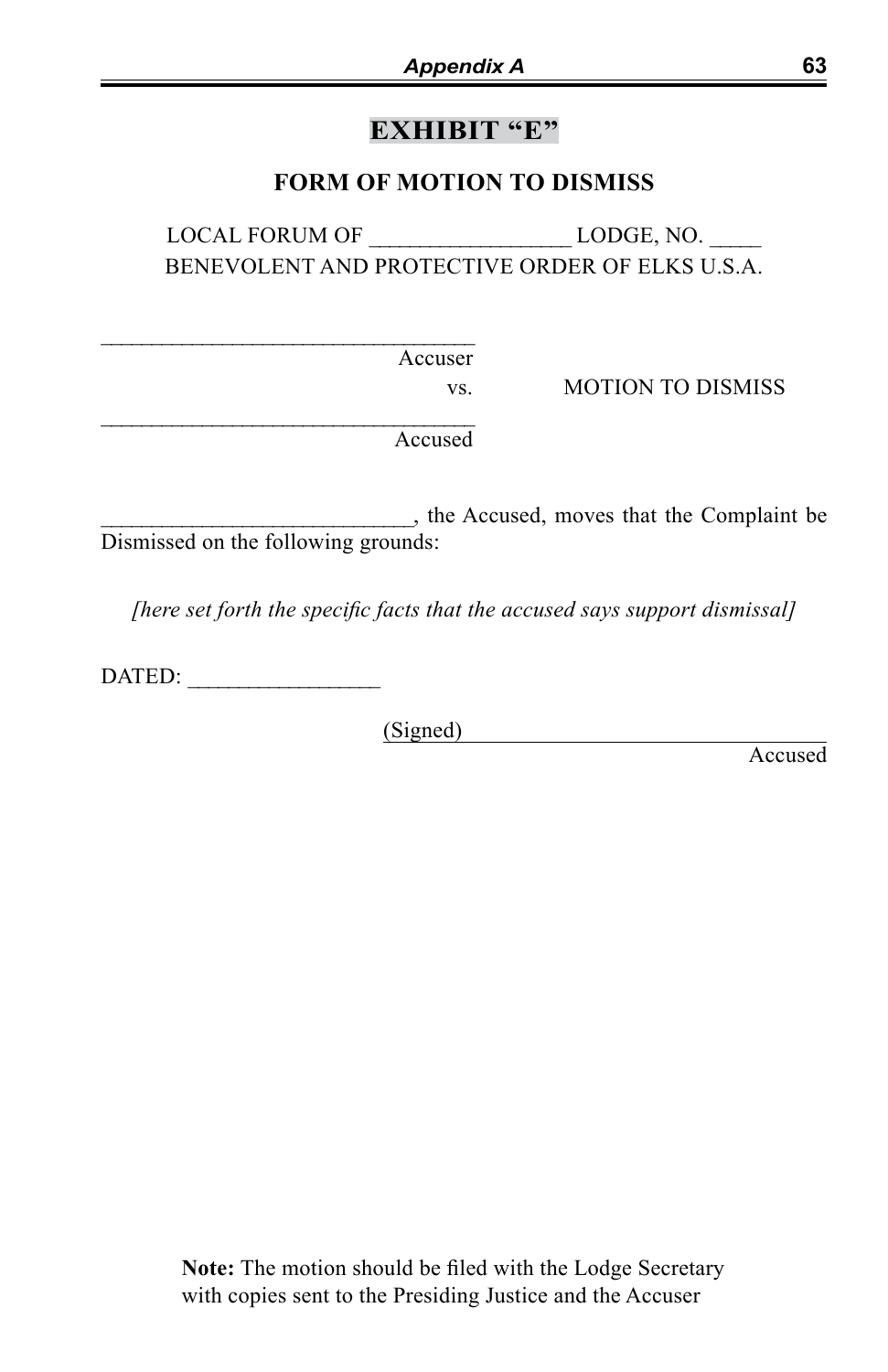## EXHIBIT “E”

### FORM OF MOTION TO DISMISS

LOCAL FORUM OF __________________ LODGE, NO. _____
BENEVOLENT AND PROTECTIVE ORDER OF ELKS U.S.A.

___________________________________
Accuser
vs. MOTION TO DISMISS
___________________________________
Accused

____________________________, the Accused, moves that the Complaint be Dismissed on the following grounds:

*[here set forth the specific facts that the accused says support dismissal]*

DATED: _________________

(Signed) ________________________________
Accused

**Note:** The motion should be filed with the Lodge Secretary with copies sent to the Presiding Justice and the Accuser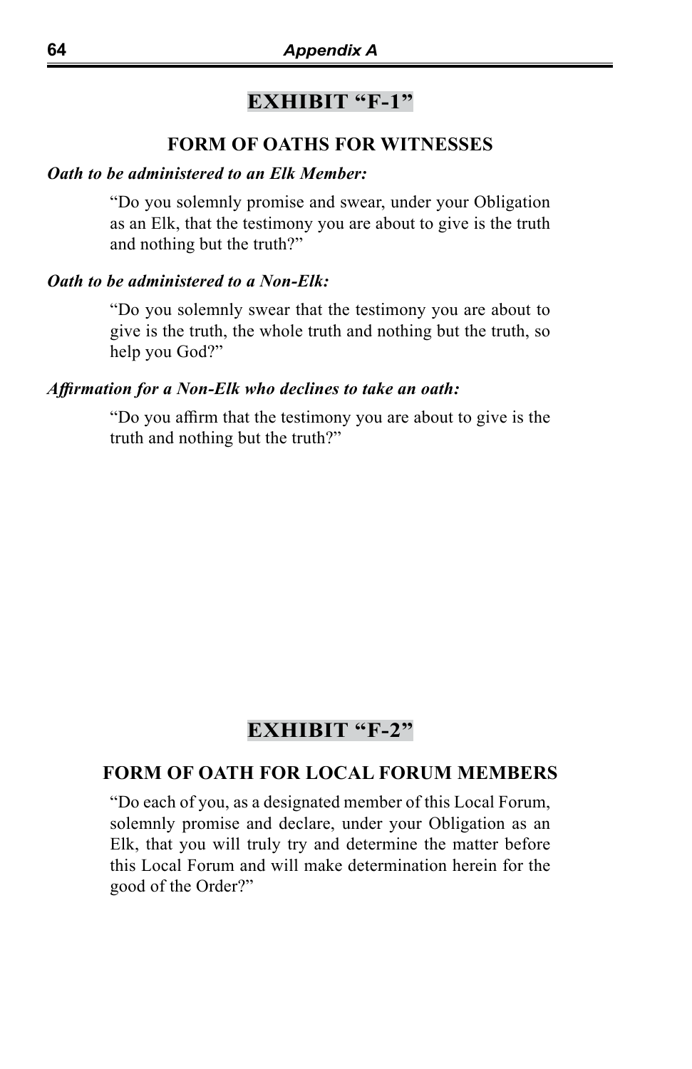# EXHIBIT "F-1"

## FORM OF OATHS FOR WITNESSES

***Oath to be administered to an Elk Member:***

"Do you solemnly promise and swear, under your Obligation as an Elk, that the testimony you are about to give is the truth and nothing but the truth?"

***Oath to be administered to a Non-Elk:***

"Do you solemnly swear that the testimony you are about to give is the truth, the whole truth and nothing but the truth, so help you God?"

***Affirmation for a Non-Elk who declines to take an oath:***

"Do you affirm that the testimony you are about to give is the truth and nothing but the truth?"

# EXHIBIT "F-2"

## FORM OF OATH FOR LOCAL FORUM MEMBERS

"Do each of you, as a designated member of this Local Forum, solemnly promise and declare, under your Obligation as an Elk, that you will truly try and determine the matter before this Local Forum and will make determination herein for the good of the Order?"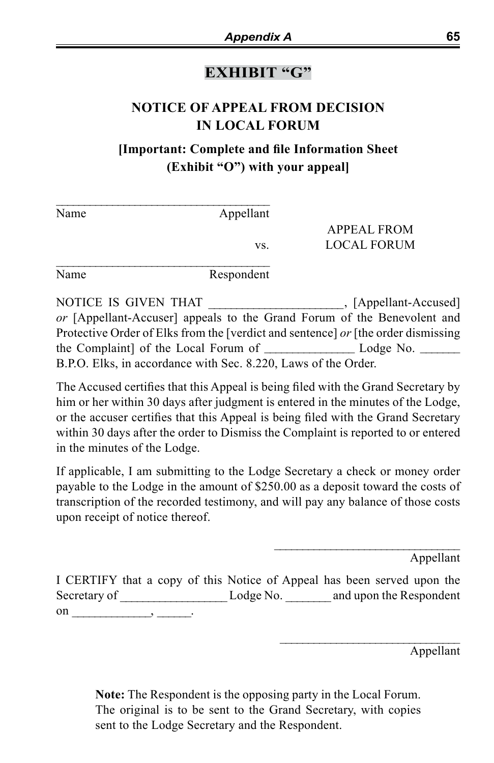# EXHIBIT "G"

## NOTICE OF APPEAL FROM DECISION IN LOCAL FORUM

**[Important: Complete and file Information Sheet (Exhibit "O") with your appeal]**

___________________________________
Name Appellant

vs. APPEAL FROM LOCAL FORUM

___________________________________
Name Respondent

NOTICE IS GIVEN THAT _____________________, [Appellant-Accused] *or* [Appellant-Accuser] appeals to the Grand Forum of the Benevolent and Protective Order of Elks from the [verdict and sentence] *or* [the order dismissing the Complaint] of the Local Forum of ______________ Lodge No. ______ B.P.O. Elks, in accordance with Sec. 8.220, Laws of the Order.

The Accused certifies that this Appeal is being filed with the Grand Secretary by him or her within 30 days after judgment is entered in the minutes of the Lodge, or the accuser certifies that this Appeal is being filed with the Grand Secretary within 30 days after the order to Dismiss the Complaint is reported to or entered in the minutes of the Lodge.

If applicable, I am submitting to the Lodge Secretary a check or money order payable to the Lodge in the amount of $250.00 as a deposit toward the costs of transcription of the recorded testimony, and will pay any balance of those costs upon receipt of notice thereof.

______________________________
Appellant

I CERTIFY that a copy of this Notice of Appeal has been served upon the Secretary of _________________ Lodge No. _______ and upon the Respondent on _____________, ______.

______________________________
Appellant

**Note:** The Respondent is the opposing party in the Local Forum. The original is to be sent to the Grand Secretary, with copies sent to the Lodge Secretary and the Respondent.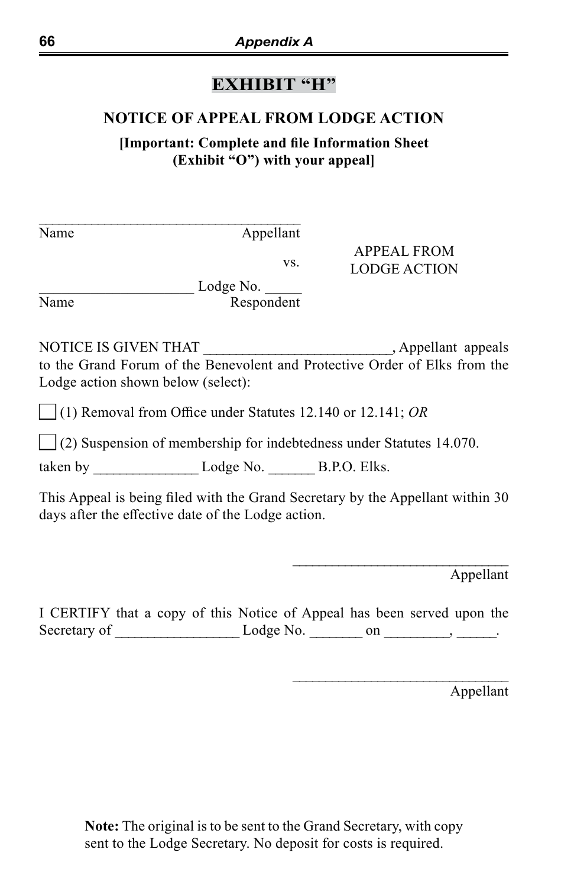# EXHIBIT "H"

## NOTICE OF APPEAL FROM LODGE ACTION

**[Important: Complete and file Information Sheet (Exhibit "O") with your appeal]**

_____________________________________
Name Appellant

vs.

_____________________ Lodge No. _____
Name Respondent

APPEAL FROM LODGE ACTION

NOTICE IS GIVEN THAT __________________________, Appellant appeals to the Grand Forum of the Benevolent and Protective Order of Elks from the Lodge action shown below (select):

☐ (1) Removal from Office under Statutes 12.140 or 12.141; *OR*

☐ (2) Suspension of membership for indebtedness under Statutes 14.070.

taken by ______________ Lodge No. ______ B.P.O. Elks.

This Appeal is being filed with the Grand Secretary by the Appellant within 30 days after the effective date of the Lodge action.

_______________________________
Appellant

I CERTIFY that a copy of this Notice of Appeal has been served upon the Secretary of _________________ Lodge No. _______ on _________, _____.

_______________________________
Appellant

**Note:** The original is to be sent to the Grand Secretary, with copy sent to the Lodge Secretary. No deposit for costs is required.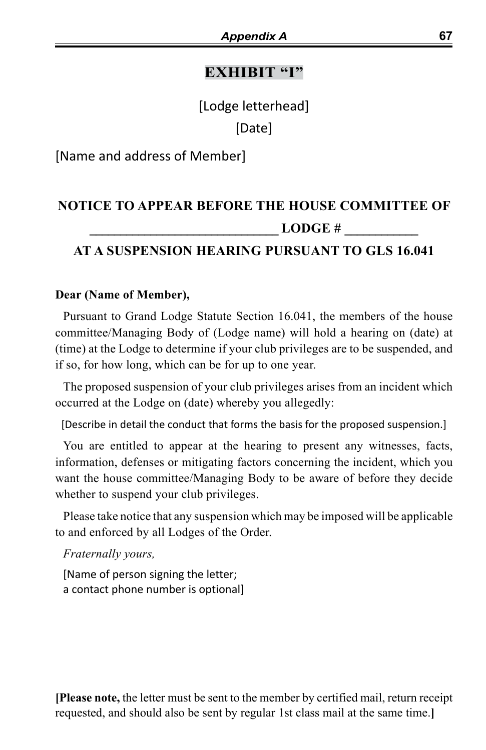# EXHIBIT "I"

[Lodge letterhead]

[Date]

[Name and address of Member]

**NOTICE TO APPEAR BEFORE THE HOUSE COMMITTEE OF**

**____________________________ LODGE # ___________**

**AT A SUSPENSION HEARING PURSUANT TO GLS 16.041**

**Dear (Name of Member),**

Pursuant to Grand Lodge Statute Section 16.041, the members of the house committee/Managing Body of (Lodge name) will hold a hearing on (date) at (time) at the Lodge to determine if your club privileges are to be suspended, and if so, for how long, which can be for up to one year.

The proposed suspension of your club privileges arises from an incident which occurred at the Lodge on (date) whereby you allegedly:

[Describe in detail the conduct that forms the basis for the proposed suspension.]

You are entitled to appear at the hearing to present any witnesses, facts, information, defenses or mitigating factors concerning the incident, which you want the house committee/Managing Body to be aware of before they decide whether to suspend your club privileges.

Please take notice that any suspension which may be imposed will be applicable to and enforced by all Lodges of the Order.

*Fraternally yours,*

[Name of person signing the letter;
a contact phone number is optional]

**[Please note,** the letter must be sent to the member by certified mail, return receipt requested, and should also be sent by regular 1st class mail at the same time.**]**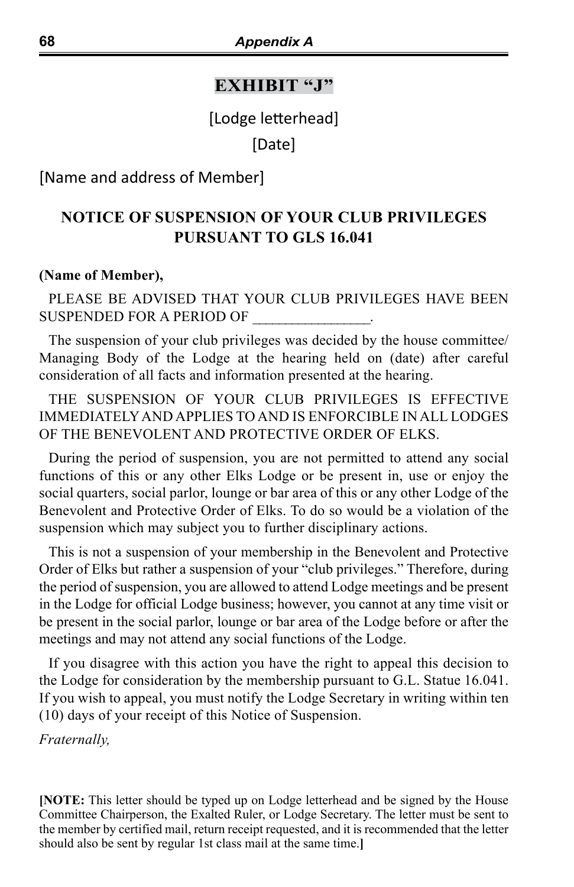## EXHIBIT "J"

[Lodge letterhead]

[Date]

[Name and address of Member]

**NOTICE OF SUSPENSION OF YOUR CLUB PRIVILEGES PURSUANT TO GLS 16.041**

**(Name of Member),**

PLEASE BE ADVISED THAT YOUR CLUB PRIVILEGES HAVE BEEN SUSPENDED FOR A PERIOD OF _______________.

The suspension of your club privileges was decided by the house committee/ Managing Body of the Lodge at the hearing held on (date) after careful consideration of all facts and information presented at the hearing.

THE SUSPENSION OF YOUR CLUB PRIVILEGES IS EFFECTIVE IMMEDIATELY AND APPLIES TO AND IS ENFORCIBLE IN ALL LODGES OF THE BENEVOLENT AND PROTECTIVE ORDER OF ELKS.

During the period of suspension, you are not permitted to attend any social functions of this or any other Elks Lodge or be present in, use or enjoy the social quarters, social parlor, lounge or bar area of this or any other Lodge of the Benevolent and Protective Order of Elks. To do so would be a violation of the suspension which may subject you to further disciplinary actions.

This is not a suspension of your membership in the Benevolent and Protective Order of Elks but rather a suspension of your "club privileges." Therefore, during the period of suspension, you are allowed to attend Lodge meetings and be present in the Lodge for official Lodge business; however, you cannot at any time visit or be present in the social parlor, lounge or bar area of the Lodge before or after the meetings and may not attend any social functions of the Lodge.

If you disagree with this action you have the right to appeal this decision to the Lodge for consideration by the membership pursuant to G.L. Statue 16.041. If you wish to appeal, you must notify the Lodge Secretary in writing within ten (10) days of your receipt of this Notice of Suspension.

*Fraternally,*

**[NOTE:** This letter should be typed up on Lodge letterhead and be signed by the House Committee Chairperson, the Exalted Ruler, or Lodge Secretary. The letter must be sent to the member by certified mail, return receipt requested, and it is recommended that the letter should also be sent by regular 1st class mail at the same time.**]**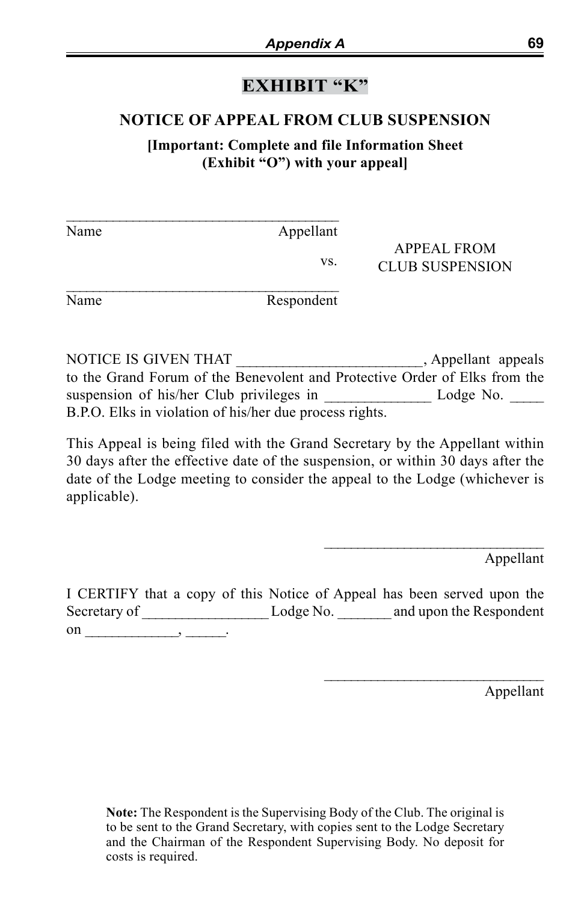# EXHIBIT "K"

## NOTICE OF APPEAL FROM CLUB SUSPENSION

**[Important: Complete and file Information Sheet (Exhibit "O") with your appeal]**

_____________________________________
Name                                   Appellant

vs.                                    APPEAL FROM CLUB SUSPENSION

_____________________________________
Name                                   Respondent

NOTICE IS GIVEN THAT ________________________, Appellant appeals to the Grand Forum of the Benevolent and Protective Order of Elks from the suspension of his/her Club privileges in ______________ Lodge No. _____ B.P.O. Elks in violation of his/her due process rights.

This Appeal is being filed with the Grand Secretary by the Appellant within 30 days after the effective date of the suspension, or within 30 days after the date of the Lodge meeting to consider the appeal to the Lodge (whichever is applicable).

______________________________
Appellant

I CERTIFY that a copy of this Notice of Appeal has been served upon the Secretary of _________________ Lodge No. _______ and upon the Respondent on ____________, _____.

______________________________
Appellant

**Note:** The Respondent is the Supervising Body of the Club. The original is to be sent to the Grand Secretary, with copies sent to the Lodge Secretary and the Chairman of the Respondent Supervising Body. No deposit for costs is required.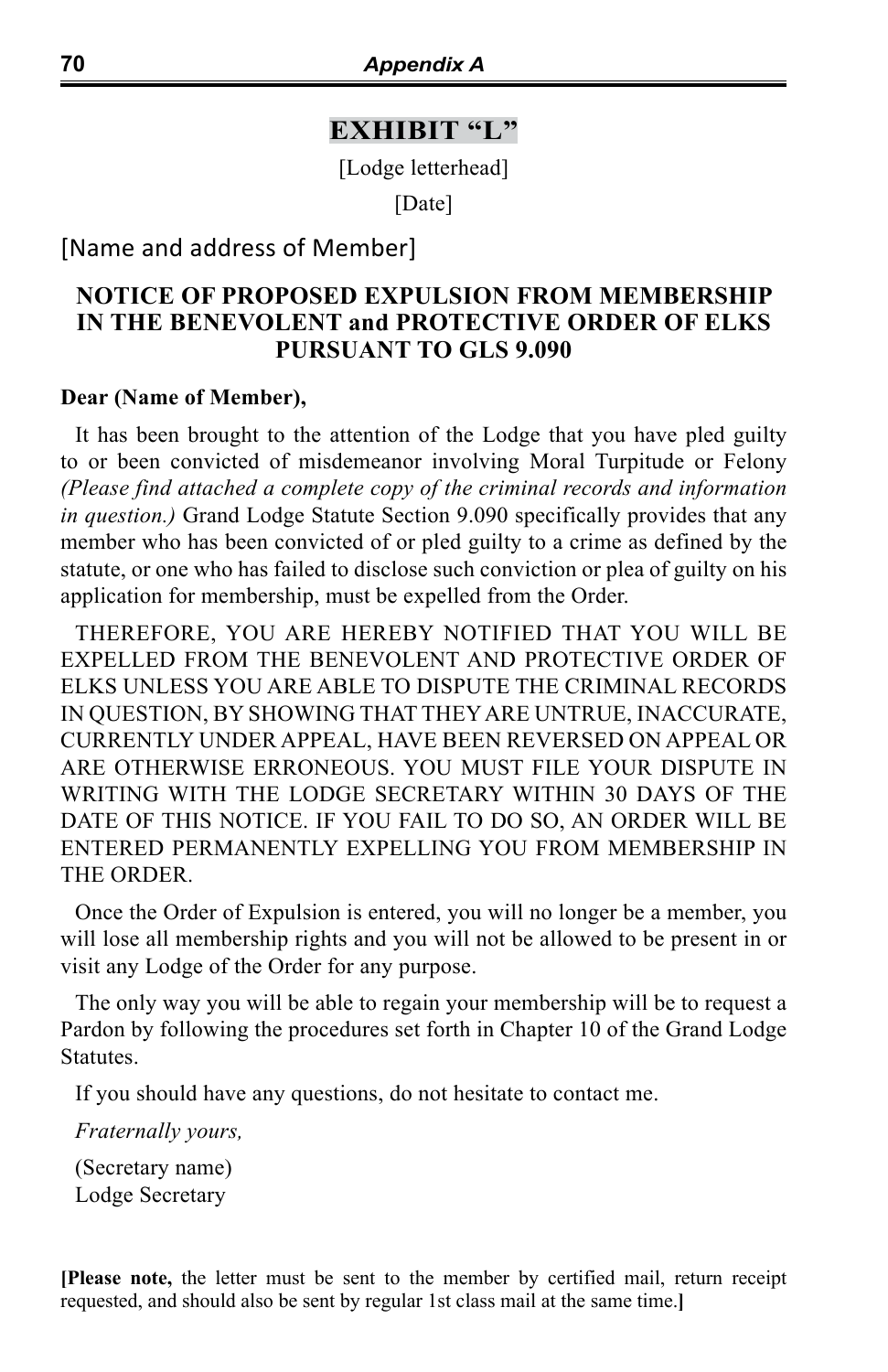# EXHIBIT "L"

[Lodge letterhead]

[Date]

[Name and address of Member]

**NOTICE OF PROPOSED EXPULSION FROM MEMBERSHIP IN THE BENEVOLENT and PROTECTIVE ORDER OF ELKS PURSUANT TO GLS 9.090**

**Dear (Name of Member),**

It has been brought to the attention of the Lodge that you have pled guilty to or been convicted of misdemeanor involving Moral Turpitude or Felony *(Please find attached a complete copy of the criminal records and information in question.)* Grand Lodge Statute Section 9.090 specifically provides that any member who has been convicted of or pled guilty to a crime as defined by the statute, or one who has failed to disclose such conviction or plea of guilty on his application for membership, must be expelled from the Order.

THEREFORE, YOU ARE HEREBY NOTIFIED THAT YOU WILL BE EXPELLED FROM THE BENEVOLENT AND PROTECTIVE ORDER OF ELKS UNLESS YOU ARE ABLE TO DISPUTE THE CRIMINAL RECORDS IN QUESTION, BY SHOWING THAT THEY ARE UNTRUE, INACCURATE, CURRENTLY UNDER APPEAL, HAVE BEEN REVERSED ON APPEAL OR ARE OTHERWISE ERRONEOUS. YOU MUST FILE YOUR DISPUTE IN WRITING WITH THE LODGE SECRETARY WITHIN 30 DAYS OF THE DATE OF THIS NOTICE. IF YOU FAIL TO DO SO, AN ORDER WILL BE ENTERED PERMANENTLY EXPELLING YOU FROM MEMBERSHIP IN THE ORDER.

Once the Order of Expulsion is entered, you will no longer be a member, you will lose all membership rights and you will not be allowed to be present in or visit any Lodge of the Order for any purpose.

The only way you will be able to regain your membership will be to request a Pardon by following the procedures set forth in Chapter 10 of the Grand Lodge Statutes.

If you should have any questions, do not hesitate to contact me.

*Fraternally yours,*

(Secretary name)
Lodge Secretary

**[Please note,** the letter must be sent to the member by certified mail, return receipt requested, and should also be sent by regular 1st class mail at the same time.**]**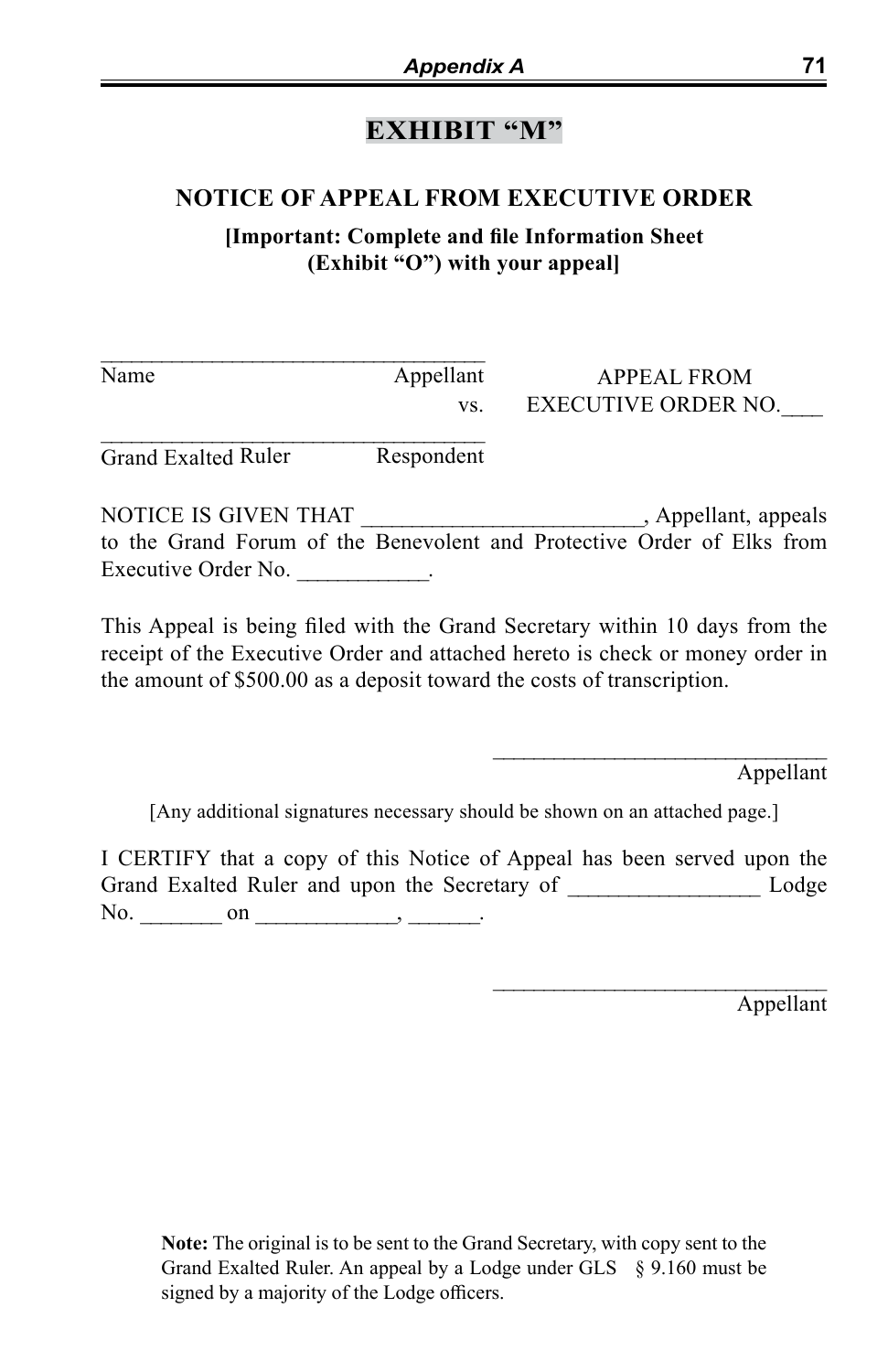# EXHIBIT "M"

## NOTICE OF APPEAL FROM EXECUTIVE ORDER

**[Important: Complete and file Information Sheet (Exhibit "O") with your appeal]**

| | |
|---|---|
| ___________________________________ | |
| Name Appellant | APPEAL FROM |
| vs. | EXECUTIVE ORDER NO.____ |
| ___________________________________ | |
| Grand Exalted Ruler Respondent | |

NOTICE IS GIVEN THAT ________________________, Appellant, appeals to the Grand Forum of the Benevolent and Protective Order of Elks from Executive Order No. ___________.

This Appeal is being filed with the Grand Secretary within 10 days from the receipt of the Executive Order and attached hereto is check or money order in the amount of $500.00 as a deposit toward the costs of transcription.

______________________________
Appellant

[Any additional signatures necessary should be shown on an attached page.]

I CERTIFY that a copy of this Notice of Appeal has been served upon the Grand Exalted Ruler and upon the Secretary of ________________ Lodge No. _______ on ____________, ______.

______________________________
Appellant

**Note:** The original is to be sent to the Grand Secretary, with copy sent to the Grand Exalted Ruler. An appeal by a Lodge under GLS § 9.160 must be signed by a majority of the Lodge officers.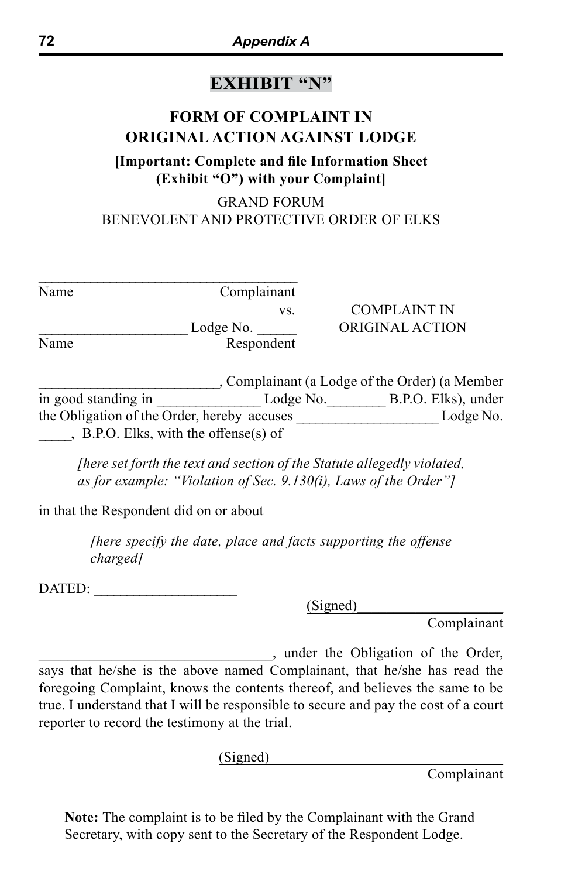## EXHIBIT "N"

### FORM OF COMPLAINT IN ORIGINAL ACTION AGAINST LODGE

**[Important: Complete and file Information Sheet (Exhibit "O") with your Complaint]**

GRAND FORUM
BENEVOLENT AND PROTECTIVE ORDER OF ELKS

_____________________________________
Name                                        Complainant
                                                    vs.                COMPLAINT IN
____________________ Lodge No. _____        ORIGINAL ACTION
Name                                        Respondent

_________________________, Complainant (a Lodge of the Order) (a Member in good standing in ______________ Lodge No.________ B.P.O. Elks), under the Obligation of the Order, hereby accuses ____________________ Lodge No. _____, B.P.O. Elks, with the offense(s) of

> *[here set forth the text and section of the Statute allegedly violated, as for example: "Violation of Sec. 9.130(i), Laws of the Order"]*

in that the Respondent did on or about

> *[here specify the date, place and facts supporting the offense charged]*

DATED: ___________________

(Signed)___________________
Complainant

________________________________, under the Obligation of the Order, says that he/she is the above named Complainant, that he/she has read the foregoing Complaint, knows the contents thereof, and believes the same to be true. I understand that I will be responsible to secure and pay the cost of a court reporter to record the testimony at the trial.

(Signed)___________________
Complainant

**Note:** The complaint is to be filed by the Complainant with the Grand Secretary, with copy sent to the Secretary of the Respondent Lodge.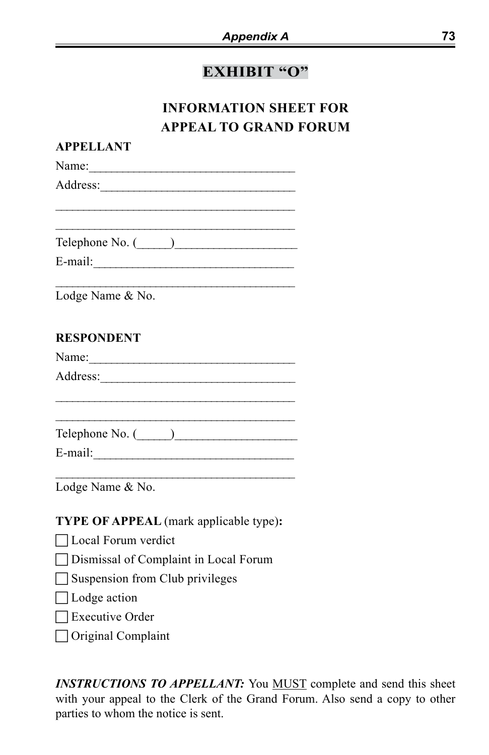# EXHIBIT "O"

## INFORMATION SHEET FOR APPEAL TO GRAND FORUM

**APPELLANT**

Name:________________________________

Address:______________________________

______________________________________

______________________________________

Telephone No. (_____)___________________

E-mail:_______________________________

______________________________________
Lodge Name & No.

**RESPONDENT**

Name:________________________________

Address:______________________________

______________________________________

______________________________________

Telephone No. (_____)___________________

E-mail:_______________________________

______________________________________
Lodge Name & No.

**TYPE OF APPEAL** (mark applicable type)**:**

- ☐ Local Forum verdict
- ☐ Dismissal of Complaint in Local Forum
- ☐ Suspension from Club privileges
- ☐ Lodge action
- ☐ Executive Order
- ☐ Original Complaint

***INSTRUCTIONS TO APPELLANT:*** You MUST complete and send this sheet with your appeal to the Clerk of the Grand Forum. Also send a copy to other parties to whom the notice is sent.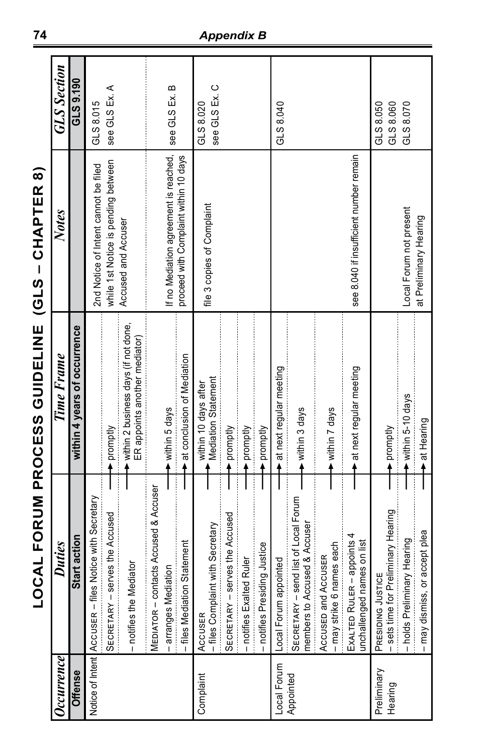## Appendix B

# LOCAL FORUM PROCESS GUIDELINE (GLS – CHAPTER 8)

| *Occurrence* | *Duties* | *Time Frame* | *Notes* | *GLS Section* |
|---|---|---|---|---|
| **Offense** | **Start action** | **within 4 years of occurrence** | | **GLS 9.190** |
| Notice of Intent | ACCUSER – files Notice with Secretary | | 2nd Notice of Intent cannot be filed while 1st Notice is pending between Accused and Accuser | GLS 8.015 |
| | SECRETARY – serves the Accused | → promptly | | see GLS Ex. A |
| | – notifies the Mediator | → within 2 business days (if not done, ER appoints another mediator) | | |
| | MEDIATOR – contacts Accused & Accuser | | | |
| | – arranges Mediation | → within 5 days | If no Mediation agreement is reached, proceed with Complaint within 10 days | see GLS Ex. B |
| | – files Mediation Statement | → at conclusion of Mediation | | |
| Complaint | ACCUSER – files Complaint with Secretary | → within 10 days after Mediation Statement | file 3 copies of Complaint | GLS 8.020 see GLS Ex. C |
| | SECRETARY – serves the Accused | → promptly | | |
| | – notifies Exalted Ruler | → promptly | | |
| | – notifies Presiding Justice | → promptly | | |
| Local Forum Appointed | Local Forum appointed | → at next regular meeting | | GLS 8.040 |
| | SECRETARY – send list of Local Forum members to Accused & Accuser | → within 3 days | | |
| | ACCUSED and ACCUSER – may strike 6 names each | → within 7 days | | |
| | EXALTED RULER – appoints 4 unchallenged names on list | → at next regular meeting | see 8.040 if insufficient number remain | |
| Preliminary Hearing | PRESIDING JUSTICE – sets time for Preliminary Hearing | → promptly | | GLS 8.050 GLS 8.060 |
| | – holds Preliminary Hearing | → within 5-10 days | Local Forum not present at Preliminary Hearing | GLS 8.070 |
| | – may dismiss, or accept plea | → at Hearing | | |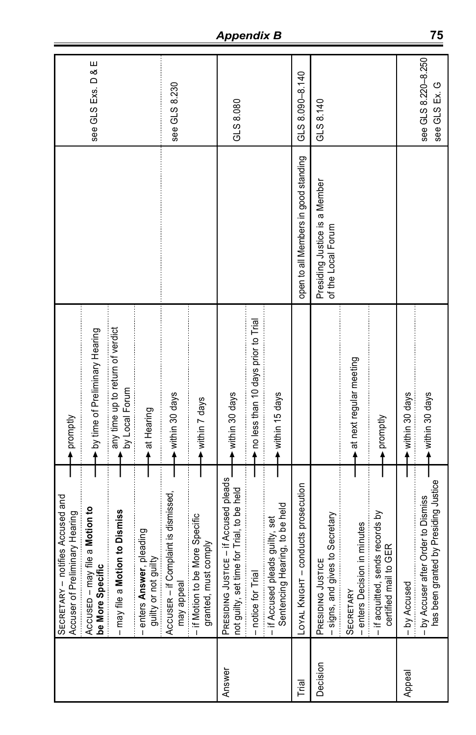| | | | | |
|---|---|---|---|---|
| | SECRETARY – notifies Accused and Accuser of Preliminary Hearing | → promptly | | |
| | ACCUSED – may file a **Motion to be More Specific** | → by time of Preliminary Hearing | | see GLS Exs. D & E |
| | – may file a **Motion to Dismiss** | → any time up to return of verdict by Local Forum | | |
| | – enters **Answer**, pleading guilty or not guilty | → at Hearing | | |
| | ACCUSER – if Complaint is dismissed, may appeal | → within 30 days | | see GLS 8.230 |
| | – if Motion to be More Specific granted, must comply | → within 7 days | | |
| Answer | PRESIDING JUSTICE – if Accused pleads not guilty, set time for Trial, to be held | → within 30 days | | GLS 8.080 |
| | – notice for Trial | → no less than 10 days prior to Trial | | |
| | – if Accused pleads guilty, set Sentencing Hearing, to be held | → within 15 days | | |
| Trial | LOYAL KNIGHT – conducts prosecution | | open to all Members in good standing | GLS 8.090–8.140 |
| Decision | PRESIDING JUSTICE – signs, and gives to Secretary | | Presiding Justice is a Member of the Local Forum | GLS 8.140 |
| | SECRETARY – enters Decision in minutes | → at next regular meeting | | |
| | – if acquitted, sends records by certified mail to GER | → promptly | | |
| Appeal | – by Accused | → within 30 days | | see GLS 8.220–8.250 |
| | – by Accuser after Order to Dismiss has been granted by Presiding Justice | → within 30 days | | see GLS Ex. G |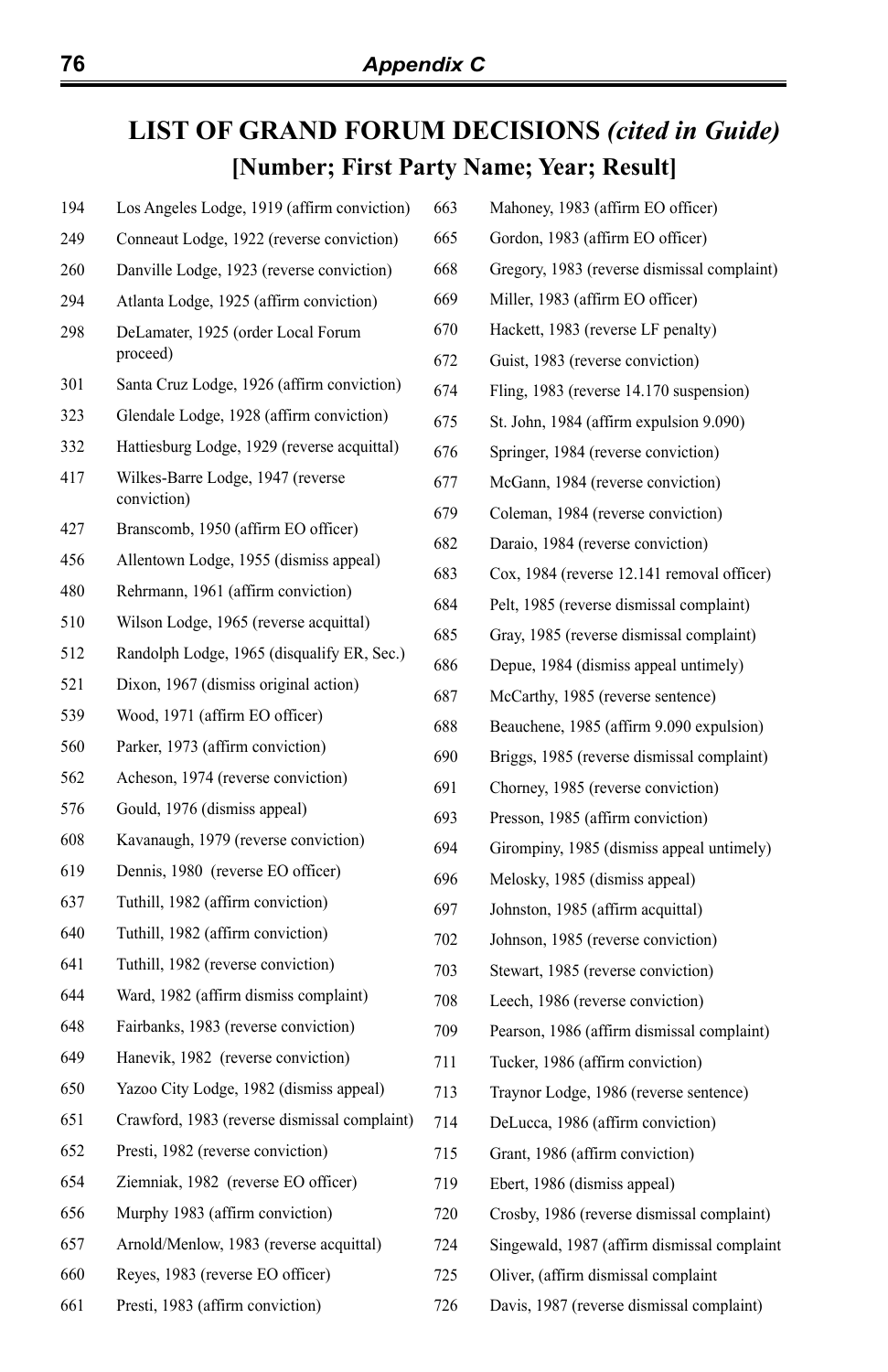# LIST OF GRAND FORUM DECISIONS *(cited in Guide)*

## [Number; First Party Name; Year; Result]

| Number | Decision |
|---|---|
| 194 | Los Angeles Lodge, 1919 (affirm conviction) |
| 249 | Conneaut Lodge, 1922 (reverse conviction) |
| 260 | Danville Lodge, 1923 (reverse conviction) |
| 294 | Atlanta Lodge, 1925 (affirm conviction) |
| 298 | DeLamater, 1925 (order Local Forum proceed) |
| 301 | Santa Cruz Lodge, 1926 (affirm conviction) |
| 323 | Glendale Lodge, 1928 (affirm conviction) |
| 332 | Hattiesburg Lodge, 1929 (reverse acquittal) |
| 417 | Wilkes-Barre Lodge, 1947 (reverse conviction) |
| 427 | Branscomb, 1950 (affirm EO officer) |
| 456 | Allentown Lodge, 1955 (dismiss appeal) |
| 480 | Rehrmann, 1961 (affirm conviction) |
| 510 | Wilson Lodge, 1965 (reverse acquittal) |
| 512 | Randolph Lodge, 1965 (disqualify ER, Sec.) |
| 521 | Dixon, 1967 (dismiss original action) |
| 539 | Wood, 1971 (affirm EO officer) |
| 560 | Parker, 1973 (affirm conviction) |
| 562 | Acheson, 1974 (reverse conviction) |
| 576 | Gould, 1976 (dismiss appeal) |
| 608 | Kavanaugh, 1979 (reverse conviction) |
| 619 | Dennis, 1980 (reverse EO officer) |
| 637 | Tuthill, 1982 (affirm conviction) |
| 640 | Tuthill, 1982 (affirm conviction) |
| 641 | Tuthill, 1982 (reverse conviction) |
| 644 | Ward, 1982 (affirm dismiss complaint) |
| 648 | Fairbanks, 1983 (reverse conviction) |
| 649 | Hanevik, 1982 (reverse conviction) |
| 650 | Yazoo City Lodge, 1982 (dismiss appeal) |
| 651 | Crawford, 1983 (reverse dismissal complaint) |
| 652 | Presti, 1982 (reverse conviction) |
| 654 | Ziemniak, 1982 (reverse EO officer) |
| 656 | Murphy 1983 (affirm conviction) |
| 657 | Arnold/Menlow, 1983 (reverse acquittal) |
| 660 | Reyes, 1983 (reverse EO officer) |
| 661 | Presti, 1983 (affirm conviction) |
| 663 | Mahoney, 1983 (affirm EO officer) |
| 665 | Gordon, 1983 (affirm EO officer) |
| 668 | Gregory, 1983 (reverse dismissal complaint) |
| 669 | Miller, 1983 (affirm EO officer) |
| 670 | Hackett, 1983 (reverse LF penalty) |
| 672 | Guist, 1983 (reverse conviction) |
| 674 | Fling, 1983 (reverse 14.170 suspension) |
| 675 | St. John, 1984 (affirm expulsion 9.090) |
| 676 | Springer, 1984 (reverse conviction) |
| 677 | McGann, 1984 (reverse conviction) |
| 679 | Coleman, 1984 (reverse conviction) |
| 682 | Daraio, 1984 (reverse conviction) |
| 683 | Cox, 1984 (reverse 12.141 removal officer) |
| 684 | Pelt, 1985 (reverse dismissal complaint) |
| 685 | Gray, 1985 (reverse dismissal complaint) |
| 686 | Depue, 1984 (dismiss appeal untimely) |
| 687 | McCarthy, 1985 (reverse sentence) |
| 688 | Beauchene, 1985 (affirm 9.090 expulsion) |
| 690 | Briggs, 1985 (reverse dismissal complaint) |
| 691 | Chorney, 1985 (reverse conviction) |
| 693 | Presson, 1985 (affirm conviction) |
| 694 | Girompiny, 1985 (dismiss appeal untimely) |
| 696 | Melosky, 1985 (dismiss appeal) |
| 697 | Johnston, 1985 (affirm acquittal) |
| 702 | Johnson, 1985 (reverse conviction) |
| 703 | Stewart, 1985 (reverse conviction) |
| 708 | Leech, 1986 (reverse conviction) |
| 709 | Pearson, 1986 (affirm dismissal complaint) |
| 711 | Tucker, 1986 (affirm conviction) |
| 713 | Traynor Lodge, 1986 (reverse sentence) |
| 714 | DeLucca, 1986 (affirm conviction) |
| 715 | Grant, 1986 (affirm conviction) |
| 719 | Ebert, 1986 (dismiss appeal) |
| 720 | Crosby, 1986 (reverse dismissal complaint) |
| 724 | Singewald, 1987 (affirm dismissal complaint |
| 725 | Oliver, (affirm dismissal complaint |
| 726 | Davis, 1987 (reverse dismissal complaint) |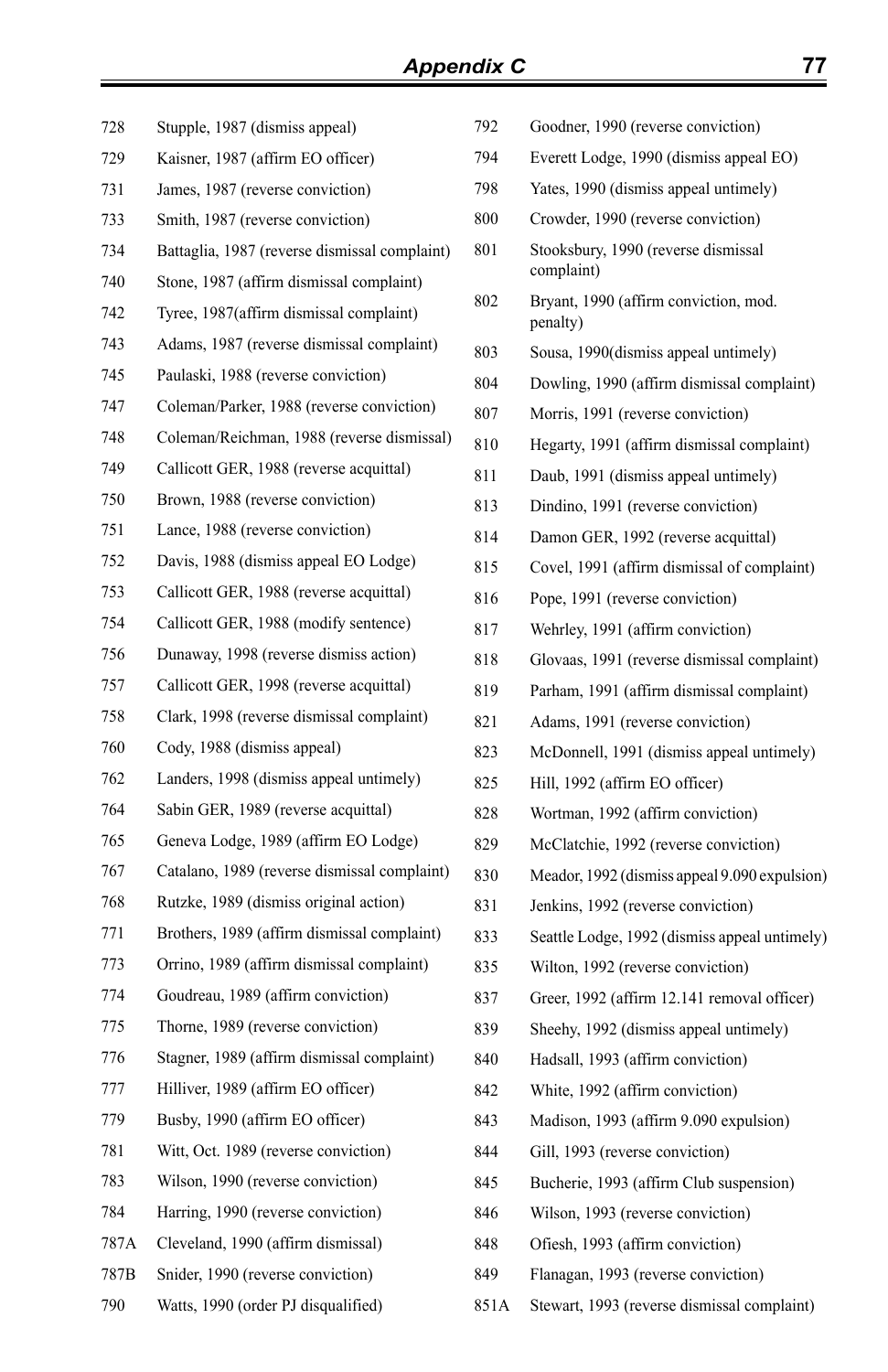728 Stupple, 1987 (dismiss appeal)
729 Kaisner, 1987 (affirm EO officer)
731 James, 1987 (reverse conviction)
733 Smith, 1987 (reverse conviction)
734 Battaglia, 1987 (reverse dismissal complaint)
740 Stone, 1987 (affirm dismissal complaint)
742 Tyree, 1987(affirm dismissal complaint)
743 Adams, 1987 (reverse dismissal complaint)
745 Paulaski, 1988 (reverse conviction)
747 Coleman/Parker, 1988 (reverse conviction)
748 Coleman/Reichman, 1988 (reverse dismissal)
749 Callicott GER, 1988 (reverse acquittal)
750 Brown, 1988 (reverse conviction)
751 Lance, 1988 (reverse conviction)
752 Davis, 1988 (dismiss appeal EO Lodge)
753 Callicott GER, 1988 (reverse acquittal)
754 Callicott GER, 1988 (modify sentence)
756 Dunaway, 1998 (reverse dismiss action)
757 Callicott GER, 1998 (reverse acquittal)
758 Clark, 1998 (reverse dismissal complaint)
760 Cody, 1988 (dismiss appeal)
762 Landers, 1998 (dismiss appeal untimely)
764 Sabin GER, 1989 (reverse acquittal)
765 Geneva Lodge, 1989 (affirm EO Lodge)
767 Catalano, 1989 (reverse dismissal complaint)
768 Rutzke, 1989 (dismiss original action)
771 Brothers, 1989 (affirm dismissal complaint)
773 Orrino, 1989 (affirm dismissal complaint)
774 Goudreau, 1989 (affirm conviction)
775 Thorne, 1989 (reverse conviction)
776 Stagner, 1989 (affirm dismissal complaint)
777 Hilliver, 1989 (affirm EO officer)
779 Busby, 1990 (affirm EO officer)
781 Witt, Oct. 1989 (reverse conviction)
783 Wilson, 1990 (reverse conviction)
784 Harring, 1990 (reverse conviction)
787A Cleveland, 1990 (affirm dismissal)
787B Snider, 1990 (reverse conviction)
790 Watts, 1990 (order PJ disqualified)
792 Goodner, 1990 (reverse conviction)
794 Everett Lodge, 1990 (dismiss appeal EO)
798 Yates, 1990 (dismiss appeal untimely)
800 Crowder, 1990 (reverse conviction)
801 Stooksbury, 1990 (reverse dismissal complaint)
802 Bryant, 1990 (affirm conviction, mod. penalty)
803 Sousa, 1990(dismiss appeal untimely)
804 Dowling, 1990 (affirm dismissal complaint)
807 Morris, 1991 (reverse conviction)
810 Hegarty, 1991 (affirm dismissal complaint)
811 Daub, 1991 (dismiss appeal untimely)
813 Dindino, 1991 (reverse conviction)
814 Damon GER, 1992 (reverse acquittal)
815 Covel, 1991 (affirm dismissal of complaint)
816 Pope, 1991 (reverse conviction)
817 Wehrley, 1991 (affirm conviction)
818 Glovaas, 1991 (reverse dismissal complaint)
819 Parham, 1991 (affirm dismissal complaint)
821 Adams, 1991 (reverse conviction)
823 McDonnell, 1991 (dismiss appeal untimely)
825 Hill, 1992 (affirm EO officer)
828 Wortman, 1992 (affirm conviction)
829 McClatchie, 1992 (reverse conviction)
830 Meador, 1992 (dismiss appeal 9.090 expulsion)
831 Jenkins, 1992 (reverse conviction)
833 Seattle Lodge, 1992 (dismiss appeal untimely)
835 Wilton, 1992 (reverse conviction)
837 Greer, 1992 (affirm 12.141 removal officer)
839 Sheehy, 1992 (dismiss appeal untimely)
840 Hadsall, 1993 (affirm conviction)
842 White, 1992 (affirm conviction)
843 Madison, 1993 (affirm 9.090 expulsion)
844 Gill, 1993 (reverse conviction)
845 Bucherie, 1993 (affirm Club suspension)
846 Wilson, 1993 (reverse conviction)
848 Ofiesh, 1993 (affirm conviction)
849 Flanagan, 1993 (reverse conviction)
851A Stewart, 1993 (reverse dismissal complaint)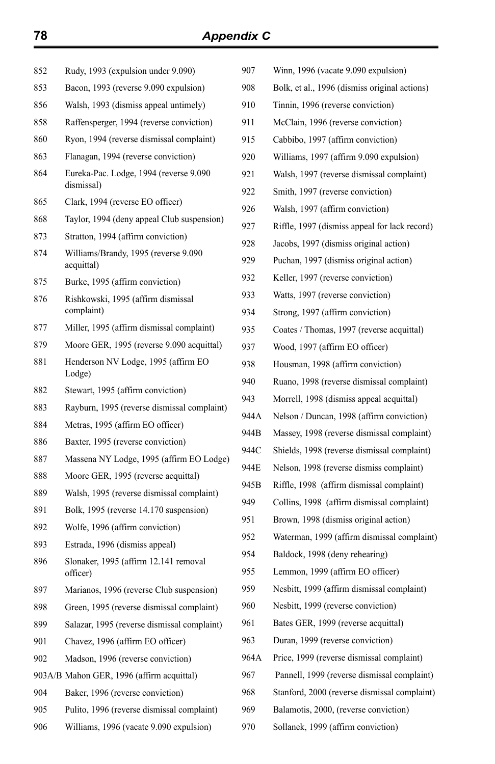852 Rudy, 1993 (expulsion under 9.090)

853 Bacon, 1993 (reverse 9.090 expulsion)

856 Walsh, 1993 (dismiss appeal untimely)

858 Raffensperger, 1994 (reverse conviction)

860 Ryon, 1994 (reverse dismissal complaint)

863 Flanagan, 1994 (reverse conviction)

864 Eureka-Pac. Lodge, 1994 (reverse 9.090 dismissal)

865 Clark, 1994 (reverse EO officer)

868 Taylor, 1994 (deny appeal Club suspension)

873 Stratton, 1994 (affirm conviction)

874 Williams/Brandy, 1995 (reverse 9.090 acquittal)

875 Burke, 1995 (affirm conviction)

876 Rishkowski, 1995 (affirm dismissal complaint)

877 Miller, 1995 (affirm dismissal complaint)

879 Moore GER, 1995 (reverse 9.090 acquittal)

881 Henderson NV Lodge, 1995 (affirm EO Lodge)

882 Stewart, 1995 (affirm conviction)

883 Rayburn, 1995 (reverse dismissal complaint)

884 Metras, 1995 (affirm EO officer)

886 Baxter, 1995 (reverse conviction)

887 Massena NY Lodge, 1995 (affirm EO Lodge)

888 Moore GER, 1995 (reverse acquittal)

889 Walsh, 1995 (reverse dismissal complaint)

891 Bolk, 1995 (reverse 14.170 suspension)

892 Wolfe, 1996 (affirm conviction)

893 Estrada, 1996 (dismiss appeal)

896 Slonaker, 1995 (affirm 12.141 removal officer)

897 Marianos, 1996 (reverse Club suspension)

898 Green, 1995 (reverse dismissal complaint)

899 Salazar, 1995 (reverse dismissal complaint)

901 Chavez, 1996 (affirm EO officer)

902 Madson, 1996 (reverse conviction)

903A/B Mahon GER, 1996 (affirm acquittal)

904 Baker, 1996 (reverse conviction)

905 Pulito, 1996 (reverse dismissal complaint)

906 Williams, 1996 (vacate 9.090 expulsion)

907 Winn, 1996 (vacate 9.090 expulsion)

908 Bolk, et al., 1996 (dismiss original actions)

910 Tinnin, 1996 (reverse conviction)

911 McClain, 1996 (reverse conviction)

915 Cabbibo, 1997 (affirm conviction)

920 Williams, 1997 (affirm 9.090 expulsion)

921 Walsh, 1997 (reverse dismissal complaint)

922 Smith, 1997 (reverse conviction)

926 Walsh, 1997 (affirm conviction)

927 Riffle, 1997 (dismiss appeal for lack record)

928 Jacobs, 1997 (dismiss original action)

929 Puchan, 1997 (dismiss original action)

932 Keller, 1997 (reverse conviction)

933 Watts, 1997 (reverse conviction)

934 Strong, 1997 (affirm conviction)

935 Coates / Thomas, 1997 (reverse acquittal)

937 Wood, 1997 (affirm EO officer)

938 Housman, 1998 (affirm conviction)

940 Ruano, 1998 (reverse dismissal complaint)

943 Morrell, 1998 (dismiss appeal acquittal)

944A Nelson / Duncan, 1998 (affirm conviction)

944B Massey, 1998 (reverse dismissal complaint)

944C Shields, 1998 (reverse dismissal complaint)

944E Nelson, 1998 (reverse dismiss complaint)

945B Riffle, 1998 (affirm dismissal complaint)

949 Collins, 1998 (affirm dismissal complaint)

951 Brown, 1998 (dismiss original action)

952 Waterman, 1999 (affirm dismissal complaint)

954 Baldock, 1998 (deny rehearing)

955 Lemmon, 1999 (affirm EO officer)

959 Nesbitt, 1999 (affirm dismissal complaint)

960 Nesbitt, 1999 (reverse conviction)

961 Bates GER, 1999 (reverse acquittal)

963 Duran, 1999 (reverse conviction)

964A Price, 1999 (reverse dismissal complaint)

967 Pannell, 1999 (reverse dismissal complaint)

968 Stanford, 2000 (reverse dismissal complaint)

969 Balamotis, 2000, (reverse conviction)

970 Sollanek, 1999 (affirm conviction)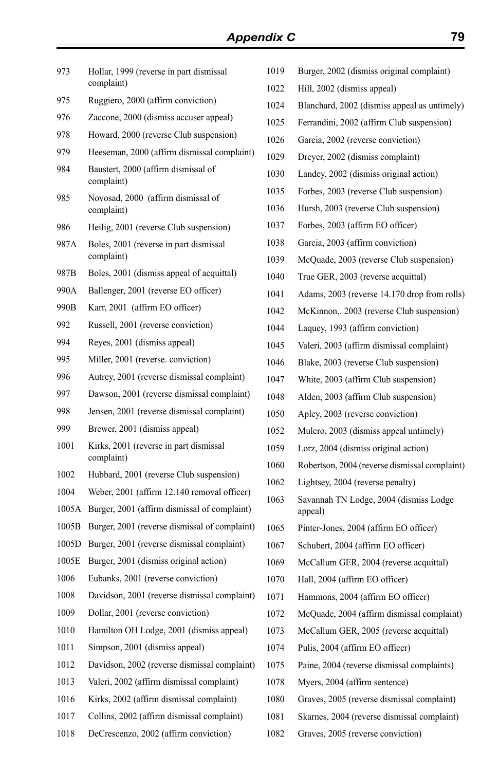| | |
|---|---|
| 973 | Hollar, 1999 (reverse in part dismissal complaint) |
| 975 | Ruggiero, 2000 (affirm conviction) |
| 976 | Zaccone, 2000 (dismiss accuser appeal) |
| 978 | Howard, 2000 (reverse Club suspension) |
| 979 | Heeseman, 2000 (affirm dismissal complaint) |
| 984 | Baustert, 2000 (affirm dismissal of complaint) |
| 985 | Novosad, 2000 (affirm dismissal of complaint) |
| 986 | Heilig, 2001 (reverse Club suspension) |
| 987A | Boles, 2001 (reverse in part dismissal complaint) |
| 987B | Boles, 2001 (dismiss appeal of acquittal) |
| 990A | Ballenger, 2001 (reverse EO officer) |
| 990B | Karr, 2001 (affirm EO officer) |
| 992 | Russell, 2001 (reverse conviction) |
| 994 | Reyes, 2001 (dismiss appeal) |
| 995 | Miller, 2001 (reverse. conviction) |
| 996 | Autrey, 2001 (reverse dismissal complaint) |
| 997 | Dawson, 2001 (reverse dismissal complaint) |
| 998 | Jensen, 2001 (reverse dismissal complaint) |
| 999 | Brewer, 2001 (dismiss appeal) |
| 1001 | Kirks, 2001 (reverse in part dismissal complaint) |
| 1002 | Hubbard, 2001 (reverse Club suspension) |
| 1004 | Weber, 2001 (affirm 12.140 removal officer) |
| 1005A | Burger, 2001 (affirm dismissal of complaint) |
| 1005B | Burger, 2001 (reverse dismissal of complaint) |
| 1005D | Burger, 2001 (reverse dismissal complaint) |
| 1005E | Burger, 2001 (dismiss original action) |
| 1006 | Eubanks, 2001 (reverse conviction) |
| 1008 | Davidson, 2001 (reverse dismissal complaint) |
| 1009 | Dollar, 2001 (reverse conviction) |
| 1010 | Hamilton OH Lodge, 2001 (dismiss appeal) |
| 1011 | Simpson, 2001 (dismiss appeal) |
| 1012 | Davidson, 2002 (reverse dismissal complaint) |
| 1013 | Valeri, 2002 (affirm dismissal complaint) |
| 1016 | Kirks, 2002 (affirm dismissal complaint) |
| 1017 | Collins, 2002 (affirm dismissal complaint) |
| 1018 | DeCrescenzo, 2002 (affirm conviction) |
| 1019 | Burger, 2002 (dismiss original complaint) |
| 1022 | Hill, 2002 (dismiss appeal) |
| 1024 | Blanchard, 2002 (dismiss appeal as untimely) |
| 1025 | Ferrandini, 2002 (affirm Club suspension) |
| 1026 | Garcia, 2002 (reverse conviction) |
| 1029 | Dreyer, 2002 (dismiss complaint) |
| 1030 | Landey, 2002 (dismiss original action) |
| 1035 | Forbes, 2003 (reverse Club suspension) |
| 1036 | Hursh, 2003 (reverse Club suspension) |
| 1037 | Forbes, 2003 (affirm EO officer) |
| 1038 | Garcia, 2003 (affirm conviction) |
| 1039 | McQuade, 2003 (reverse Club suspension) |
| 1040 | True GER, 2003 (reverse acquittal) |
| 1041 | Adams, 2003 (reverse 14.170 drop from rolls) |
| 1042 | McKinnon,. 2003 (reverse Club suspension) |
| 1044 | Laquey, 1993 (affirm conviction) |
| 1045 | Valeri, 2003 (affirm dismissal complaint) |
| 1046 | Blake, 2003 (reverse Club suspension) |
| 1047 | White, 2003 (affirm Club suspension) |
| 1048 | Alden, 2003 (affirm Club suspension) |
| 1050 | Apley, 2003 (reverse conviction) |
| 1052 | Mulero, 2003 (dismiss appeal untimely) |
| 1059 | Lorz, 2004 (dismiss original action) |
| 1060 | Robertson, 2004 (reverse dismissal complaint) |
| 1062 | Lightsey, 2004 (reverse penalty) |
| 1063 | Savannah TN Lodge, 2004 (dismiss Lodge appeal) |
| 1065 | Pinter-Jones, 2004 (affirm EO officer) |
| 1067 | Schubert, 2004 (affirm EO officer) |
| 1069 | McCallum GER, 2004 (reverse acquittal) |
| 1070 | Hall, 2004 (affirm EO officer) |
| 1071 | Hammons, 2004 (affirm EO officer) |
| 1072 | McQuade, 2004 (affirm dismissal complaint) |
| 1073 | McCallum GER, 2005 (reverse acquittal) |
| 1074 | Pulis, 2004 (affirm EO officer) |
| 1075 | Paine, 2004 (reverse dismissal complaints) |
| 1078 | Myers, 2004 (affirm sentence) |
| 1080 | Graves, 2005 (reverse dismissal complaint) |
| 1081 | Skarnes, 2004 (reverse dismissal complaint) |
| 1082 | Graves, 2005 (reverse conviction) |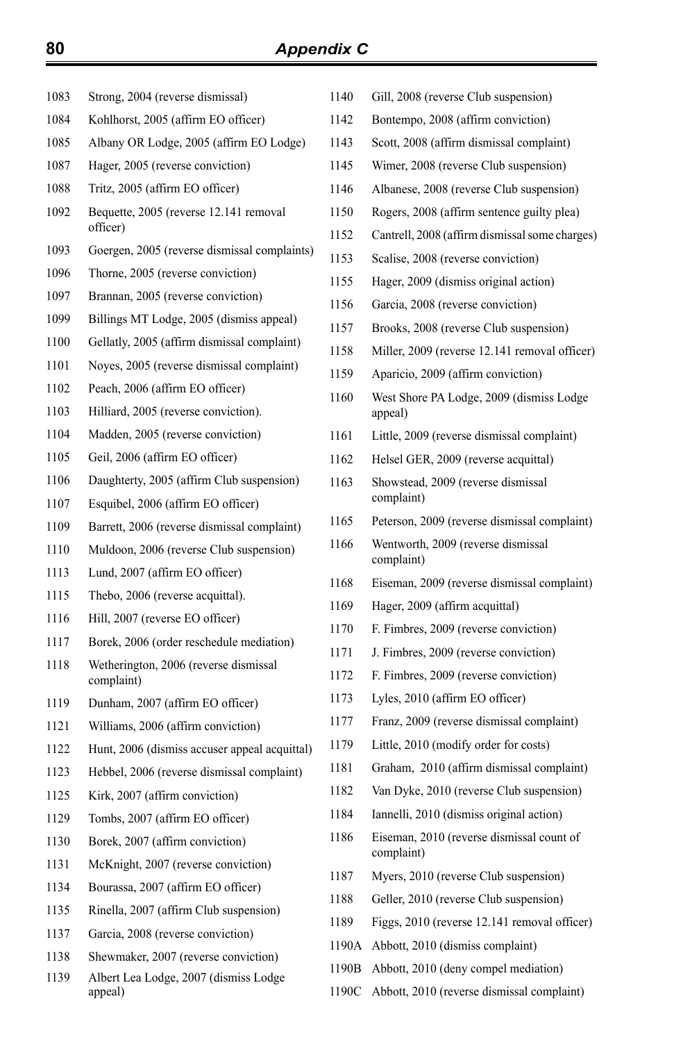1083 Strong, 2004 (reverse dismissal)

1084 Kohlhorst, 2005 (affirm EO officer)

1085 Albany OR Lodge, 2005 (affirm EO Lodge)

1087 Hager, 2005 (reverse conviction)

1088 Tritz, 2005 (affirm EO officer)

1092 Bequette, 2005 (reverse 12.141 removal officer)

1093 Goergen, 2005 (reverse dismissal complaints)

1096 Thorne, 2005 (reverse conviction)

1097 Brannan, 2005 (reverse conviction)

1099 Billings MT Lodge, 2005 (dismiss appeal)

1100 Gellatly, 2005 (affirm dismissal complaint)

1101 Noyes, 2005 (reverse dismissal complaint)

1102 Peach, 2006 (affirm EO officer)

1103 Hilliard, 2005 (reverse conviction).

1104 Madden, 2005 (reverse conviction)

1105 Geil, 2006 (affirm EO officer)

1106 Daughterty, 2005 (affirm Club suspension)

1107 Esquibel, 2006 (affirm EO officer)

1109 Barrett, 2006 (reverse dismissal complaint)

1110 Muldoon, 2006 (reverse Club suspension)

1113 Lund, 2007 (affirm EO officer)

1115 Thebo, 2006 (reverse acquittal).

1116 Hill, 2007 (reverse EO officer)

1117 Borek, 2006 (order reschedule mediation)

1118 Wetherington, 2006 (reverse dismissal complaint)

1119 Dunham, 2007 (affirm EO officer)

1121 Williams, 2006 (affirm conviction)

1122 Hunt, 2006 (dismiss accuser appeal acquittal)

1123 Hebbel, 2006 (reverse dismissal complaint)

1125 Kirk, 2007 (affirm conviction)

1129 Tombs, 2007 (affirm EO officer)

1130 Borek, 2007 (affirm conviction)

1131 McKnight, 2007 (reverse conviction)

1134 Bourassa, 2007 (affirm EO officer)

1135 Rinella, 2007 (affirm Club suspension)

1137 Garcia, 2008 (reverse conviction)

1138 Shewmaker, 2007 (reverse conviction)

1139 Albert Lea Lodge, 2007 (dismiss Lodge appeal)

1140 Gill, 2008 (reverse Club suspension)

1142 Bontempo, 2008 (affirm conviction)

1143 Scott, 2008 (affirm dismissal complaint)

1145 Wimer, 2008 (reverse Club suspension)

1146 Albanese, 2008 (reverse Club suspension)

1150 Rogers, 2008 (affirm sentence guilty plea)

1152 Cantrell, 2008 (affirm dismissal some charges)

1153 Scalise, 2008 (reverse conviction)

1155 Hager, 2009 (dismiss original action)

1156 Garcia, 2008 (reverse conviction)

1157 Brooks, 2008 (reverse Club suspension)

1158 Miller, 2009 (reverse 12.141 removal officer)

1159 Aparicio, 2009 (affirm conviction)

1160 West Shore PA Lodge, 2009 (dismiss Lodge appeal)

1161 Little, 2009 (reverse dismissal complaint)

1162 Helsel GER, 2009 (reverse acquittal)

1163 Showstead, 2009 (reverse dismissal complaint)

1165 Peterson, 2009 (reverse dismissal complaint)

1166 Wentworth, 2009 (reverse dismissal complaint)

1168 Eiseman, 2009 (reverse dismissal complaint)

1169 Hager, 2009 (affirm acquittal)

1170 F. Fimbres, 2009 (reverse conviction)

1171 J. Fimbres, 2009 (reverse conviction)

1172 F. Fimbres, 2009 (reverse conviction)

1173 Lyles, 2010 (affirm EO officer)

1177 Franz, 2009 (reverse dismissal complaint)

1179 Little, 2010 (modify order for costs)

1181 Graham, 2010 (affirm dismissal complaint)

1182 Van Dyke, 2010 (reverse Club suspension)

1184 Iannelli, 2010 (dismiss original action)

1186 Eiseman, 2010 (reverse dismissal count of complaint)

1187 Myers, 2010 (reverse Club suspension)

1188 Geller, 2010 (reverse Club suspension)

1189 Figgs, 2010 (reverse 12.141 removal officer)

1190A Abbott, 2010 (dismiss complaint)

1190B Abbott, 2010 (deny compel mediation)

1190C Abbott, 2010 (reverse dismissal complaint)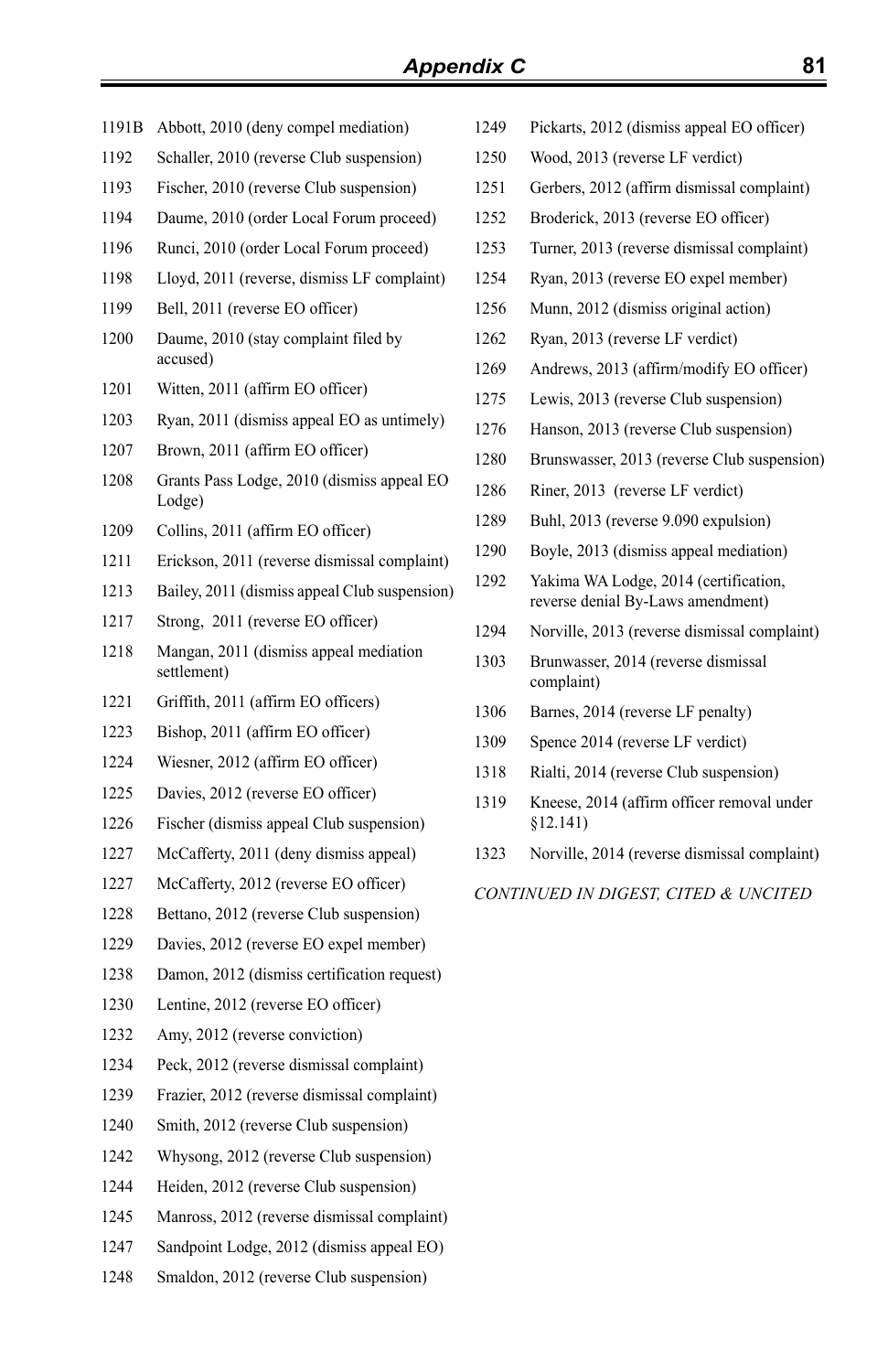1191B Abbott, 2010 (deny compel mediation)

1192 Schaller, 2010 (reverse Club suspension)

1193 Fischer, 2010 (reverse Club suspension)

1194 Daume, 2010 (order Local Forum proceed)

1196 Runci, 2010 (order Local Forum proceed)

1198 Lloyd, 2011 (reverse, dismiss LF complaint)

1199 Bell, 2011 (reverse EO officer)

1200 Daume, 2010 (stay complaint filed by accused)

1201 Witten, 2011 (affirm EO officer)

1203 Ryan, 2011 (dismiss appeal EO as untimely)

1207 Brown, 2011 (affirm EO officer)

1208 Grants Pass Lodge, 2010 (dismiss appeal EO Lodge)

1209 Collins, 2011 (affirm EO officer)

1211 Erickson, 2011 (reverse dismissal complaint)

1213 Bailey, 2011 (dismiss appeal Club suspension)

1217 Strong, 2011 (reverse EO officer)

1218 Mangan, 2011 (dismiss appeal mediation settlement)

1221 Griffith, 2011 (affirm EO officers)

1223 Bishop, 2011 (affirm EO officer)

1224 Wiesner, 2012 (affirm EO officer)

1225 Davies, 2012 (reverse EO officer)

1226 Fischer (dismiss appeal Club suspension)

1227 McCafferty, 2011 (deny dismiss appeal)

1227 McCafferty, 2012 (reverse EO officer)

1228 Bettano, 2012 (reverse Club suspension)

1229 Davies, 2012 (reverse EO expel member)

1238 Damon, 2012 (dismiss certification request)

1230 Lentine, 2012 (reverse EO officer)

1232 Amy, 2012 (reverse conviction)

1234 Peck, 2012 (reverse dismissal complaint)

1239 Frazier, 2012 (reverse dismissal complaint)

1240 Smith, 2012 (reverse Club suspension)

1242 Whysong, 2012 (reverse Club suspension)

1244 Heiden, 2012 (reverse Club suspension)

1245 Manross, 2012 (reverse dismissal complaint)

1247 Sandpoint Lodge, 2012 (dismiss appeal EO)

1248 Smaldon, 2012 (reverse Club suspension)

1249 Pickarts, 2012 (dismiss appeal EO officer)

1250 Wood, 2013 (reverse LF verdict)

1251 Gerbers, 2012 (affirm dismissal complaint)

1252 Broderick, 2013 (reverse EO officer)

1253 Turner, 2013 (reverse dismissal complaint)

1254 Ryan, 2013 (reverse EO expel member)

1256 Munn, 2012 (dismiss original action)

1262 Ryan, 2013 (reverse LF verdict)

1269 Andrews, 2013 (affirm/modify EO officer)

1275 Lewis, 2013 (reverse Club suspension)

1276 Hanson, 2013 (reverse Club suspension)

1280 Brunswasser, 2013 (reverse Club suspension)

1286 Riner, 2013 (reverse LF verdict)

1289 Buhl, 2013 (reverse 9.090 expulsion)

1290 Boyle, 2013 (dismiss appeal mediation)

1292 Yakima WA Lodge, 2014 (certification, reverse denial By-Laws amendment)

1294 Norville, 2013 (reverse dismissal complaint)

1303 Brunswasser, 2014 (reverse dismissal complaint)

1306 Barnes, 2014 (reverse LF penalty)

1309 Spence 2014 (reverse LF verdict)

1318 Rialti, 2014 (reverse Club suspension)

1319 Kneese, 2014 (affirm officer removal under §12.141)

1323 Norville, 2014 (reverse dismissal complaint)

*CONTINUED IN DIGEST, CITED & UNCITED*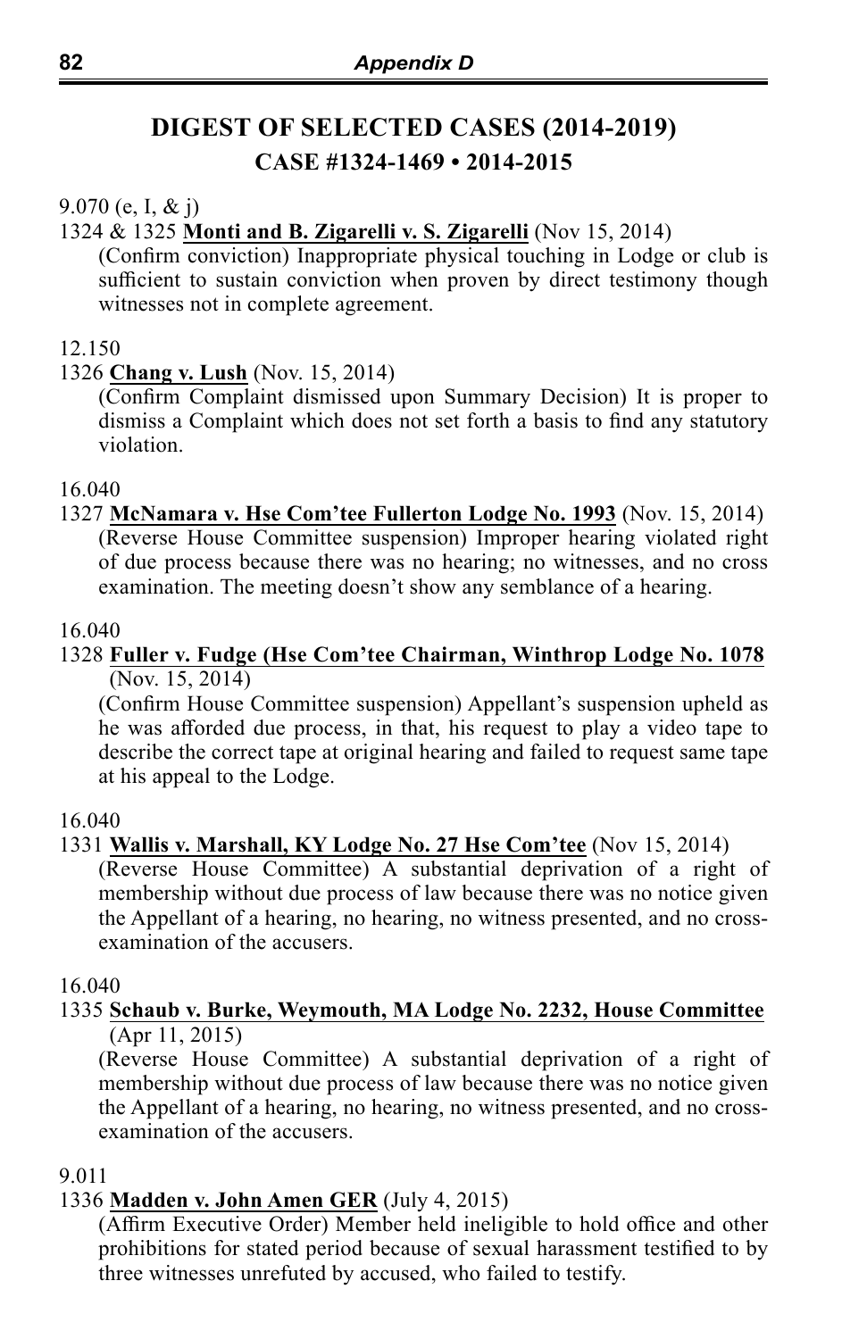# DIGEST OF SELECTED CASES (2014-2019)

## CASE #1324-1469 • 2014-2015

9.070 (e, I, & j)

1324 & 1325 **Monti and B. Zigarelli v. S. Zigarelli** (Nov 15, 2014)

(Confirm conviction) Inappropriate physical touching in Lodge or club is sufficient to sustain conviction when proven by direct testimony though witnesses not in complete agreement.

12.150

1326 **Chang v. Lush** (Nov. 15, 2014)

(Confirm Complaint dismissed upon Summary Decision) It is proper to dismiss a Complaint which does not set forth a basis to find any statutory violation.

16.040

1327 **McNamara v. Hse Com'tee Fullerton Lodge No. 1993** (Nov. 15, 2014)

(Reverse House Committee suspension) Improper hearing violated right of due process because there was no hearing; no witnesses, and no cross examination. The meeting doesn't show any semblance of a hearing.

16.040

1328 **Fuller v. Fudge (Hse Com'tee Chairman, Winthrop Lodge No. 1078** (Nov. 15, 2014)

(Confirm House Committee suspension) Appellant's suspension upheld as he was afforded due process, in that, his request to play a video tape to describe the correct tape at original hearing and failed to request same tape at his appeal to the Lodge.

16.040

1331 **Wallis v. Marshall, KY Lodge No. 27 Hse Com'tee** (Nov 15, 2014)

(Reverse House Committee) A substantial deprivation of a right of membership without due process of law because there was no notice given the Appellant of a hearing, no hearing, no witness presented, and no cross-examination of the accusers.

16.040

1335 **Schaub v. Burke, Weymouth, MA Lodge No. 2232, House Committee** (Apr 11, 2015)

(Reverse House Committee) A substantial deprivation of a right of membership without due process of law because there was no notice given the Appellant of a hearing, no hearing, no witness presented, and no cross-examination of the accusers.

9.011

1336 **Madden v. John Amen GER** (July 4, 2015)

(Affirm Executive Order) Member held ineligible to hold office and other prohibitions for stated period because of sexual harassment testified to by three witnesses unrefuted by accused, who failed to testify.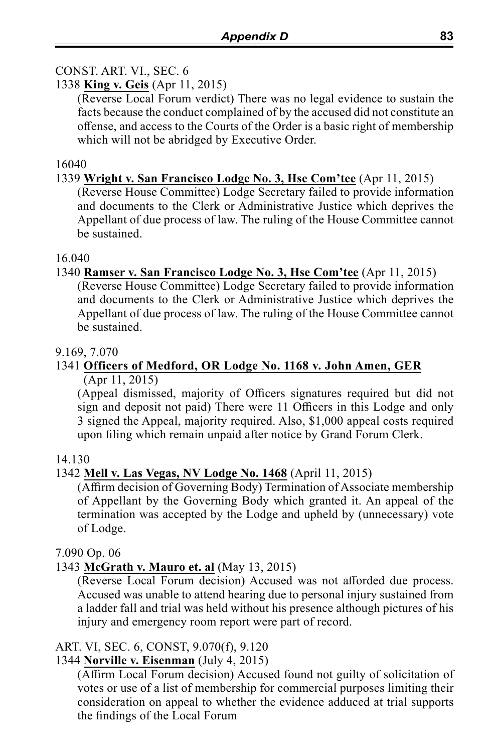CONST. ART. VI., SEC. 6

1338 **King v. Geis** (Apr 11, 2015)

(Reverse Local Forum verdict) There was no legal evidence to sustain the facts because the conduct complained of by the accused did not constitute an offense, and access to the Courts of the Order is a basic right of membership which will not be abridged by Executive Order.

16040

1339 **Wright v. San Francisco Lodge No. 3, Hse Com'tee** (Apr 11, 2015)

(Reverse House Committee) Lodge Secretary failed to provide information and documents to the Clerk or Administrative Justice which deprives the Appellant of due process of law. The ruling of the House Committee cannot be sustained.

16.040

1340 **Ramser v. San Francisco Lodge No. 3, Hse Com'tee** (Apr 11, 2015)

(Reverse House Committee) Lodge Secretary failed to provide information and documents to the Clerk or Administrative Justice which deprives the Appellant of due process of law. The ruling of the House Committee cannot be sustained.

9.169, 7.070

1341 **Officers of Medford, OR Lodge No. 1168 v. John Amen, GER** (Apr 11, 2015)

(Appeal dismissed, majority of Officers signatures required but did not sign and deposit not paid) There were 11 Officers in this Lodge and only 3 signed the Appeal, majority required. Also, $1,000 appeal costs required upon filing which remain unpaid after notice by Grand Forum Clerk.

14.130

1342 **Mell v. Las Vegas, NV Lodge No. 1468** (April 11, 2015)

(Affirm decision of Governing Body) Termination of Associate membership of Appellant by the Governing Body which granted it. An appeal of the termination was accepted by the Lodge and upheld by (unnecessary) vote of Lodge.

7.090 Op. 06

1343 **McGrath v. Mauro et. al** (May 13, 2015)

(Reverse Local Forum decision) Accused was not afforded due process. Accused was unable to attend hearing due to personal injury sustained from a ladder fall and trial was held without his presence although pictures of his injury and emergency room report were part of record.

ART. VI, SEC. 6, CONST, 9.070(f), 9.120

1344 **Norville v. Eisenman** (July 4, 2015)

(Affirm Local Forum decision) Accused found not guilty of solicitation of votes or use of a list of membership for commercial purposes limiting their consideration on appeal to whether the evidence adduced at trial supports the findings of the Local Forum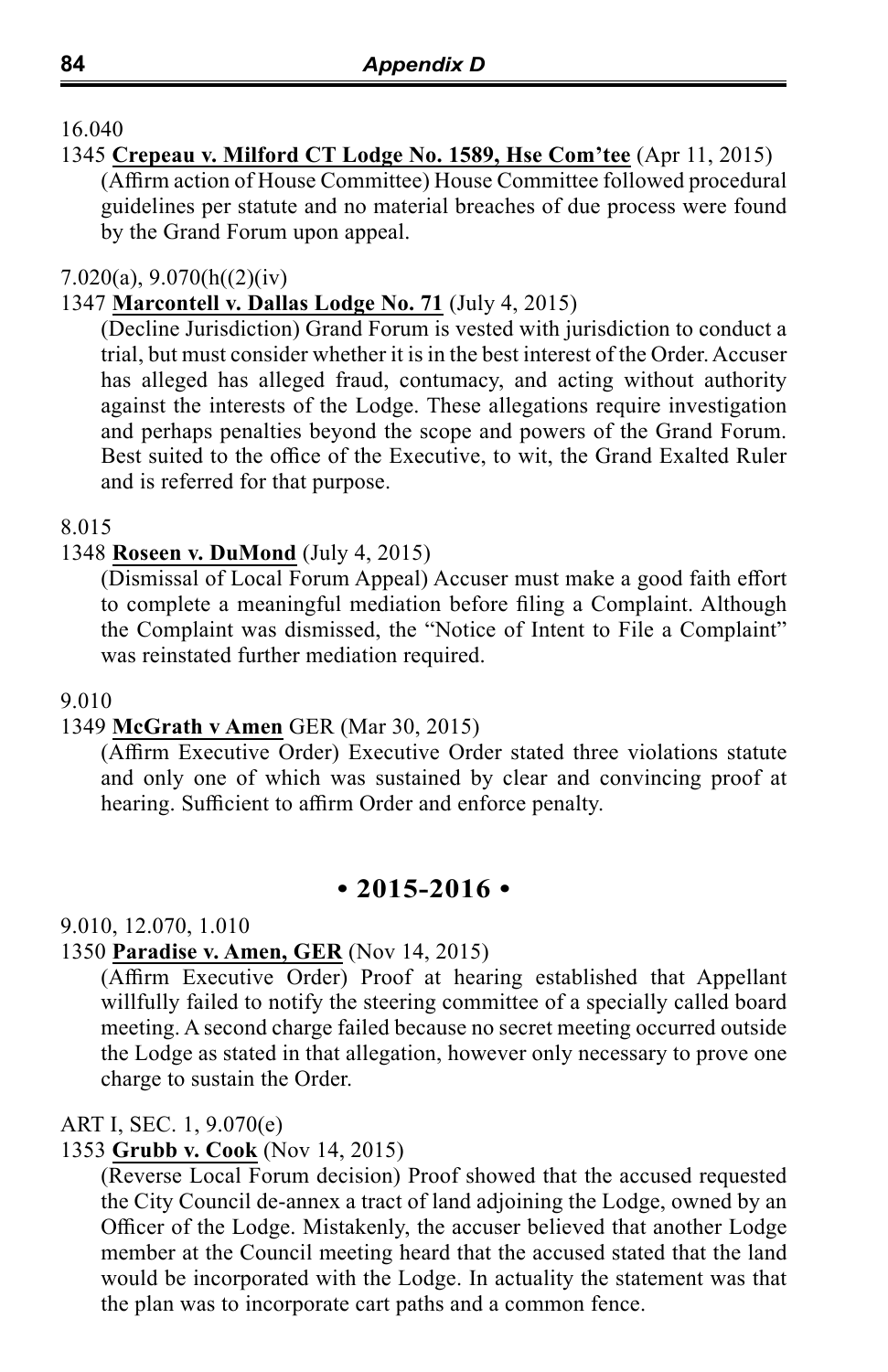16.040

1345 **Crepeau v. Milford CT Lodge No. 1589, Hse Com'tee** (Apr 11, 2015)
(Affirm action of House Committee) House Committee followed procedural guidelines per statute and no material breaches of due process were found by the Grand Forum upon appeal.

7.020(a), 9.070(h((2)(iv)

1347 **Marcontell v. Dallas Lodge No. 71** (July 4, 2015)
(Decline Jurisdiction) Grand Forum is vested with jurisdiction to conduct a trial, but must consider whether it is in the best interest of the Order. Accuser has alleged has alleged fraud, contumacy, and acting without authority against the interests of the Lodge. These allegations require investigation and perhaps penalties beyond the scope and powers of the Grand Forum. Best suited to the office of the Executive, to wit, the Grand Exalted Ruler and is referred for that purpose.

8.015

1348 **Roseen v. DuMond** (July 4, 2015)
(Dismissal of Local Forum Appeal) Accuser must make a good faith effort to complete a meaningful mediation before filing a Complaint. Although the Complaint was dismissed, the "Notice of Intent to File a Complaint" was reinstated further mediation required.

9.010

1349 **McGrath v Amen** GER (Mar 30, 2015)
(Affirm Executive Order) Executive Order stated three violations statute and only one of which was sustained by clear and convincing proof at hearing. Sufficient to affirm Order and enforce penalty.

## • 2015-2016 •

9.010, 12.070, 1.010

1350 **Paradise v. Amen, GER** (Nov 14, 2015)
(Affirm Executive Order) Proof at hearing established that Appellant willfully failed to notify the steering committee of a specially called board meeting. A second charge failed because no secret meeting occurred outside the Lodge as stated in that allegation, however only necessary to prove one charge to sustain the Order.

ART I, SEC. 1, 9.070(e)

1353 **Grubb v. Cook** (Nov 14, 2015)
(Reverse Local Forum decision) Proof showed that the accused requested the City Council de-annex a tract of land adjoining the Lodge, owned by an Officer of the Lodge. Mistakenly, the accuser believed that another Lodge member at the Council meeting heard that the accused stated that the land would be incorporated with the Lodge. In actuality the statement was that the plan was to incorporate cart paths and a common fence.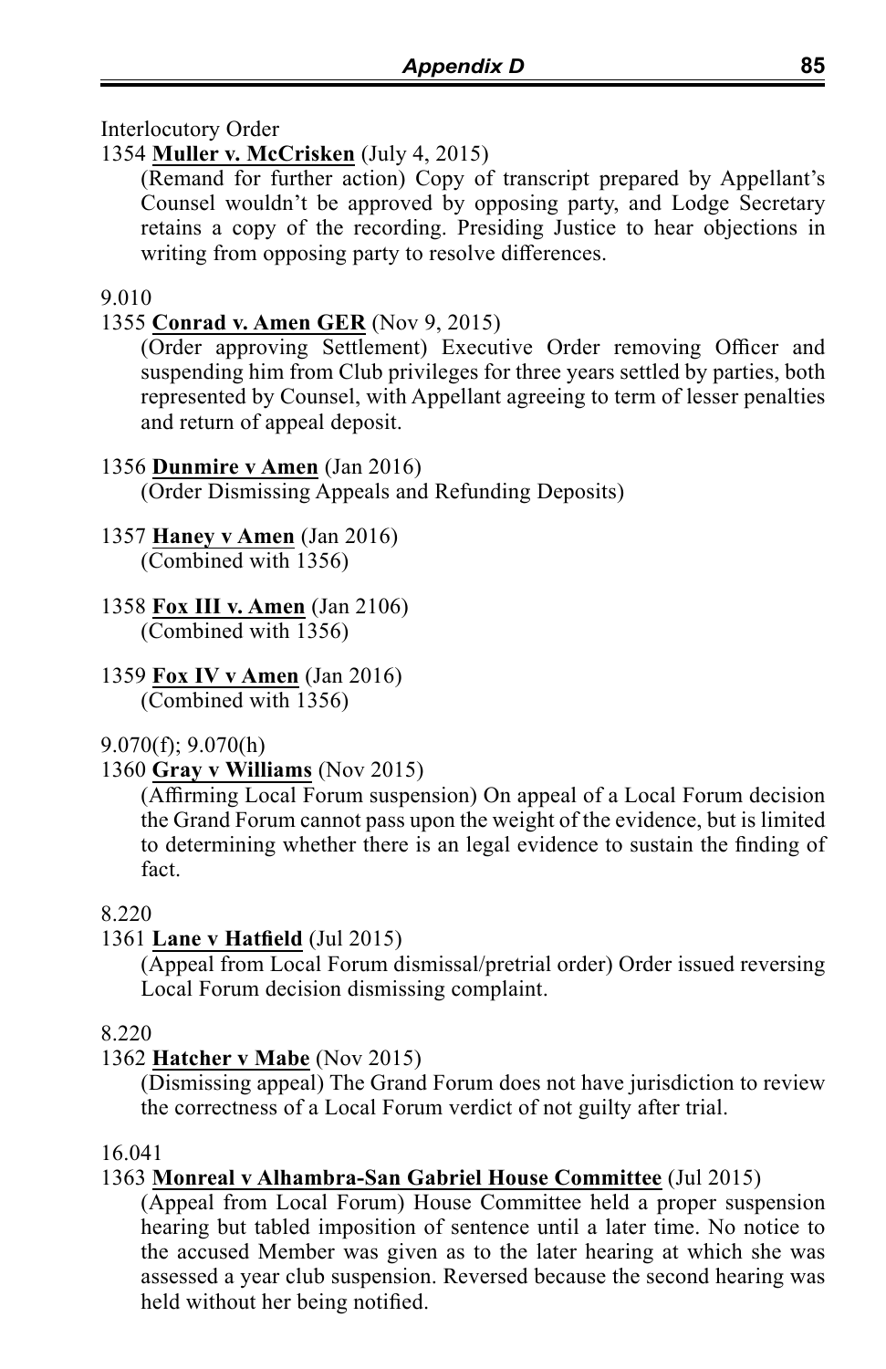Interlocutory Order

1354 **Muller v. McCrisken** (July 4, 2015)

(Remand for further action) Copy of transcript prepared by Appellant's Counsel wouldn't be approved by opposing party, and Lodge Secretary retains a copy of the recording. Presiding Justice to hear objections in writing from opposing party to resolve differences.

9.010

1355 **Conrad v. Amen GER** (Nov 9, 2015)

(Order approving Settlement) Executive Order removing Officer and suspending him from Club privileges for three years settled by parties, both represented by Counsel, with Appellant agreeing to term of lesser penalties and return of appeal deposit.

1356 **Dunmire v Amen** (Jan 2016)

(Order Dismissing Appeals and Refunding Deposits)

1357 **Haney v Amen** (Jan 2016)

(Combined with 1356)

1358 **Fox III v. Amen** (Jan 2106)

(Combined with 1356)

1359 **Fox IV v Amen** (Jan 2016)

(Combined with 1356)

9.070(f); 9.070(h)

1360 **Gray v Williams** (Nov 2015)

(Affirming Local Forum suspension) On appeal of a Local Forum decision the Grand Forum cannot pass upon the weight of the evidence, but is limited to determining whether there is an legal evidence to sustain the finding of fact.

8.220

1361 **Lane v Hatfield** (Jul 2015)

(Appeal from Local Forum dismissal/pretrial order) Order issued reversing Local Forum decision dismissing complaint.

8.220

1362 **Hatcher v Mabe** (Nov 2015)

(Dismissing appeal) The Grand Forum does not have jurisdiction to review the correctness of a Local Forum verdict of not guilty after trial.

16.041

1363 **Monreal v Alhambra-San Gabriel House Committee** (Jul 2015)

(Appeal from Local Forum) House Committee held a proper suspension hearing but tabled imposition of sentence until a later time. No notice to the accused Member was given as to the later hearing at which she was assessed a year club suspension. Reversed because the second hearing was held without her being notified.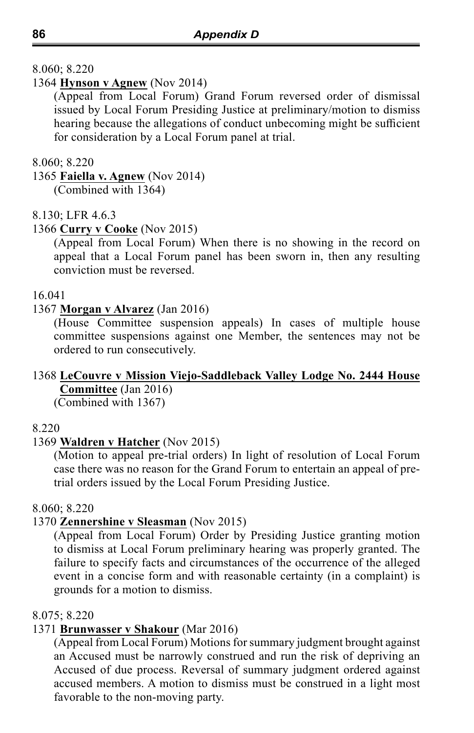8.060; 8.220

1364 **Hynson v Agnew** (Nov 2014)

(Appeal from Local Forum) Grand Forum reversed order of dismissal issued by Local Forum Presiding Justice at preliminary/motion to dismiss hearing because the allegations of conduct unbecoming might be sufficient for consideration by a Local Forum panel at trial.

8.060; 8.220

1365 **Faiella v. Agnew** (Nov 2014)

(Combined with 1364)

8.130; LFR 4.6.3

1366 **Curry v Cooke** (Nov 2015)

(Appeal from Local Forum) When there is no showing in the record on appeal that a Local Forum panel has been sworn in, then any resulting conviction must be reversed.

16.041

1367 **Morgan v Alvarez** (Jan 2016)

(House Committee suspension appeals) In cases of multiple house committee suspensions against one Member, the sentences may not be ordered to run consecutively.

1368 **LeCouvre v Mission Viejo-Saddleback Valley Lodge No. 2444 House Committee** (Jan 2016)

(Combined with 1367)

8.220

1369 **Waldren v Hatcher** (Nov 2015)

(Motion to appeal pre-trial orders) In light of resolution of Local Forum case there was no reason for the Grand Forum to entertain an appeal of pre-trial orders issued by the Local Forum Presiding Justice.

8.060; 8.220

1370 **Zennershine v Sleasman** (Nov 2015)

(Appeal from Local Forum) Order by Presiding Justice granting motion to dismiss at Local Forum preliminary hearing was properly granted. The failure to specify facts and circumstances of the occurrence of the alleged event in a concise form and with reasonable certainty (in a complaint) is grounds for a motion to dismiss.

8.075; 8.220

1371 **Brunwasser v Shakour** (Mar 2016)

(Appeal from Local Forum) Motions for summary judgment brought against an Accused must be narrowly construed and run the risk of depriving an Accused of due process. Reversal of summary judgment ordered against accused members. A motion to dismiss must be construed in a light most favorable to the non-moving party.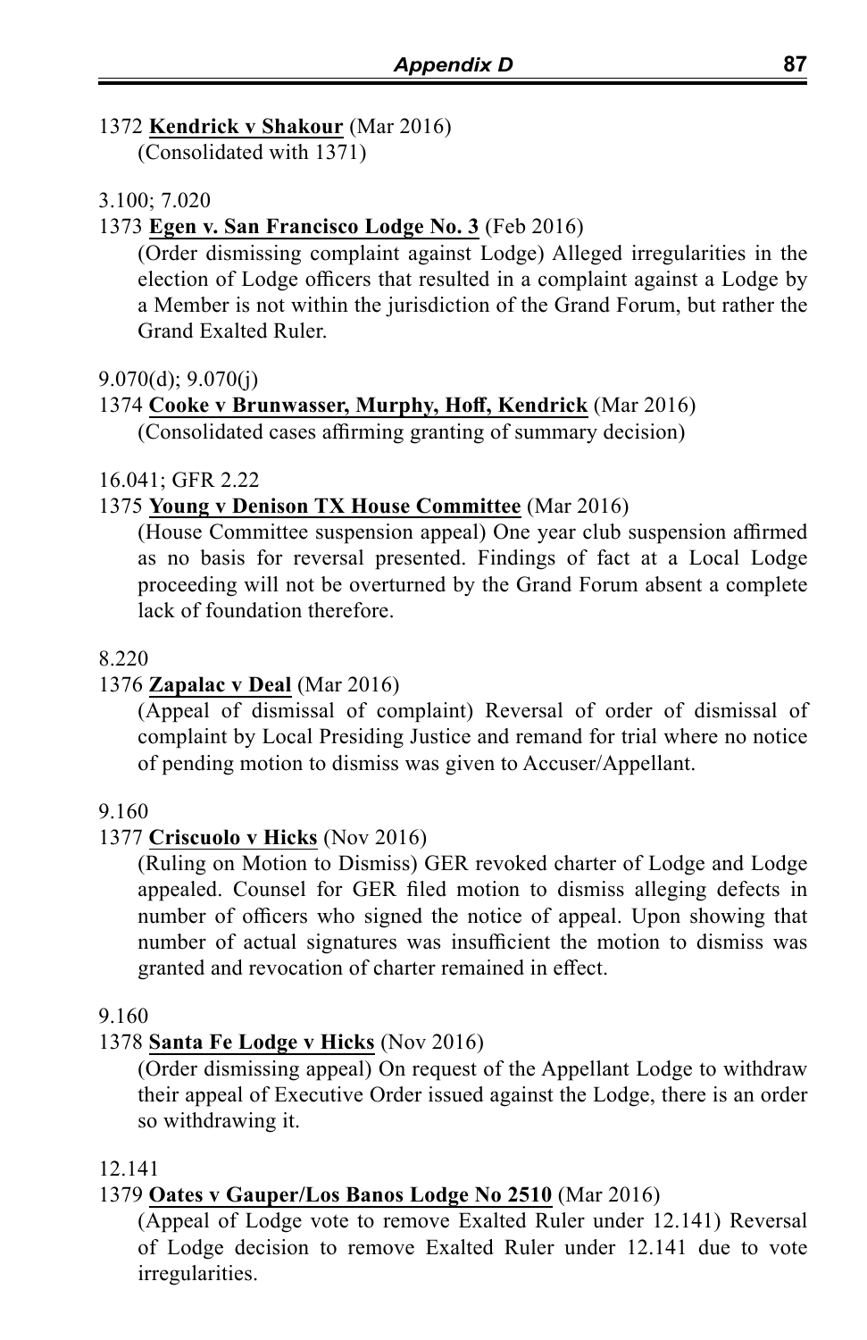1372 **Kendrick v Shakour** (Mar 2016)
(Consolidated with 1371)

3.100; 7.020

1373 **Egen v. San Francisco Lodge No. 3** (Feb 2016)
(Order dismissing complaint against Lodge) Alleged irregularities in the election of Lodge officers that resulted in a complaint against a Lodge by a Member is not within the jurisdiction of the Grand Forum, but rather the Grand Exalted Ruler.

9.070(d); 9.070(j)

1374 **Cooke v Brunwasser, Murphy, Hoff, Kendrick** (Mar 2016)
(Consolidated cases affirming granting of summary decision)

16.041; GFR 2.22

1375 **Young v Denison TX House Committee** (Mar 2016)
(House Committee suspension appeal) One year club suspension affirmed as no basis for reversal presented. Findings of fact at a Local Lodge proceeding will not be overturned by the Grand Forum absent a complete lack of foundation therefore.

8.220

1376 **Zapalac v Deal** (Mar 2016)
(Appeal of dismissal of complaint) Reversal of order of dismissal of complaint by Local Presiding Justice and remand for trial where no notice of pending motion to dismiss was given to Accuser/Appellant.

9.160

1377 **Criscuolo v Hicks** (Nov 2016)
(Ruling on Motion to Dismiss) GER revoked charter of Lodge and Lodge appealed. Counsel for GER filed motion to dismiss alleging defects in number of officers who signed the notice of appeal. Upon showing that number of actual signatures was insufficient the motion to dismiss was granted and revocation of charter remained in effect.

9.160

1378 **Santa Fe Lodge v Hicks** (Nov 2016)
(Order dismissing appeal) On request of the Appellant Lodge to withdraw their appeal of Executive Order issued against the Lodge, there is an order so withdrawing it.

12.141

1379 **Oates v Gauper/Los Banos Lodge No 2510** (Mar 2016)
(Appeal of Lodge vote to remove Exalted Ruler under 12.141) Reversal of Lodge decision to remove Exalted Ruler under 12.141 due to vote irregularities.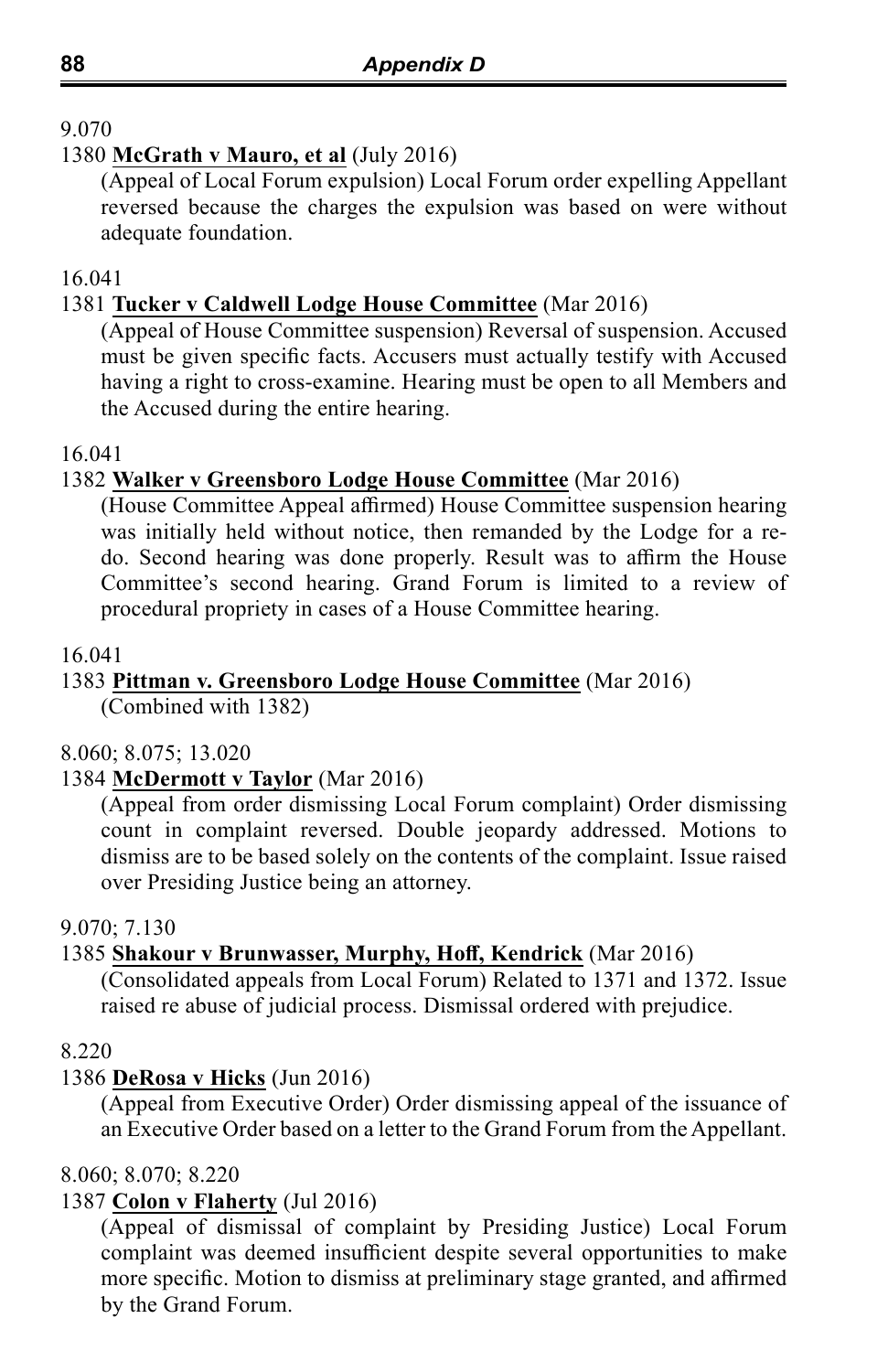9.070

1380 **McGrath v Mauro, et al** (July 2016)

(Appeal of Local Forum expulsion) Local Forum order expelling Appellant reversed because the charges the expulsion was based on were without adequate foundation.

16.041

1381 **Tucker v Caldwell Lodge House Committee** (Mar 2016)

(Appeal of House Committee suspension) Reversal of suspension. Accused must be given specific facts. Accusers must actually testify with Accused having a right to cross-examine. Hearing must be open to all Members and the Accused during the entire hearing.

16.041

1382 **Walker v Greensboro Lodge House Committee** (Mar 2016)

(House Committee Appeal affirmed) House Committee suspension hearing was initially held without notice, then remanded by the Lodge for a re-do. Second hearing was done properly. Result was to affirm the House Committee's second hearing. Grand Forum is limited to a review of procedural propriety in cases of a House Committee hearing.

16.041

1383 **Pittman v. Greensboro Lodge House Committee** (Mar 2016)

(Combined with 1382)

8.060; 8.075; 13.020

1384 **McDermott v Taylor** (Mar 2016)

(Appeal from order dismissing Local Forum complaint) Order dismissing count in complaint reversed. Double jeopardy addressed. Motions to dismiss are to be based solely on the contents of the complaint. Issue raised over Presiding Justice being an attorney.

9.070; 7.130

1385 **Shakour v Brunwasser, Murphy, Hoff, Kendrick** (Mar 2016)

(Consolidated appeals from Local Forum) Related to 1371 and 1372. Issue raised re abuse of judicial process. Dismissal ordered with prejudice.

8.220

1386 **DeRosa v Hicks** (Jun 2016)

(Appeal from Executive Order) Order dismissing appeal of the issuance of an Executive Order based on a letter to the Grand Forum from the Appellant.

8.060; 8.070; 8.220

1387 **Colon v Flaherty** (Jul 2016)

(Appeal of dismissal of complaint by Presiding Justice) Local Forum complaint was deemed insufficient despite several opportunities to make more specific. Motion to dismiss at preliminary stage granted, and affirmed by the Grand Forum.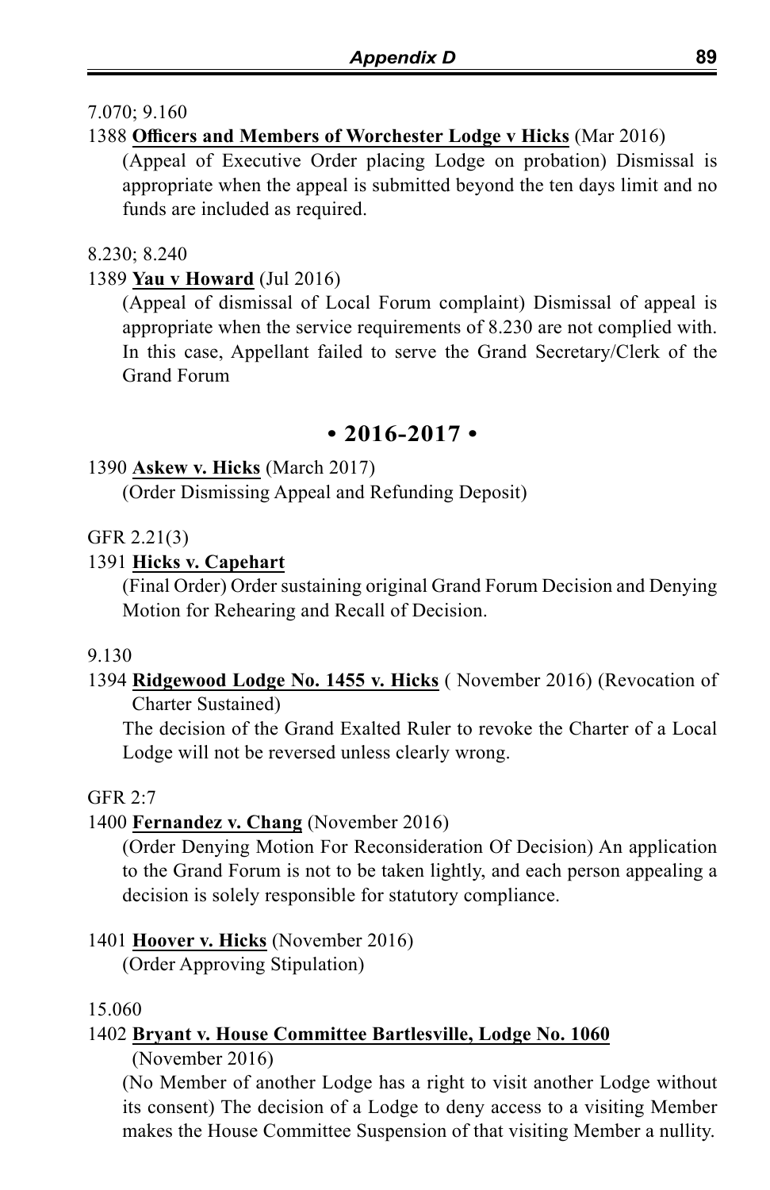7.070; 9.160

1388 **<u>Officers and Members of Worchester Lodge v Hicks</u>** (Mar 2016)

(Appeal of Executive Order placing Lodge on probation) Dismissal is appropriate when the appeal is submitted beyond the ten days limit and no funds are included as required.

8.230; 8.240

1389 **<u>Yau v Howard</u>** (Jul 2016)

(Appeal of dismissal of Local Forum complaint) Dismissal of appeal is appropriate when the service requirements of 8.230 are not complied with. In this case, Appellant failed to serve the Grand Secretary/Clerk of the Grand Forum

## • 2016-2017 •

1390 **<u>Askew v. Hicks</u>** (March 2017)

(Order Dismissing Appeal and Refunding Deposit)

GFR 2.21(3)

1391 **<u>Hicks v. Capehart</u>**

(Final Order) Order sustaining original Grand Forum Decision and Denying Motion for Rehearing and Recall of Decision.

9.130

1394 **<u>Ridgewood Lodge No. 1455 v. Hicks</u>** ( November 2016) (Revocation of Charter Sustained)

The decision of the Grand Exalted Ruler to revoke the Charter of a Local Lodge will not be reversed unless clearly wrong.

GFR 2:7

1400 **<u>Fernandez v. Chang</u>** (November 2016)

(Order Denying Motion For Reconsideration Of Decision) An application to the Grand Forum is not to be taken lightly, and each person appealing a decision is solely responsible for statutory compliance.

1401 **<u>Hoover v. Hicks</u>** (November 2016)

(Order Approving Stipulation)

15.060

1402 **<u>Bryant v. House Committee Bartlesville, Lodge No. 1060</u>** (November 2016)

(No Member of another Lodge has a right to visit another Lodge without its consent) The decision of a Lodge to deny access to a visiting Member makes the House Committee Suspension of that visiting Member a nullity.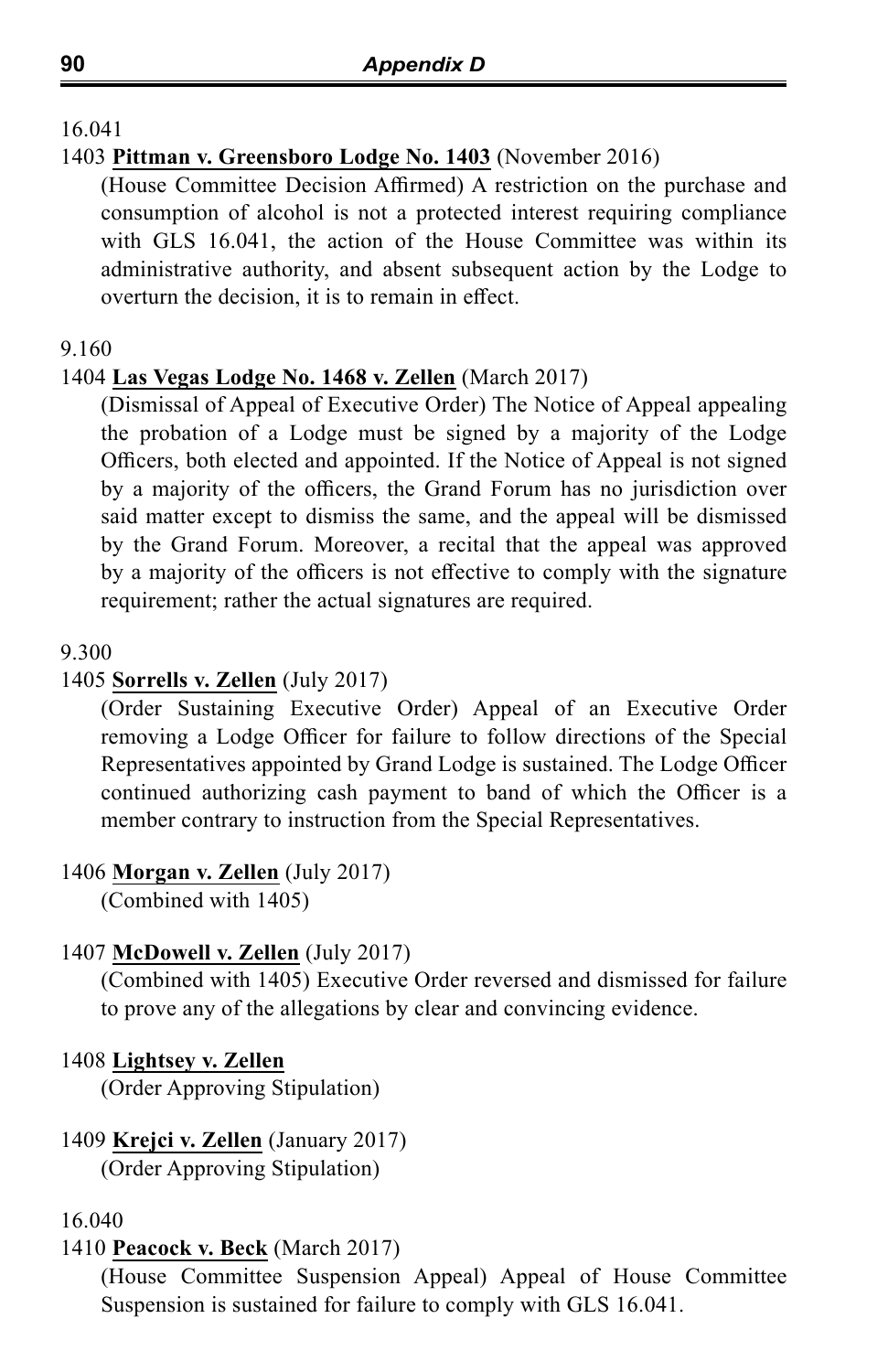16.041

1403 **Pittman v. Greensboro Lodge No. 1403** (November 2016)

(House Committee Decision Affirmed) A restriction on the purchase and consumption of alcohol is not a protected interest requiring compliance with GLS 16.041, the action of the House Committee was within its administrative authority, and absent subsequent action by the Lodge to overturn the decision, it is to remain in effect.

9.160

1404 **Las Vegas Lodge No. 1468 v. Zellen** (March 2017)

(Dismissal of Appeal of Executive Order) The Notice of Appeal appealing the probation of a Lodge must be signed by a majority of the Lodge Officers, both elected and appointed. If the Notice of Appeal is not signed by a majority of the officers, the Grand Forum has no jurisdiction over said matter except to dismiss the same, and the appeal will be dismissed by the Grand Forum. Moreover, a recital that the appeal was approved by a majority of the officers is not effective to comply with the signature requirement; rather the actual signatures are required.

9.300

1405 **Sorrells v. Zellen** (July 2017)

(Order Sustaining Executive Order) Appeal of an Executive Order removing a Lodge Officer for failure to follow directions of the Special Representatives appointed by Grand Lodge is sustained. The Lodge Officer continued authorizing cash payment to band of which the Officer is a member contrary to instruction from the Special Representatives.

1406 **Morgan v. Zellen** (July 2017)

(Combined with 1405)

1407 **McDowell v. Zellen** (July 2017)

(Combined with 1405) Executive Order reversed and dismissed for failure to prove any of the allegations by clear and convincing evidence.

1408 **Lightsey v. Zellen**

(Order Approving Stipulation)

1409 **Krejci v. Zellen** (January 2017)

(Order Approving Stipulation)

16.040

1410 **Peacock v. Beck** (March 2017)

(House Committee Suspension Appeal) Appeal of House Committee Suspension is sustained for failure to comply with GLS 16.041.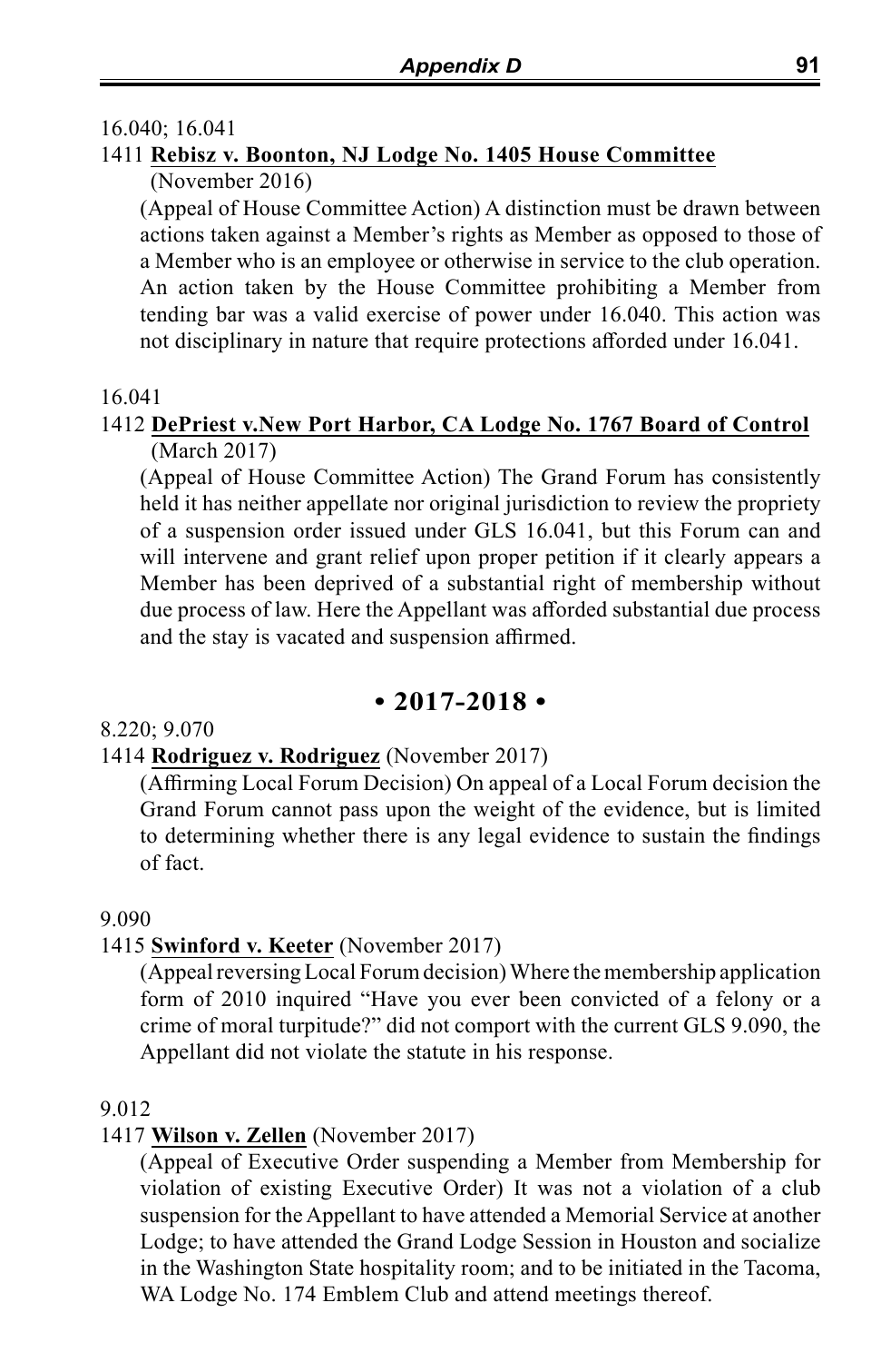16.040; 16.041

1411 **Rebisz v. Boonton, NJ Lodge No. 1405 House Committee** (November 2016)

(Appeal of House Committee Action) A distinction must be drawn between actions taken against a Member's rights as Member as opposed to those of a Member who is an employee or otherwise in service to the club operation. An action taken by the House Committee prohibiting a Member from tending bar was a valid exercise of power under 16.040. This action was not disciplinary in nature that require protections afforded under 16.041.

16.041

1412 **DePriest v.New Port Harbor, CA Lodge No. 1767 Board of Control** (March 2017)

(Appeal of House Committee Action) The Grand Forum has consistently held it has neither appellate nor original jurisdiction to review the propriety of a suspension order issued under GLS 16.041, but this Forum can and will intervene and grant relief upon proper petition if it clearly appears a Member has been deprived of a substantial right of membership without due process of law. Here the Appellant was afforded substantial due process and the stay is vacated and suspension affirmed.

## • 2017-2018 •

8.220; 9.070

1414 **Rodriguez v. Rodriguez** (November 2017)

(Affirming Local Forum Decision) On appeal of a Local Forum decision the Grand Forum cannot pass upon the weight of the evidence, but is limited to determining whether there is any legal evidence to sustain the findings of fact.

9.090

1415 **Swinford v. Keeter** (November 2017)

(Appeal reversing Local Forum decision) Where the membership application form of 2010 inquired "Have you ever been convicted of a felony or a crime of moral turpitude?" did not comport with the current GLS 9.090, the Appellant did not violate the statute in his response.

9.012

1417 **Wilson v. Zellen** (November 2017)

(Appeal of Executive Order suspending a Member from Membership for violation of existing Executive Order) It was not a violation of a club suspension for the Appellant to have attended a Memorial Service at another Lodge; to have attended the Grand Lodge Session in Houston and socialize in the Washington State hospitality room; and to be initiated in the Tacoma, WA Lodge No. 174 Emblem Club and attend meetings thereof.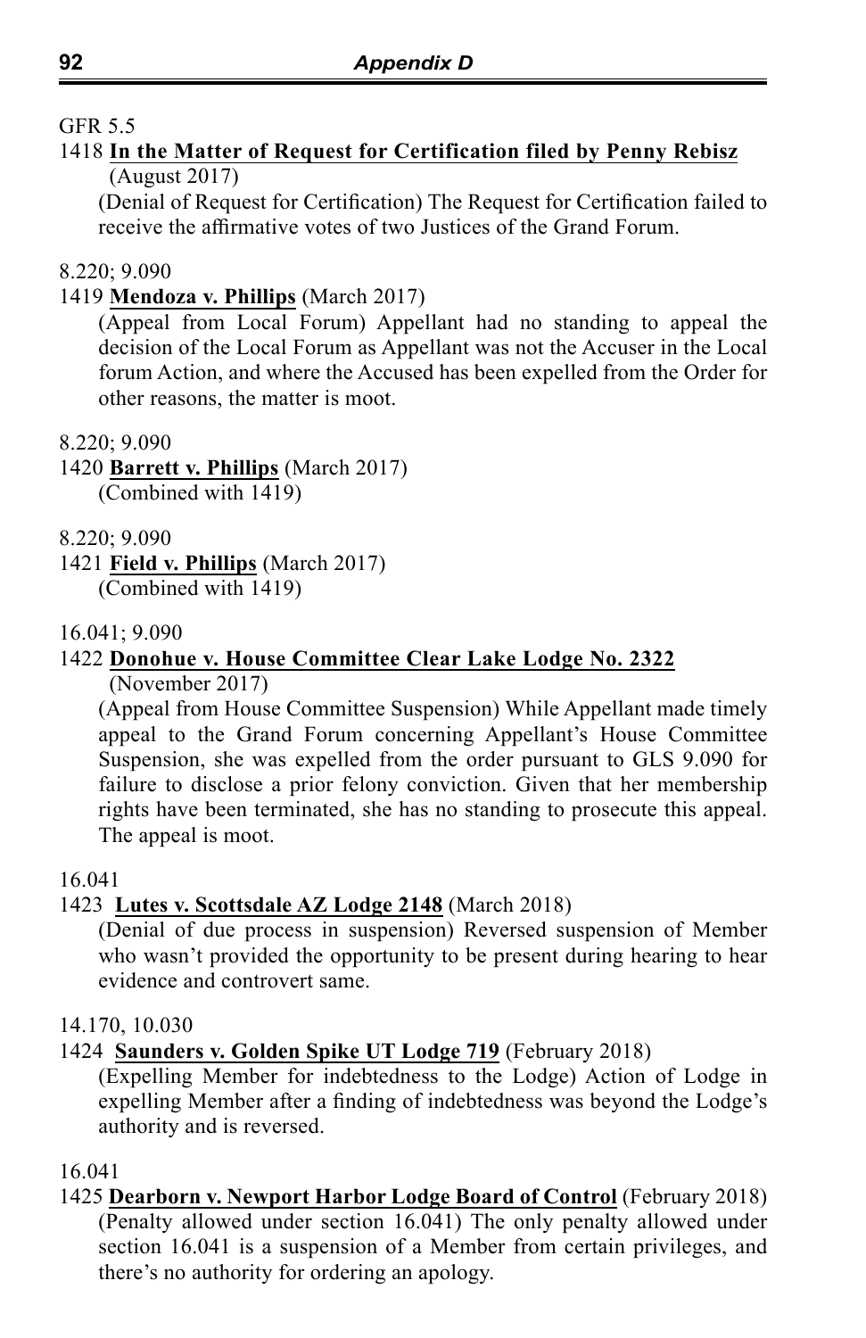GFR 5.5

1418 **In the Matter of Request for Certification filed by Penny Rebisz** (August 2017)

(Denial of Request for Certification) The Request for Certification failed to receive the affirmative votes of two Justices of the Grand Forum.

8.220; 9.090

1419 **Mendoza v. Phillips** (March 2017)

(Appeal from Local Forum) Appellant had no standing to appeal the decision of the Local Forum as Appellant was not the Accuser in the Local forum Action, and where the Accused has been expelled from the Order for other reasons, the matter is moot.

8.220; 9.090

1420 **Barrett v. Phillips** (March 2017)

(Combined with 1419)

8.220; 9.090

1421 **Field v. Phillips** (March 2017)

(Combined with 1419)

16.041; 9.090

1422 **Donohue v. House Committee Clear Lake Lodge No. 2322** (November 2017)

(Appeal from House Committee Suspension) While Appellant made timely appeal to the Grand Forum concerning Appellant's House Committee Suspension, she was expelled from the order pursuant to GLS 9.090 for failure to disclose a prior felony conviction. Given that her membership rights have been terminated, she has no standing to prosecute this appeal. The appeal is moot.

16.041

1423 **Lutes v. Scottsdale AZ Lodge 2148** (March 2018)

(Denial of due process in suspension) Reversed suspension of Member who wasn't provided the opportunity to be present during hearing to hear evidence and controvert same.

14.170, 10.030

1424 **Saunders v. Golden Spike UT Lodge 719** (February 2018)

(Expelling Member for indebtedness to the Lodge) Action of Lodge in expelling Member after a finding of indebtedness was beyond the Lodge's authority and is reversed.

16.041

1425 **Dearborn v. Newport Harbor Lodge Board of Control** (February 2018)

(Penalty allowed under section 16.041) The only penalty allowed under section 16.041 is a suspension of a Member from certain privileges, and there's no authority for ordering an apology.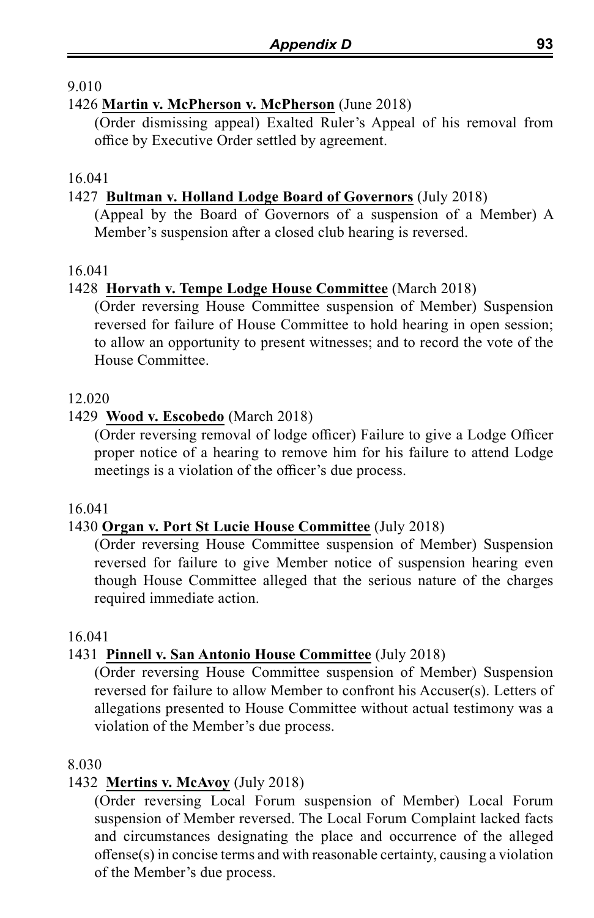9.010

1426 **Martin v. McPherson v. McPherson** (June 2018)

(Order dismissing appeal) Exalted Ruler's Appeal of his removal from office by Executive Order settled by agreement.

16.041

1427 **Bultman v. Holland Lodge Board of Governors** (July 2018)

(Appeal by the Board of Governors of a suspension of a Member) A Member's suspension after a closed club hearing is reversed.

16.041

1428 **Horvath v. Tempe Lodge House Committee** (March 2018)

(Order reversing House Committee suspension of Member) Suspension reversed for failure of House Committee to hold hearing in open session; to allow an opportunity to present witnesses; and to record the vote of the House Committee.

12.020

1429 **Wood v. Escobedo** (March 2018)

(Order reversing removal of lodge officer) Failure to give a Lodge Officer proper notice of a hearing to remove him for his failure to attend Lodge meetings is a violation of the officer's due process.

16.041

1430 **Organ v. Port St Lucie House Committee** (July 2018)

(Order reversing House Committee suspension of Member) Suspension reversed for failure to give Member notice of suspension hearing even though House Committee alleged that the serious nature of the charges required immediate action.

16.041

1431 **Pinnell v. San Antonio House Committee** (July 2018)

(Order reversing House Committee suspension of Member) Suspension reversed for failure to allow Member to confront his Accuser(s). Letters of allegations presented to House Committee without actual testimony was a violation of the Member's due process.

8.030

1432 **Mertins v. McAvoy** (July 2018)

(Order reversing Local Forum suspension of Member) Local Forum suspension of Member reversed. The Local Forum Complaint lacked facts and circumstances designating the place and occurrence of the alleged offense(s) in concise terms and with reasonable certainty, causing a violation of the Member's due process.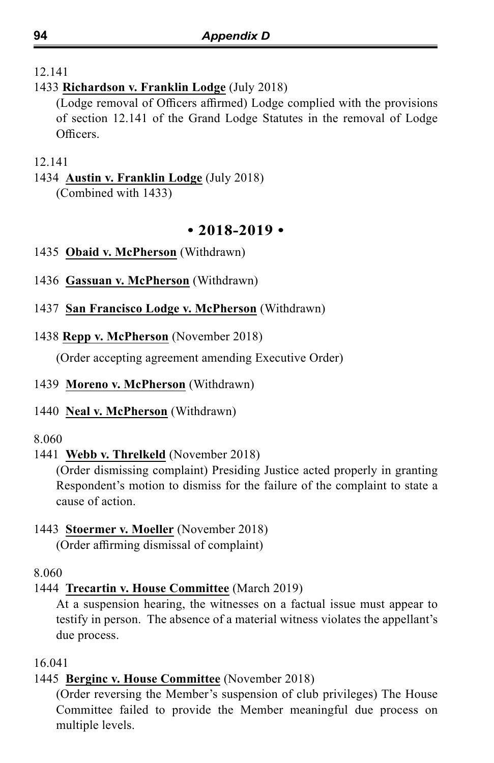12.141

1433 **Richardson v. Franklin Lodge** (July 2018)

(Lodge removal of Officers affirmed) Lodge complied with the provisions of section 12.141 of the Grand Lodge Statutes in the removal of Lodge Officers.

12.141

1434 **Austin v. Franklin Lodge** (July 2018)

(Combined with 1433)

## • 2018-2019 •

1435 **Obaid v. McPherson** (Withdrawn)

1436 **Gassuan v. McPherson** (Withdrawn)

1437 **San Francisco Lodge v. McPherson** (Withdrawn)

1438 **Repp v. McPherson** (November 2018)

(Order accepting agreement amending Executive Order)

1439 **Moreno v. McPherson** (Withdrawn)

1440 **Neal v. McPherson** (Withdrawn)

8.060

1441 **Webb v. Threlkeld** (November 2018)

(Order dismissing complaint) Presiding Justice acted properly in granting Respondent's motion to dismiss for the failure of the complaint to state a cause of action.

1443 **Stoermer v. Moeller** (November 2018)

(Order affirming dismissal of complaint)

8.060

1444 **Trecartin v. House Committee** (March 2019)

At a suspension hearing, the witnesses on a factual issue must appear to testify in person. The absence of a material witness violates the appellant's due process.

16.041

1445 **Berginc v. House Committee** (November 2018)

(Order reversing the Member's suspension of club privileges) The House Committee failed to provide the Member meaningful due process on multiple levels.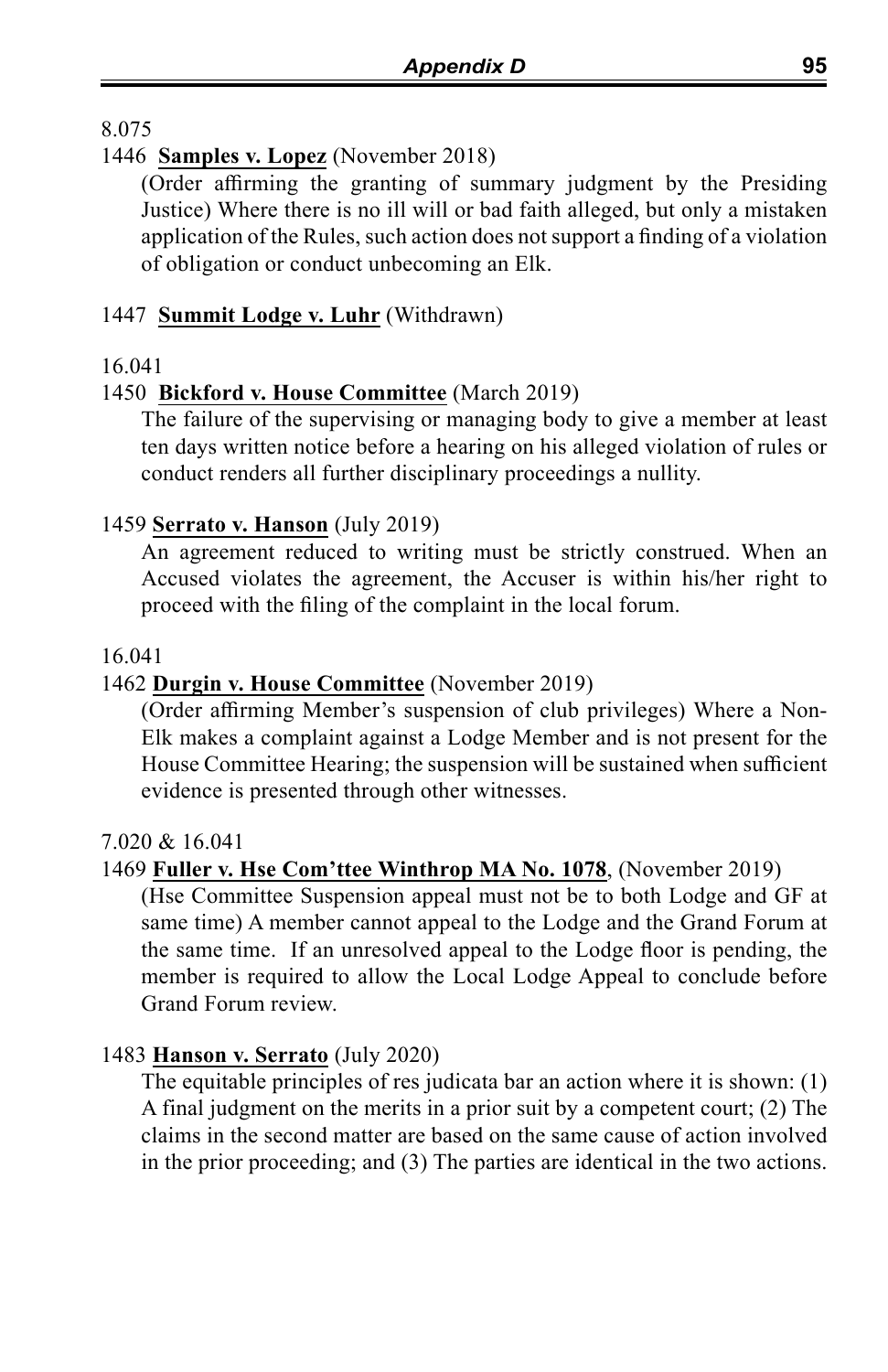8.075

1446 **Samples v. Lopez** (November 2018)

(Order affirming the granting of summary judgment by the Presiding Justice) Where there is no ill will or bad faith alleged, but only a mistaken application of the Rules, such action does not support a finding of a violation of obligation or conduct unbecoming an Elk.

1447 **Summit Lodge v. Luhr** (Withdrawn)

16.041

1450 **Bickford v. House Committee** (March 2019)

The failure of the supervising or managing body to give a member at least ten days written notice before a hearing on his alleged violation of rules or conduct renders all further disciplinary proceedings a nullity.

1459 **Serrato v. Hanson** (July 2019)

An agreement reduced to writing must be strictly construed. When an Accused violates the agreement, the Accuser is within his/her right to proceed with the filing of the complaint in the local forum.

16.041

1462 **Durgin v. House Committee** (November 2019)

(Order affirming Member's suspension of club privileges) Where a Non-Elk makes a complaint against a Lodge Member and is not present for the House Committee Hearing; the suspension will be sustained when sufficient evidence is presented through other witnesses.

7.020 & 16.041

1469 **Fuller v. Hse Com'ttee Winthrop MA No. 1078**, (November 2019)

(Hse Committee Suspension appeal must not be to both Lodge and GF at same time) A member cannot appeal to the Lodge and the Grand Forum at the same time. If an unresolved appeal to the Lodge floor is pending, the member is required to allow the Local Lodge Appeal to conclude before Grand Forum review.

1483 **Hanson v. Serrato** (July 2020)

The equitable principles of res judicata bar an action where it is shown: (1) A final judgment on the merits in a prior suit by a competent court; (2) The claims in the second matter are based on the same cause of action involved in the prior proceeding; and (3) The parties are identical in the two actions.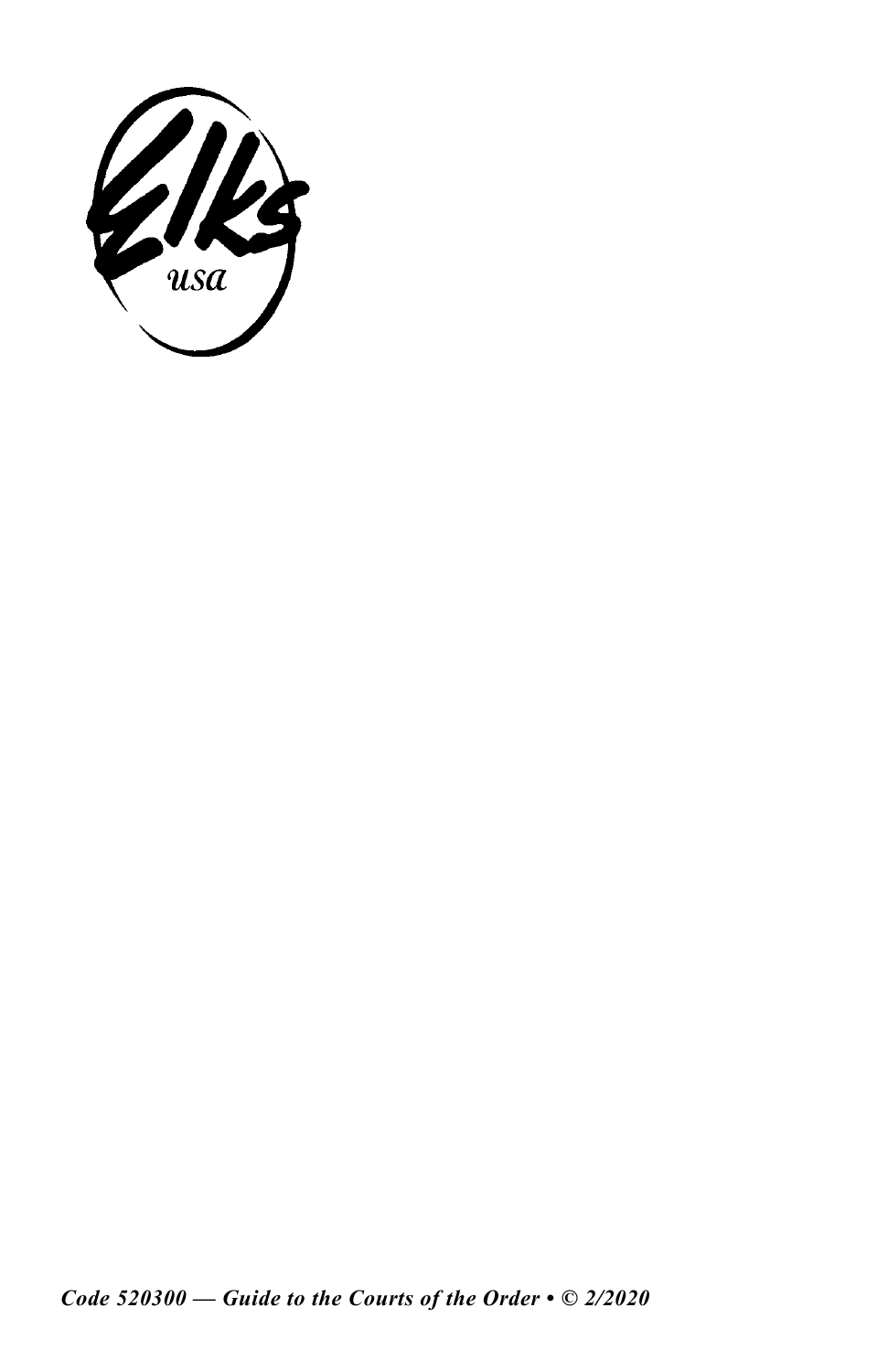*Code 520300 — Guide to the Courts of the Order • © 2/2020*